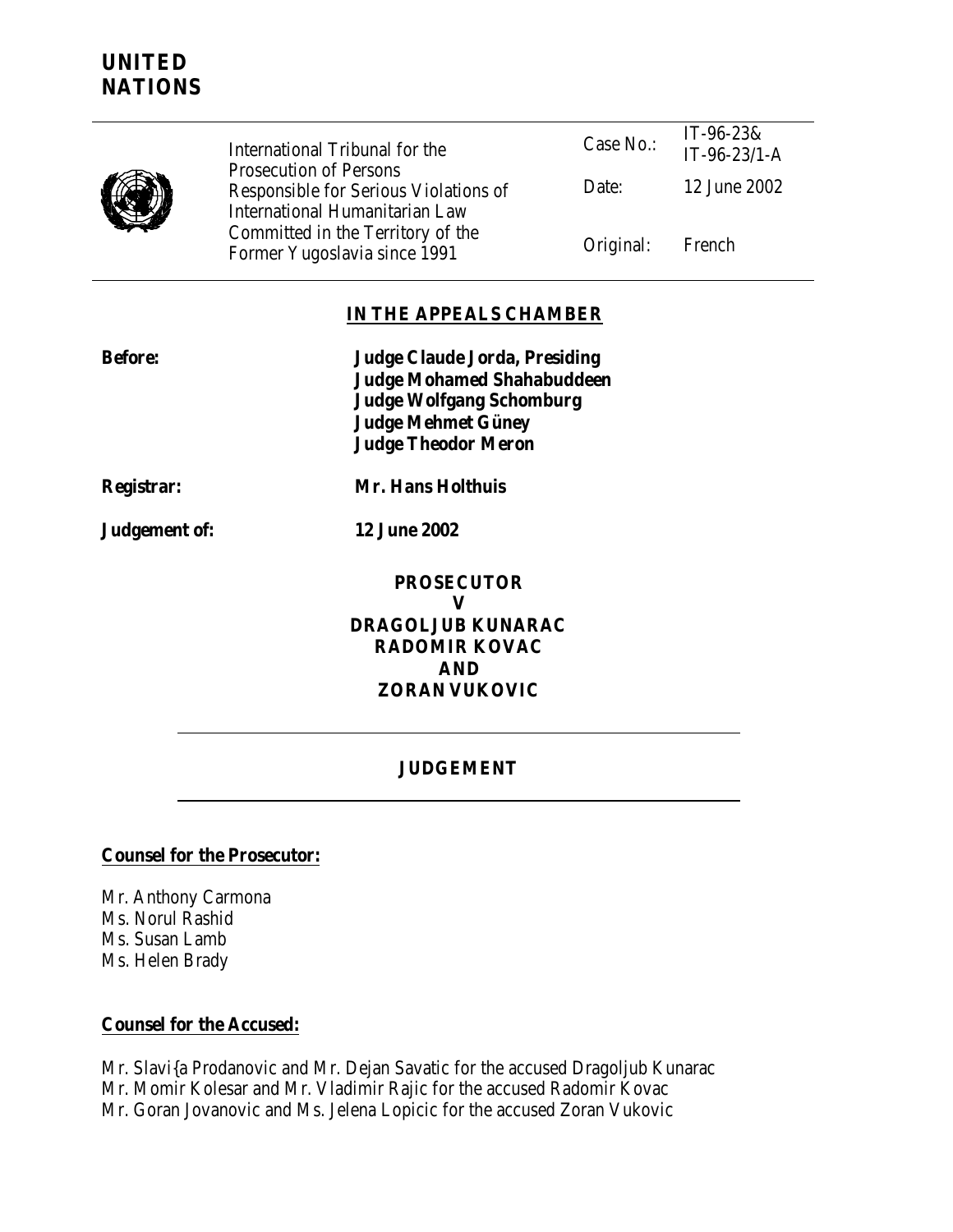# UNITED NATIONS

| International Tribunal for the Prosecution of Persons Responsible for Serious Violations of International Humanitarian Law Committed in the Territory of the Former Yugoslavia since 1991 | | |
|---|---|---|
| | Case No.: | IT-96-23& IT-96-23/1-A |
| | Date: | 12 June 2002 |
| | Original: | French |

**IN THE APPEALS CHAMBER**

**Before:** **Judge Claude Jorda, Presiding**
**Judge Mohamed Shahabuddeen**
**Judge Wolfgang Schomburg**
**Judge Mehmet Güney**
**Judge Theodor Meron**

**Registrar:** **Mr. Hans Holthuis**

**Judgement of:** **12 June 2002**

**PROSECUTOR**
**V**
**DRAGOLJUB KUNARAC**
**RADOMIR KOVAC**
**AND**
**ZORAN VUKOVIC**

---

**JUDGEMENT**

---

**Counsel for the Prosecutor:**

Mr. Anthony Carmona
Ms. Norul Rashid
Ms. Susan Lamb
Ms. Helen Brady

**Counsel for the Accused:**

Mr. Slavi{a Prodanovic and Mr. Dejan Savatic for the accused Dragoljub Kunarac
Mr. Momir Kolesar and Mr. Vladimir Rajic for the accused Radomir Kovac
Mr. Goran Jovanovic and Ms. Jelena Lopicic for the accused Zoran Vukovic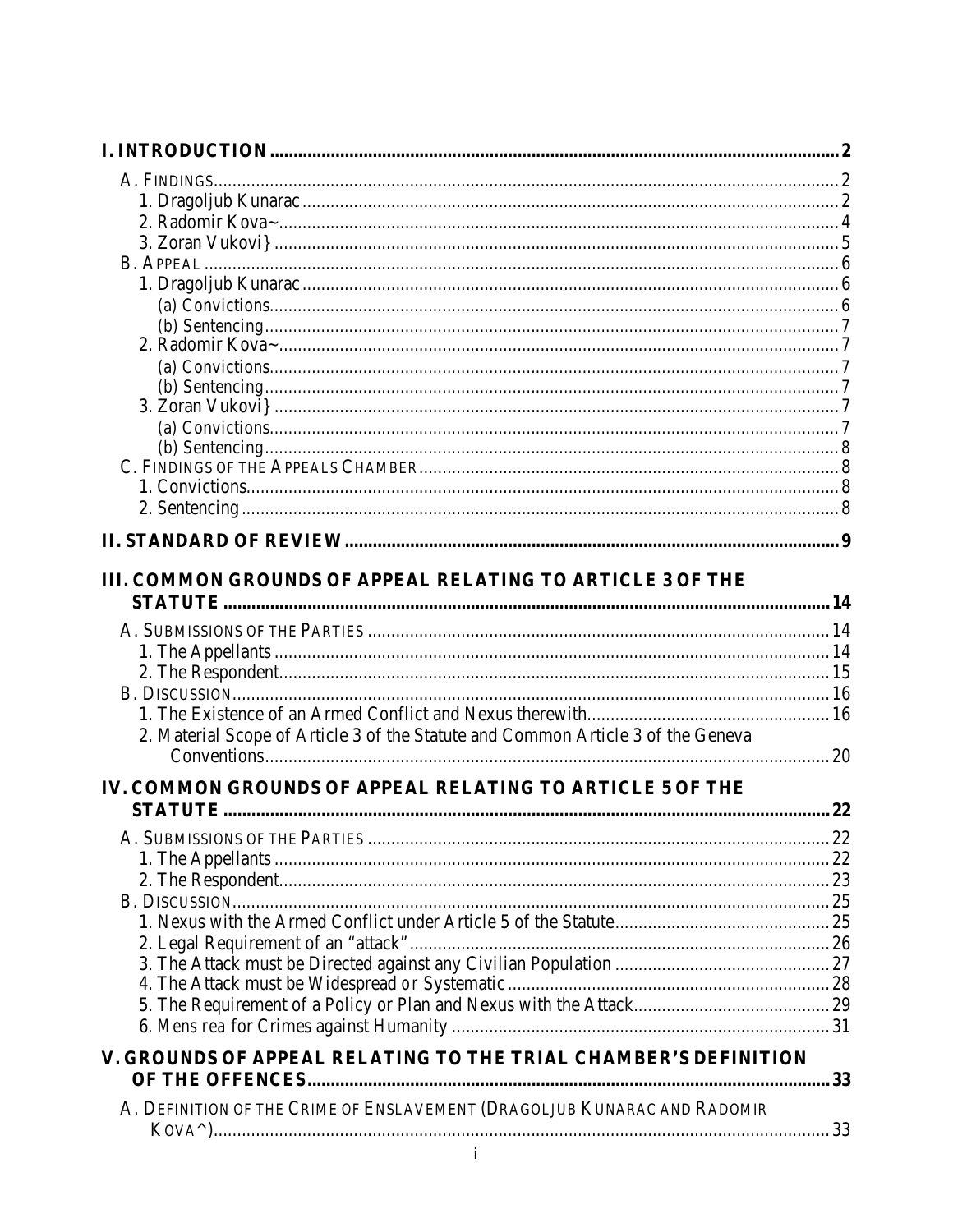- **I. INTRODUCTION** ........ 2
  - A. FINDINGS ........ 2
    - 1. Dragoljub Kunarac ........ 2
    - 2. Radomir Kova~ ........ 4
    - 3. Zoran Vukovi} ........ 5
  - B. APPEAL ........ 6
    - 1. Dragoljub Kunarac ........ 6
      - (a) Convictions ........ 6
      - (b) Sentencing ........ 7
    - 2. Radomir Kova~ ........ 7
      - (a) Convictions ........ 7
      - (b) Sentencing ........ 7
    - 3. Zoran Vukovi} ........ 7
      - (a) Convictions ........ 7
      - (b) Sentencing ........ 8
  - C. FINDINGS OF THE APPEALS CHAMBER ........ 8
    - 1. Convictions ........ 8
    - 2. Sentencing ........ 8
- **II. STANDARD OF REVIEW** ........ 9
- **III. COMMON GROUNDS OF APPEAL RELATING TO ARTICLE 3 OF THE STATUTE** ........ 14
  - A. SUBMISSIONS OF THE PARTIES ........ 14
    - 1. The Appellants ........ 14
    - 2. The Respondent ........ 15
  - B. DISCUSSION ........ 16
    - 1. The Existence of an Armed Conflict and Nexus therewith ........ 16
    - 2. Material Scope of Article 3 of the Statute and Common Article 3 of the Geneva Conventions ........ 20
- **IV. COMMON GROUNDS OF APPEAL RELATING TO ARTICLE 5 OF THE STATUTE** ........ 22
  - A. SUBMISSIONS OF THE PARTIES ........ 22
    - 1. The Appellants ........ 22
    - 2. The Respondent ........ 23
  - B. DISCUSSION ........ 25
    - 1. Nexus with the Armed Conflict under Article 5 of the Statute ........ 25
    - 2. Legal Requirement of an "attack" ........ 26
    - 3. The Attack must be Directed against any Civilian Population ........ 27
    - 4. The Attack must be Widespread or Systematic ........ 28
    - 5. The Requirement of a Policy or Plan and Nexus with the Attack ........ 29
    - 6. *Mens rea* for Crimes against Humanity ........ 31
- **V. GROUNDS OF APPEAL RELATING TO THE TRIAL CHAMBER'S DEFINITION OF THE OFFENCES** ........ 33
  - A. DEFINITION OF THE CRIME OF ENSLAVEMENT (DRAGOLJUB KUNARAC AND RADOMIR KOVA^) ........ 33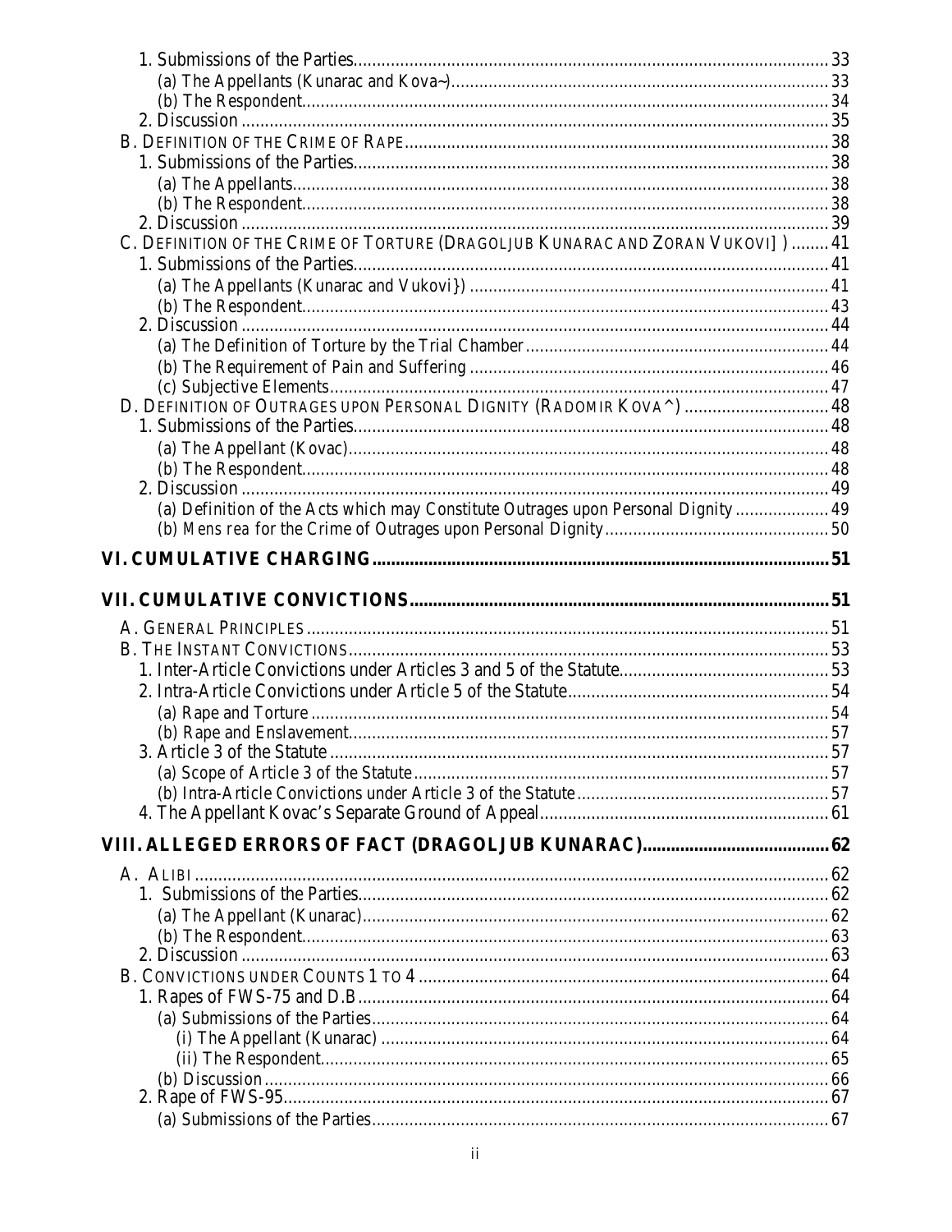1. Submissions of the Parties ..... 33
   - (a) The Appellants (Kunarac and Kova~) ..... 33
   - (b) The Respondent ..... 34
2. Discussion ..... 35

B. DEFINITION OF THE CRIME OF RAPE ..... 38

1. Submissions of the Parties ..... 38
   - (a) The Appellants ..... 38
   - (b) The Respondent ..... 38
2. Discussion ..... 39

C. DEFINITION OF THE CRIME OF TORTURE (DRAGOLJUB KUNARAC AND ZORAN VUKOVI] ) ..... 41

1. Submissions of the Parties ..... 41
   - (a) The Appellants (Kunarac and Vukovi}) ..... 41
   - (b) The Respondent ..... 43
2. Discussion ..... 44
   - (a) The Definition of Torture by the Trial Chamber ..... 44
   - (b) The Requirement of Pain and Suffering ..... 46
   - (c) Subjective Elements ..... 47

D. DEFINITION OF OUTRAGES UPON PERSONAL DIGNITY (RADOMIR KOVA^) ..... 48

1. Submissions of the Parties ..... 48
   - (a) The Appellant (Kovac) ..... 48
   - (b) The Respondent ..... 48
2. Discussion ..... 49
   - (a) Definition of the Acts which may Constitute Outrages upon Personal Dignity ..... 49
   - (b) *Mens rea* for the Crime of Outrages upon Personal Dignity ..... 50

## VI. CUMULATIVE CHARGING ..... 51

## VII. CUMULATIVE CONVICTIONS ..... 51

A. GENERAL PRINCIPLES ..... 51

B. THE INSTANT CONVICTIONS ..... 53

1. Inter-Article Convictions under Articles 3 and 5 of the Statute ..... 53
2. Intra-Article Convictions under Article 5 of the Statute ..... 54
   - (a) Rape and Torture ..... 54
   - (b) Rape and Enslavement ..... 57
3. Article 3 of the Statute ..... 57
   - (a) Scope of Article 3 of the Statute ..... 57
   - (b) Intra-Article Convictions under Article 3 of the Statute ..... 57
4. The Appellant Kovac's Separate Ground of Appeal ..... 61

## VIII. ALLEGED ERRORS OF FACT (DRAGOLJUB KUNARAC) ..... 62

A. ALIBI ..... 62

1. Submissions of the Parties ..... 62
   - (a) The Appellant (Kunarac) ..... 62
   - (b) The Respondent ..... 63
2. Discussion ..... 63

B. CONVICTIONS UNDER COUNTS 1 TO 4 ..... 64

1. Rapes of FWS-75 and D.B ..... 64
   - (a) Submissions of the Parties ..... 64
     - (i) The Appellant (Kunarac) ..... 64
     - (ii) The Respondent ..... 65
   - (b) Discussion ..... 66
2. Rape of FWS-95 ..... 67
   - (a) Submissions of the Parties ..... 67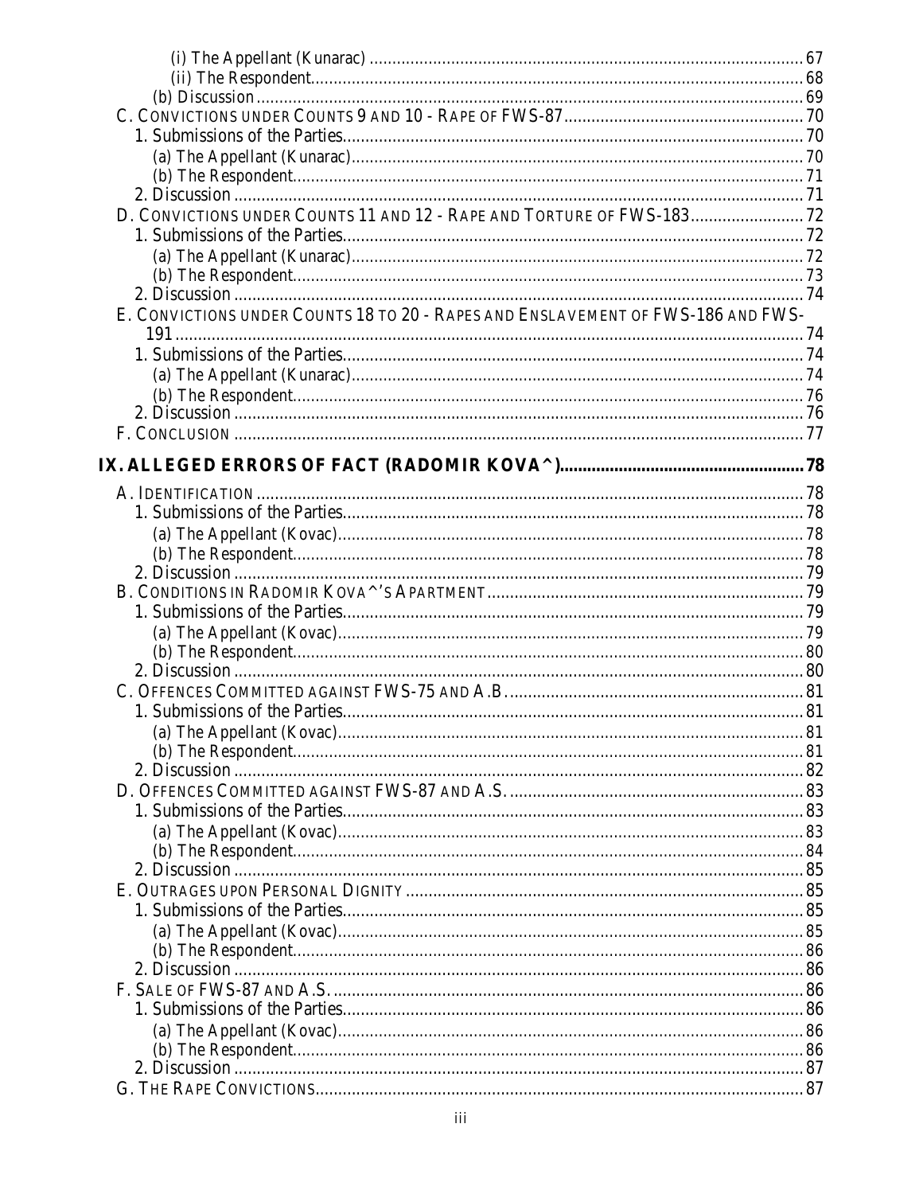(i) The Appellant (Kunarac) ............................................................................................. 67
(ii) The Respondent.......................................................................................................... 68
(b) Discussion ........................................................................................................................ 69
C. CONVICTIONS UNDER COUNTS 9 AND 10 - RAPE OF FWS-87 ..................................................... 70
1. Submissions of the Parties..................................................................................................... 70
(a) The Appellant (Kunarac).................................................................................................... 70
(b) The Respondent.................................................................................................................. 71
2. Discussion ............................................................................................................................. 71
D. CONVICTIONS UNDER COUNTS 11 AND 12 - RAPE AND TORTURE OF FWS-183 ......................... 72
1. Submissions of the Parties..................................................................................................... 72
(a) The Appellant (Kunarac).................................................................................................... 72
(b) The Respondent.................................................................................................................. 73
2. Discussion ............................................................................................................................. 74
E. CONVICTIONS UNDER COUNTS 18 TO 20 - RAPES AND ENSLAVEMENT OF FWS-186 AND FWS-191 ...................................................................................................................................... 74
1. Submissions of the Parties..................................................................................................... 74
(a) The Appellant (Kunarac).................................................................................................... 74
(b) The Respondent.................................................................................................................. 76
2. Discussion ............................................................................................................................. 76
F. CONCLUSION ............................................................................................................................. 77

**IX. ALLEGED ERRORS OF FACT (RADOMIR KOVA^)....................................................... 78**

A. IDENTIFICATION ........................................................................................................................ 78
1. Submissions of the Parties..................................................................................................... 78
(a) The Appellant (Kovac)....................................................................................................... 78
(b) The Respondent.................................................................................................................. 78
2. Discussion ............................................................................................................................. 79
B. CONDITIONS IN RADOMIR KOVA^'S APARTMENT ...................................................................... 79
1. Submissions of the Parties..................................................................................................... 79
(a) The Appellant (Kovac)....................................................................................................... 79
(b) The Respondent.................................................................................................................. 80
2. Discussion ............................................................................................................................. 80
C. OFFENCES COMMITTED AGAINST FWS-75 AND A.B. ................................................................. 81
1. Submissions of the Parties..................................................................................................... 81
(a) The Appellant (Kovac)....................................................................................................... 81
(b) The Respondent.................................................................................................................. 81
2. Discussion ............................................................................................................................. 82
D. OFFENCES COMMITTED AGAINST FWS-87 AND A.S. ................................................................. 83
1. Submissions of the Parties..................................................................................................... 83
(a) The Appellant (Kovac)....................................................................................................... 83
(b) The Respondent.................................................................................................................. 84
2. Discussion ............................................................................................................................. 85
E. OUTRAGES UPON PERSONAL DIGNITY ....................................................................................... 85
1. Submissions of the Parties..................................................................................................... 85
(a) The Appellant (Kovac)....................................................................................................... 85
(b) The Respondent.................................................................................................................. 86
2. Discussion ............................................................................................................................. 86
F. SALE OF FWS-87 AND A.S. ........................................................................................................ 86
1. Submissions of the Parties..................................................................................................... 86
(a) The Appellant (Kovac)....................................................................................................... 86
(b) The Respondent.................................................................................................................. 86
2. Discussion ............................................................................................................................. 87
G. THE RAPE CONVICTIONS........................................................................................................... 87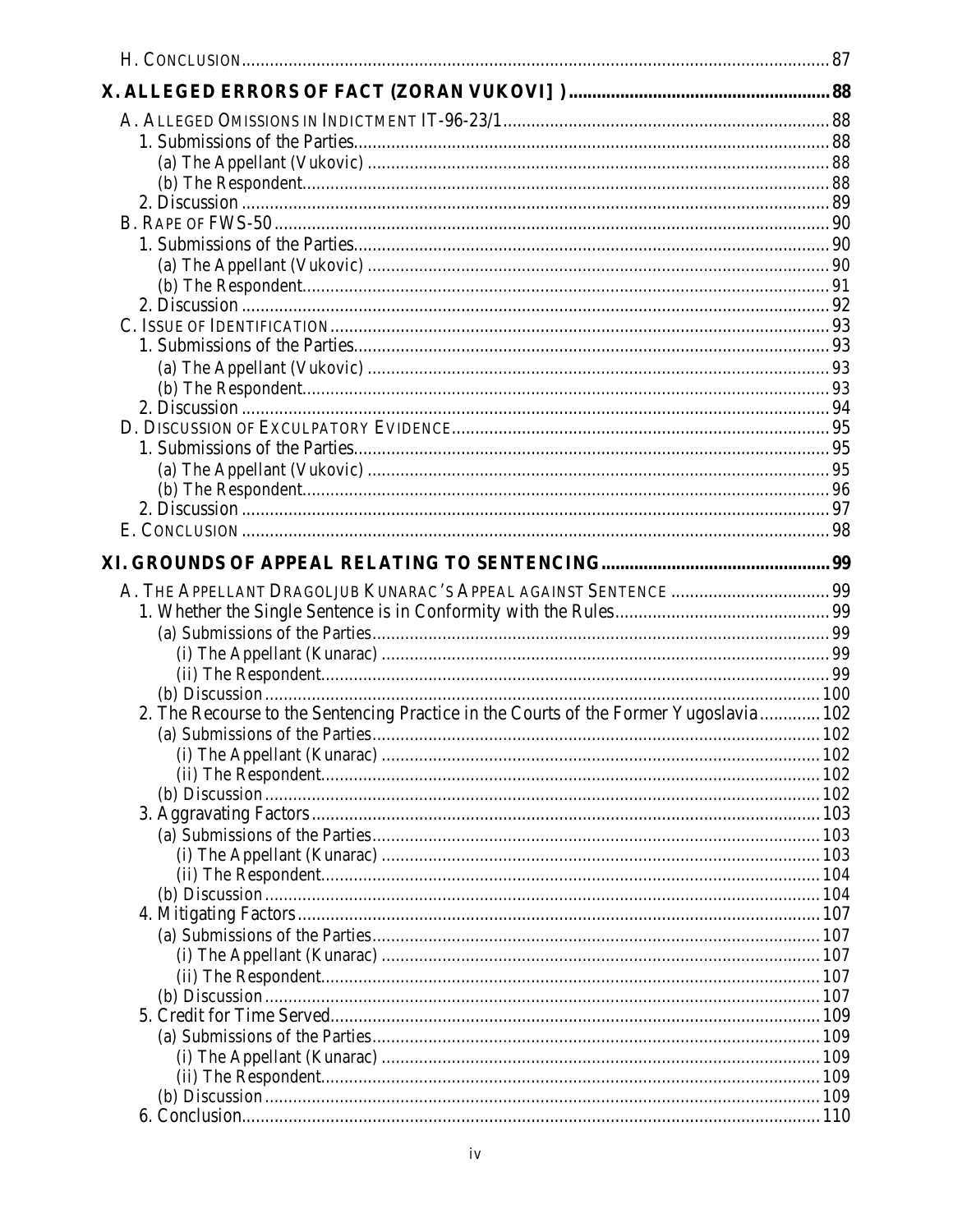H. CONCLUSION ........................................................................................................................ 87

**X. ALLEGED ERRORS OF FACT (ZORAN VUKOVI] ) ...................................................... 88**

A. ALLEGED OMISSIONS IN INDICTMENT IT-96-23/1 ..................................................................... 88
1. Submissions of the Parties ...................................................................................................... 88
(a) The Appellant (Vukovic) ...................................................................................................... 88
(b) The Respondent ................................................................................................................... 88
2. Discussion ................................................................................................................................ 89
B. RAPE OF FWS-50 ...................................................................................................................... 90
1. Submissions of the Parties ...................................................................................................... 90
(a) The Appellant (Vukovic) ...................................................................................................... 90
(b) The Respondent ................................................................................................................... 91
2. Discussion ................................................................................................................................ 92
C. ISSUE OF IDENTIFICATION .......................................................................................................... 93
1. Submissions of the Parties ...................................................................................................... 93
(a) The Appellant (Vukovic) ...................................................................................................... 93
(b) The Respondent ................................................................................................................... 93
2. Discussion ................................................................................................................................ 94
D. DISCUSSION OF EXCULPATORY EVIDENCE ................................................................................ 95
1. Submissions of the Parties ...................................................................................................... 95
(a) The Appellant (Vukovic) ...................................................................................................... 95
(b) The Respondent ................................................................................................................... 96
2. Discussion ................................................................................................................................ 97
E. CONCLUSION ............................................................................................................................. 98

**XI. GROUNDS OF APPEAL RELATING TO SENTENCING ................................................ 99**

A. THE APPELLANT DRAGOLJUB KUNARAC'S APPEAL AGAINST SENTENCE ................................. 99
1. Whether the Single Sentence is in Conformity with the Rules ............................................... 99
(a) Submissions of the Parties ................................................................................................... 99
(i) The Appellant (Kunarac) ................................................................................................. 99
(ii) The Respondent ............................................................................................................. 99
(b) Discussion ......................................................................................................................... 100
2. The Recourse to the Sentencing Practice in the Courts of the Former Yugoslavia ............. 102
(a) Submissions of the Parties ................................................................................................. 102
(i) The Appellant (Kunarac) ............................................................................................... 102
(ii) The Respondent ........................................................................................................... 102
(b) Discussion ......................................................................................................................... 102
3. Aggravating Factors .............................................................................................................. 103
(a) Submissions of the Parties ................................................................................................. 103
(i) The Appellant (Kunarac) ............................................................................................... 103
(ii) The Respondent ........................................................................................................... 104
(b) Discussion ......................................................................................................................... 104
4. Mitigating Factors .................................................................................................................. 107
(a) Submissions of the Parties ................................................................................................. 107
(i) The Appellant (Kunarac) ............................................................................................... 107
(ii) The Respondent ........................................................................................................... 107
(b) Discussion ......................................................................................................................... 107
5. Credit for Time Served .......................................................................................................... 109
(a) Submissions of the Parties ................................................................................................. 109
(i) The Appellant (Kunarac) ............................................................................................... 109
(ii) The Respondent ........................................................................................................... 109
(b) Discussion ......................................................................................................................... 109
6. Conclusion .............................................................................................................................. 110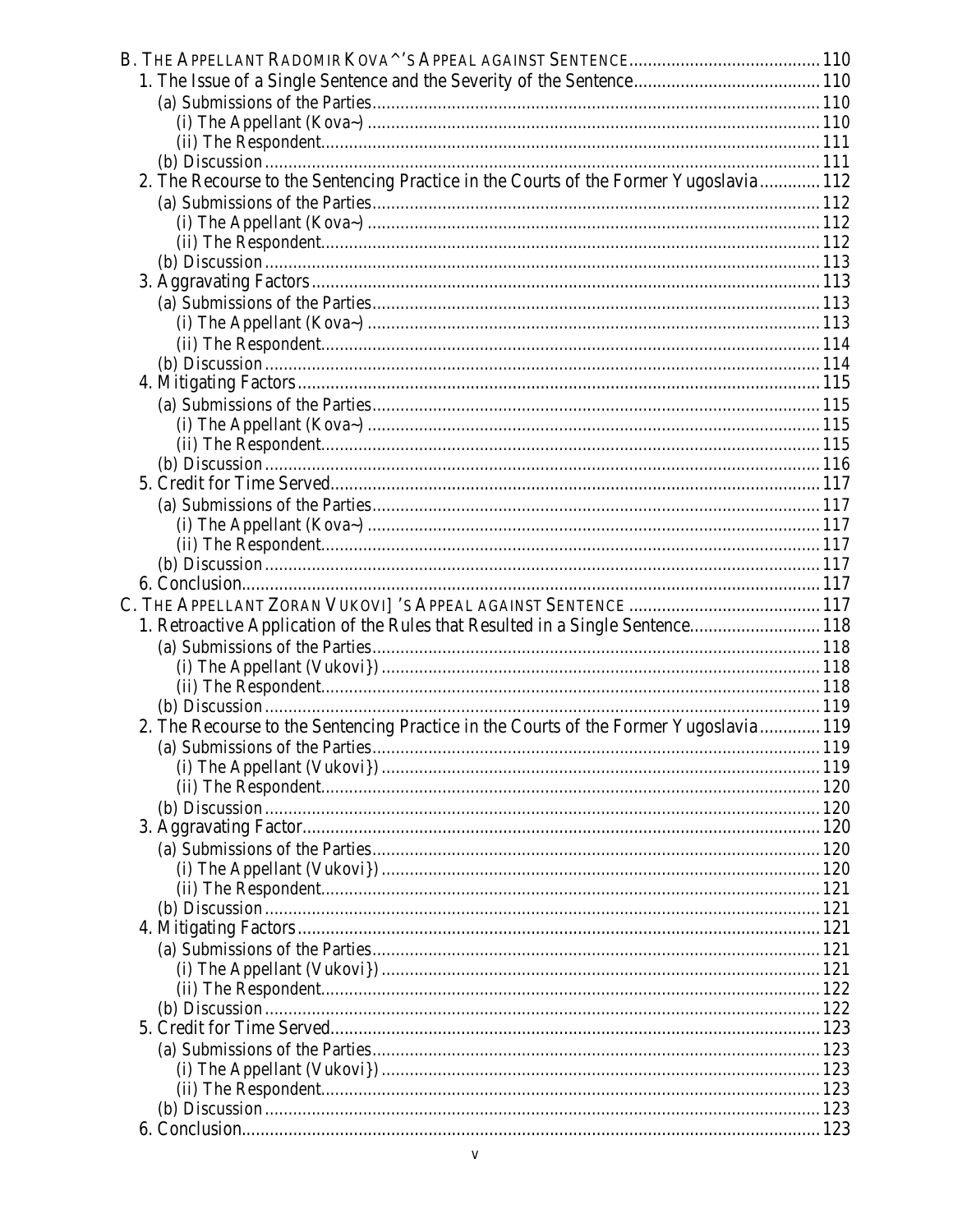B. THE APPELLANT RADOMIR KOVA^'S APPEAL AGAINST SENTENCE ........................................ 110
1. The Issue of a Single Sentence and the Severity of the Sentence ........................................ 110
(a) Submissions of the Parties ........................................ 110
(i) The Appellant (Kova~) ........................................ 110
(ii) The Respondent ........................................ 111
(b) Discussion ........................................ 111
2. The Recourse to the Sentencing Practice in the Courts of the Former Yugoslavia ............ 112
(a) Submissions of the Parties ........................................ 112
(i) The Appellant (Kova~) ........................................ 112
(ii) The Respondent ........................................ 112
(b) Discussion ........................................ 113
3. Aggravating Factors ........................................ 113
(a) Submissions of the Parties ........................................ 113
(i) The Appellant (Kova~) ........................................ 113
(ii) The Respondent ........................................ 114
(b) Discussion ........................................ 114
4. Mitigating Factors ........................................ 115
(a) Submissions of the Parties ........................................ 115
(i) The Appellant (Kova~) ........................................ 115
(ii) The Respondent ........................................ 115
(b) Discussion ........................................ 116
5. Credit for Time Served ........................................ 117
(a) Submissions of the Parties ........................................ 117
(i) The Appellant (Kova~) ........................................ 117
(ii) The Respondent ........................................ 117
(b) Discussion ........................................ 117
6. Conclusion ........................................ 117
C. THE APPELLANT ZORAN VUKOVI]'S APPEAL AGAINST SENTENCE ........................................ 117
1. Retroactive Application of the Rules that Resulted in a Single Sentence ........................ 118
(a) Submissions of the Parties ........................................ 118
(i) The Appellant (Vukovi}) ........................................ 118
(ii) The Respondent ........................................ 118
(b) Discussion ........................................ 119
2. The Recourse to the Sentencing Practice in the Courts of the Former Yugoslavia ............ 119
(a) Submissions of the Parties ........................................ 119
(i) The Appellant (Vukovi}) ........................................ 119
(ii) The Respondent ........................................ 120
(b) Discussion ........................................ 120
3. Aggravating Factor ........................................ 120
(a) Submissions of the Parties ........................................ 120
(i) The Appellant (Vukovi}) ........................................ 120
(ii) The Respondent ........................................ 121
(b) Discussion ........................................ 121
4. Mitigating Factors ........................................ 121
(a) Submissions of the Parties ........................................ 121
(i) The Appellant (Vukovi}) ........................................ 121
(ii) The Respondent ........................................ 122
(b) Discussion ........................................ 122
5. Credit for Time Served ........................................ 123
(a) Submissions of the Parties ........................................ 123
(i) The Appellant (Vukovi}) ........................................ 123
(ii) The Respondent ........................................ 123
(b) Discussion ........................................ 123
6. Conclusion ........................................ 123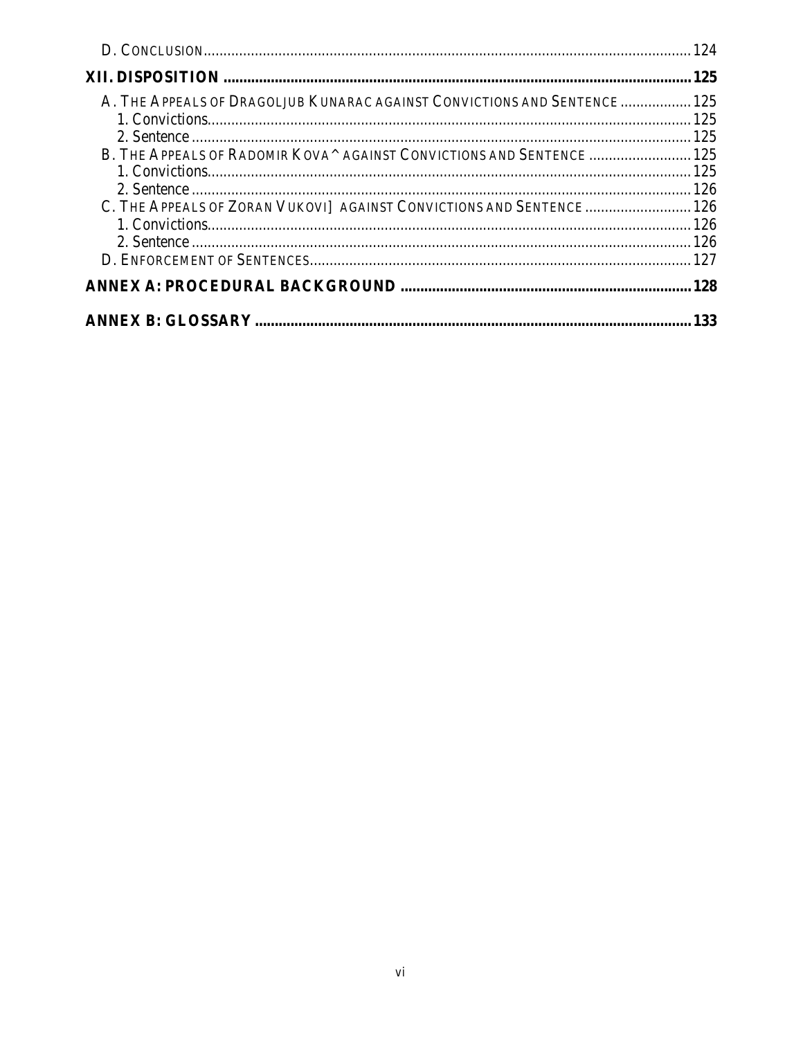D. CONCLUSION .......................................................................................................................... 124

**XII. DISPOSITION ..................................................................................................................... 125**

A. THE APPEALS OF DRAGOLJUB KUNARAC AGAINST CONVICTIONS AND SENTENCE .................. 125
1. Convictions.......................................................................................................................... 125
2. Sentence .............................................................................................................................. 125
B. THE APPEALS OF RADOMIR KOVA^ AGAINST CONVICTIONS AND SENTENCE .......................... 125
1. Convictions.......................................................................................................................... 125
2. Sentence .............................................................................................................................. 126
C. THE APPEALS OF ZORAN VUKOVI] AGAINST CONVICTIONS AND SENTENCE ........................... 126
1. Convictions.......................................................................................................................... 126
2. Sentence .............................................................................................................................. 126
D. ENFORCEMENT OF SENTENCES............................................................................................... 127

**ANNEX A: PROCEDURAL BACKGROUND ......................................................................... 128**

**ANNEX B: GLOSSARY ............................................................................................................ 133**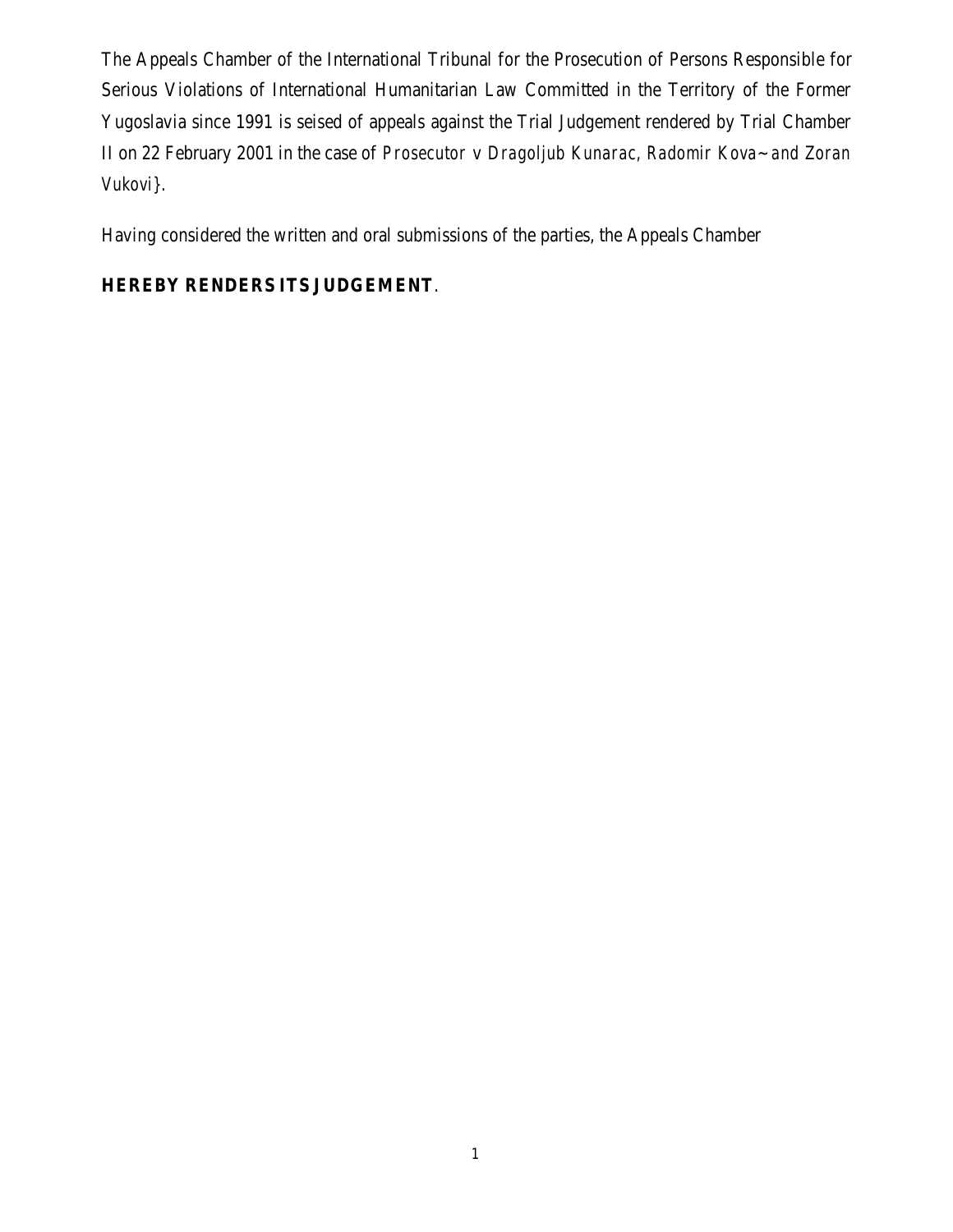The Appeals Chamber of the International Tribunal for the Prosecution of Persons Responsible for Serious Violations of International Humanitarian Law Committed in the Territory of the Former Yugoslavia since 1991 is seised of appeals against the Trial Judgement rendered by Trial Chamber II on 22 February 2001 in the case of *Prosecutor v Dragoljub Kunarac, Radomir Kova~ and Zoran Vukovi}*.

Having considered the written and oral submissions of the parties, the Appeals Chamber

**HEREBY RENDERS ITS JUDGEMENT**.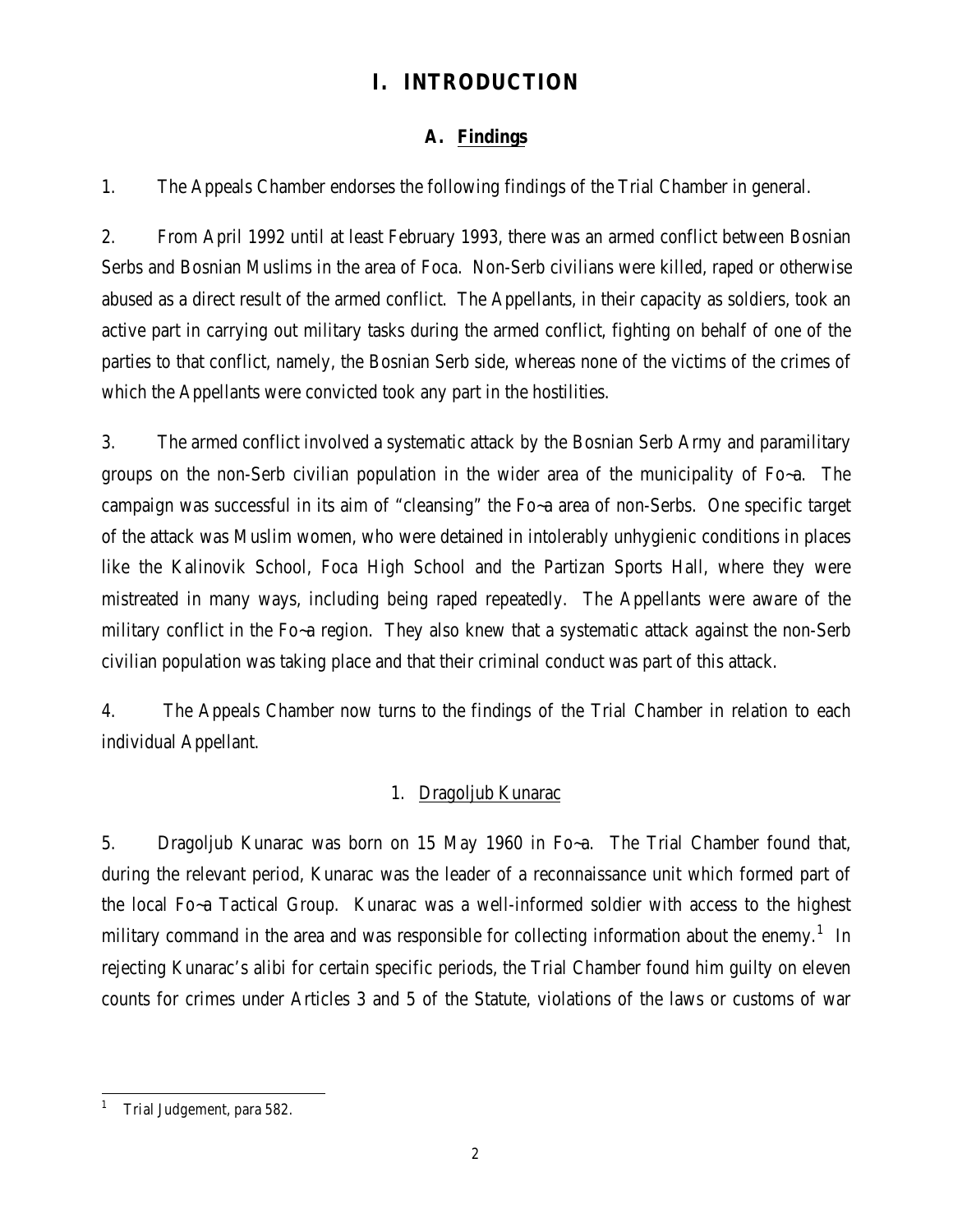# I. INTRODUCTION

## A. Findings

1. The Appeals Chamber endorses the following findings of the Trial Chamber in general.

2. From April 1992 until at least February 1993, there was an armed conflict between Bosnian Serbs and Bosnian Muslims in the area of Foca. Non-Serb civilians were killed, raped or otherwise abused as a direct result of the armed conflict. The Appellants, in their capacity as soldiers, took an active part in carrying out military tasks during the armed conflict, fighting on behalf of one of the parties to that conflict, namely, the Bosnian Serb side, whereas none of the victims of the crimes of which the Appellants were convicted took any part in the hostilities.

3. The armed conflict involved a systematic attack by the Bosnian Serb Army and paramilitary groups on the non-Serb civilian population in the wider area of the municipality of Fo~a. The campaign was successful in its aim of "cleansing" the Fo~a area of non-Serbs. One specific target of the attack was Muslim women, who were detained in intolerably unhygienic conditions in places like the Kalinovik School, Foca High School and the Partizan Sports Hall, where they were mistreated in many ways, including being raped repeatedly. The Appellants were aware of the military conflict in the Fo~a region. They also knew that a systematic attack against the non-Serb civilian population was taking place and that their criminal conduct was part of this attack.

4. The Appeals Chamber now turns to the findings of the Trial Chamber in relation to each individual Appellant.

### 1. Dragoljub Kunarac

5. Dragoljub Kunarac was born on 15 May 1960 in Fo~a. The Trial Chamber found that, during the relevant period, Kunarac was the leader of a reconnaissance unit which formed part of the local Fo~a Tactical Group. Kunarac was a well-informed soldier with access to the highest military command in the area and was responsible for collecting information about the enemy.[1] In rejecting Kunarac's alibi for certain specific periods, the Trial Chamber found him guilty on eleven counts for crimes under Articles 3 and 5 of the Statute, violations of the laws or customs of war

[1] Trial Judgement, para 582.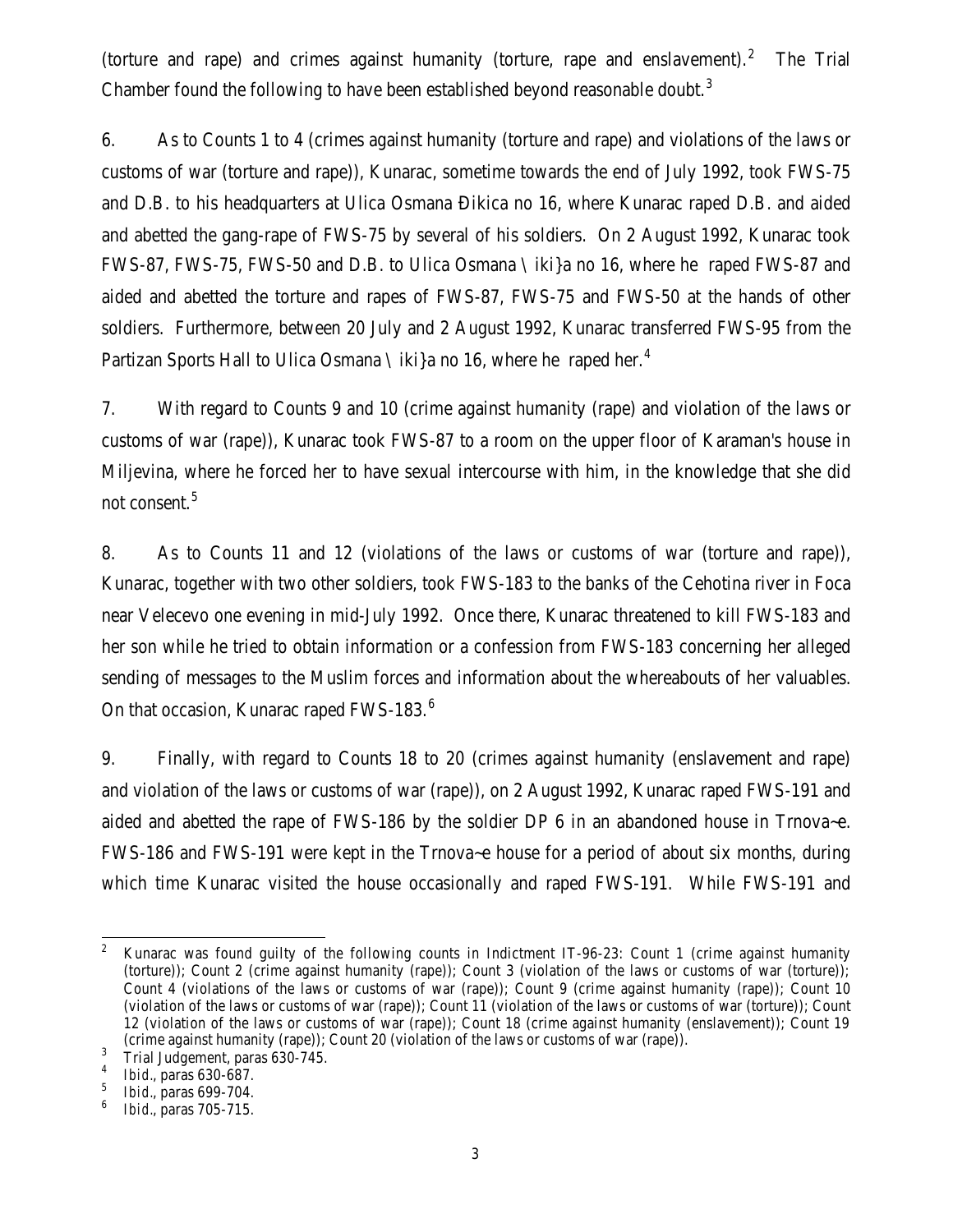(torture and rape) and crimes against humanity (torture, rape and enslavement).[2] The Trial Chamber found the following to have been established beyond reasonable doubt.[3]

6. As to Counts 1 to 4 (crimes against humanity (torture and rape) and violations of the laws or customs of war (torture and rape)), Kunarac, sometime towards the end of July 1992, took FWS-75 and D.B. to his headquarters at Ulica Osmana Đikica no 16, where Kunarac raped D.B. and aided and abetted the gang-rape of FWS-75 by several of his soldiers. On 2 August 1992, Kunarac took FWS-87, FWS-75, FWS-50 and D.B. to Ulica Osmana \ iki}a no 16, where he raped FWS-87 and aided and abetted the torture and rapes of FWS-87, FWS-75 and FWS-50 at the hands of other soldiers. Furthermore, between 20 July and 2 August 1992, Kunarac transferred FWS-95 from the Partizan Sports Hall to Ulica Osmana \ iki}a no 16, where he raped her.[4]

7. With regard to Counts 9 and 10 (crime against humanity (rape) and violation of the laws or customs of war (rape)), Kunarac took FWS-87 to a room on the upper floor of Karaman's house in Miljevina, where he forced her to have sexual intercourse with him, in the knowledge that she did not consent.[5]

8. As to Counts 11 and 12 (violations of the laws or customs of war (torture and rape)), Kunarac, together with two other soldiers, took FWS-183 to the banks of the Cehotina river in Foca near Velecevo one evening in mid-July 1992. Once there, Kunarac threatened to kill FWS-183 and her son while he tried to obtain information or a confession from FWS-183 concerning her alleged sending of messages to the Muslim forces and information about the whereabouts of her valuables. On that occasion, Kunarac raped FWS-183.[6]

9. Finally, with regard to Counts 18 to 20 (crimes against humanity (enslavement and rape) and violation of the laws or customs of war (rape)), on 2 August 1992, Kunarac raped FWS-191 and aided and abetted the rape of FWS-186 by the soldier DP 6 in an abandoned house in Trnova~e. FWS-186 and FWS-191 were kept in the Trnova~e house for a period of about six months, during which time Kunarac visited the house occasionally and raped FWS-191. While FWS-191 and

---

[2] Kunarac was found guilty of the following counts in Indictment IT-96-23: Count 1 (crime against humanity (torture)); Count 2 (crime against humanity (rape)); Count 3 (violation of the laws or customs of war (torture)); Count 4 (violations of the laws or customs of war (rape)); Count 9 (crime against humanity (rape)); Count 10 (violation of the laws or customs of war (rape)); Count 11 (violation of the laws or customs of war (torture)); Count 12 (violation of the laws or customs of war (rape)); Count 18 (crime against humanity (enslavement)); Count 19 (crime against humanity (rape)); Count 20 (violation of the laws or customs of war (rape)).

[3] Trial Judgement, paras 630-745.

[4] *Ibid.*, paras 630-687.

[5] *Ibid.*, paras 699-704.

[6] *Ibid.*, paras 705-715.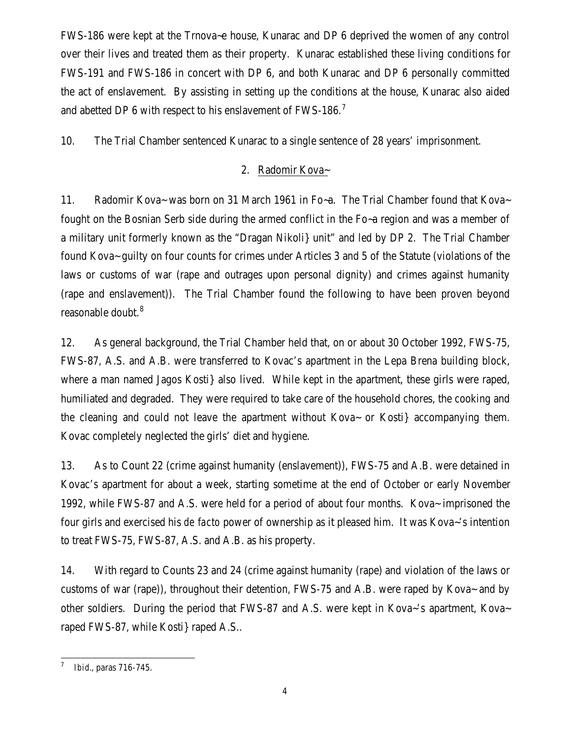FWS-186 were kept at the Trnova~e house, Kunarac and DP 6 deprived the women of any control over their lives and treated them as their property. Kunarac established these living conditions for FWS-191 and FWS-186 in concert with DP 6, and both Kunarac and DP 6 personally committed the act of enslavement. By assisting in setting up the conditions at the house, Kunarac also aided and abetted DP 6 with respect to his enslavement of FWS-186.[7]

10. The Trial Chamber sentenced Kunarac to a single sentence of 28 years' imprisonment.

### 2. Radomir Kova~

11. Radomir Kova~ was born on 31 March 1961 in Fo~a. The Trial Chamber found that Kova~ fought on the Bosnian Serb side during the armed conflict in the Fo~a region and was a member of a military unit formerly known as the "Dragan Nikoli} unit" and led by DP 2. The Trial Chamber found Kova~ guilty on four counts for crimes under Articles 3 and 5 of the Statute (violations of the laws or customs of war (rape and outrages upon personal dignity) and crimes against humanity (rape and enslavement)). The Trial Chamber found the following to have been proven beyond reasonable doubt.[8]

12. As general background, the Trial Chamber held that, on or about 30 October 1992, FWS-75, FWS-87, A.S. and A.B. were transferred to Kovac's apartment in the Lepa Brena building block, where a man named Jagos Kosti} also lived. While kept in the apartment, these girls were raped, humiliated and degraded. They were required to take care of the household chores, the cooking and the cleaning and could not leave the apartment without Kova~ or Kosti} accompanying them. Kovac completely neglected the girls' diet and hygiene.

13. As to Count 22 (crime against humanity (enslavement)), FWS-75 and A.B. were detained in Kovac's apartment for about a week, starting sometime at the end of October or early November 1992, while FWS-87 and A.S. were held for a period of about four months. Kova~ imprisoned the four girls and exercised his *de facto* power of ownership as it pleased him. It was Kova~'s intention to treat FWS-75, FWS-87, A.S. and A.B. as his property.

14. With regard to Counts 23 and 24 (crime against humanity (rape) and violation of the laws or customs of war (rape)), throughout their detention, FWS-75 and A.B. were raped by Kova~ and by other soldiers. During the period that FWS-87 and A.S. were kept in Kova~'s apartment, Kova~ raped FWS-87, while Kosti} raped A.S..

---

[7] *Ibid*., paras 716-745.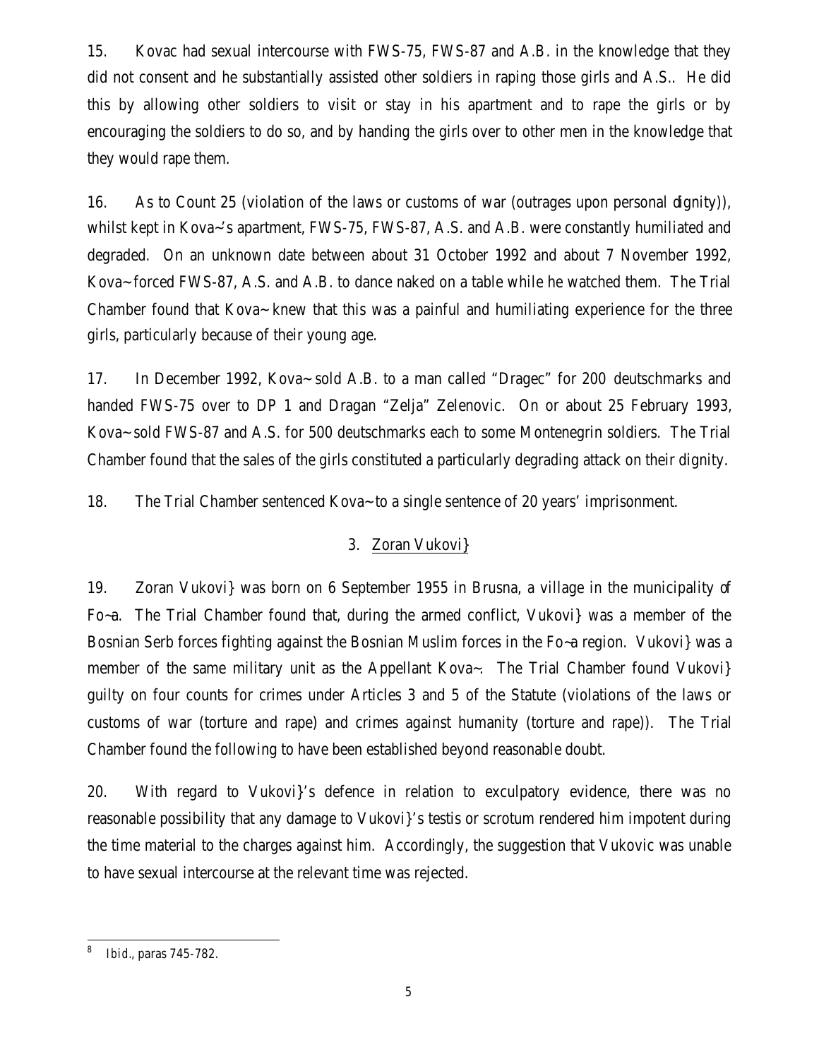15. Kovac had sexual intercourse with FWS-75, FWS-87 and A.B. in the knowledge that they did not consent and he substantially assisted other soldiers in raping those girls and A.S.. He did this by allowing other soldiers to visit or stay in his apartment and to rape the girls or by encouraging the soldiers to do so, and by handing the girls over to other men in the knowledge that they would rape them.

16. As to Count 25 (violation of the laws or customs of war (outrages upon personal dignity)), whilst kept in Kova~'s apartment, FWS-75, FWS-87, A.S. and A.B. were constantly humiliated and degraded. On an unknown date between about 31 October 1992 and about 7 November 1992, Kova~ forced FWS-87, A.S. and A.B. to dance naked on a table while he watched them. The Trial Chamber found that Kova~ knew that this was a painful and humiliating experience for the three girls, particularly because of their young age.

17. In December 1992, Kova~ sold A.B. to a man called "Dragec" for 200 deutschmarks and handed FWS-75 over to DP 1 and Dragan "Zelja" Zelenovic. On or about 25 February 1993, Kova~ sold FWS-87 and A.S. for 500 deutschmarks each to some Montenegrin soldiers. The Trial Chamber found that the sales of the girls constituted a particularly degrading attack on their dignity.

18. The Trial Chamber sentenced Kova~ to a single sentence of 20 years' imprisonment.

### 3. Zoran Vukovi}

19. Zoran Vukovi} was born on 6 September 1955 in Brusna, a village in the municipality of Fo~a. The Trial Chamber found that, during the armed conflict, Vukovi} was a member of the Bosnian Serb forces fighting against the Bosnian Muslim forces in the Fo~a region. Vukovi} was a member of the same military unit as the Appellant Kova~. The Trial Chamber found Vukovi} guilty on four counts for crimes under Articles 3 and 5 of the Statute (violations of the laws or customs of war (torture and rape) and crimes against humanity (torture and rape)). The Trial Chamber found the following to have been established beyond reasonable doubt.

20. With regard to Vukovi}'s defence in relation to exculpatory evidence, there was no reasonable possibility that any damage to Vukovi}'s testis or scrotum rendered him impotent during the time material to the charges against him. Accordingly, the suggestion that Vukovic was unable to have sexual intercourse at the relevant time was rejected.

---

[8] *Ibid.*, paras 745-782.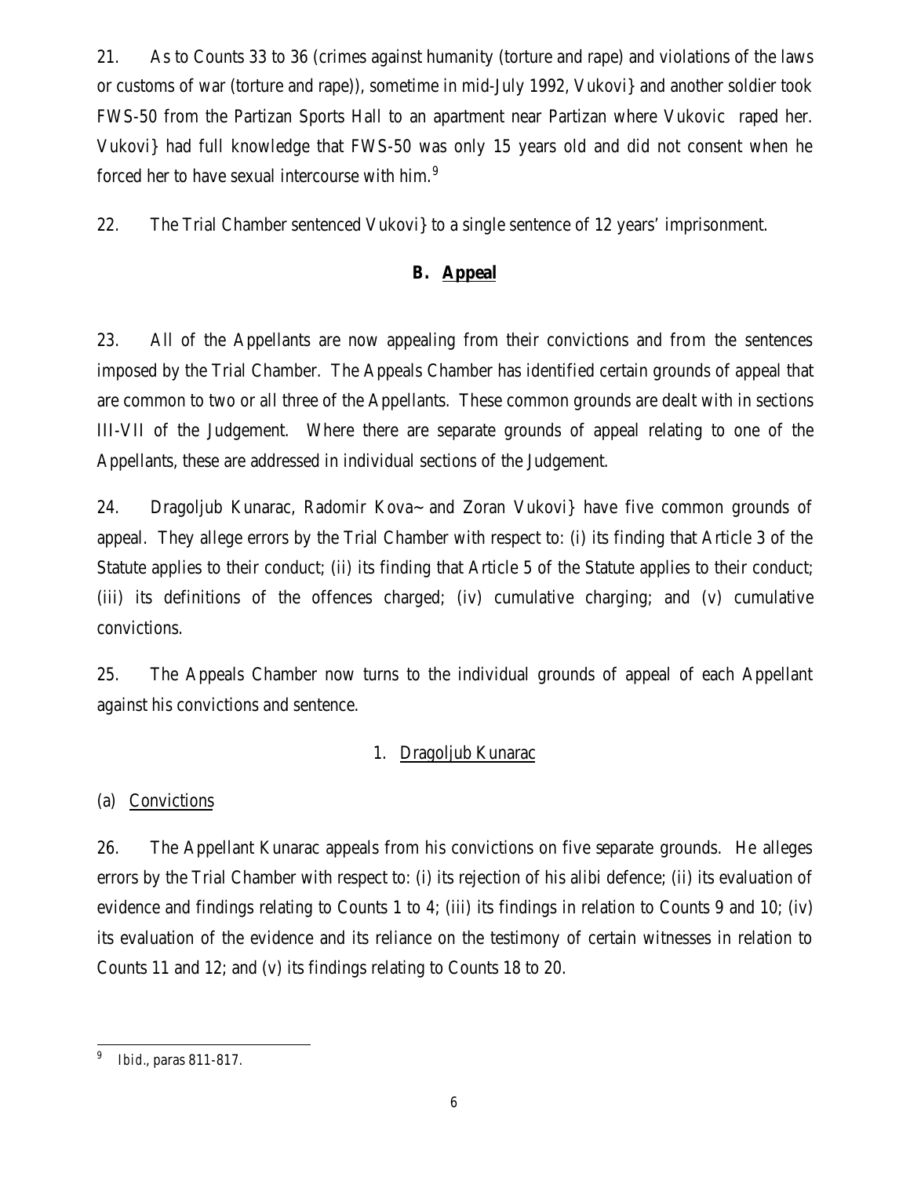21. As to Counts 33 to 36 (crimes against humanity (torture and rape) and violations of the laws or customs of war (torture and rape)), sometime in mid-July 1992, Vukovi} and another soldier took FWS-50 from the Partizan Sports Hall to an apartment near Partizan where Vukovic raped her. Vukovi} had full knowledge that FWS-50 was only 15 years old and did not consent when he forced her to have sexual intercourse with him.[9]

22. The Trial Chamber sentenced Vukovi} to a single sentence of 12 years' imprisonment.

### B. Appeal

23. All of the Appellants are now appealing from their convictions and from the sentences imposed by the Trial Chamber. The Appeals Chamber has identified certain grounds of appeal that are common to two or all three of the Appellants. These common grounds are dealt with in sections III-VII of the Judgement. Where there are separate grounds of appeal relating to one of the Appellants, these are addressed in individual sections of the Judgement.

24. Dragoljub Kunarac, Radomir Kova~ and Zoran Vukovi} have five common grounds of appeal. They allege errors by the Trial Chamber with respect to: (i) its finding that Article 3 of the Statute applies to their conduct; (ii) its finding that Article 5 of the Statute applies to their conduct; (iii) its definitions of the offences charged; (iv) cumulative charging; and (v) cumulative convictions.

25. The Appeals Chamber now turns to the individual grounds of appeal of each Appellant against his convictions and sentence.

#### 1. Dragoljub Kunarac

##### (a) Convictions

26. The Appellant Kunarac appeals from his convictions on five separate grounds. He alleges errors by the Trial Chamber with respect to: (i) its rejection of his alibi defence; (ii) its evaluation of evidence and findings relating to Counts 1 to 4; (iii) its findings in relation to Counts 9 and 10; (iv) its evaluation of the evidence and its reliance on the testimony of certain witnesses in relation to Counts 11 and 12; and (v) its findings relating to Counts 18 to 20.

---

[9] *Ibid.*, paras 811-817.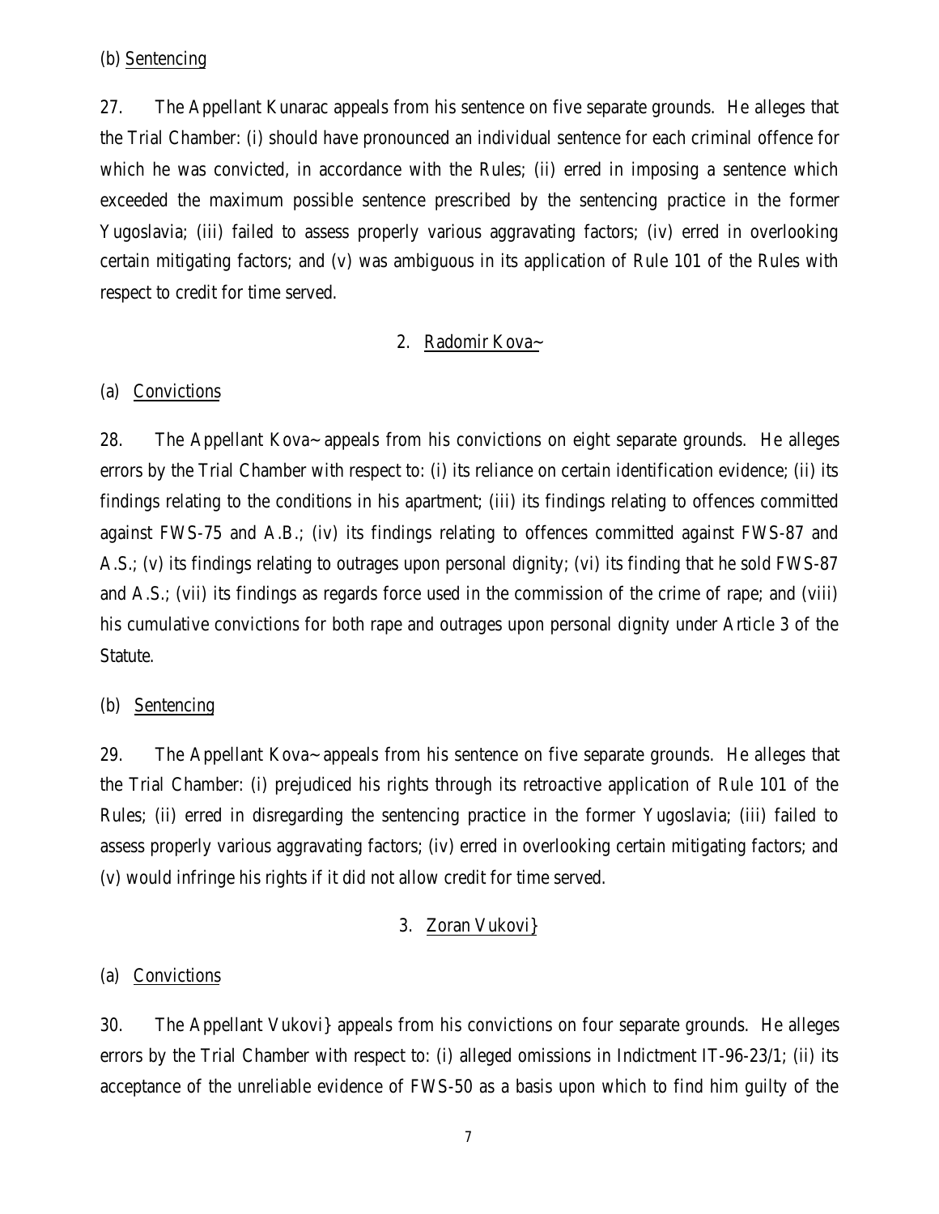(b) Sentencing

27. The Appellant Kunarac appeals from his sentence on five separate grounds. He alleges that the Trial Chamber: (i) should have pronounced an individual sentence for each criminal offence for which he was convicted, in accordance with the Rules; (ii) erred in imposing a sentence which exceeded the maximum possible sentence prescribed by the sentencing practice in the former Yugoslavia; (iii) failed to assess properly various aggravating factors; (iv) erred in overlooking certain mitigating factors; and (v) was ambiguous in its application of Rule 101 of the Rules with respect to credit for time served.

2. Radomir Kova~

(a) Convictions

28. The Appellant Kova~ appeals from his convictions on eight separate grounds. He alleges errors by the Trial Chamber with respect to: (i) its reliance on certain identification evidence; (ii) its findings relating to the conditions in his apartment; (iii) its findings relating to offences committed against FWS-75 and A.B.; (iv) its findings relating to offences committed against FWS-87 and A.S.; (v) its findings relating to outrages upon personal dignity; (vi) its finding that he sold FWS-87 and A.S.; (vii) its findings as regards force used in the commission of the crime of rape; and (viii) his cumulative convictions for both rape and outrages upon personal dignity under Article 3 of the Statute.

(b) Sentencing

29. The Appellant Kova~ appeals from his sentence on five separate grounds. He alleges that the Trial Chamber: (i) prejudiced his rights through its retroactive application of Rule 101 of the Rules; (ii) erred in disregarding the sentencing practice in the former Yugoslavia; (iii) failed to assess properly various aggravating factors; (iv) erred in overlooking certain mitigating factors; and (v) would infringe his rights if it did not allow credit for time served.

3. Zoran Vukovi}

(a) Convictions

30. The Appellant Vukovi} appeals from his convictions on four separate grounds. He alleges errors by the Trial Chamber with respect to: (i) alleged omissions in Indictment IT-96-23/1; (ii) its acceptance of the unreliable evidence of FWS-50 as a basis upon which to find him guilty of the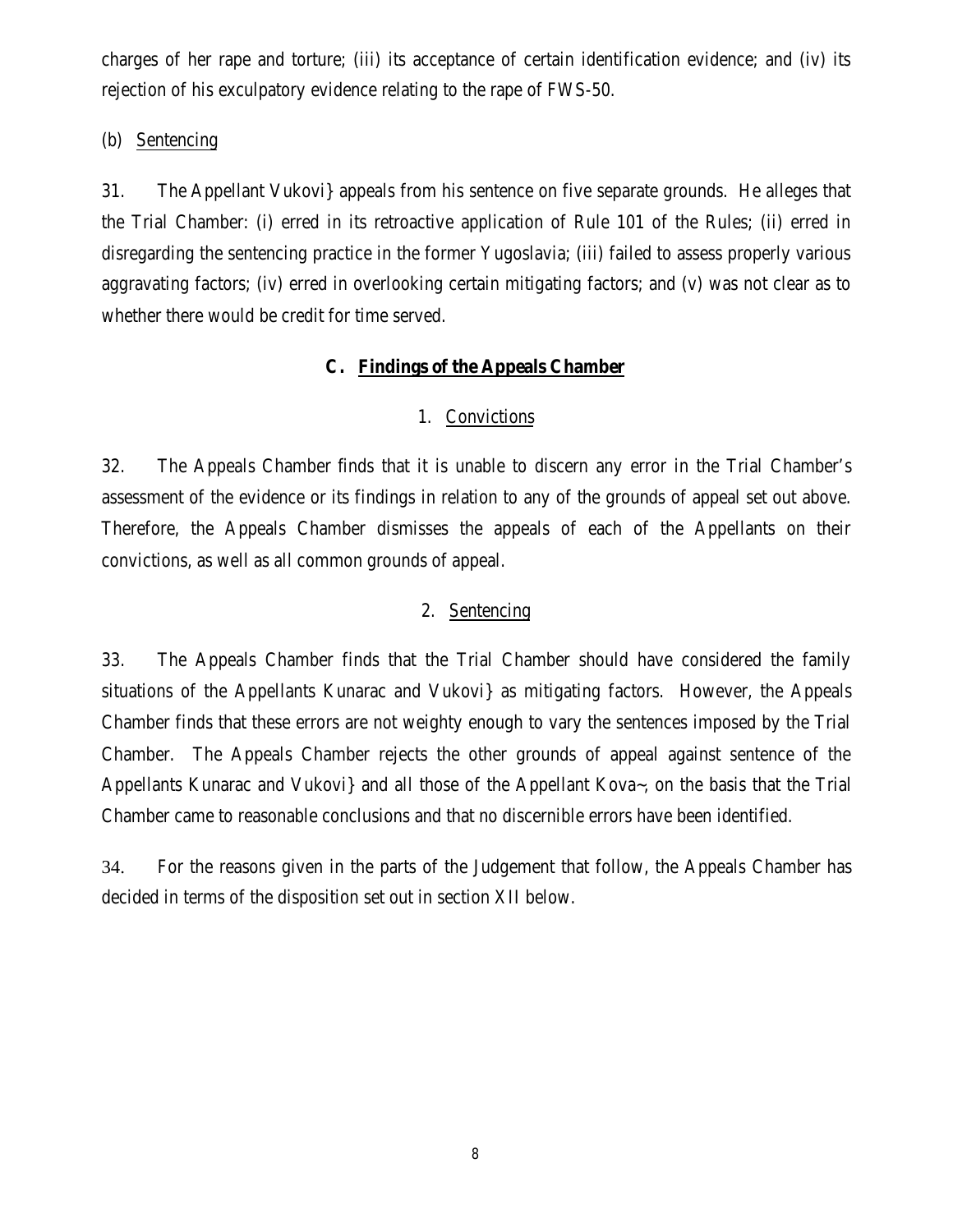charges of her rape and torture; (iii) its acceptance of certain identification evidence; and (iv) its rejection of his exculpatory evidence relating to the rape of FWS-50.

(b) Sentencing

31. The Appellant Vukovi} appeals from his sentence on five separate grounds. He alleges that the Trial Chamber: (i) erred in its retroactive application of Rule 101 of the Rules; (ii) erred in disregarding the sentencing practice in the former Yugoslavia; (iii) failed to assess properly various aggravating factors; (iv) erred in overlooking certain mitigating factors; and (v) was not clear as to whether there would be credit for time served.

### C. Findings of the Appeals Chamber

#### 1. Convictions

32. The Appeals Chamber finds that it is unable to discern any error in the Trial Chamber's assessment of the evidence or its findings in relation to any of the grounds of appeal set out above. Therefore, the Appeals Chamber dismisses the appeals of each of the Appellants on their convictions, as well as all common grounds of appeal.

#### 2. Sentencing

33. The Appeals Chamber finds that the Trial Chamber should have considered the family situations of the Appellants Kunarac and Vukovi} as mitigating factors. However, the Appeals Chamber finds that these errors are not weighty enough to vary the sentences imposed by the Trial Chamber. The Appeals Chamber rejects the other grounds of appeal against sentence of the Appellants Kunarac and Vukovi} and all those of the Appellant Kova~, on the basis that the Trial Chamber came to reasonable conclusions and that no discernible errors have been identified.

34. For the reasons given in the parts of the Judgement that follow, the Appeals Chamber has decided in terms of the disposition set out in section XII below.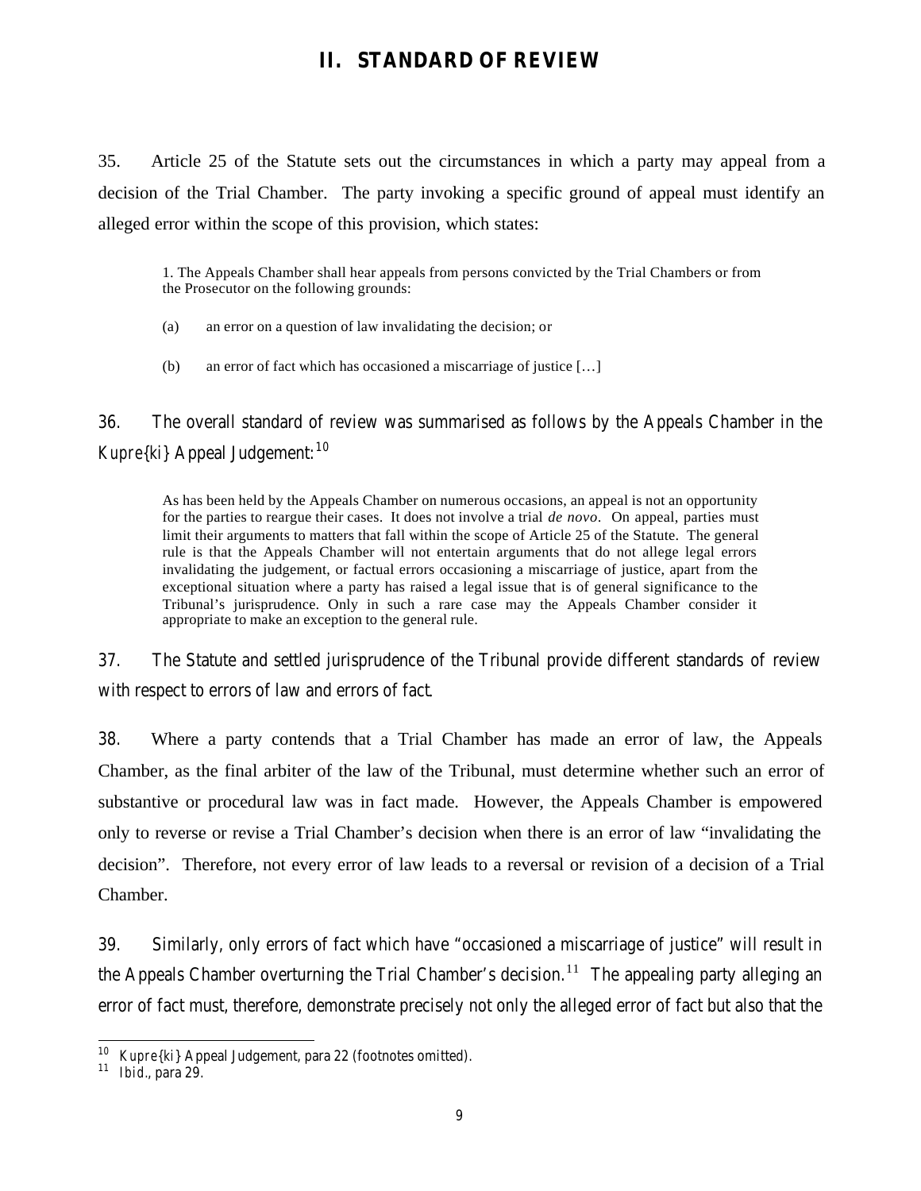## II. STANDARD OF REVIEW

35. Article 25 of the Statute sets out the circumstances in which a party may appeal from a decision of the Trial Chamber. The party invoking a specific ground of appeal must identify an alleged error within the scope of this provision, which states:

> 1. The Appeals Chamber shall hear appeals from persons convicted by the Trial Chambers or from the Prosecutor on the following grounds:
>
> (a) an error on a question of law invalidating the decision; or
>
> (b) an error of fact which has occasioned a miscarriage of justice […]

36. The overall standard of review was summarised as follows by the Appeals Chamber in the *Kupre{ki}* Appeal Judgement:[10]

> As has been held by the Appeals Chamber on numerous occasions, an appeal is not an opportunity for the parties to reargue their cases. It does not involve a trial *de novo*. On appeal, parties must limit their arguments to matters that fall within the scope of Article 25 of the Statute. The general rule is that the Appeals Chamber will not entertain arguments that do not allege legal errors invalidating the judgement, or factual errors occasioning a miscarriage of justice, apart from the exceptional situation where a party has raised a legal issue that is of general significance to the Tribunal's jurisprudence. Only in such a rare case may the Appeals Chamber consider it appropriate to make an exception to the general rule.

37. The Statute and settled jurisprudence of the Tribunal provide different standards of review with respect to errors of law and errors of fact.

38. Where a party contends that a Trial Chamber has made an error of law, the Appeals Chamber, as the final arbiter of the law of the Tribunal, must determine whether such an error of substantive or procedural law was in fact made. However, the Appeals Chamber is empowered only to reverse or revise a Trial Chamber's decision when there is an error of law "invalidating the decision". Therefore, not every error of law leads to a reversal or revision of a decision of a Trial Chamber.

39. Similarly, only errors of fact which have "occasioned a miscarriage of justice" will result in the Appeals Chamber overturning the Trial Chamber's decision.[11] The appealing party alleging an error of fact must, therefore, demonstrate precisely not only the alleged error of fact but also that the

---

[10] *Kupre{ki}* Appeal Judgement, para 22 (footnotes omitted).

[11] *Ibid.*, para 29.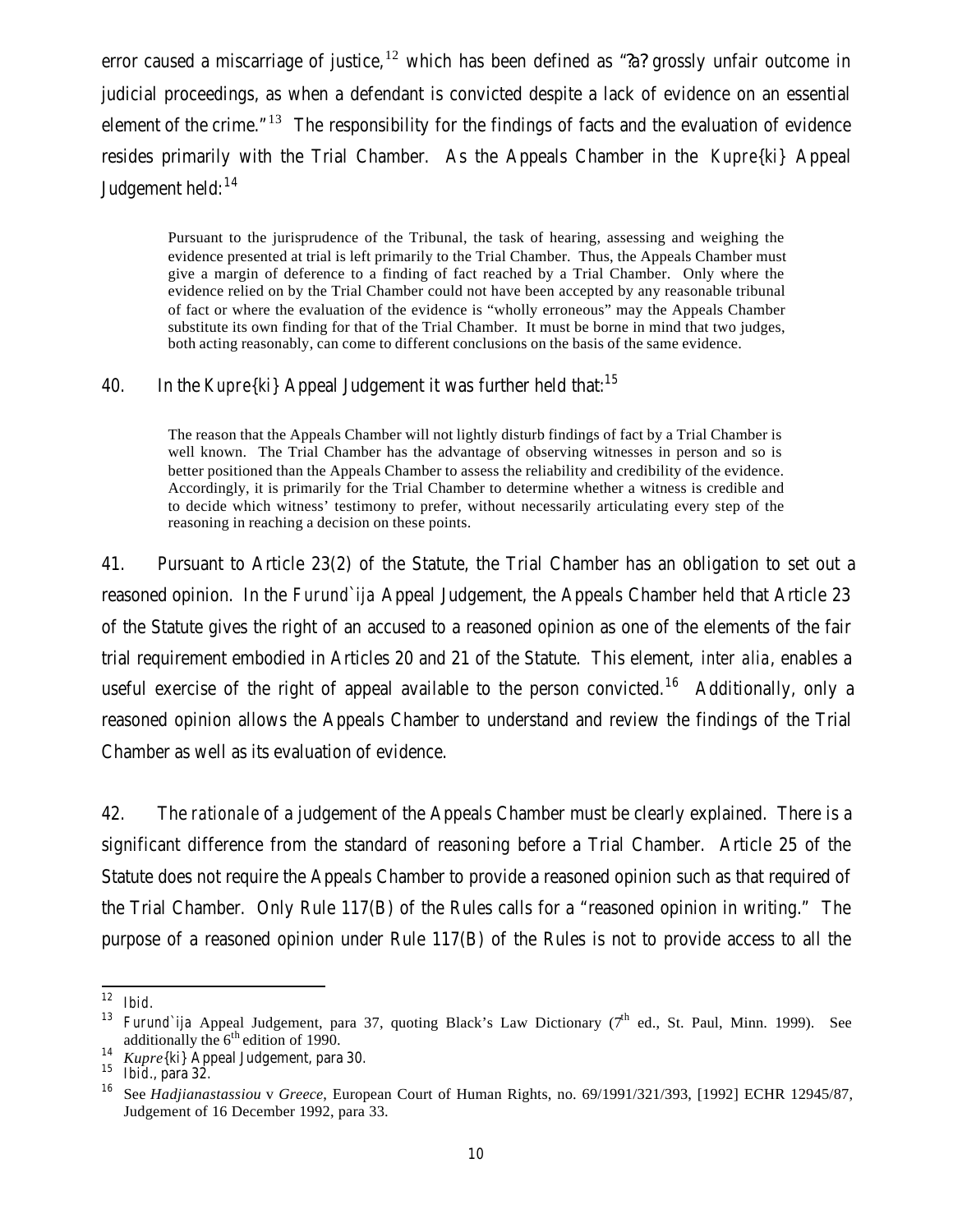error caused a miscarriage of justice,[12] which has been defined as "?a? grossly unfair outcome in judicial proceedings, as when a defendant is convicted despite a lack of evidence on an essential element of the crime."[13] The responsibility for the findings of facts and the evaluation of evidence resides primarily with the Trial Chamber. As the Appeals Chamber in the *Kupre{ki}* Appeal Judgement held:[14]

> Pursuant to the jurisprudence of the Tribunal, the task of hearing, assessing and weighing the evidence presented at trial is left primarily to the Trial Chamber. Thus, the Appeals Chamber must give a margin of deference to a finding of fact reached by a Trial Chamber. Only where the evidence relied on by the Trial Chamber could not have been accepted by any reasonable tribunal of fact or where the evaluation of the evidence is "wholly erroneous" may the Appeals Chamber substitute its own finding for that of the Trial Chamber. It must be borne in mind that two judges, both acting reasonably, can come to different conclusions on the basis of the same evidence.

40. In the *Kupre{ki}* Appeal Judgement it was further held that:[15]

> The reason that the Appeals Chamber will not lightly disturb findings of fact by a Trial Chamber is well known. The Trial Chamber has the advantage of observing witnesses in person and so is better positioned than the Appeals Chamber to assess the reliability and credibility of the evidence. Accordingly, it is primarily for the Trial Chamber to determine whether a witness is credible and to decide which witness' testimony to prefer, without necessarily articulating every step of the reasoning in reaching a decision on these points.

41. Pursuant to Article 23(2) of the Statute, the Trial Chamber has an obligation to set out a reasoned opinion. In the *Furund`ija* Appeal Judgement, the Appeals Chamber held that Article 23 of the Statute gives the right of an accused to a reasoned opinion as one of the elements of the fair trial requirement embodied in Articles 20 and 21 of the Statute. This element, *inter alia*, enables a useful exercise of the right of appeal available to the person convicted.[16] Additionally, only a reasoned opinion allows the Appeals Chamber to understand and review the findings of the Trial Chamber as well as its evaluation of evidence.

42. The *rationale* of a judgement of the Appeals Chamber must be clearly explained. There is a significant difference from the standard of reasoning before a Trial Chamber. Article 25 of the Statute does not require the Appeals Chamber to provide a reasoned opinion such as that required of the Trial Chamber. Only Rule 117(B) of the Rules calls for a "reasoned opinion in writing." The purpose of a reasoned opinion under Rule 117(B) of the Rules is not to provide access to all the

---

[12] *Ibid.*

[13] *Furund`ija* Appeal Judgement, para 37, quoting Black's Law Dictionary (7th ed., St. Paul, Minn. 1999). See additionally the 6th edition of 1990.

[14] *Kupre{ki}* Appeal Judgement, para 30.

[15] *Ibid.*, para 32.

[16] See *Hadjianastassiou* v *Greece*, European Court of Human Rights, no. 69/1991/321/393, [1992] ECHR 12945/87, Judgement of 16 December 1992, para 33.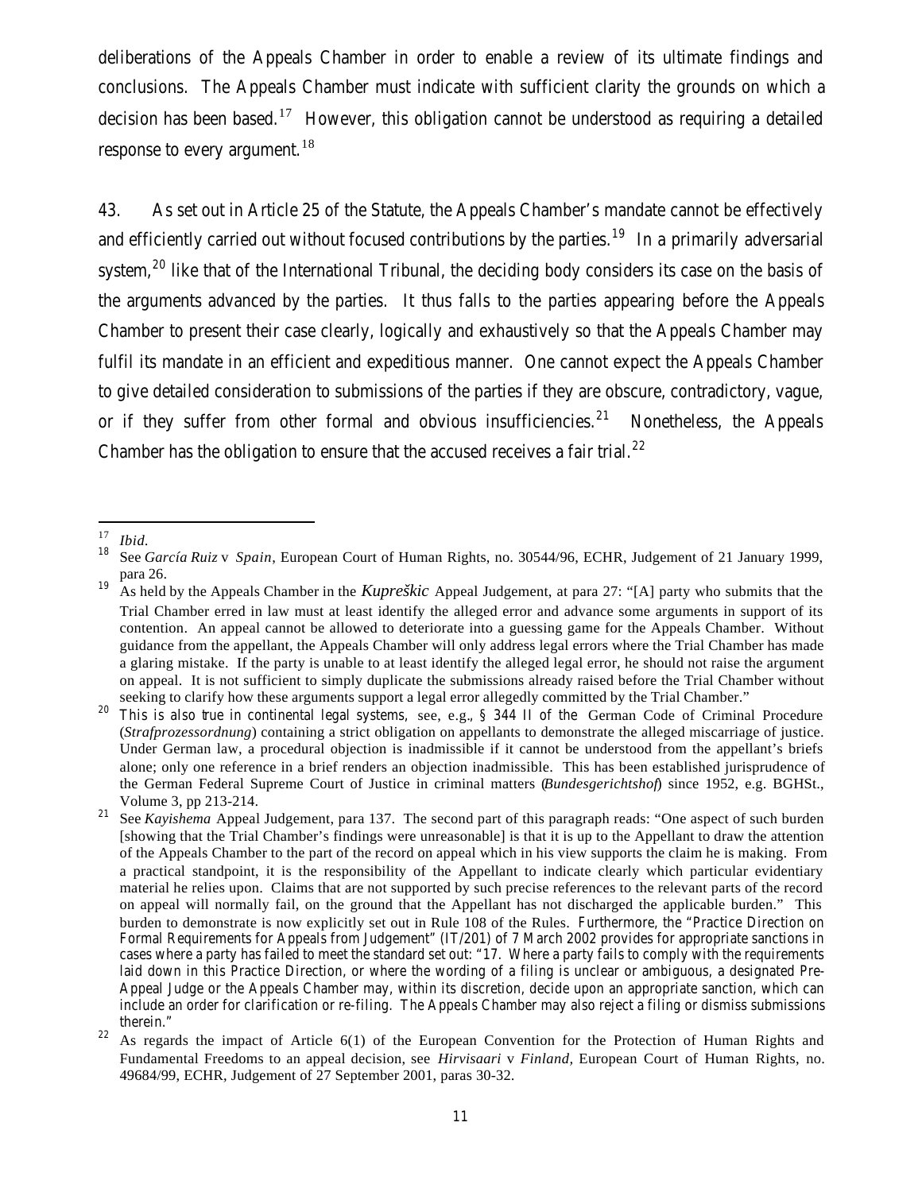deliberations of the Appeals Chamber in order to enable a review of its ultimate findings and conclusions. The Appeals Chamber must indicate with sufficient clarity the grounds on which a decision has been based.[17] However, this obligation cannot be understood as requiring a detailed response to every argument.[18]

43. As set out in Article 25 of the Statute, the Appeals Chamber's mandate cannot be effectively and efficiently carried out without focused contributions by the parties.[19] In a primarily adversarial system,[20] like that of the International Tribunal, the deciding body considers its case on the basis of the arguments advanced by the parties. It thus falls to the parties appearing before the Appeals Chamber to present their case clearly, logically and exhaustively so that the Appeals Chamber may fulfil its mandate in an efficient and expeditious manner. One cannot expect the Appeals Chamber to give detailed consideration to submissions of the parties if they are obscure, contradictory, vague, or if they suffer from other formal and obvious insufficiencies.[21] Nonetheless, the Appeals Chamber has the obligation to ensure that the accused receives a fair trial.[22]

---

[17] *Ibid.*

[18] See *García Ruiz* v *Spain*, European Court of Human Rights, no. 30544/96, ECHR, Judgement of 21 January 1999, para 26.

[19] As held by the Appeals Chamber in the *Kupreškic* Appeal Judgement, at para 27: "[A] party who submits that the Trial Chamber erred in law must at least identify the alleged error and advance some arguments in support of its contention. An appeal cannot be allowed to deteriorate into a guessing game for the Appeals Chamber. Without guidance from the appellant, the Appeals Chamber will only address legal errors where the Trial Chamber has made a glaring mistake. If the party is unable to at least identify the alleged legal error, he should not raise the argument on appeal. It is not sufficient to simply duplicate the submissions already raised before the Trial Chamber without seeking to clarify how these arguments support a legal error allegedly committed by the Trial Chamber."

[20] This is also true in continental legal systems, see, e.g., § 344 II of the German Code of Criminal Procedure (*Strafprozessordnung*) containing a strict obligation on appellants to demonstrate the alleged miscarriage of justice. Under German law, a procedural objection is inadmissible if it cannot be understood from the appellant's briefs alone; only one reference in a brief renders an objection inadmissible. This has been established jurisprudence of the German Federal Supreme Court of Justice in criminal matters (*Bundesgerichtshof*) since 1952, e.g. BGHSt., Volume 3, pp 213-214.

[21] See *Kayishema* Appeal Judgement, para 137. The second part of this paragraph reads: "One aspect of such burden [showing that the Trial Chamber's findings were unreasonable] is that it is up to the Appellant to draw the attention of the Appeals Chamber to the part of the record on appeal which in his view supports the claim he is making. From a practical standpoint, it is the responsibility of the Appellant to indicate clearly which particular evidentiary material he relies upon. Claims that are not supported by such precise references to the relevant parts of the record on appeal will normally fail, on the ground that the Appellant has not discharged the applicable burden." This burden to demonstrate is now explicitly set out in Rule 108 of the Rules. Furthermore, the "Practice Direction on Formal Requirements for Appeals from Judgement" (IT/201) of 7 March 2002 provides for appropriate sanctions in cases where a party has failed to meet the standard set out: "17. Where a party fails to comply with the requirements laid down in this Practice Direction, or where the wording of a filing is unclear or ambiguous, a designated Pre-Appeal Judge or the Appeals Chamber may, within its discretion, decide upon an appropriate sanction, which can include an order for clarification or re-filing. The Appeals Chamber may also reject a filing or dismiss submissions therein."

[22] As regards the impact of Article 6(1) of the European Convention for the Protection of Human Rights and Fundamental Freedoms to an appeal decision, see *Hirvisaari* v *Finland*, European Court of Human Rights, no. 49684/99, ECHR, Judgement of 27 September 2001, paras 30-32.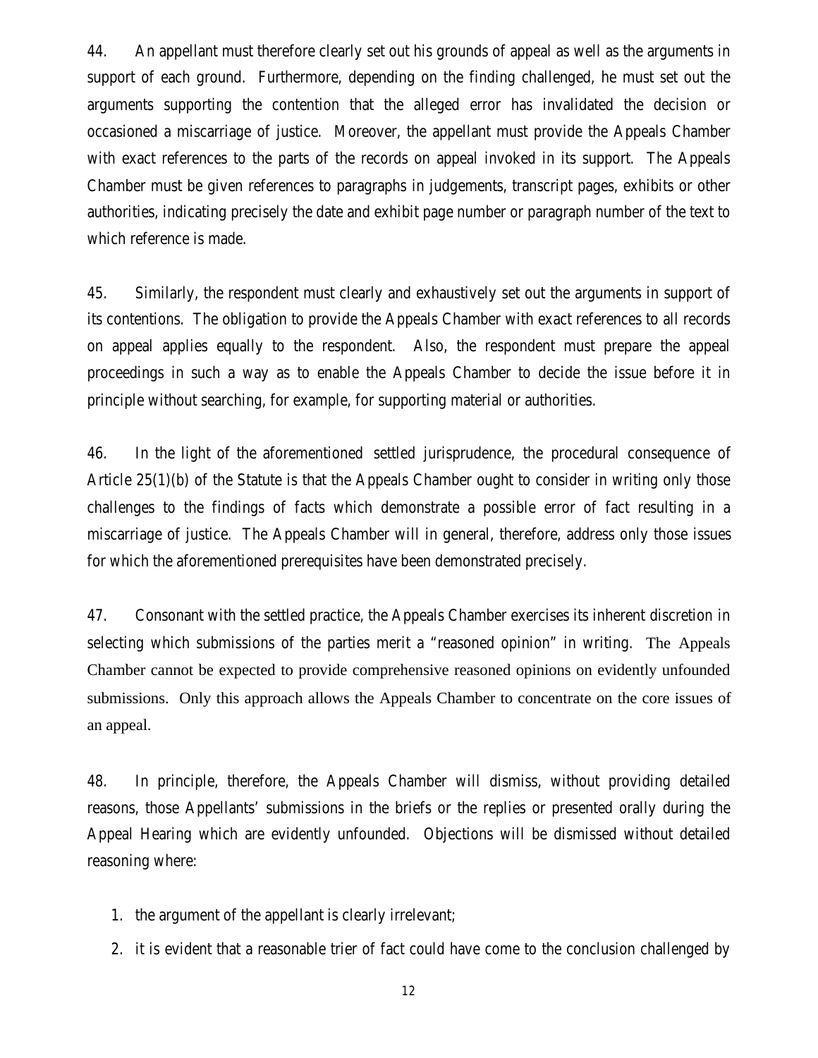44. An appellant must therefore clearly set out his grounds of appeal as well as the arguments in support of each ground. Furthermore, depending on the finding challenged, he must set out the arguments supporting the contention that the alleged error has invalidated the decision or occasioned a miscarriage of justice. Moreover, the appellant must provide the Appeals Chamber with exact references to the parts of the records on appeal invoked in its support. The Appeals Chamber must be given references to paragraphs in judgements, transcript pages, exhibits or other authorities, indicating precisely the date and exhibit page number or paragraph number of the text to which reference is made.

45. Similarly, the respondent must clearly and exhaustively set out the arguments in support of its contentions. The obligation to provide the Appeals Chamber with exact references to all records on appeal applies equally to the respondent. Also, the respondent must prepare the appeal proceedings in such a way as to enable the Appeals Chamber to decide the issue before it in principle without searching, for example, for supporting material or authorities.

46. In the light of the aforementioned settled jurisprudence, the procedural consequence of Article 25(1)(b) of the Statute is that the Appeals Chamber ought to consider in writing only those challenges to the findings of facts which demonstrate a possible error of fact resulting in a miscarriage of justice. The Appeals Chamber will in general, therefore, address only those issues for which the aforementioned prerequisites have been demonstrated precisely.

47. Consonant with the settled practice, the Appeals Chamber exercises its inherent discretion in selecting which submissions of the parties merit a "reasoned opinion" in writing. The Appeals Chamber cannot be expected to provide comprehensive reasoned opinions on evidently unfounded submissions. Only this approach allows the Appeals Chamber to concentrate on the core issues of an appeal.

48. In principle, therefore, the Appeals Chamber will dismiss, without providing detailed reasons, those Appellants' submissions in the briefs or the replies or presented orally during the Appeal Hearing which are evidently unfounded. Objections will be dismissed without detailed reasoning where:

1. the argument of the appellant is clearly irrelevant;
2. it is evident that a reasonable trier of fact could have come to the conclusion challenged by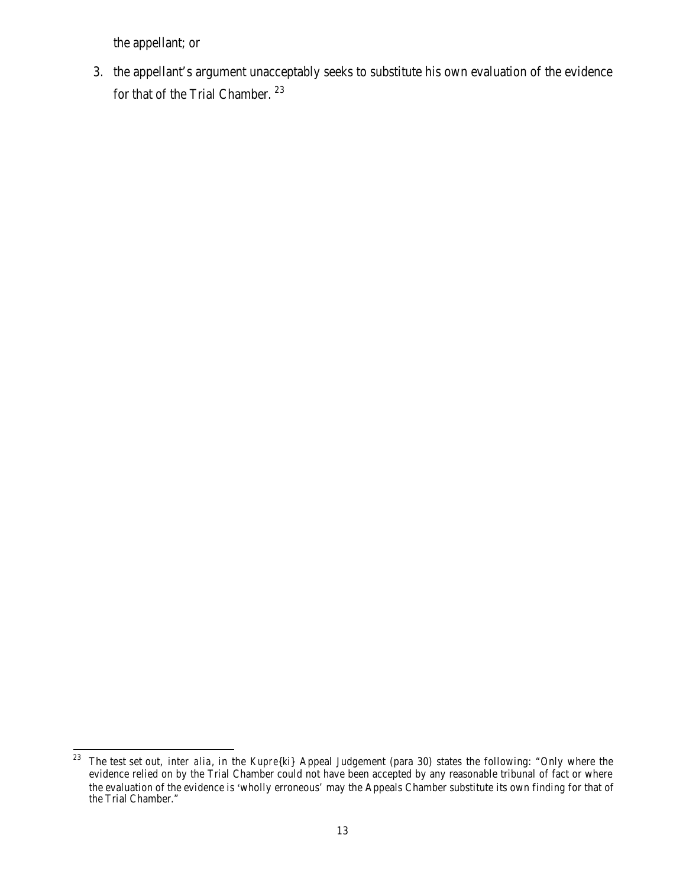the appellant; or

3. the appellant's argument unacceptably seeks to substitute his own evaluation of the evidence for that of the Trial Chamber. [23]

---

[23] The test set out, *inter alia*, in the *Kupre{ki}* Appeal Judgement (para 30) states the following: "Only where the evidence relied on by the Trial Chamber could not have been accepted by any reasonable tribunal of fact or where the evaluation of the evidence is 'wholly erroneous' may the Appeals Chamber substitute its own finding for that of the Trial Chamber."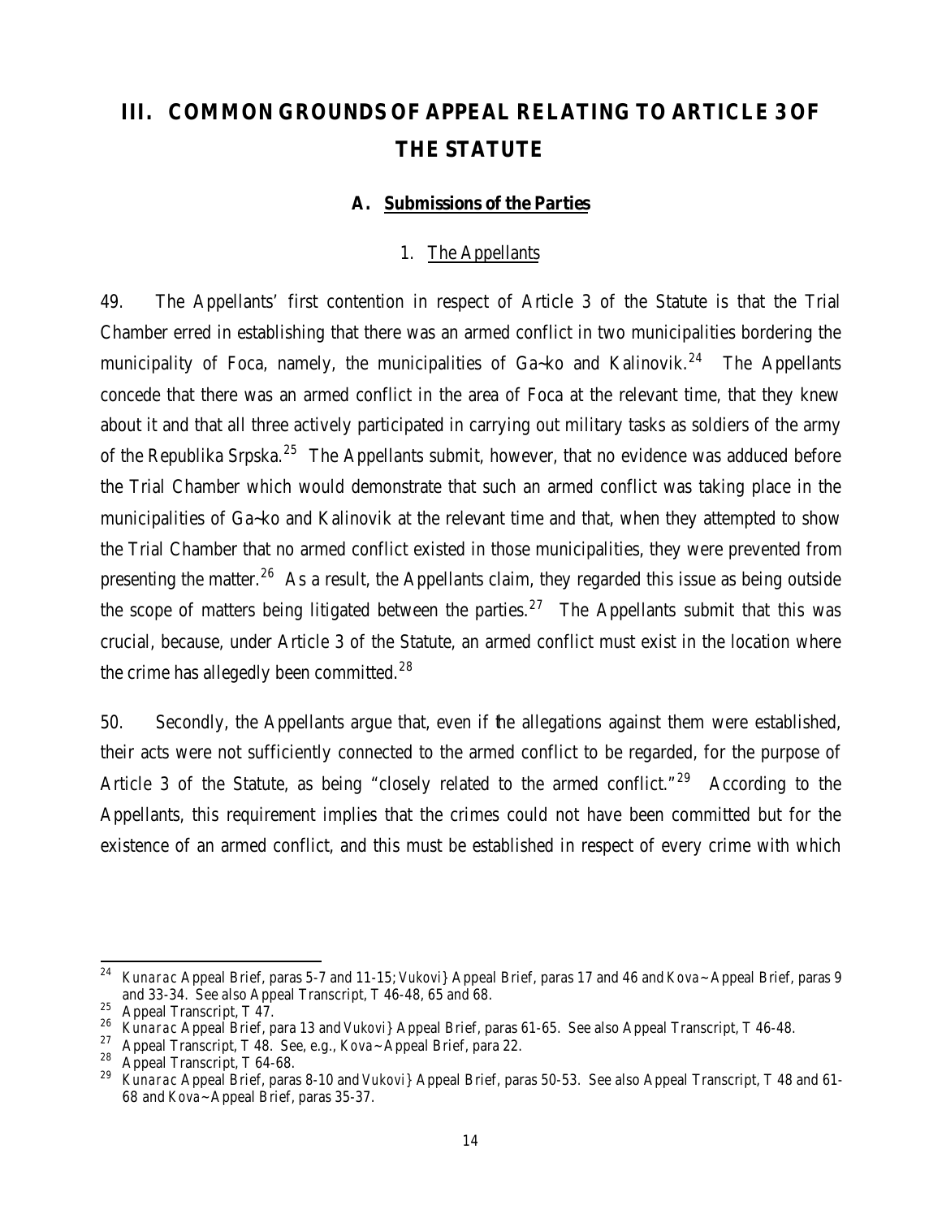# III. COMMON GROUNDS OF APPEAL RELATING TO ARTICLE 3 OF THE STATUTE

## A. Submissions of the Parties

### 1. The Appellants

49. The Appellants' first contention in respect of Article 3 of the Statute is that the Trial Chamber erred in establishing that there was an armed conflict in two municipalities bordering the municipality of Foca, namely, the municipalities of Ga~ko and Kalinovik.[24] The Appellants concede that there was an armed conflict in the area of Foca at the relevant time, that they knew about it and that all three actively participated in carrying out military tasks as soldiers of the army of the Republika Srpska.[25] The Appellants submit, however, that no evidence was adduced before the Trial Chamber which would demonstrate that such an armed conflict was taking place in the municipalities of Ga~ko and Kalinovik at the relevant time and that, when they attempted to show the Trial Chamber that no armed conflict existed in those municipalities, they were prevented from presenting the matter.[26] As a result, the Appellants claim, they regarded this issue as being outside the scope of matters being litigated between the parties.[27] The Appellants submit that this was crucial, because, under Article 3 of the Statute, an armed conflict must exist in the location where the crime has allegedly been committed.[28]

50. Secondly, the Appellants argue that, even if the allegations against them were established, their acts were not sufficiently connected to the armed conflict to be regarded, for the purpose of Article 3 of the Statute, as being "closely related to the armed conflict."[29] According to the Appellants, this requirement implies that the crimes could not have been committed but for the existence of an armed conflict, and this must be established in respect of every crime with which

---

[24] *Kunarac* Appeal Brief, paras 5-7 and 11-15; *Vukovi}* Appeal Brief, paras 17 and 46 and *Kova~* Appeal Brief, paras 9 and 33-34. See also Appeal Transcript, T 46-48, 65 and 68.

[25] Appeal Transcript, T 47.

[26] *Kunarac* Appeal Brief, para 13 and *Vukovi}* Appeal Brief, paras 61-65. See also Appeal Transcript, T 46-48.

[27] Appeal Transcript, T 48. See, e.g., *Kova~* Appeal Brief, para 22.

[28] Appeal Transcript, T 64-68.

[29] *Kunarac* Appeal Brief, paras 8-10 and *Vukovi}* Appeal Brief, paras 50-53. See also Appeal Transcript, T 48 and 61-68 and *Kova~* Appeal Brief, paras 35-37.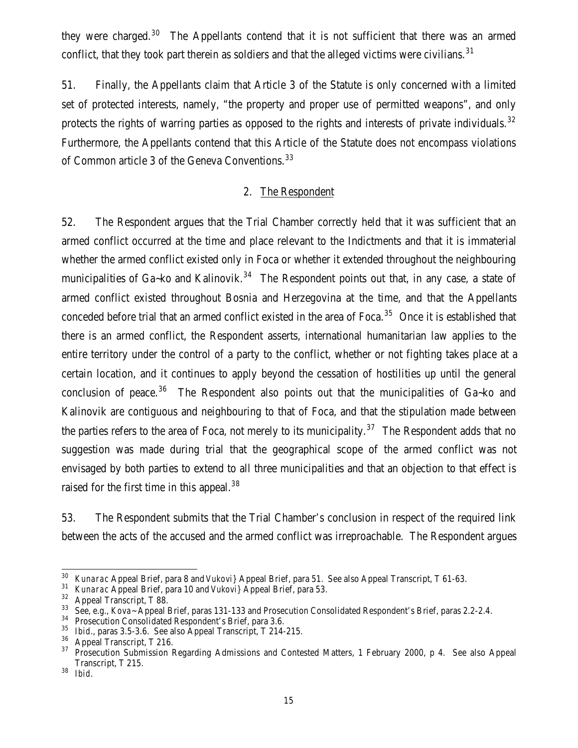they were charged.[30] The Appellants contend that it is not sufficient that there was an armed conflict, that they took part therein as soldiers and that the alleged victims were civilians.[31]

51. Finally, the Appellants claim that Article 3 of the Statute is only concerned with a limited set of protected interests, namely, "the property and proper use of permitted weapons", and only protects the rights of warring parties as opposed to the rights and interests of private individuals.[32] Furthermore, the Appellants contend that this Article of the Statute does not encompass violations of Common article 3 of the Geneva Conventions.[33]

## 2. The Respondent

52. The Respondent argues that the Trial Chamber correctly held that it was sufficient that an armed conflict occurred at the time and place relevant to the Indictments and that it is immaterial whether the armed conflict existed only in Foca or whether it extended throughout the neighbouring municipalities of Ga~ko and Kalinovik.[34] The Respondent points out that, in any case, a state of armed conflict existed throughout Bosnia and Herzegovina at the time, and that the Appellants conceded before trial that an armed conflict existed in the area of Foca.[35] Once it is established that there is an armed conflict, the Respondent asserts, international humanitarian law applies to the entire territory under the control of a party to the conflict, whether or not fighting takes place at a certain location, and it continues to apply beyond the cessation of hostilities up until the general conclusion of peace.[36] The Respondent also points out that the municipalities of Ga~ko and Kalinovik are contiguous and neighbouring to that of Foca, and that the stipulation made between the parties refers to the area of Foca, not merely to its municipality.[37] The Respondent adds that no suggestion was made during trial that the geographical scope of the armed conflict was not envisaged by both parties to extend to all three municipalities and that an objection to that effect is raised for the first time in this appeal.[38]

53. The Respondent submits that the Trial Chamber's conclusion in respect of the required link between the acts of the accused and the armed conflict was irreproachable. The Respondent argues

---

[30] *Kunarac* Appeal Brief, para 8 and *Vukovi}* Appeal Brief, para 51. See also Appeal Transcript, T 61-63.

[31] *Kunarac* Appeal Brief, para 10 and *Vukovi}* Appeal Brief, para 53.

[32] Appeal Transcript, T 88.

[33] See, e.g., *Kova~* Appeal Brief, paras 131-133 and Prosecution Consolidated Respondent's Brief, paras 2.2-2.4.

[34] Prosecution Consolidated Respondent's Brief, para 3.6.

[35] *Ibid*., paras 3.5-3.6. See also Appeal Transcript, T 214-215.

[36] Appeal Transcript, T 216.

[37] Prosecution Submission Regarding Admissions and Contested Matters, 1 February 2000, p 4. See also Appeal Transcript, T 215.

[38] *Ibid*.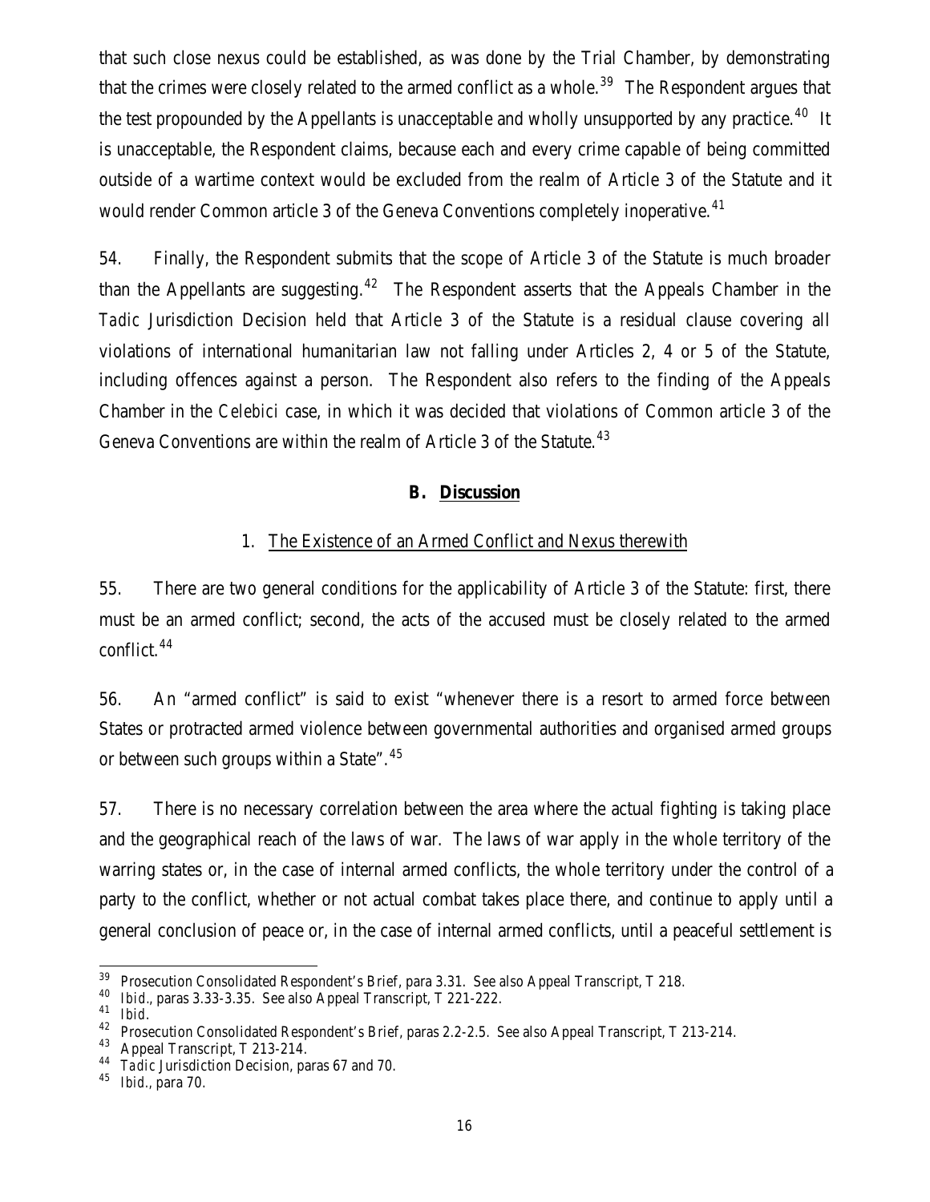that such close nexus could be established, as was done by the Trial Chamber, by demonstrating that the crimes were closely related to the armed conflict as a whole.[39] The Respondent argues that the test propounded by the Appellants is unacceptable and wholly unsupported by any practice.[40] It is unacceptable, the Respondent claims, because each and every crime capable of being committed outside of a wartime context would be excluded from the realm of Article 3 of the Statute and it would render Common article 3 of the Geneva Conventions completely inoperative.[41]

54. Finally, the Respondent submits that the scope of Article 3 of the Statute is much broader than the Appellants are suggesting.[42] The Respondent asserts that the Appeals Chamber in the *Tadic* Jurisdiction Decision held that Article 3 of the Statute is a residual clause covering all violations of international humanitarian law not falling under Articles 2, 4 or 5 of the Statute, including offences against a person. The Respondent also refers to the finding of the Appeals Chamber in the *Celebici* case, in which it was decided that violations of Common article 3 of the Geneva Conventions are within the realm of Article 3 of the Statute.[43]

## B. Discussion

### 1. The Existence of an Armed Conflict and Nexus therewith

55. There are two general conditions for the applicability of Article 3 of the Statute: first, there must be an armed conflict; second, the acts of the accused must be closely related to the armed conflict.[44]

56. An "armed conflict" is said to exist "whenever there is a resort to armed force between States or protracted armed violence between governmental authorities and organised armed groups or between such groups within a State".[45]

57. There is no necessary correlation between the area where the actual fighting is taking place and the geographical reach of the laws of war. The laws of war apply in the whole territory of the warring states or, in the case of internal armed conflicts, the whole territory under the control of a party to the conflict, whether or not actual combat takes place there, and continue to apply until a general conclusion of peace or, in the case of internal armed conflicts, until a peaceful settlement is

---

[39] Prosecution Consolidated Respondent's Brief, para 3.31. See also Appeal Transcript, T 218.

[40] *Ibid.*, paras 3.33-3.35. See also Appeal Transcript, T 221-222.

[41] *Ibid.*

[42] Prosecution Consolidated Respondent's Brief, paras 2.2-2.5. See also Appeal Transcript, T 213-214.

[43] Appeal Transcript, T 213-214.

[44] *Tadic* Jurisdiction Decision, paras 67 and 70.

[45] *Ibid.*, para 70.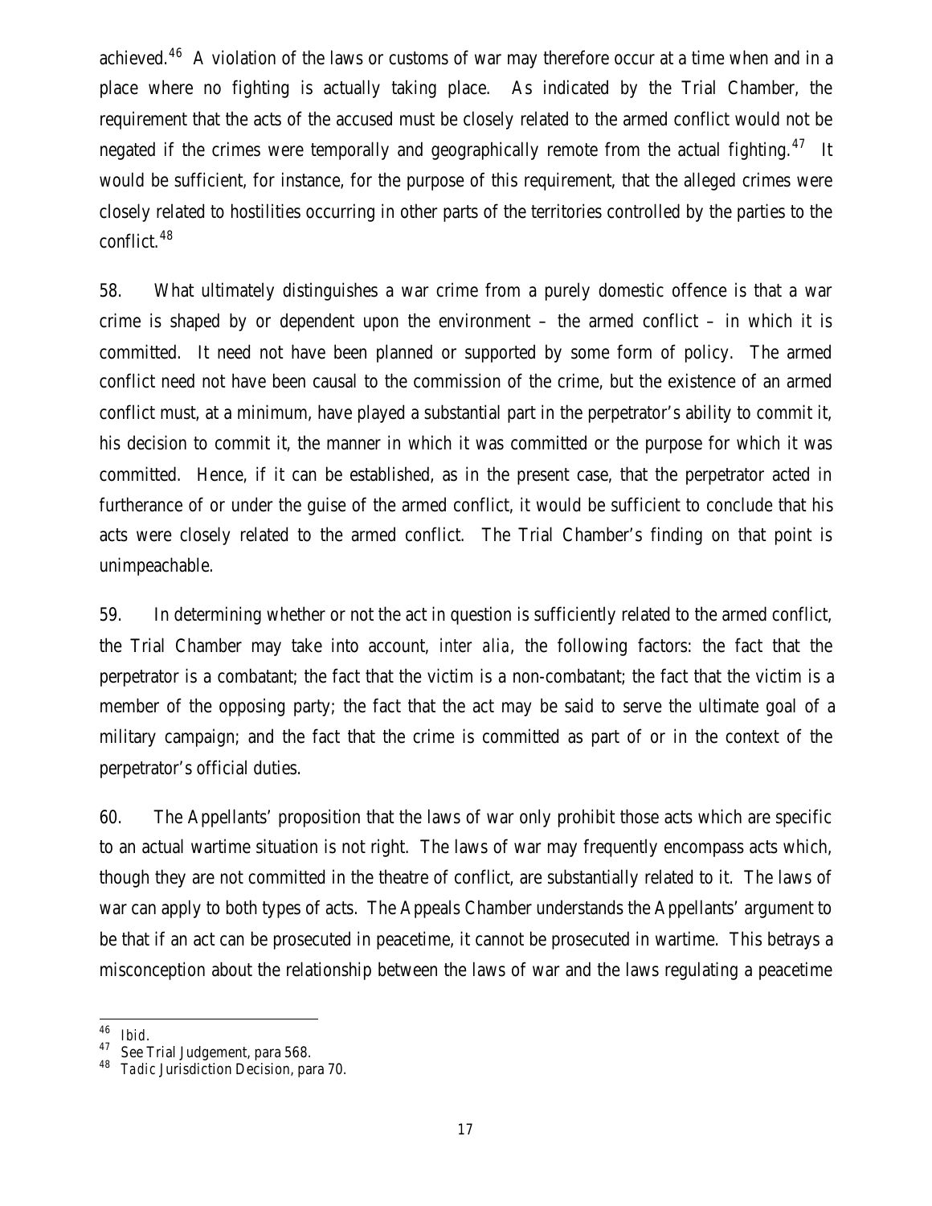achieved.[46] A violation of the laws or customs of war may therefore occur at a time when and in a place where no fighting is actually taking place. As indicated by the Trial Chamber, the requirement that the acts of the accused must be closely related to the armed conflict would not be negated if the crimes were temporally and geographically remote from the actual fighting.[47] It would be sufficient, for instance, for the purpose of this requirement, that the alleged crimes were closely related to hostilities occurring in other parts of the territories controlled by the parties to the conflict.[48]

58. What ultimately distinguishes a war crime from a purely domestic offence is that a war crime is shaped by or dependent upon the environment – the armed conflict – in which it is committed. It need not have been planned or supported by some form of policy. The armed conflict need not have been causal to the commission of the crime, but the existence of an armed conflict must, at a minimum, have played a substantial part in the perpetrator's ability to commit it, his decision to commit it, the manner in which it was committed or the purpose for which it was committed. Hence, if it can be established, as in the present case, that the perpetrator acted in furtherance of or under the guise of the armed conflict, it would be sufficient to conclude that his acts were closely related to the armed conflict. The Trial Chamber's finding on that point is unimpeachable.

59. In determining whether or not the act in question is sufficiently related to the armed conflict, the Trial Chamber may take into account, *inter alia*, the following factors: the fact that the perpetrator is a combatant; the fact that the victim is a non-combatant; the fact that the victim is a member of the opposing party; the fact that the act may be said to serve the ultimate goal of a military campaign; and the fact that the crime is committed as part of or in the context of the perpetrator's official duties.

60. The Appellants' proposition that the laws of war only prohibit those acts which are specific to an actual wartime situation is not right. The laws of war may frequently encompass acts which, though they are not committed in the theatre of conflict, are substantially related to it. The laws of war can apply to both types of acts. The Appeals Chamber understands the Appellants' argument to be that if an act can be prosecuted in peacetime, it cannot be prosecuted in wartime. This betrays a misconception about the relationship between the laws of war and the laws regulating a peacetime

---

[46] *Ibid*.

[47] See Trial Judgement, para 568.

[48] *Tadic* Jurisdiction Decision, para 70.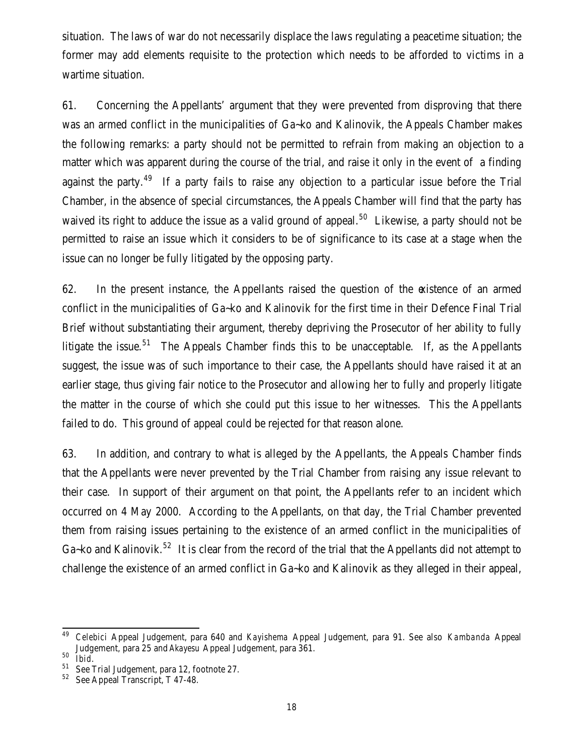situation. The laws of war do not necessarily displace the laws regulating a peacetime situation; the former may add elements requisite to the protection which needs to be afforded to victims in a wartime situation.

61. Concerning the Appellants' argument that they were prevented from disproving that there was an armed conflict in the municipalities of Ga~ko and Kalinovik, the Appeals Chamber makes the following remarks: a party should not be permitted to refrain from making an objection to a matter which was apparent during the course of the trial, and raise it only in the event of a finding against the party.[49] If a party fails to raise any objection to a particular issue before the Trial Chamber, in the absence of special circumstances, the Appeals Chamber will find that the party has waived its right to adduce the issue as a valid ground of appeal.[50] Likewise, a party should not be permitted to raise an issue which it considers to be of significance to its case at a stage when the issue can no longer be fully litigated by the opposing party.

62. In the present instance, the Appellants raised the question of the existence of an armed conflict in the municipalities of Ga~ko and Kalinovik for the first time in their Defence Final Trial Brief without substantiating their argument, thereby depriving the Prosecutor of her ability to fully litigate the issue.[51] The Appeals Chamber finds this to be unacceptable. If, as the Appellants suggest, the issue was of such importance to their case, the Appellants should have raised it at an earlier stage, thus giving fair notice to the Prosecutor and allowing her to fully and properly litigate the matter in the course of which she could put this issue to her witnesses. This the Appellants failed to do. This ground of appeal could be rejected for that reason alone.

63. In addition, and contrary to what is alleged by the Appellants, the Appeals Chamber finds that the Appellants were never prevented by the Trial Chamber from raising any issue relevant to their case. In support of their argument on that point, the Appellants refer to an incident which occurred on 4 May 2000. According to the Appellants, on that day, the Trial Chamber prevented them from raising issues pertaining to the existence of an armed conflict in the municipalities of Ga~ko and Kalinovik.[52] It is clear from the record of the trial that the Appellants did not attempt to challenge the existence of an armed conflict in Ga~ko and Kalinovik as they alleged in their appeal,

---

[49] *Celebici* Appeal Judgement, para 640 and *Kayishema* Appeal Judgement, para 91. See also *Kambanda* Appeal Judgement, para 25 and *Akayesu* Appeal Judgement, para 361.

[50] *Ibid.*

[51] See Trial Judgement, para 12, footnote 27.

[52] See Appeal Transcript, T 47-48.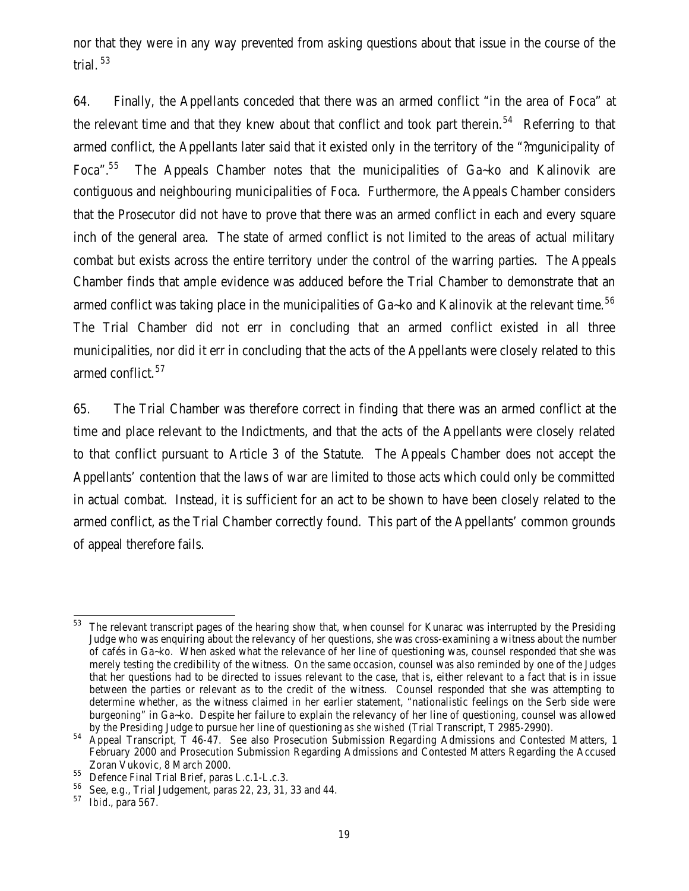nor that they were in any way prevented from asking questions about that issue in the course of the trial.[53]

64. Finally, the Appellants conceded that there was an armed conflict "in the area of Foca" at the relevant time and that they knew about that conflict and took part therein.[54] Referring to that armed conflict, the Appellants later said that it existed only in the territory of the "?mgunicipality of Foca".[55] The Appeals Chamber notes that the municipalities of Ga~ko and Kalinovik are contiguous and neighbouring municipalities of Foca. Furthermore, the Appeals Chamber considers that the Prosecutor did not have to prove that there was an armed conflict in each and every square inch of the general area. The state of armed conflict is not limited to the areas of actual military combat but exists across the entire territory under the control of the warring parties. The Appeals Chamber finds that ample evidence was adduced before the Trial Chamber to demonstrate that an armed conflict was taking place in the municipalities of Ga~ko and Kalinovik at the relevant time.[56] The Trial Chamber did not err in concluding that an armed conflict existed in all three municipalities, nor did it err in concluding that the acts of the Appellants were closely related to this armed conflict.[57]

65. The Trial Chamber was therefore correct in finding that there was an armed conflict at the time and place relevant to the Indictments, and that the acts of the Appellants were closely related to that conflict pursuant to Article 3 of the Statute. The Appeals Chamber does not accept the Appellants' contention that the laws of war are limited to those acts which could only be committed in actual combat. Instead, it is sufficient for an act to be shown to have been closely related to the armed conflict, as the Trial Chamber correctly found. This part of the Appellants' common grounds of appeal therefore fails.

---

[53] The relevant transcript pages of the hearing show that, when counsel for Kunarac was interrupted by the Presiding Judge who was enquiring about the relevancy of her questions, she was cross-examining a witness about the number of cafés in Ga~ko. When asked what the relevance of her line of questioning was, counsel responded that she was merely testing the credibility of the witness. On the same occasion, counsel was also reminded by one of the Judges that her questions had to be directed to issues relevant to the case, that is, either relevant to a fact that is in issue between the parties or relevant as to the credit of the witness. Counsel responded that she was attempting to determine whether, as the witness claimed in her earlier statement, "nationalistic feelings on the Serb side were burgeoning" in Ga~ko. Despite her failure to explain the relevancy of her line of questioning, counsel was allowed by the Presiding Judge to pursue her line of questioning *as she wished* (Trial Transcript, T 2985-2990).

[54] Appeal Transcript, T 46-47. See also Prosecution Submission Regarding Admissions and Contested Matters, 1 February 2000 and Prosecution Submission Regarding Admissions and Contested Matters Regarding the Accused Zoran Vukovic, 8 March 2000.

[55] Defence Final Trial Brief, paras L.c.1-L.c.3.

[56] See, e.g., Trial Judgement, paras 22, 23, 31, 33 and 44.

[57] *Ibid*., para 567.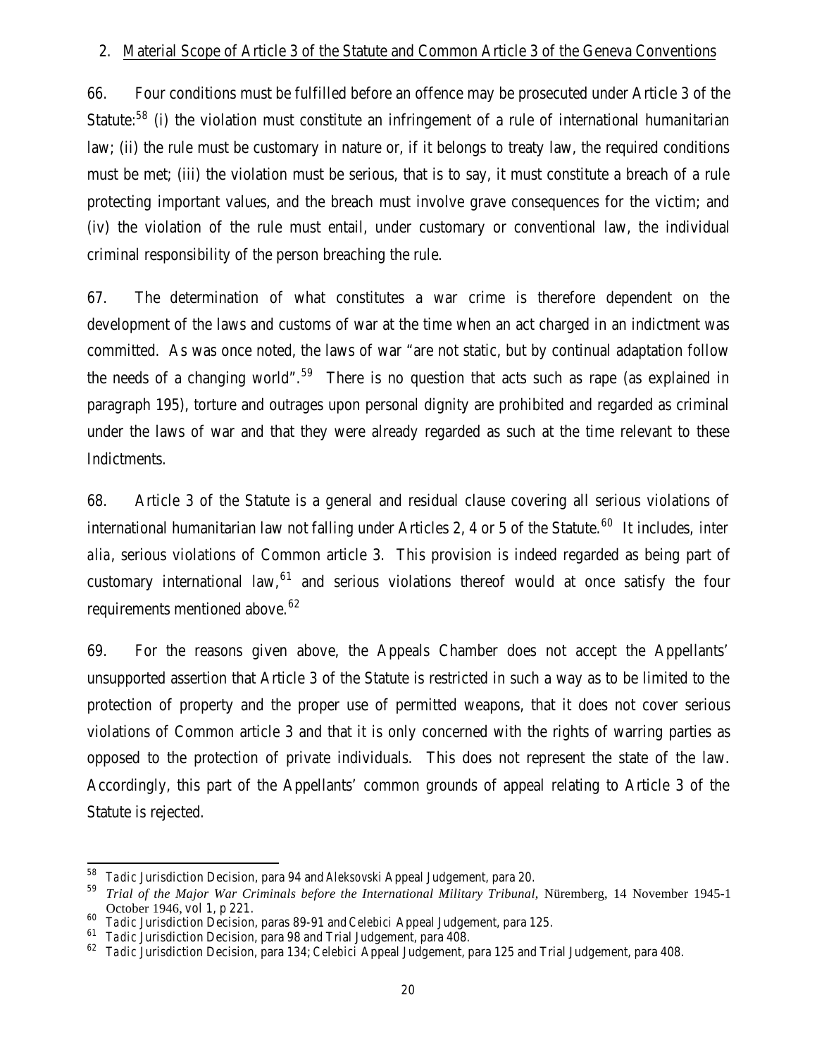2. Material Scope of Article 3 of the Statute and Common Article 3 of the Geneva Conventions

66. Four conditions must be fulfilled before an offence may be prosecuted under Article 3 of the Statute:[58] (i) the violation must constitute an infringement of a rule of international humanitarian law; (ii) the rule must be customary in nature or, if it belongs to treaty law, the required conditions must be met; (iii) the violation must be serious, that is to say, it must constitute a breach of a rule protecting important values, and the breach must involve grave consequences for the victim; and (iv) the violation of the rule must entail, under customary or conventional law, the individual criminal responsibility of the person breaching the rule.

67. The determination of what constitutes a war crime is therefore dependent on the development of the laws and customs of war at the time when an act charged in an indictment was committed. As was once noted, the laws of war "are not static, but by continual adaptation follow the needs of a changing world".[59] There is no question that acts such as rape (as explained in paragraph 195), torture and outrages upon personal dignity are prohibited and regarded as criminal under the laws of war and that they were already regarded as such at the time relevant to these Indictments.

68. Article 3 of the Statute is a general and residual clause covering all serious violations of international humanitarian law not falling under Articles 2, 4 or 5 of the Statute.[60] It includes, *inter alia*, serious violations of Common article 3. This provision is indeed regarded as being part of customary international law,[61] and serious violations thereof would at once satisfy the four requirements mentioned above.[62]

69. For the reasons given above, the Appeals Chamber does not accept the Appellants' unsupported assertion that Article 3 of the Statute is restricted in such a way as to be limited to the protection of property and the proper use of permitted weapons, that it does not cover serious violations of Common article 3 and that it is only concerned with the rights of warring parties as opposed to the protection of private individuals. This does not represent the state of the law. Accordingly, this part of the Appellants' common grounds of appeal relating to Article 3 of the Statute is rejected.

---

[58] *Tadic* Jurisdiction Decision, para 94 and *Aleksovski* Appeal Judgement, para 20.

[59] *Trial of the Major War Criminals before the International Military Tribunal*, Nüremberg, 14 November 1945-1 October 1946, vol 1, p 221.

[60] *Tadic* Jurisdiction Decision, paras 89-91 and *Celebici* Appeal Judgement, para 125.

[61] *Tadic* Jurisdiction Decision, para 98 and Trial Judgement, para 408.

[62] *Tadic* Jurisdiction Decision, para 134; *Celebici* Appeal Judgement, para 125 and Trial Judgement, para 408.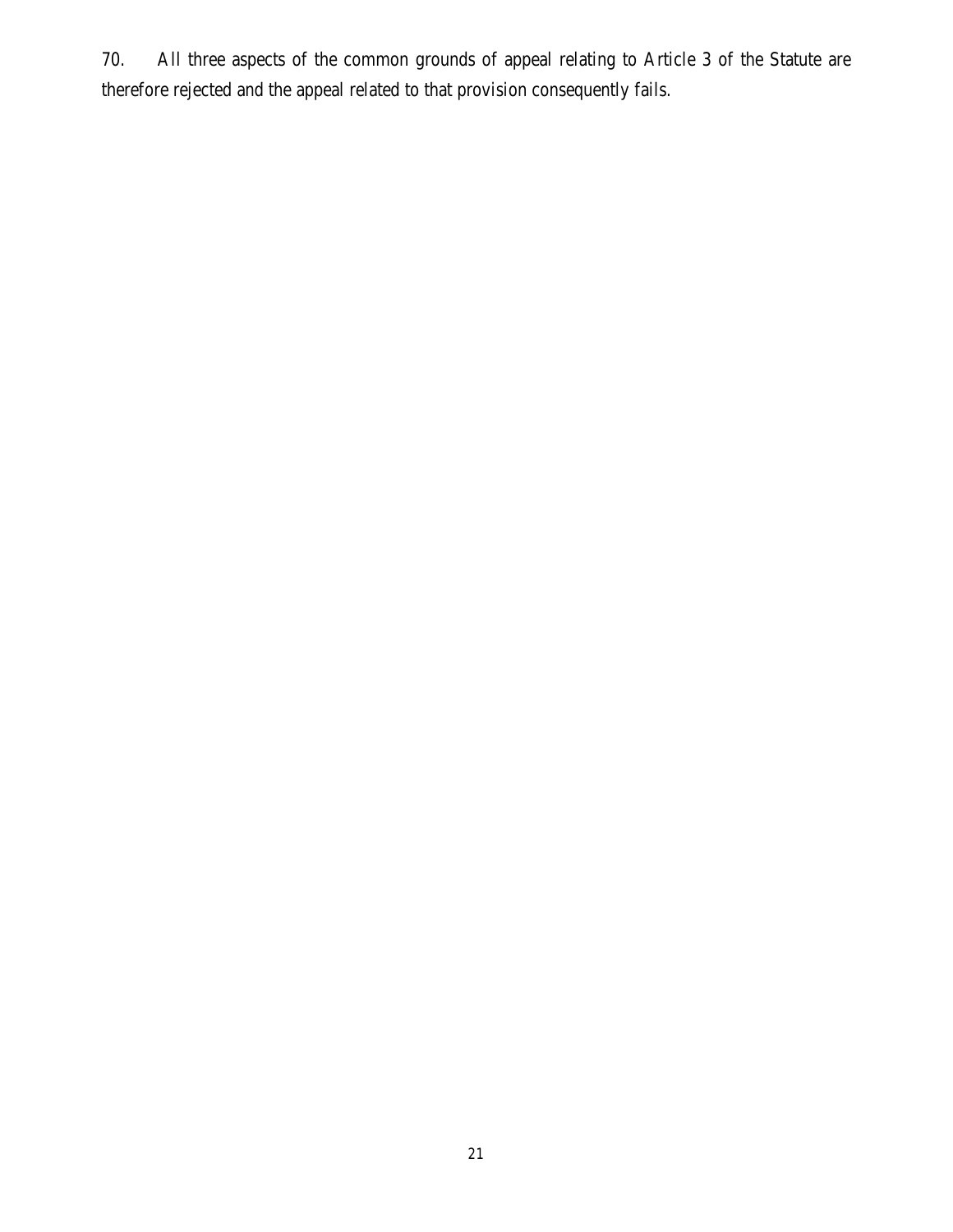70. All three aspects of the common grounds of appeal relating to Article 3 of the Statute are therefore rejected and the appeal related to that provision consequently fails.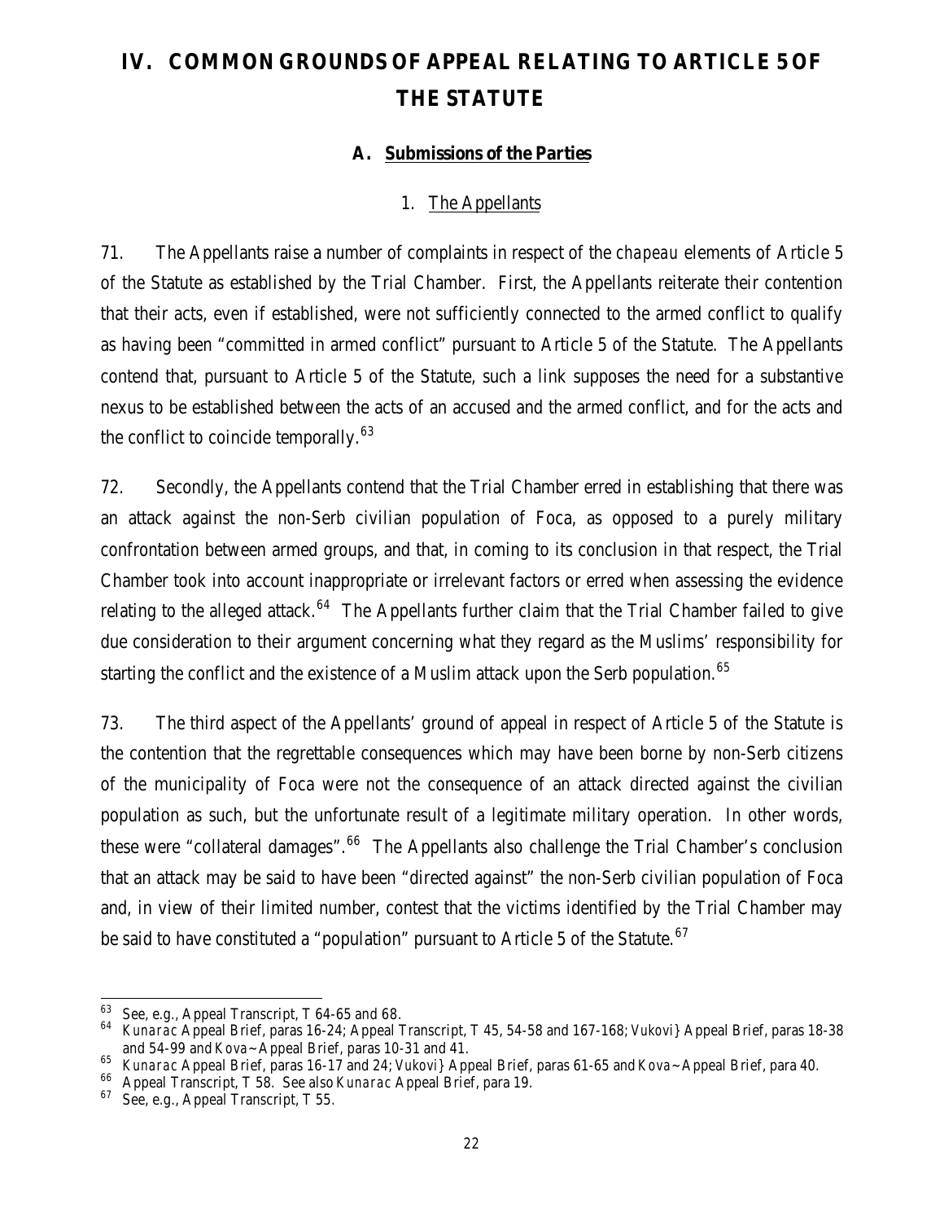# IV. COMMON GROUNDS OF APPEAL RELATING TO ARTICLE 5 OF THE STATUTE

## A. Submissions of the Parties

### 1. The Appellants

71. The Appellants raise a number of complaints in respect of the *chapeau* elements of Article 5 of the Statute as established by the Trial Chamber. First, the Appellants reiterate their contention that their acts, even if established, were not sufficiently connected to the armed conflict to qualify as having been "committed in armed conflict" pursuant to Article 5 of the Statute. The Appellants contend that, pursuant to Article 5 of the Statute, such a link supposes the need for a substantive nexus to be established between the acts of an accused and the armed conflict, and for the acts and the conflict to coincide temporally.[63]

72. Secondly, the Appellants contend that the Trial Chamber erred in establishing that there was an attack against the non-Serb civilian population of Foca, as opposed to a purely military confrontation between armed groups, and that, in coming to its conclusion in that respect, the Trial Chamber took into account inappropriate or irrelevant factors or erred when assessing the evidence relating to the alleged attack.[64] The Appellants further claim that the Trial Chamber failed to give due consideration to their argument concerning what they regard as the Muslims' responsibility for starting the conflict and the existence of a Muslim attack upon the Serb population.[65]

73. The third aspect of the Appellants' ground of appeal in respect of Article 5 of the Statute is the contention that the regrettable consequences which may have been borne by non-Serb citizens of the municipality of Foca were not the consequence of an attack directed against the civilian population as such, but the unfortunate result of a legitimate military operation. In other words, these were "collateral damages".[66] The Appellants also challenge the Trial Chamber's conclusion that an attack may be said to have been "directed against" the non-Serb civilian population of Foca and, in view of their limited number, contest that the victims identified by the Trial Chamber may be said to have constituted a "population" pursuant to Article 5 of the Statute.[67]

---

[63] See, e.g., Appeal Transcript, T 64-65 and 68.

[64] *Kunarac* Appeal Brief, paras 16-24; Appeal Transcript, T 45, 54-58 and 167-168; *Vukovi}* Appeal Brief, paras 18-38 and 54-99 and *Kova~* Appeal Brief, paras 10-31 and 41.

[65] *Kunarac* Appeal Brief, paras 16-17 and 24; *Vukovi}* Appeal Brief, paras 61-65 and *Kova~* Appeal Brief, para 40.

[66] Appeal Transcript, T 58. See also *Kunarac* Appeal Brief, para 19.

[67] See, e.g., Appeal Transcript, T 55.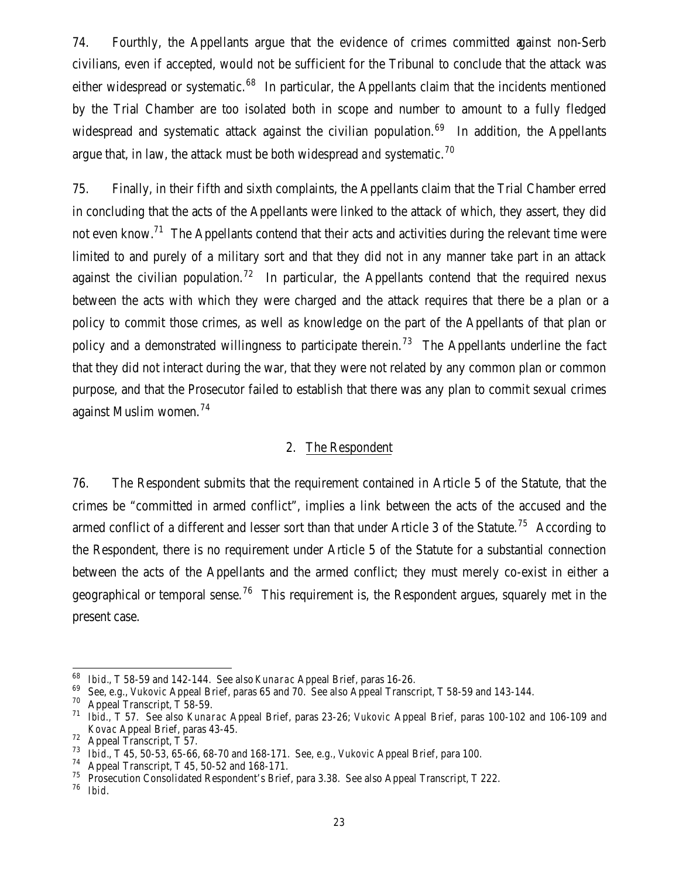74. Fourthly, the Appellants argue that the evidence of crimes committed against non-Serb civilians, even if accepted, would not be sufficient for the Tribunal to conclude that the attack was either widespread or systematic.[68] In particular, the Appellants claim that the incidents mentioned by the Trial Chamber are too isolated both in scope and number to amount to a fully fledged widespread and systematic attack against the civilian population.[69] In addition, the Appellants argue that, in law, the attack must be both widespread *and* systematic.[70]

75. Finally, in their fifth and sixth complaints, the Appellants claim that the Trial Chamber erred in concluding that the acts of the Appellants were linked to the attack of which, they assert, they did not even know.[71] The Appellants contend that their acts and activities during the relevant time were limited to and purely of a military sort and that they did not in any manner take part in an attack against the civilian population.[72] In particular, the Appellants contend that the required nexus between the acts with which they were charged and the attack requires that there be a plan or a policy to commit those crimes, as well as knowledge on the part of the Appellants of that plan or policy and a demonstrated willingness to participate therein.[73] The Appellants underline the fact that they did not interact during the war, that they were not related by any common plan or common purpose, and that the Prosecutor failed to establish that there was any plan to commit sexual crimes against Muslim women.[74]

## 2. The Respondent

76. The Respondent submits that the requirement contained in Article 5 of the Statute, that the crimes be "committed in armed conflict", implies a link between the acts of the accused and the armed conflict of a different and lesser sort than that under Article 3 of the Statute.[75] According to the Respondent, there is no requirement under Article 5 of the Statute for a substantial connection between the acts of the Appellants and the armed conflict; they must merely co-exist in either a geographical or temporal sense.[76] This requirement is, the Respondent argues, squarely met in the present case.

---

[68] *Ibid.*, T 58-59 and 142-144. See also *Kunarac* Appeal Brief, paras 16-26.

[69] See, e.g., *Vukovic* Appeal Brief, paras 65 and 70. See also Appeal Transcript, T 58-59 and 143-144.

[70] Appeal Transcript, T 58-59.

[71] *Ibid.*, T 57. See also *Kunarac* Appeal Brief, paras 23-26; *Vukovic* Appeal Brief, paras 100-102 and 106-109 and *Kovac* Appeal Brief, paras 43-45.

[72] Appeal Transcript, T 57.

[73] *Ibid.*, T 45, 50-53, 65-66, 68-70 and 168-171. See, e.g., *Vukovic* Appeal Brief, para 100.

[74] Appeal Transcript, T 45, 50-52 and 168-171.

[75] Prosecution Consolidated Respondent's Brief, para 3.38. See also Appeal Transcript, T 222.

[76] *Ibid.*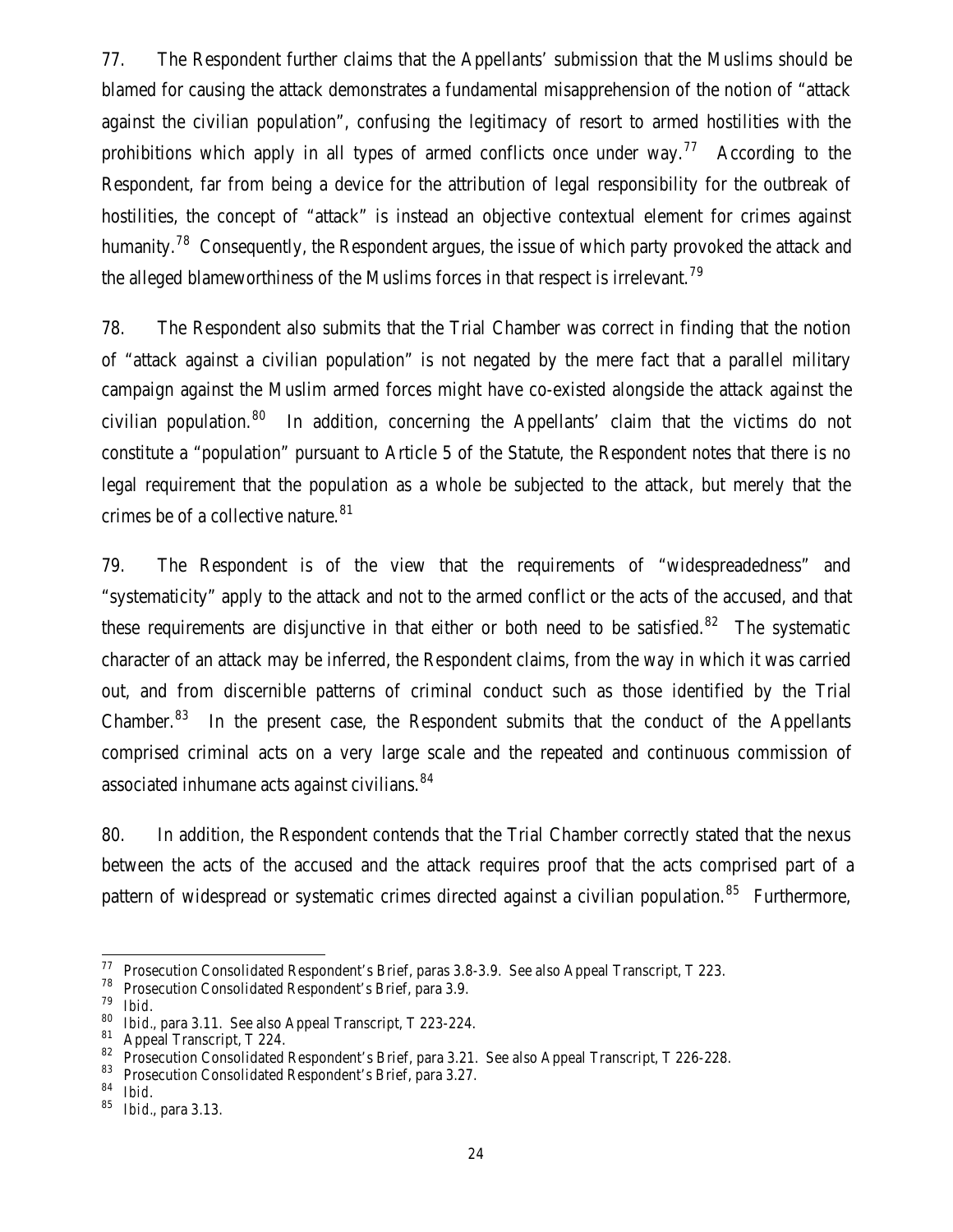77. The Respondent further claims that the Appellants' submission that the Muslims should be blamed for causing the attack demonstrates a fundamental misapprehension of the notion of "attack against the civilian population", confusing the legitimacy of resort to armed hostilities with the prohibitions which apply in all types of armed conflicts once under way.[77] According to the Respondent, far from being a device for the attribution of legal responsibility for the outbreak of hostilities, the concept of "attack" is instead an objective contextual element for crimes against humanity.[78] Consequently, the Respondent argues, the issue of which party provoked the attack and the alleged blameworthiness of the Muslims forces in that respect is irrelevant.[79]

78. The Respondent also submits that the Trial Chamber was correct in finding that the notion of "attack against a civilian population" is not negated by the mere fact that a parallel military campaign against the Muslim armed forces might have co-existed alongside the attack against the civilian population.[80] In addition, concerning the Appellants' claim that the victims do not constitute a "population" pursuant to Article 5 of the Statute, the Respondent notes that there is no legal requirement that the population as a whole be subjected to the attack, but merely that the crimes be of a collective nature.[81]

79. The Respondent is of the view that the requirements of "widespreadedness" and "systematicity" apply to the attack and not to the armed conflict or the acts of the accused, and that these requirements are disjunctive in that either or both need to be satisfied.[82] The systematic character of an attack may be inferred, the Respondent claims, from the way in which it was carried out, and from discernible patterns of criminal conduct such as those identified by the Trial Chamber.[83] In the present case, the Respondent submits that the conduct of the Appellants comprised criminal acts on a very large scale and the repeated and continuous commission of associated inhumane acts against civilians.[84]

80. In addition, the Respondent contends that the Trial Chamber correctly stated that the nexus between the acts of the accused and the attack requires proof that the acts comprised part of a pattern of widespread or systematic crimes directed against a civilian population.[85] Furthermore,

---

[77] Prosecution Consolidated Respondent's Brief, paras 3.8-3.9. See also Appeal Transcript, T 223.

[78] Prosecution Consolidated Respondent's Brief, para 3.9.

[79] *Ibid*.

[80] *Ibid*., para 3.11. See also Appeal Transcript, T 223-224.

[81] Appeal Transcript, T 224.

[82] Prosecution Consolidated Respondent's Brief, para 3.21. See also Appeal Transcript, T 226-228.

[83] Prosecution Consolidated Respondent's Brief, para 3.27.

[84] *Ibid*.

[85] *Ibid*., para 3.13.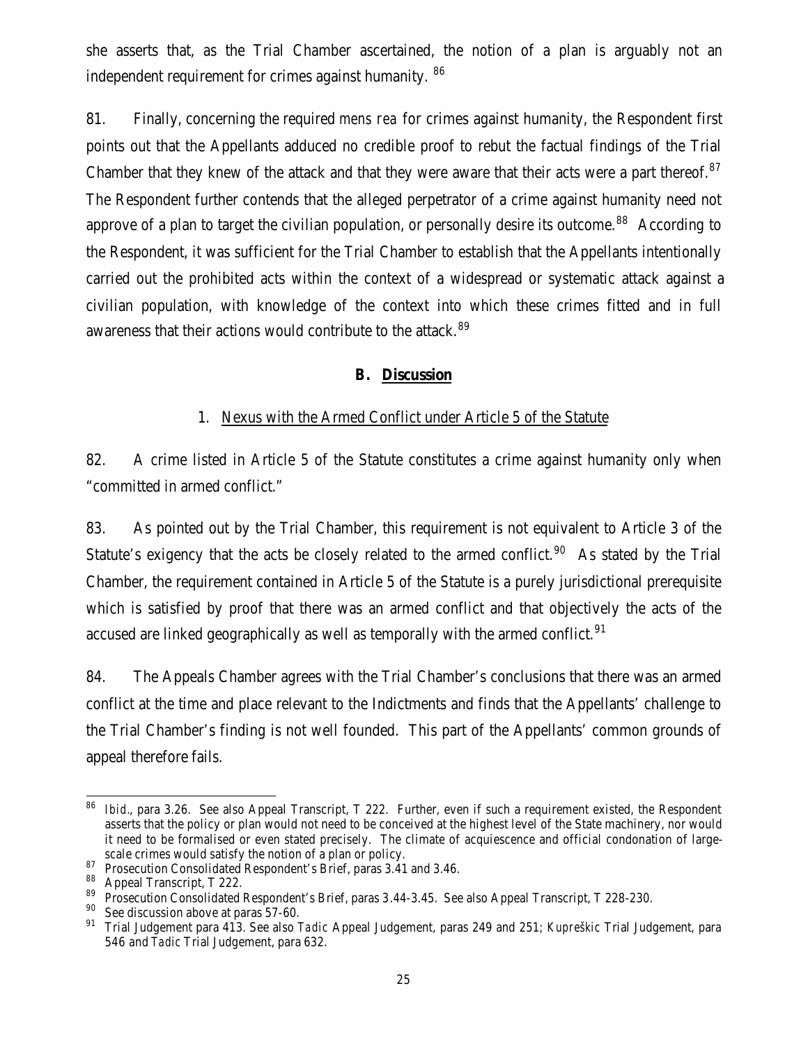she asserts that, as the Trial Chamber ascertained, the notion of a plan is arguably not an independent requirement for crimes against humanity. [86]

81. Finally, concerning the required *mens rea* for crimes against humanity, the Respondent first points out that the Appellants adduced no credible proof to rebut the factual findings of the Trial Chamber that they knew of the attack and that they were aware that their acts were a part thereof.[87] The Respondent further contends that the alleged perpetrator of a crime against humanity need not approve of a plan to target the civilian population, or personally desire its outcome.[88] According to the Respondent, it was sufficient for the Trial Chamber to establish that the Appellants intentionally carried out the prohibited acts within the context of a widespread or systematic attack against a civilian population, with knowledge of the context into which these crimes fitted and in full awareness that their actions would contribute to the attack.[89]

### B. Discussion

#### 1. Nexus with the Armed Conflict under Article 5 of the Statute

82. A crime listed in Article 5 of the Statute constitutes a crime against humanity only when "committed in armed conflict."

83. As pointed out by the Trial Chamber, this requirement is not equivalent to Article 3 of the Statute's exigency that the acts be closely related to the armed conflict.[90] As stated by the Trial Chamber, the requirement contained in Article 5 of the Statute is a purely jurisdictional prerequisite which is satisfied by proof that there was an armed conflict and that objectively the acts of the accused are linked geographically as well as temporally with the armed conflict.[91]

84. The Appeals Chamber agrees with the Trial Chamber's conclusions that there was an armed conflict at the time and place relevant to the Indictments and finds that the Appellants' challenge to the Trial Chamber's finding is not well founded. This part of the Appellants' common grounds of appeal therefore fails.

---

[86] *Ibid*., para 3.26. See also Appeal Transcript, T 222. Further, even if such a requirement existed, the Respondent asserts that the policy or plan would not need to be conceived at the highest level of the State machinery, nor would it need to be formalised or even stated precisely. The climate of acquiescence and official condonation of large-scale crimes would satisfy the notion of a plan or policy.

[87] Prosecution Consolidated Respondent's Brief, paras 3.41 and 3.46.

[88] Appeal Transcript, T 222.

[89] Prosecution Consolidated Respondent's Brief, paras 3.44-3.45. See also Appeal Transcript, T 228-230.

[90] See discussion above at paras 57-60.

[91] Trial Judgement para 413. See also *Tadic* Appeal Judgement, paras 249 and 251; *Kupreškic* Trial Judgement, para 546 and *Tadic* Trial Judgement, para 632.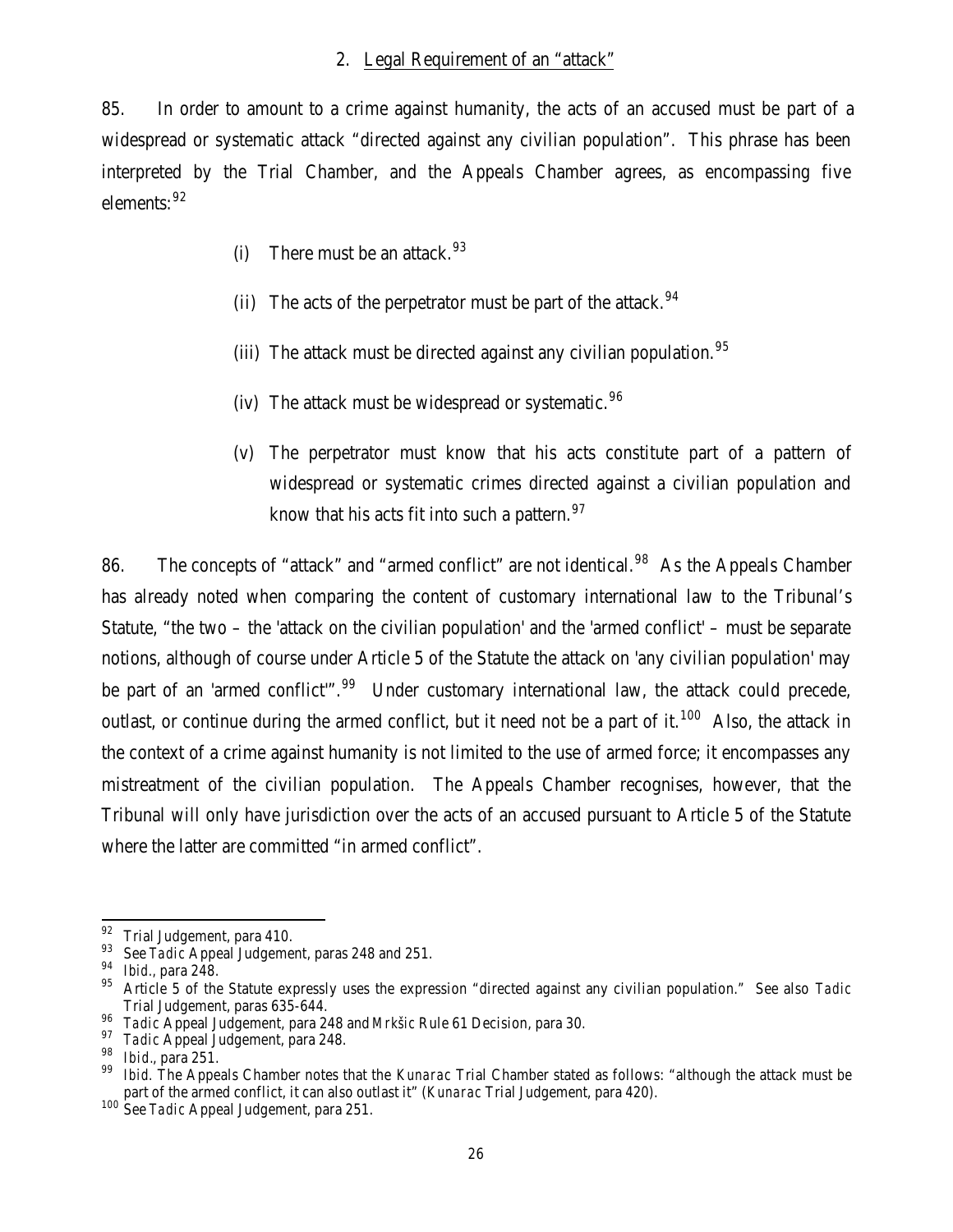## 2. Legal Requirement of an "attack"

85. In order to amount to a crime against humanity, the acts of an accused must be part of a widespread or systematic attack "directed against any civilian population". This phrase has been interpreted by the Trial Chamber, and the Appeals Chamber agrees, as encompassing five elements:[92]

(i) There must be an attack.[93]

(ii) The acts of the perpetrator must be part of the attack.[94]

(iii) The attack must be directed against any civilian population.[95]

(iv) The attack must be widespread or systematic.[96]

(v) The perpetrator must know that his acts constitute part of a pattern of widespread or systematic crimes directed against a civilian population and know that his acts fit into such a pattern.[97]

86. The concepts of "attack" and "armed conflict" are not identical.[98] As the Appeals Chamber has already noted when comparing the content of customary international law to the Tribunal's Statute, "the two – the 'attack on the civilian population' and the 'armed conflict' – must be separate notions, although of course under Article 5 of the Statute the attack on 'any civilian population' may be part of an 'armed conflict'".[99] Under customary international law, the attack could precede, outlast, or continue during the armed conflict, but it need not be a part of it.[100] Also, the attack in the context of a crime against humanity is not limited to the use of armed force; it encompasses any mistreatment of the civilian population. The Appeals Chamber recognises, however, that the Tribunal will only have jurisdiction over the acts of an accused pursuant to Article 5 of the Statute where the latter are committed "in armed conflict".

---

[92] Trial Judgement, para 410.

[93] See *Tadic* Appeal Judgement, paras 248 and 251.

[94] *Ibid.*, para 248.

[95] Article 5 of the Statute expressly uses the expression "directed against any civilian population." See also *Tadic* Trial Judgement, paras 635-644.

[96] *Tadic* Appeal Judgement, para 248 and *Mrkšic* Rule 61 Decision, para 30.

[97] *Tadic* Appeal Judgement, para 248.

[98] *Ibid.*, para 251.

[99] *Ibid.* The Appeals Chamber notes that the *Kunarac* Trial Chamber stated as follows: "although the attack must be part of the armed conflict, it can also outlast it" (*Kunarac* Trial Judgement, para 420).

[100] See *Tadic* Appeal Judgement, para 251.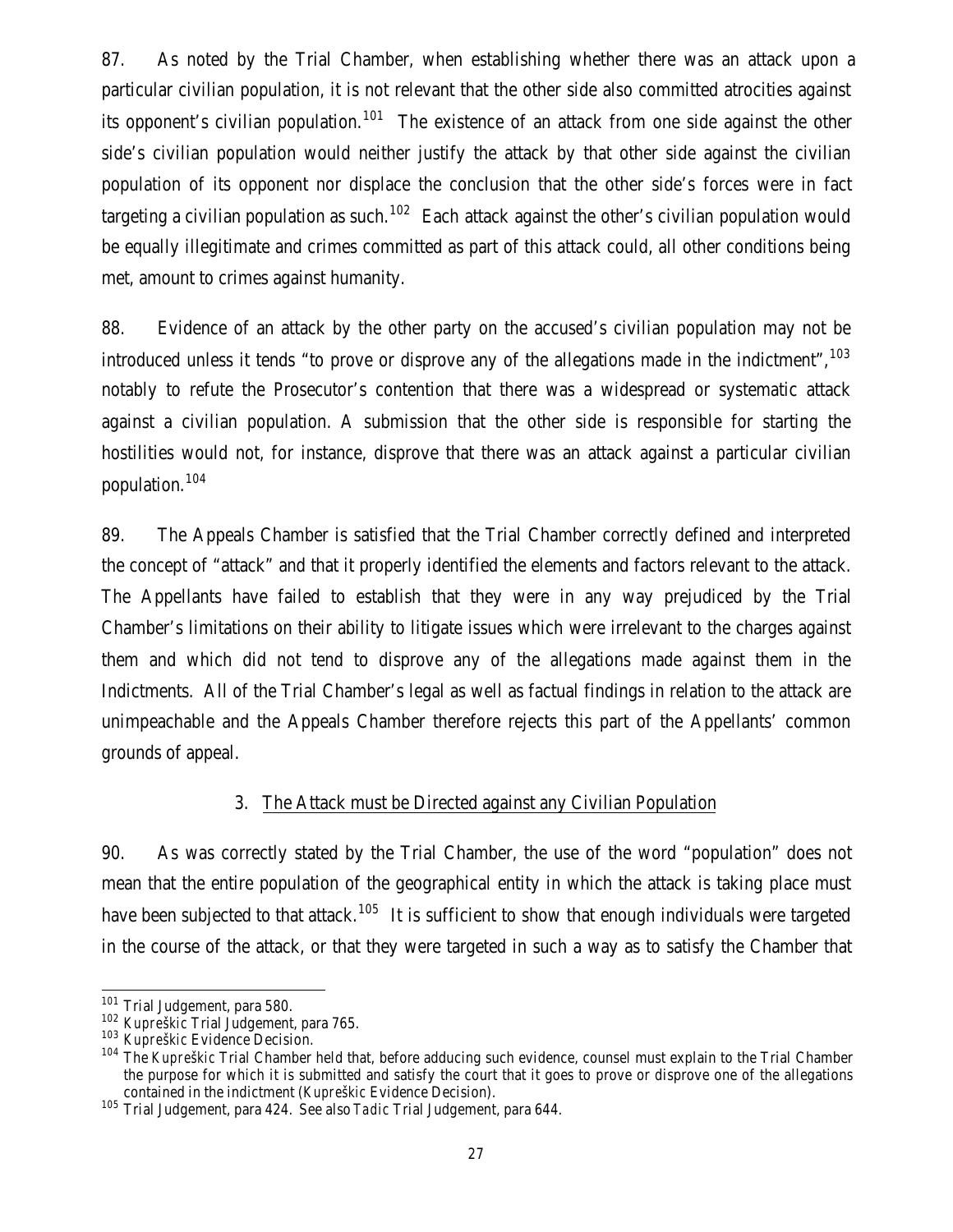87. As noted by the Trial Chamber, when establishing whether there was an attack upon a particular civilian population, it is not relevant that the other side also committed atrocities against its opponent's civilian population.[101] The existence of an attack from one side against the other side's civilian population would neither justify the attack by that other side against the civilian population of its opponent nor displace the conclusion that the other side's forces were in fact targeting a civilian population as such.[102] Each attack against the other's civilian population would be equally illegitimate and crimes committed as part of this attack could, all other conditions being met, amount to crimes against humanity.

88. Evidence of an attack by the other party on the accused's civilian population may not be introduced unless it tends "to prove or disprove any of the allegations made in the indictment",[103] notably to refute the Prosecutor's contention that there was a widespread or systematic attack against a civilian population. A submission that the other side is responsible for starting the hostilities would not, for instance, disprove that there was an attack against a particular civilian population.[104]

89. The Appeals Chamber is satisfied that the Trial Chamber correctly defined and interpreted the concept of "attack" and that it properly identified the elements and factors relevant to the attack. The Appellants have failed to establish that they were in any way prejudiced by the Trial Chamber's limitations on their ability to litigate issues which were irrelevant to the charges against them and which did not tend to disprove any of the allegations made against them in the Indictments. All of the Trial Chamber's legal as well as factual findings in relation to the attack are unimpeachable and the Appeals Chamber therefore rejects this part of the Appellants' common grounds of appeal.

### 3. The Attack must be Directed against any Civilian Population

90. As was correctly stated by the Trial Chamber, the use of the word "population" does not mean that the entire population of the geographical entity in which the attack is taking place must have been subjected to that attack.[105] It is sufficient to show that enough individuals were targeted in the course of the attack, or that they were targeted in such a way as to satisfy the Chamber that

---

[101] Trial Judgement, para 580.

[102] *Kupreškic* Trial Judgement, para 765.

[103] *Kupreškic* Evidence Decision.

[104] The *Kupreškic* Trial Chamber held that, before adducing such evidence, counsel must explain to the Trial Chamber the purpose for which it is submitted and satisfy the court that it goes to prove or disprove one of the allegations contained in the indictment (*Kupreškic* Evidence Decision).

[105] Trial Judgement, para 424. See also *Tadic* Trial Judgement, para 644.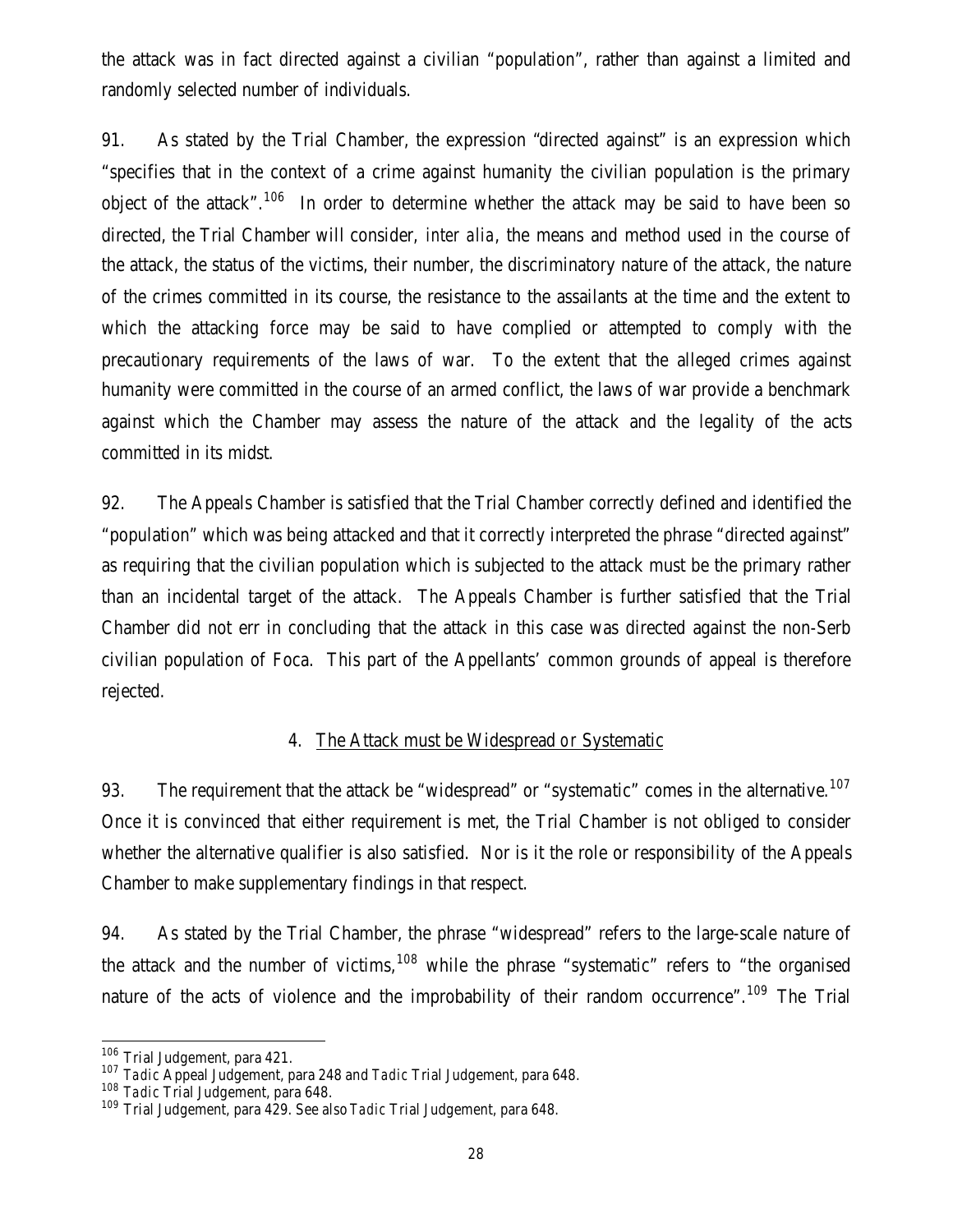the attack was in fact directed against a civilian "population", rather than against a limited and randomly selected number of individuals.

91. As stated by the Trial Chamber, the expression "directed against" is an expression which "specifies that in the context of a crime against humanity the civilian population is the primary object of the attack".[106] In order to determine whether the attack may be said to have been so directed, the Trial Chamber will consider, *inter alia*, the means and method used in the course of the attack, the status of the victims, their number, the discriminatory nature of the attack, the nature of the crimes committed in its course, the resistance to the assailants at the time and the extent to which the attacking force may be said to have complied or attempted to comply with the precautionary requirements of the laws of war. To the extent that the alleged crimes against humanity were committed in the course of an armed conflict, the laws of war provide a benchmark against which the Chamber may assess the nature of the attack and the legality of the acts committed in its midst.

92. The Appeals Chamber is satisfied that the Trial Chamber correctly defined and identified the "population" which was being attacked and that it correctly interpreted the phrase "directed against" as requiring that the civilian population which is subjected to the attack must be the primary rather than an incidental target of the attack. The Appeals Chamber is further satisfied that the Trial Chamber did not err in concluding that the attack in this case was directed against the non-Serb civilian population of Foca. This part of the Appellants' common grounds of appeal is therefore rejected.

### 4. The Attack must be Widespread *or* Systematic

93. The requirement that the attack be "widespread" or "systematic" comes in the alternative.[107] Once it is convinced that either requirement is met, the Trial Chamber is not obliged to consider whether the alternative qualifier is also satisfied. Nor is it the role or responsibility of the Appeals Chamber to make supplementary findings in that respect.

94. As stated by the Trial Chamber, the phrase "widespread" refers to the large-scale nature of the attack and the number of victims,[108] while the phrase "systematic" refers to "the organised nature of the acts of violence and the improbability of their random occurrence".[109] The Trial

---

[106] Trial Judgement, para 421.

[107] *Tadic* Appeal Judgement, para 248 and *Tadic* Trial Judgement, para 648.

[108] *Tadic* Trial Judgement, para 648.

[109] Trial Judgement, para 429. See also *Tadic* Trial Judgement, para 648.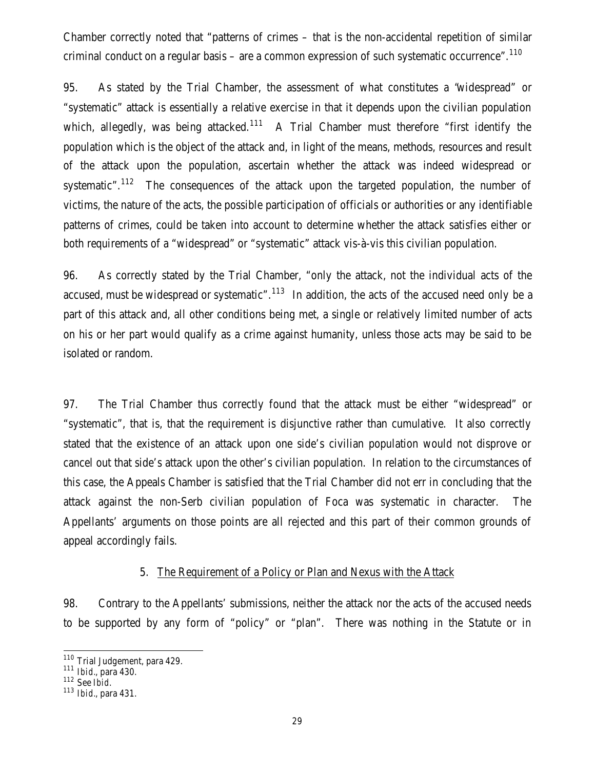Chamber correctly noted that "patterns of crimes – that is the non-accidental repetition of similar criminal conduct on a regular basis – are a common expression of such systematic occurrence".[110]

95. As stated by the Trial Chamber, the assessment of what constitutes a "widespread" or "systematic" attack is essentially a relative exercise in that it depends upon the civilian population which, allegedly, was being attacked.[111] A Trial Chamber must therefore "first identify the population which is the object of the attack and, in light of the means, methods, resources and result of the attack upon the population, ascertain whether the attack was indeed widespread or systematic".[112] The consequences of the attack upon the targeted population, the number of victims, the nature of the acts, the possible participation of officials or authorities or any identifiable patterns of crimes, could be taken into account to determine whether the attack satisfies either or both requirements of a "widespread" or "systematic" attack vis-à-vis this civilian population.

96. As correctly stated by the Trial Chamber, "only the attack, not the individual acts of the accused, must be widespread or systematic".[113] In addition, the acts of the accused need only be a part of this attack and, all other conditions being met, a single or relatively limited number of acts on his or her part would qualify as a crime against humanity, unless those acts may be said to be isolated or random.

97. The Trial Chamber thus correctly found that the attack must be either "widespread" or "systematic", that is, that the requirement is disjunctive rather than cumulative. It also correctly stated that the existence of an attack upon one side's civilian population would not disprove or cancel out that side's attack upon the other's civilian population. In relation to the circumstances of this case, the Appeals Chamber is satisfied that the Trial Chamber did not err in concluding that the attack against the non-Serb civilian population of Foca was systematic in character. The Appellants' arguments on those points are all rejected and this part of their common grounds of appeal accordingly fails.

### 5. The Requirement of a Policy or Plan and Nexus with the Attack

98. Contrary to the Appellants' submissions, neither the attack nor the acts of the accused needs to be supported by any form of "policy" or "plan". There was nothing in the Statute or in

---

[110] Trial Judgement, para 429.

[111] *Ibid.*, para 430.

[112] See *Ibid.*

[113] *Ibid.*, para 431.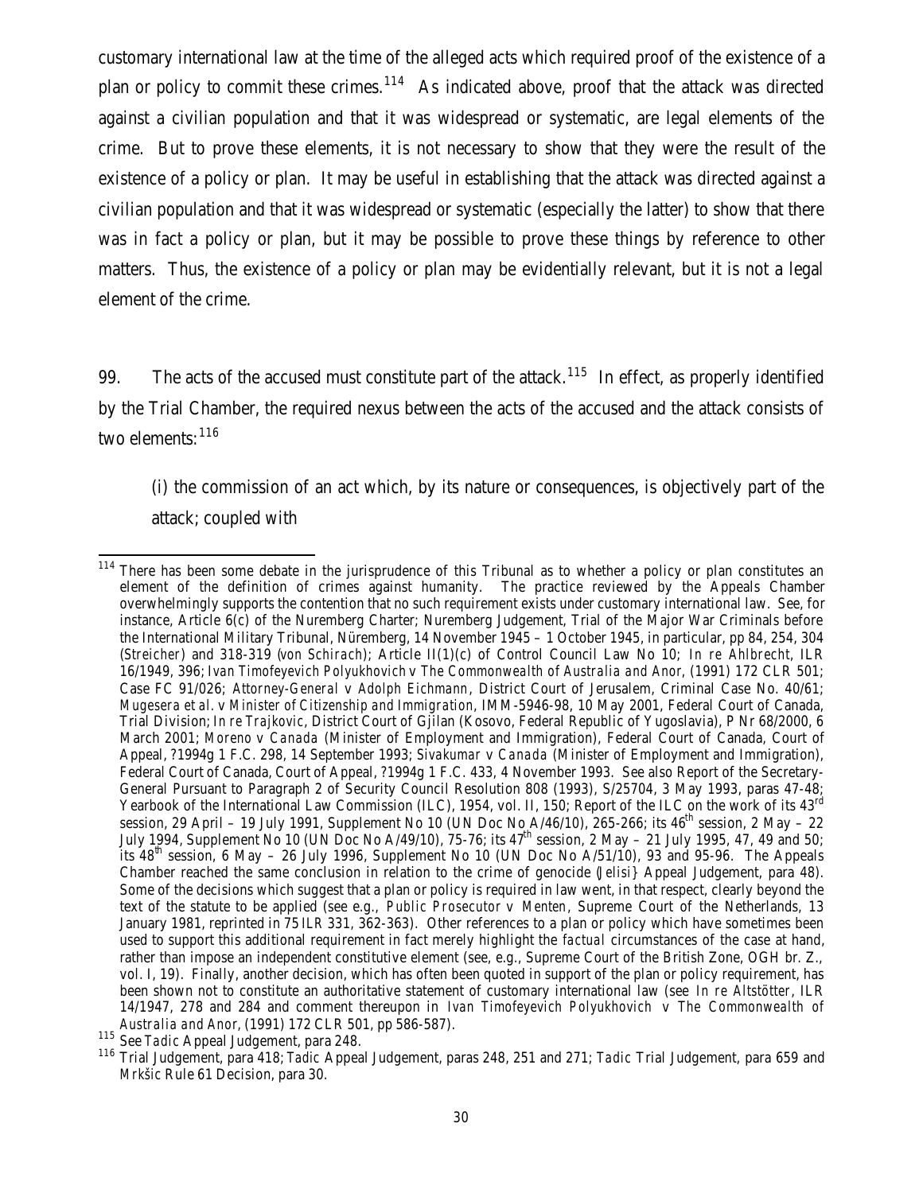customary international law at the time of the alleged acts which required proof of the existence of a plan or policy to commit these crimes.[114] As indicated above, proof that the attack was directed against a civilian population and that it was widespread or systematic, are legal elements of the crime. But to prove these elements, it is not necessary to show that they were the result of the existence of a policy or plan. It may be useful in establishing that the attack was directed against a civilian population and that it was widespread or systematic (especially the latter) to show that there was in fact a policy or plan, but it may be possible to prove these things by reference to other matters. Thus, the existence of a policy or plan may be evidentially relevant, but it is not a legal element of the crime.

99. The acts of the accused must constitute part of the attack.[115] In effect, as properly identified by the Trial Chamber, the required nexus between the acts of the accused and the attack consists of two elements:[116]

> (i) the commission of an act which, by its nature or consequences, is objectively part of the attack; coupled with

---

[114] There has been some debate in the jurisprudence of this Tribunal as to whether a policy or plan constitutes an element of the definition of crimes against humanity. The practice reviewed by the Appeals Chamber overwhelmingly supports the contention that no such requirement exists under customary international law. See, for instance, Article 6(c) of the Nuremberg Charter; Nuremberg Judgement, Trial of the Major War Criminals before the International Military Tribunal, Nüremberg, 14 November 1945 – 1 October 1945, in particular, pp 84, 254, 304 (*Streicher*) and 318-319 (*von Schirach*); Article II(1)(c) of Control Council Law No 10; *In re Ahlbrecht*, ILR 16/1949, 396; *Ivan Timofeyevich Polyukhovich v The Commonwealth of Australia and Anor*, (1991) 172 CLR 501; Case FC 91/026; *Attorney-General v Adolph Eichmann*, District Court of Jerusalem, Criminal Case No. 40/61; *Mugesera et al. v Minister of Citizenship and Immigration*, IMM-5946-98, 10 May 2001, Federal Court of Canada, Trial Division; *In re Trajkovic*, District Court of Gjilan (Kosovo, Federal Republic of Yugoslavia), P Nr 68/2000, 6 March 2001; *Moreno v Canada* (Minister of Employment and Immigration), Federal Court of Canada, Court of Appeal, ?1994g 1 F.C. 298, 14 September 1993; *Sivakumar v Canada* (Minister of Employment and Immigration), Federal Court of Canada, Court of Appeal, ?1994g 1 F.C. 433, 4 November 1993. See also Report of the Secretary-General Pursuant to Paragraph 2 of Security Council Resolution 808 (1993), S/25704, 3 May 1993, paras 47-48; Yearbook of the International Law Commission (ILC), 1954, vol. II, 150; Report of the ILC on the work of its 43rd session, 29 April – 19 July 1991, Supplement No 10 (UN Doc No A/46/10), 265-266; its 46th session, 2 May – 22 July 1994, Supplement No 10 (UN Doc No A/49/10), 75-76; its 47th session, 2 May – 21 July 1995, 47, 49 and 50; its 48th session, 6 May – 26 July 1996, Supplement No 10 (UN Doc No A/51/10), 93 and 95-96. The Appeals Chamber reached the same conclusion in relation to the crime of genocide (*Jelisi}* Appeal Judgement, para 48). Some of the decisions which suggest that a plan or policy is required in law went, in that respect, clearly beyond the text of the statute to be applied (see e.g., *Public Prosecutor v Menten*, Supreme Court of the Netherlands, 13 January 1981, reprinted in 75 *ILR* 331, 362-363). Other references to a plan or policy which have sometimes been used to support this additional requirement in fact merely highlight the *factual* circumstances of the case at hand, rather than impose an independent constitutive element (see, e.g., Supreme Court of the British Zone, OGH br. Z., vol. I, 19). Finally, another decision, which has often been quoted in support of the plan or policy requirement, has been shown not to constitute an authoritative statement of customary international law (see *In re Altstötter*, ILR 14/1947, 278 and 284 and comment thereupon in *Ivan Timofeyevich Polyukhovich v The Commonwealth of Australia and Anor*, (1991) 172 CLR 501, pp 586-587).

[115] See *Tadic* Appeal Judgement, para 248.

[116] Trial Judgement, para 418; *Tadic* Appeal Judgement, paras 248, 251 and 271; *Tadic* Trial Judgement, para 659 and *Mrkšic* Rule 61 Decision, para 30.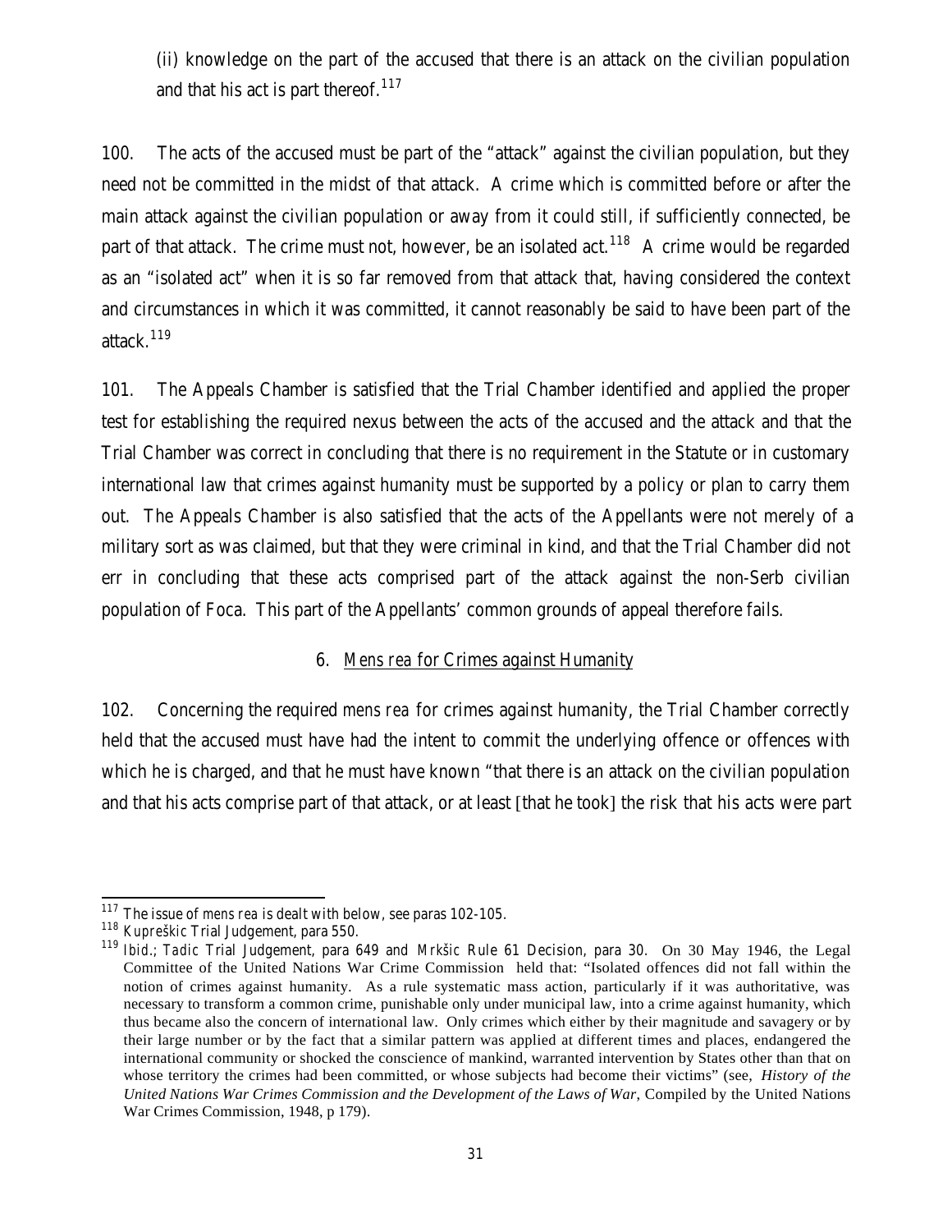(ii) knowledge on the part of the accused that there is an attack on the civilian population and that his act is part thereof.[117]

100. The acts of the accused must be part of the "attack" against the civilian population, but they need not be committed in the midst of that attack. A crime which is committed before or after the main attack against the civilian population or away from it could still, if sufficiently connected, be part of that attack. The crime must not, however, be an isolated act.[118] A crime would be regarded as an "isolated act" when it is so far removed from that attack that, having considered the context and circumstances in which it was committed, it cannot reasonably be said to have been part of the attack.[119]

101. The Appeals Chamber is satisfied that the Trial Chamber identified and applied the proper test for establishing the required nexus between the acts of the accused and the attack and that the Trial Chamber was correct in concluding that there is no requirement in the Statute or in customary international law that crimes against humanity must be supported by a policy or plan to carry them out. The Appeals Chamber is also satisfied that the acts of the Appellants were not merely of a military sort as was claimed, but that they were criminal in kind, and that the Trial Chamber did not err in concluding that these acts comprised part of the attack against the non-Serb civilian population of Foca. This part of the Appellants' common grounds of appeal therefore fails.

### 6. *Mens rea* for Crimes against Humanity

102. Concerning the required *mens rea* for crimes against humanity, the Trial Chamber correctly held that the accused must have had the intent to commit the underlying offence or offences with which he is charged, and that he must have known "that there is an attack on the civilian population and that his acts comprise part of that attack, or at least [that he took] the risk that his acts were part

---

[117] The issue of *mens rea* is dealt with below, see paras 102-105.

[118] *Kupreškic* Trial Judgement, para 550.

[119] *Ibid.*; *Tadic* Trial Judgement, para 649 and *Mrkšic* Rule 61 Decision, para 30. On 30 May 1946, the Legal Committee of the United Nations War Crime Commission held that: "Isolated offences did not fall within the notion of crimes against humanity. As a rule systematic mass action, particularly if it was authoritative, was necessary to transform a common crime, punishable only under municipal law, into a crime against humanity, which thus became also the concern of international law. Only crimes which either by their magnitude and savagery or by their large number or by the fact that a similar pattern was applied at different times and places, endangered the international community or shocked the conscience of mankind, warranted intervention by States other than that on whose territory the crimes had been committed, or whose subjects had become their victims" (see, *History of the United Nations War Crimes Commission and the Development of the Laws of War*, Compiled by the United Nations War Crimes Commission, 1948, p 179).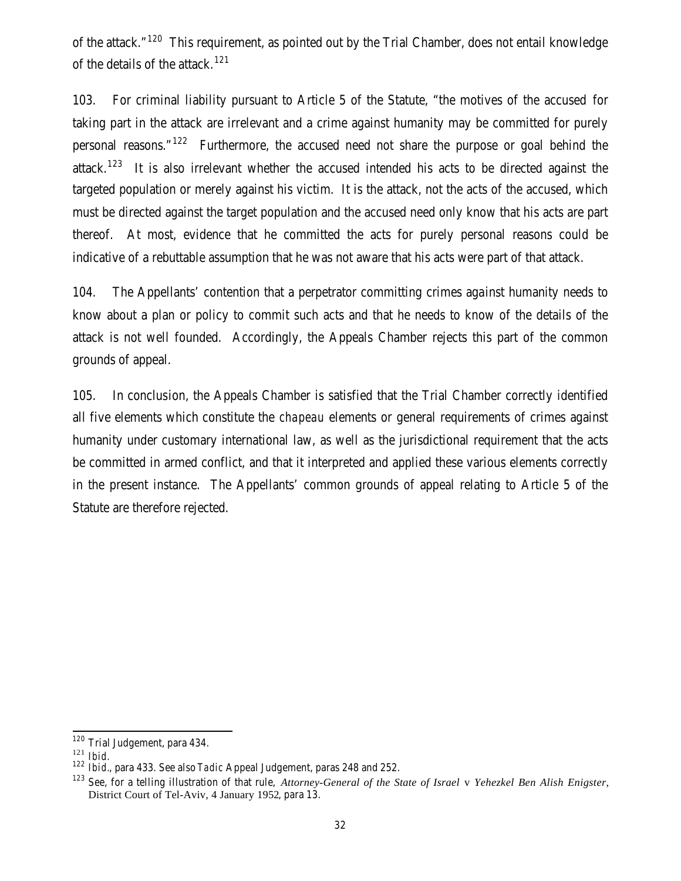of the attack."[120] This requirement, as pointed out by the Trial Chamber, does not entail knowledge of the details of the attack.[121]

103. For criminal liability pursuant to Article 5 of the Statute, "the motives of the accused for taking part in the attack are irrelevant and a crime against humanity may be committed for purely personal reasons."[122] Furthermore, the accused need not share the purpose or goal behind the attack.[123] It is also irrelevant whether the accused intended his acts to be directed against the targeted population or merely against his victim. It is the attack, not the acts of the accused, which must be directed against the target population and the accused need only know that his acts are part thereof. At most, evidence that he committed the acts for purely personal reasons could be indicative of a rebuttable assumption that he was not aware that his acts were part of that attack.

104. The Appellants' contention that a perpetrator committing crimes against humanity needs to know about a plan or policy to commit such acts and that he needs to know of the details of the attack is not well founded. Accordingly, the Appeals Chamber rejects this part of the common grounds of appeal.

105. In conclusion, the Appeals Chamber is satisfied that the Trial Chamber correctly identified all five elements which constitute the *chapeau* elements or general requirements of crimes against humanity under customary international law, as well as the jurisdictional requirement that the acts be committed in armed conflict, and that it interpreted and applied these various elements correctly in the present instance. The Appellants' common grounds of appeal relating to Article 5 of the Statute are therefore rejected.

---

[120] Trial Judgement, para 434.

[121] *Ibid.*

[122] *Ibid.*, para 433. See also *Tadic* Appeal Judgement, paras 248 and 252.

[123] See, for a telling illustration of that rule, *Attorney-General of the State of Israel* v *Yehezkel Ben Alish Enigster*, District Court of Tel-Aviv, 4 January 1952, para 13.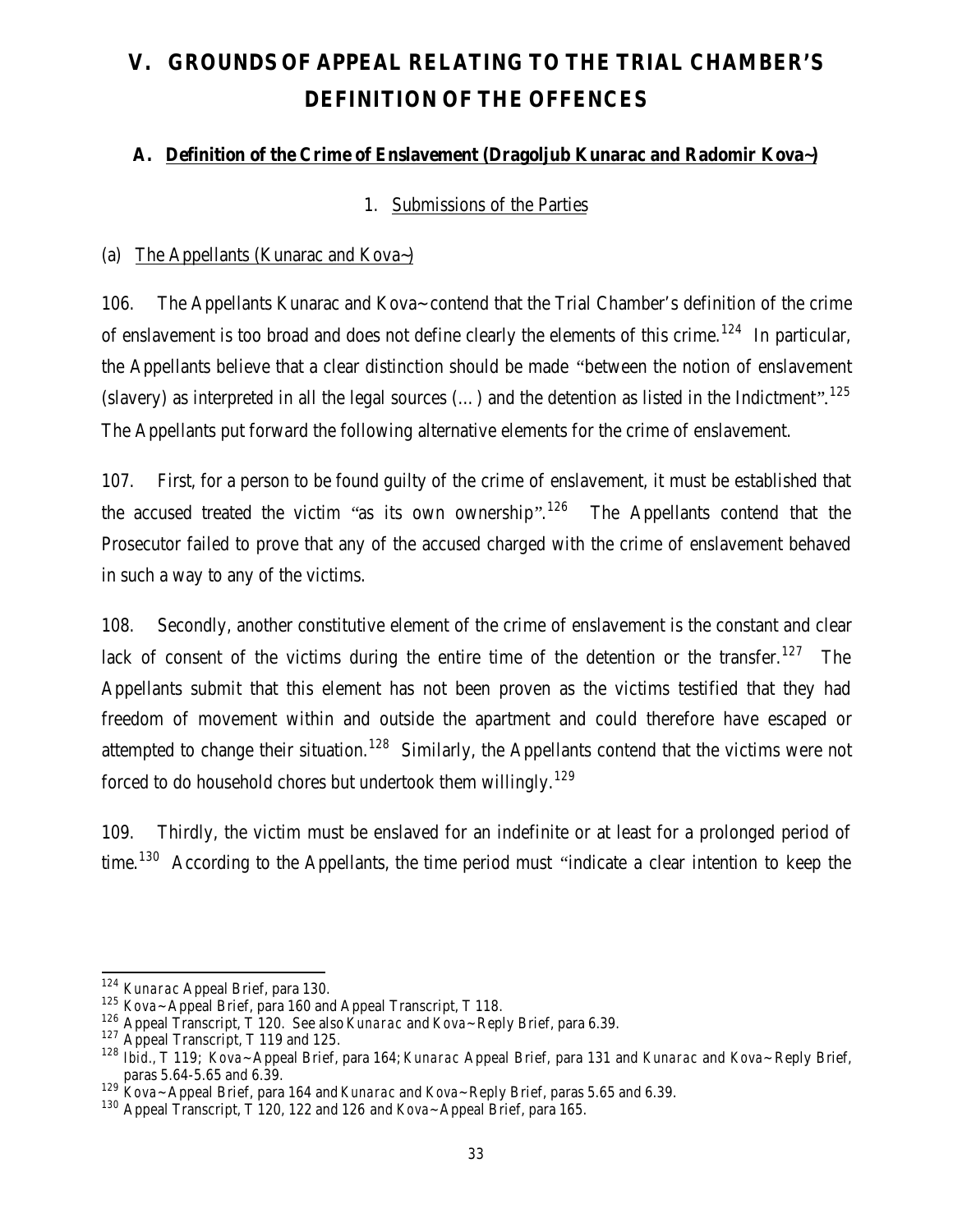# V. GROUNDS OF APPEAL RELATING TO THE TRIAL CHAMBER'S DEFINITION OF THE OFFENCES

## A. Definition of the Crime of Enslavement (Dragoljub Kunarac and Radomir Kova~)

### 1. Submissions of the Parties

#### (a) The Appellants (Kunarac and Kova~)

106. The Appellants Kunarac and Kova~ contend that the Trial Chamber's definition of the crime of enslavement is too broad and does not define clearly the elements of this crime.[124] In particular, the Appellants believe that a clear distinction should be made "between the notion of enslavement (slavery) as interpreted in all the legal sources (…) and the detention as listed in the Indictment".[125] The Appellants put forward the following alternative elements for the crime of enslavement.

107. First, for a person to be found guilty of the crime of enslavement, it must be established that the accused treated the victim "as its own ownership".[126] The Appellants contend that the Prosecutor failed to prove that any of the accused charged with the crime of enslavement behaved in such a way to any of the victims.

108. Secondly, another constitutive element of the crime of enslavement is the constant and clear lack of consent of the victims during the entire time of the detention or the transfer.[127] The Appellants submit that this element has not been proven as the victims testified that they had freedom of movement within and outside the apartment and could therefore have escaped or attempted to change their situation.[128] Similarly, the Appellants contend that the victims were not forced to do household chores but undertook them willingly.[129]

109. Thirdly, the victim must be enslaved for an indefinite or at least for a prolonged period of time.[130] According to the Appellants, the time period must "indicate a clear intention to keep the

---

[124] *Kunarac* Appeal Brief, para 130.

[125] Kova~ Appeal Brief, para 160 and Appeal Transcript, T 118.

[126] Appeal Transcript, T 120. See also *Kunarac* and Kova~ Reply Brief, para 6.39.

[127] Appeal Transcript, T 119 and 125.

[128] *Ibid.*, T 119; Kova~ Appeal Brief, para 164; *Kunarac* Appeal Brief, para 131 and *Kunarac* and Kova~ Reply Brief, paras 5.64-5.65 and 6.39.

[129] Kova~ Appeal Brief, para 164 and *Kunarac* and Kova~ Reply Brief, paras 5.65 and 6.39.

[130] Appeal Transcript, T 120, 122 and 126 and Kova~ Appeal Brief, para 165.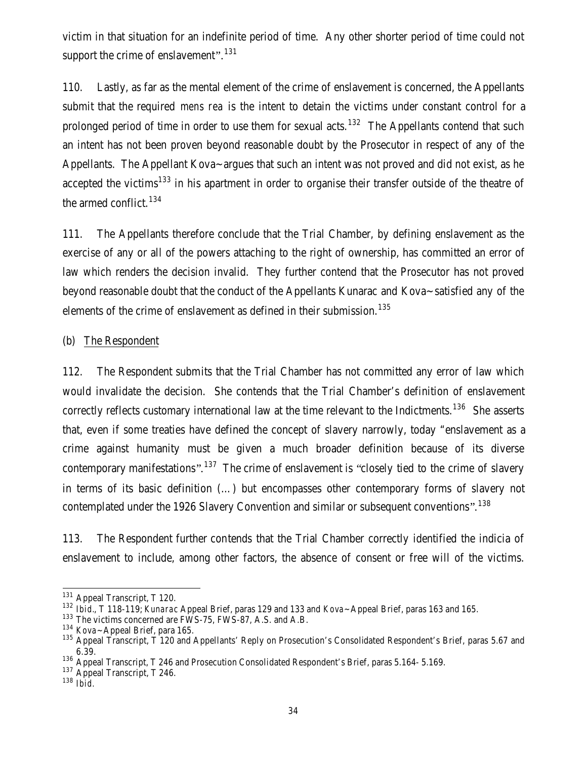victim in that situation for an indefinite period of time. Any other shorter period of time could not support the crime of enslavement".[131]

110. Lastly, as far as the mental element of the crime of enslavement is concerned, the Appellants submit that the required *mens rea* is the intent to detain the victims under constant control for a prolonged period of time in order to use them for sexual acts.[132] The Appellants contend that such an intent has not been proven beyond reasonable doubt by the Prosecutor in respect of any of the Appellants. The Appellant Kova~ argues that such an intent was not proved and did not exist, as he accepted the victims[133] in his apartment in order to organise their transfer outside of the theatre of the armed conflict.[134]

111. The Appellants therefore conclude that the Trial Chamber, by defining enslavement as the exercise of any or all of the powers attaching to the right of ownership, has committed an error of law which renders the decision invalid. They further contend that the Prosecutor has not proved beyond reasonable doubt that the conduct of the Appellants Kunarac and Kova~ satisfied any of the elements of the crime of enslavement as defined in their submission.[135]

(b) The Respondent

112. The Respondent submits that the Trial Chamber has not committed any error of law which would invalidate the decision. She contends that the Trial Chamber's definition of enslavement correctly reflects customary international law at the time relevant to the Indictments.[136] She asserts that, even if some treaties have defined the concept of slavery narrowly, today "enslavement as a crime against humanity must be given a much broader definition because of its diverse contemporary manifestations".[137] The crime of enslavement is "closely tied to the crime of slavery in terms of its basic definition (…) but encompasses other contemporary forms of slavery not contemplated under the 1926 Slavery Convention and similar or subsequent conventions".[138]

113. The Respondent further contends that the Trial Chamber correctly identified the indicia of enslavement to include, among other factors, the absence of consent or free will of the victims.

---

[131] Appeal Transcript, T 120.

[132] *Ibid.*, T 118-119; *Kunarac* Appeal Brief, paras 129 and 133 and *Kova~* Appeal Brief, paras 163 and 165.

[133] The victims concerned are FWS-75, FWS-87, A.S. and A.B.

[134] *Kova~* Appeal Brief, para 165.

[135] Appeal Transcript, T 120 and Appellants' Reply on Prosecution's Consolidated Respondent's Brief, paras 5.67 and 6.39.

[136] Appeal Transcript, T 246 and Prosecution Consolidated Respondent's Brief, paras 5.164- 5.169.

[137] Appeal Transcript, T 246.

[138] *Ibid.*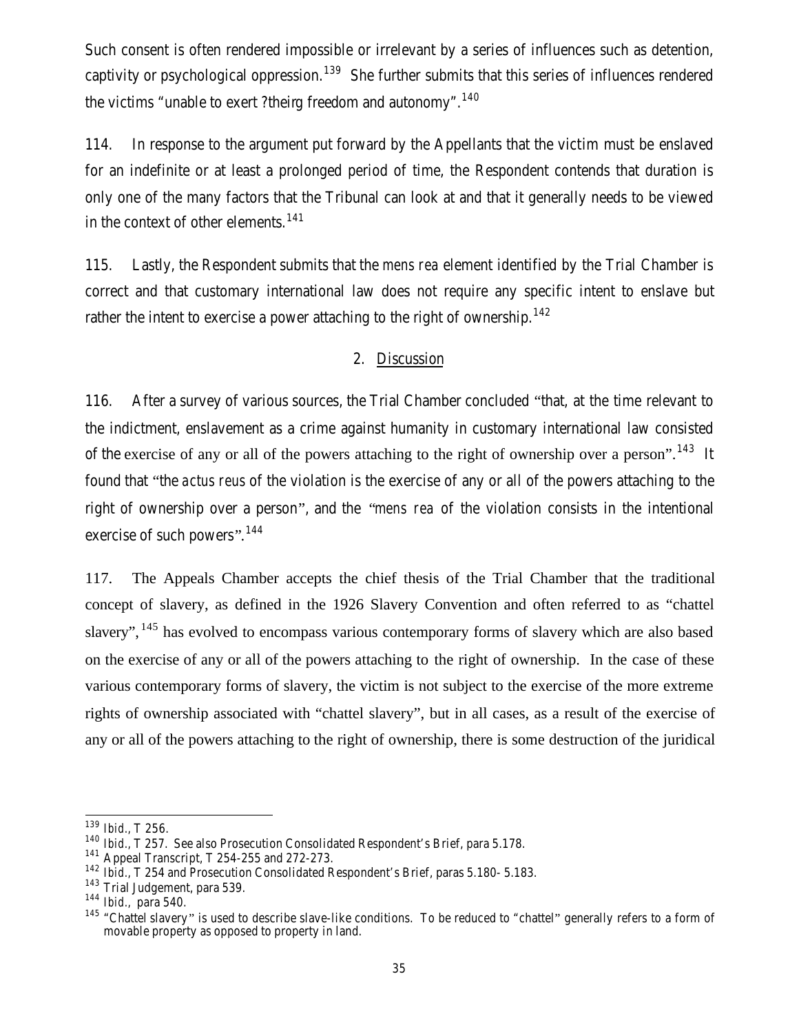Such consent is often rendered impossible or irrelevant by a series of influences such as detention, captivity or psychological oppression.[139] She further submits that this series of influences rendered the victims "unable to exert ?theirg freedom and autonomy".[140]

114. In response to the argument put forward by the Appellants that the victim must be enslaved for an indefinite or at least a prolonged period of time, the Respondent contends that duration is only one of the many factors that the Tribunal can look at and that it generally needs to be viewed in the context of other elements.[141]

115. Lastly, the Respondent submits that the *mens rea* element identified by the Trial Chamber is correct and that customary international law does not require any specific intent to enslave but rather the intent to exercise a power attaching to the right of ownership.[142]

## 2. Discussion

116. After a survey of various sources, the Trial Chamber concluded "that, at the time relevant to the indictment, enslavement as a crime against humanity in customary international law consisted of the exercise of any or all of the powers attaching to the right of ownership over a person".[143] It found that "the *actus reus* of the violation is the exercise of any or all of the powers attaching to the right of ownership over a person", and the "*mens rea* of the violation consists in the intentional exercise of such powers".[144]

117. The Appeals Chamber accepts the chief thesis of the Trial Chamber that the traditional concept of slavery, as defined in the 1926 Slavery Convention and often referred to as "chattel slavery",[145] has evolved to encompass various contemporary forms of slavery which are also based on the exercise of any or all of the powers attaching to the right of ownership. In the case of these various contemporary forms of slavery, the victim is not subject to the exercise of the more extreme rights of ownership associated with "chattel slavery", but in all cases, as a result of the exercise of any or all of the powers attaching to the right of ownership, there is some destruction of the juridical

---

[139] *Ibid.*, T 256.

[140] *Ibid.*, T 257. See also Prosecution Consolidated Respondent's Brief, para 5.178.

[141] Appeal Transcript, T 254-255 and 272-273.

[142] *Ibid.*, T 254 and Prosecution Consolidated Respondent's Brief, paras 5.180- 5.183.

[143] Trial Judgement, para 539.

[144] *Ibid.*, para 540.

[145] "Chattel slavery" is used to describe slave-like conditions. To be reduced to "chattel" generally refers to a form of movable property as opposed to property in land.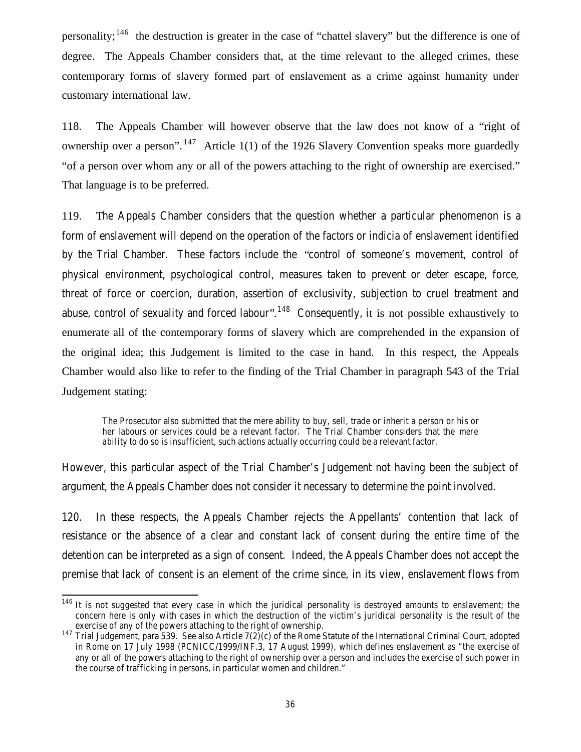personality;[146] the destruction is greater in the case of "chattel slavery" but the difference is one of degree. The Appeals Chamber considers that, at the time relevant to the alleged crimes, these contemporary forms of slavery formed part of enslavement as a crime against humanity under customary international law.

118. The Appeals Chamber will however observe that the law does not know of a "right of ownership over a person".[147] Article 1(1) of the 1926 Slavery Convention speaks more guardedly "of a person over whom any or all of the powers attaching to the right of ownership are exercised." That language is to be preferred.

119. The Appeals Chamber considers that the question whether a particular phenomenon is a form of enslavement will depend on the operation of the factors or indicia of enslavement identified by the Trial Chamber. These factors include the "control of someone's movement, control of physical environment, psychological control, measures taken to prevent or deter escape, force, threat of force or coercion, duration, assertion of exclusivity, subjection to cruel treatment and abuse, control of sexuality and forced labour".[148] Consequently, it is not possible exhaustively to enumerate all of the contemporary forms of slavery which are comprehended in the expansion of the original idea; this Judgement is limited to the case in hand. In this respect, the Appeals Chamber would also like to refer to the finding of the Trial Chamber in paragraph 543 of the Trial Judgement stating:

> The Prosecutor also submitted that the mere ability to buy, sell, trade or inherit a person or his or her labours or services could be a relevant factor. The Trial Chamber considers that the *mere ability* to do so is insufficient, such actions actually occurring could be a relevant factor.

However, this particular aspect of the Trial Chamber's Judgement not having been the subject of argument, the Appeals Chamber does not consider it necessary to determine the point involved.

120. In these respects, the Appeals Chamber rejects the Appellants' contention that lack of resistance or the absence of a clear and constant lack of consent during the entire time of the detention can be interpreted as a sign of consent. Indeed, the Appeals Chamber does not accept the premise that lack of consent is an element of the crime since, in its view, enslavement flows from

---

[146] It is not suggested that every case in which the juridical personality is destroyed amounts to enslavement; the concern here is only with cases in which the destruction of the victim's juridical personality is the result of the exercise of any of the powers attaching to the right of ownership.

[147] Trial Judgement, para 539. See also Article 7(2)(c) of the Rome Statute of the International Criminal Court, adopted in Rome on 17 July 1998 (PCNICC/1999/INF.3, 17 August 1999), which defines enslavement as "the exercise of any or all of the powers attaching to the right of ownership over a person and includes the exercise of such power in the course of trafficking in persons, in particular women and children."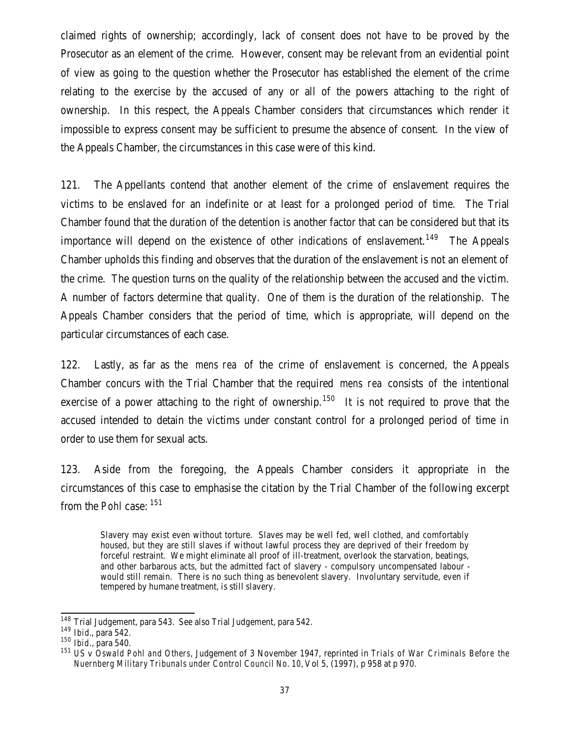claimed rights of ownership; accordingly, lack of consent does not have to be proved by the Prosecutor as an element of the crime. However, consent may be relevant from an evidential point of view as going to the question whether the Prosecutor has established the element of the crime relating to the exercise by the accused of any or all of the powers attaching to the right of ownership. In this respect, the Appeals Chamber considers that circumstances which render it impossible to express consent may be sufficient to presume the absence of consent. In the view of the Appeals Chamber, the circumstances in this case were of this kind.

121. The Appellants contend that another element of the crime of enslavement requires the victims to be enslaved for an indefinite or at least for a prolonged period of time. The Trial Chamber found that the duration of the detention is another factor that can be considered but that its importance will depend on the existence of other indications of enslavement.[149] The Appeals Chamber upholds this finding and observes that the duration of the enslavement is not an element of the crime. The question turns on the quality of the relationship between the accused and the victim. A number of factors determine that quality. One of them is the duration of the relationship. The Appeals Chamber considers that the period of time, which is appropriate, will depend on the particular circumstances of each case.

122. Lastly, as far as the *mens rea* of the crime of enslavement is concerned, the Appeals Chamber concurs with the Trial Chamber that the required *mens rea* consists of the intentional exercise of a power attaching to the right of ownership.[150] It is not required to prove that the accused intended to detain the victims under constant control for a prolonged period of time in order to use them for sexual acts.

123. Aside from the foregoing, the Appeals Chamber considers it appropriate in the circumstances of this case to emphasise the citation by the Trial Chamber of the following excerpt from the *Pohl* case: [151]

> Slavery may exist even without torture. Slaves may be well fed, well clothed, and comfortably housed, but they are still slaves if without lawful process they are deprived of their freedom by forceful restraint. We might eliminate all proof of ill-treatment, overlook the starvation, beatings, and other barbarous acts, but the admitted fact of slavery - compulsory uncompensated labour - would still remain. There is no such thing as benevolent slavery. Involuntary servitude, even if tempered by humane treatment, is still slavery.

---

[148] Trial Judgement, para 543. See also Trial Judgement, para 542.

[149] *Ibid.*, para 542.

[150] *Ibid.*, para 540.

[151] *US v Oswald Pohl and Others*, Judgement of 3 November 1947, reprinted in *Trials of War Criminals Before the Nuernberg Military Tribunals under Control Council No. 10*, Vol 5, (1997), p 958 at p 970.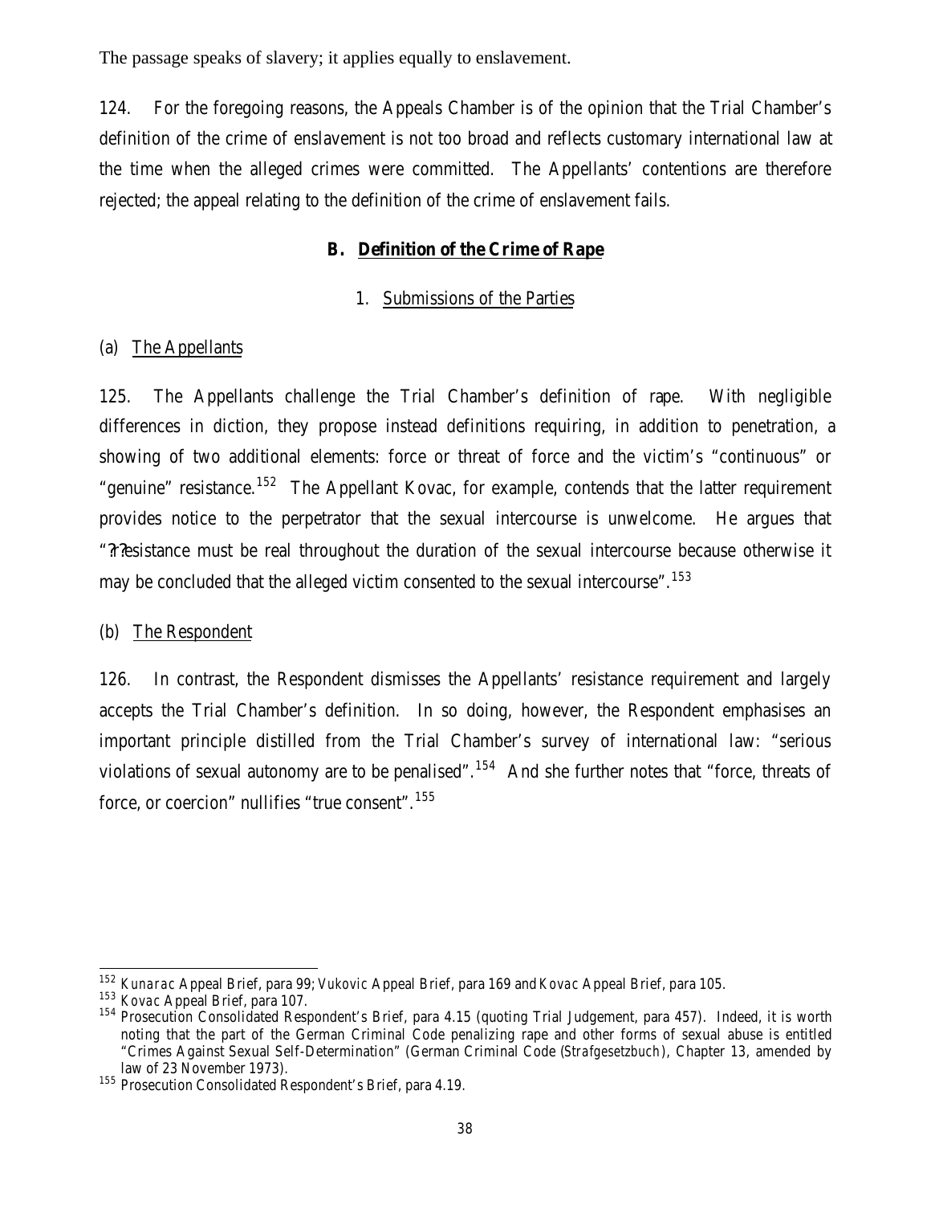The passage speaks of slavery; it applies equally to enslavement.

124. For the foregoing reasons, the Appeals Chamber is of the opinion that the Trial Chamber's definition of the crime of enslavement is not too broad and reflects customary international law at the time when the alleged crimes were committed. The Appellants' contentions are therefore rejected; the appeal relating to the definition of the crime of enslavement fails.

### B. Definition of the Crime of Rape

#### 1. Submissions of the Parties

##### (a) The Appellants

125. The Appellants challenge the Trial Chamber's definition of rape. With negligible differences in diction, they propose instead definitions requiring, in addition to penetration, a showing of two additional elements: force or threat of force and the victim's "continuous" or "genuine" resistance.[152] The Appellant Kovac, for example, contends that the latter requirement provides notice to the perpetrator that the sexual intercourse is unwelcome. He argues that "??esistance must be real throughout the duration of the sexual intercourse because otherwise it may be concluded that the alleged victim consented to the sexual intercourse".[153]

##### (b) The Respondent

126. In contrast, the Respondent dismisses the Appellants' resistance requirement and largely accepts the Trial Chamber's definition. In so doing, however, the Respondent emphasises an important principle distilled from the Trial Chamber's survey of international law: "serious violations of sexual autonomy are to be penalised".[154] And she further notes that "force, threats of force, or coercion" nullifies "true consent".[155]

---

[152] *Kunarac* Appeal Brief, para 99; *Vukovic* Appeal Brief, para 169 and *Kovac* Appeal Brief, para 105.

[153] *Kovac* Appeal Brief, para 107.

[154] Prosecution Consolidated Respondent's Brief, para 4.15 (quoting Trial Judgement, para 457). Indeed, it is worth noting that the part of the German Criminal Code penalizing rape and other forms of sexual abuse is entitled "Crimes Against Sexual Self-Determination" (German Criminal Code (*Strafgesetzbuch*), Chapter 13, amended by law of 23 November 1973).

[155] Prosecution Consolidated Respondent's Brief, para 4.19.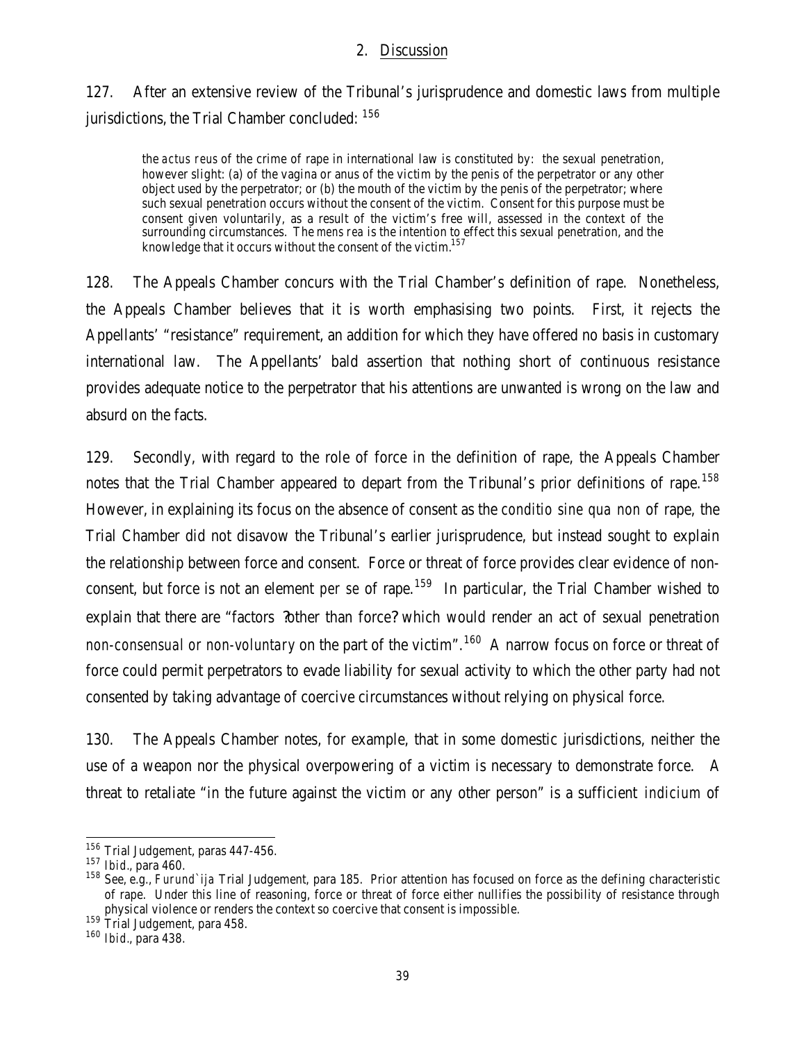## 2. Discussion

127. After an extensive review of the Tribunal's jurisprudence and domestic laws from multiple jurisdictions, the Trial Chamber concluded: [156]

> the *actus reus* of the crime of rape in international law is constituted by: the sexual penetration, however slight: (a) of the vagina or anus of the victim by the penis of the perpetrator or any other object used by the perpetrator; or (b) the mouth of the victim by the penis of the perpetrator; where such sexual penetration occurs without the consent of the victim. Consent for this purpose must be consent given voluntarily, as a result of the victim's free will, assessed in the context of the surrounding circumstances. The *mens rea* is the intention to effect this sexual penetration, and the knowledge that it occurs without the consent of the victim.[157]

128. The Appeals Chamber concurs with the Trial Chamber's definition of rape. Nonetheless, the Appeals Chamber believes that it is worth emphasising two points. First, it rejects the Appellants' "resistance" requirement, an addition for which they have offered no basis in customary international law. The Appellants' bald assertion that nothing short of continuous resistance provides adequate notice to the perpetrator that his attentions are unwanted is wrong on the law and absurd on the facts.

129. Secondly, with regard to the role of force in the definition of rape, the Appeals Chamber notes that the Trial Chamber appeared to depart from the Tribunal's prior definitions of rape.[158] However, in explaining its focus on the absence of consent as the *conditio sine qua non* of rape, the Trial Chamber did not disavow the Tribunal's earlier jurisprudence, but instead sought to explain the relationship between force and consent. Force or threat of force provides clear evidence of non-consent, but force is not an element *per se* of rape.[159] In particular, the Trial Chamber wished to explain that there are "factors ?other than force? which would render an act of sexual penetration *non-consensual or non-voluntary* on the part of the victim".[160] A narrow focus on force or threat of force could permit perpetrators to evade liability for sexual activity to which the other party had not consented by taking advantage of coercive circumstances without relying on physical force.

130. The Appeals Chamber notes, for example, that in some domestic jurisdictions, neither the use of a weapon nor the physical overpowering of a victim is necessary to demonstrate force. A threat to retaliate "in the future against the victim or any other person" is a sufficient *indicium* of

---

[156] Trial Judgement, paras 447-456.

[157] *Ibid.*, para 460.

[158] See, e.g., *Furund`ija* Trial Judgement, para 185. Prior attention has focused on force as the defining characteristic of rape. Under this line of reasoning, force or threat of force either nullifies the possibility of resistance through physical violence or renders the context so coercive that consent is impossible.

[159] Trial Judgement, para 458.

[160] *Ibid.*, para 438.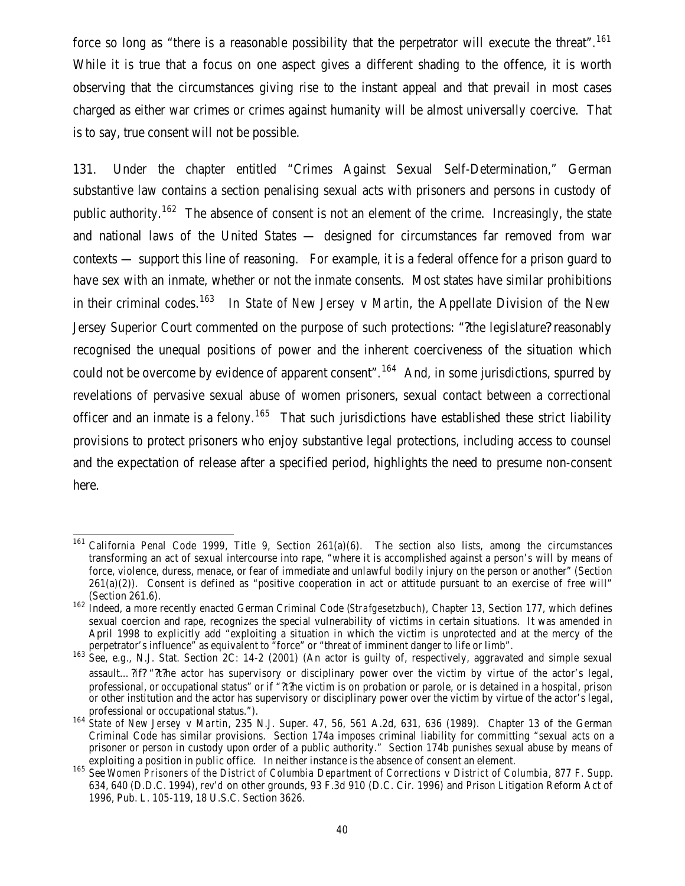force so long as "there is a reasonable possibility that the perpetrator will execute the threat".[161] While it is true that a focus on one aspect gives a different shading to the offence, it is worth observing that the circumstances giving rise to the instant appeal and that prevail in most cases charged as either war crimes or crimes against humanity will be almost universally coercive. That is to say, true consent will not be possible.

131. Under the chapter entitled "Crimes Against Sexual Self-Determination," German substantive law contains a section penalising sexual acts with prisoners and persons in custody of public authority.[162] The absence of consent is not an element of the crime. Increasingly, the state and national laws of the United States — designed for circumstances far removed from war contexts — support this line of reasoning. For example, it is a federal offence for a prison guard to have sex with an inmate, whether or not the inmate consents. Most states have similar prohibitions in their criminal codes.[163] In *State of New Jersey v Martin*, the Appellate Division of the New Jersey Superior Court commented on the purpose of such protections: "?the legislature? reasonably recognised the unequal positions of power and the inherent coerciveness of the situation which could not be overcome by evidence of apparent consent".[164] And, in some jurisdictions, spurred by revelations of pervasive sexual abuse of women prisoners, sexual contact between a correctional officer and an inmate is a felony.[165] That such jurisdictions have established these strict liability provisions to protect prisoners who enjoy substantive legal protections, including access to counsel and the expectation of release after a specified period, highlights the need to presume non-consent here.

---

[161] California Penal Code 1999, Title 9, Section 261(a)(6). The section also lists, among the circumstances transforming an act of sexual intercourse into rape, "where it is accomplished against a person's will by means of force, violence, duress, menace, or fear of immediate and unlawful bodily injury on the person or another" (Section 261(a)(2)). Consent is defined as "positive cooperation in act or attitude pursuant to an exercise of free will" (Section 261.6).

[162] Indeed, a more recently enacted German Criminal Code (*Strafgesetzbuch*), Chapter 13, Section 177, which defines sexual coercion and rape, recognizes the special vulnerability of victims in certain situations. It was amended in April 1998 to explicitly add "exploiting a situation in which the victim is unprotected and at the mercy of the perpetrator's influence" as equivalent to "force" or "threat of imminent danger to life or limb".

[163] See, e.g., N.J. Stat. Section 2C: 14-2 (2001) (An actor is guilty of, respectively, aggravated and simple sexual assault…?if? "?t?he actor has supervisory or disciplinary power over the victim by virtue of the actor's legal, professional, or occupational status" or if "?t?he victim is on probation or parole, or is detained in a hospital, prison or other institution and the actor has supervisory or disciplinary power over the victim by virtue of the actor's legal, professional or occupational status.").

[164] *State of New Jersey v Martin*, 235 N.J. Super. 47, 56, 561 A.2d, 631, 636 (1989). Chapter 13 of the German Criminal Code has similar provisions. Section 174a imposes criminal liability for committing "sexual acts on a prisoner or person in custody upon order of a public authority." Section 174b punishes sexual abuse by means of exploiting a position in public office. In neither instance is the absence of consent an element.

[165] See *Women Prisoners of the District of Columbia Department of Corrections v District of Columbia*, 877 F. Supp. 634, 640 (D.D.C. 1994), *rev'd* on other grounds, 93 F.3d 910 (D.C. Cir. 1996) and Prison Litigation Reform Act of 1996, Pub. L. 105-119, 18 U.S.C. Section 3626.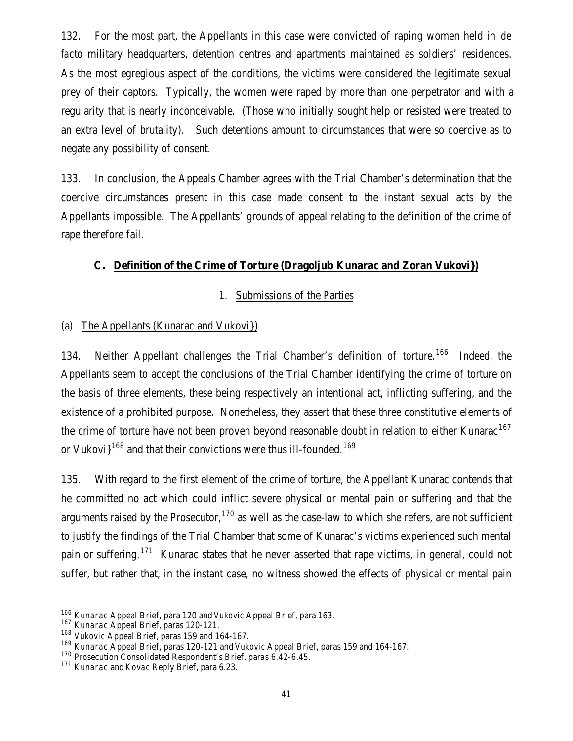132. For the most part, the Appellants in this case were convicted of raping women held in *de facto* military headquarters, detention centres and apartments maintained as soldiers' residences. As the most egregious aspect of the conditions, the victims were considered the legitimate sexual prey of their captors. Typically, the women were raped by more than one perpetrator and with a regularity that is nearly inconceivable. (Those who initially sought help or resisted were treated to an extra level of brutality). Such detentions amount to circumstances that were so coercive as to negate any possibility of consent.

133. In conclusion, the Appeals Chamber agrees with the Trial Chamber's determination that the coercive circumstances present in this case made consent to the instant sexual acts by the Appellants impossible. The Appellants' grounds of appeal relating to the definition of the crime of rape therefore fail.

## C. Definition of the Crime of Torture (Dragoljub Kunarac and Zoran Vukovi})

### 1. Submissions of the Parties

#### (a) The Appellants (Kunarac and Vukovi})

134. Neither Appellant challenges the Trial Chamber's definition of torture.[166] Indeed, the Appellants seem to accept the conclusions of the Trial Chamber identifying the crime of torture on the basis of three elements, these being respectively an intentional act, inflicting suffering, and the existence of a prohibited purpose. Nonetheless, they assert that these three constitutive elements of the crime of torture have not been proven beyond reasonable doubt in relation to either Kunarac[167] or Vukovi}[168] and that their convictions were thus ill-founded.[169]

135. With regard to the first element of the crime of torture, the Appellant Kunarac contends that he committed no act which could inflict severe physical or mental pain or suffering and that the arguments raised by the Prosecutor,[170] as well as the case-law to which she refers, are not sufficient to justify the findings of the Trial Chamber that some of Kunarac's victims experienced such mental pain or suffering.[171] Kunarac states that he never asserted that rape victims, in general, could not suffer, but rather that, in the instant case, no witness showed the effects of physical or mental pain

---

[166] *Kunarac* Appeal Brief, para 120 and *Vukovic* Appeal Brief, para 163.

[167] *Kunarac* Appeal Brief, paras 120-121.

[168] *Vukovic* Appeal Brief, paras 159 and 164-167.

[169] *Kunarac* Appeal Brief, paras 120-121 and *Vukovic* Appeal Brief, paras 159 and 164-167.

[170] Prosecution Consolidated Respondent's Brief, paras 6.42-6.45.

[171] *Kunarac* and *Kovac* Reply Brief, para 6.23.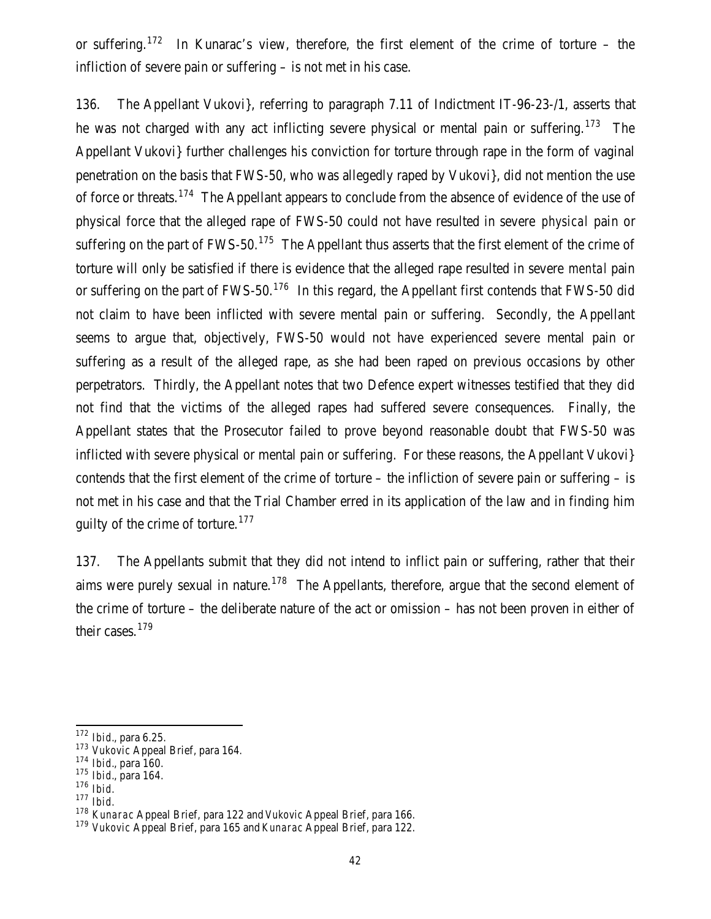or suffering.[172] In Kunarac's view, therefore, the first element of the crime of torture – the infliction of severe pain or suffering – is not met in his case.

136. The Appellant Vukovi}, referring to paragraph 7.11 of Indictment IT-96-23-/1, asserts that he was not charged with any act inflicting severe physical or mental pain or suffering.[173] The Appellant Vukovi} further challenges his conviction for torture through rape in the form of vaginal penetration on the basis that FWS-50, who was allegedly raped by Vukovi}, did not mention the use of force or threats.[174] The Appellant appears to conclude from the absence of evidence of the use of physical force that the alleged rape of FWS-50 could not have resulted in severe *physical* pain or suffering on the part of FWS-50.[175] The Appellant thus asserts that the first element of the crime of torture will only be satisfied if there is evidence that the alleged rape resulted in severe *mental* pain or suffering on the part of FWS-50.[176] In this regard, the Appellant first contends that FWS-50 did not claim to have been inflicted with severe mental pain or suffering. Secondly, the Appellant seems to argue that, objectively, FWS-50 would not have experienced severe mental pain or suffering as a result of the alleged rape, as she had been raped on previous occasions by other perpetrators. Thirdly, the Appellant notes that two Defence expert witnesses testified that they did not find that the victims of the alleged rapes had suffered severe consequences. Finally, the Appellant states that the Prosecutor failed to prove beyond reasonable doubt that FWS-50 was inflicted with severe physical or mental pain or suffering. For these reasons, the Appellant Vukovi} contends that the first element of the crime of torture – the infliction of severe pain or suffering – is not met in his case and that the Trial Chamber erred in its application of the law and in finding him guilty of the crime of torture.[177]

137. The Appellants submit that they did not intend to inflict pain or suffering, rather that their aims were purely sexual in nature.[178] The Appellants, therefore, argue that the second element of the crime of torture – the deliberate nature of the act or omission – has not been proven in either of their cases.[179]

---

[172] *Ibid.*, para 6.25.

[173] *Vukovic* Appeal Brief, para 164.

[174] *Ibid.*, para 160.

[175] *Ibid.*, para 164.

[176] *Ibid.*

[177] *Ibid.*

[178] *Kunarac* Appeal Brief, para 122 and *Vukovic* Appeal Brief, para 166.

[179] *Vukovic* Appeal Brief, para 165 and *Kunarac* Appeal Brief, para 122.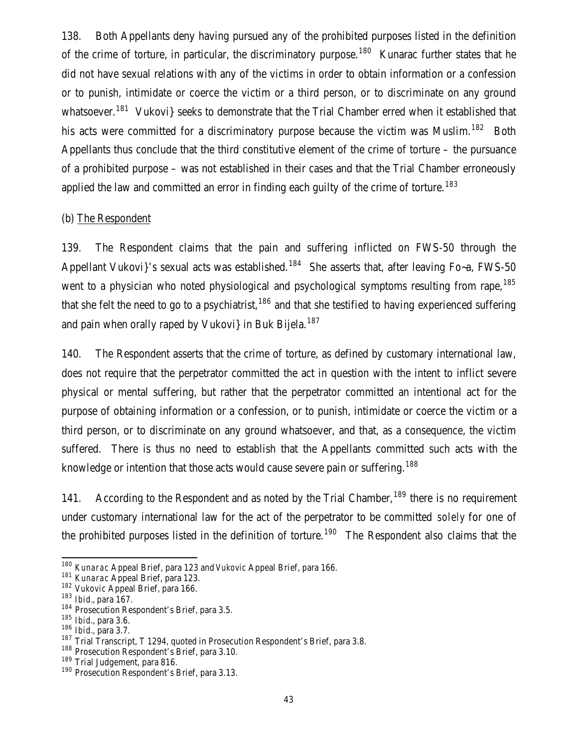138. Both Appellants deny having pursued any of the prohibited purposes listed in the definition of the crime of torture, in particular, the discriminatory purpose.[180] Kunarac further states that he did not have sexual relations with any of the victims in order to obtain information or a confession or to punish, intimidate or coerce the victim or a third person, or to discriminate on any ground whatsoever.[181] Vukovi} seeks to demonstrate that the Trial Chamber erred when it established that his acts were committed for a discriminatory purpose because the victim was Muslim.[182] Both Appellants thus conclude that the third constitutive element of the crime of torture – the pursuance of a prohibited purpose – was not established in their cases and that the Trial Chamber erroneously applied the law and committed an error in finding each guilty of the crime of torture.[183]

(b) The Respondent

139. The Respondent claims that the pain and suffering inflicted on FWS-50 through the Appellant Vukovi}'s sexual acts was established.[184] She asserts that, after leaving Fo~a, FWS-50 went to a physician who noted physiological and psychological symptoms resulting from rape,[185] that she felt the need to go to a psychiatrist,[186] and that she testified to having experienced suffering and pain when orally raped by Vukovi} in Buk Bijela.[187]

140. The Respondent asserts that the crime of torture, as defined by customary international law, does not require that the perpetrator committed the act in question with the intent to inflict severe physical or mental suffering, but rather that the perpetrator committed an intentional act for the purpose of obtaining information or a confession, or to punish, intimidate or coerce the victim or a third person, or to discriminate on any ground whatsoever, and that, as a consequence, the victim suffered. There is thus no need to establish that the Appellants committed such acts with the knowledge or intention that those acts would cause severe pain or suffering.[188]

141. According to the Respondent and as noted by the Trial Chamber,[189] there is no requirement under customary international law for the act of the perpetrator to be committed *solely* for one of the prohibited purposes listed in the definition of torture.[190] The Respondent also claims that the

---

[180] *Kunarac* Appeal Brief, para 123 and *Vukovic* Appeal Brief, para 166.
[181] *Kunarac* Appeal Brief, para 123.
[182] *Vukovic* Appeal Brief, para 166.
[183] *Ibid.*, para 167.
[184] Prosecution Respondent's Brief, para 3.5.
[185] *Ibid.*, para 3.6.
[186] *Ibid.*, para 3.7.
[187] Trial Transcript, T 1294, quoted in Prosecution Respondent's Brief, para 3.8.
[188] Prosecution Respondent's Brief, para 3.10.
[189] Trial Judgement, para 816.
[190] Prosecution Respondent's Brief, para 3.13.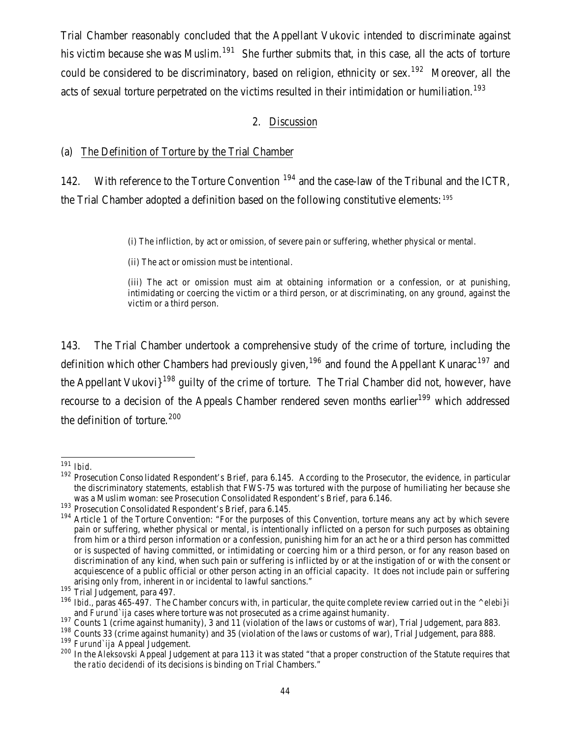Trial Chamber reasonably concluded that the Appellant Vukovic intended to discriminate against his victim because she was Muslim.[191] She further submits that, in this case, all the acts of torture could be considered to be discriminatory, based on religion, ethnicity or sex.[192] Moreover, all the acts of sexual torture perpetrated on the victims resulted in their intimidation or humiliation.[193]

## 2. Discussion

### (a) The Definition of Torture by the Trial Chamber

142. With reference to the Torture Convention [194] and the case-law of the Tribunal and the ICTR, the Trial Chamber adopted a definition based on the following constitutive elements:[195]

> (i) The infliction, by act or omission, of severe pain or suffering, whether physical or mental.
>
> (ii) The act or omission must be intentional.
>
> (iii) The act or omission must aim at obtaining information or a confession, or at punishing, intimidating or coercing the victim or a third person, or at discriminating, on any ground, against the victim or a third person.

143. The Trial Chamber undertook a comprehensive study of the crime of torture, including the definition which other Chambers had previously given,[196] and found the Appellant Kunarac[197] and the Appellant Vukovi}[198] guilty of the crime of torture. The Trial Chamber did not, however, have recourse to a decision of the Appeals Chamber rendered seven months earlier[199] which addressed the definition of torture.[200]

---

[191] *Ibid.*

[192] Prosecution Consolidated Respondent's Brief, para 6.145. According to the Prosecutor, the evidence, in particular the discriminatory statements, establish that FWS-75 was tortured with the purpose of humiliating her because she was a Muslim woman: see Prosecution Consolidated Respondent's Brief, para 6.146.

[193] Prosecution Consolidated Respondent's Brief, para 6.145.

[194] Article 1 of the Torture Convention: "For the purposes of this Convention, torture means any act by which severe pain or suffering, whether physical or mental, is intentionally inflicted on a person for such purposes as obtaining from him or a third person information or a confession, punishing him for an act he or a third person has committed or is suspected of having committed, or intimidating or coercing him or a third person, or for any reason based on discrimination of any kind, when such pain or suffering is inflicted by or at the instigation of or with the consent or acquiescence of a public official or other person acting in an official capacity. It does not include pain or suffering arising only from, inherent in or incidental to lawful sanctions."

[195] Trial Judgement, para 497.

[196] *Ibid.*, paras 465-497. The Chamber concurs with, in particular, the quite complete review carried out in the *^elebi}i* and *Furund`ija* cases where torture was not prosecuted as a crime against humanity.

[197] Counts 1 (crime against humanity), 3 and 11 (violation of the laws or customs of war), Trial Judgement, para 883.

[198] Counts 33 (crime against humanity) and 35 (violation of the laws or customs of war), Trial Judgement, para 888.

[199] *Furund`ija* Appeal Judgement.

[200] In the *Aleksovski* Appeal Judgement at para 113 it was stated "that a proper construction of the Statute requires that the *ratio decidendi* of its decisions is binding on Trial Chambers."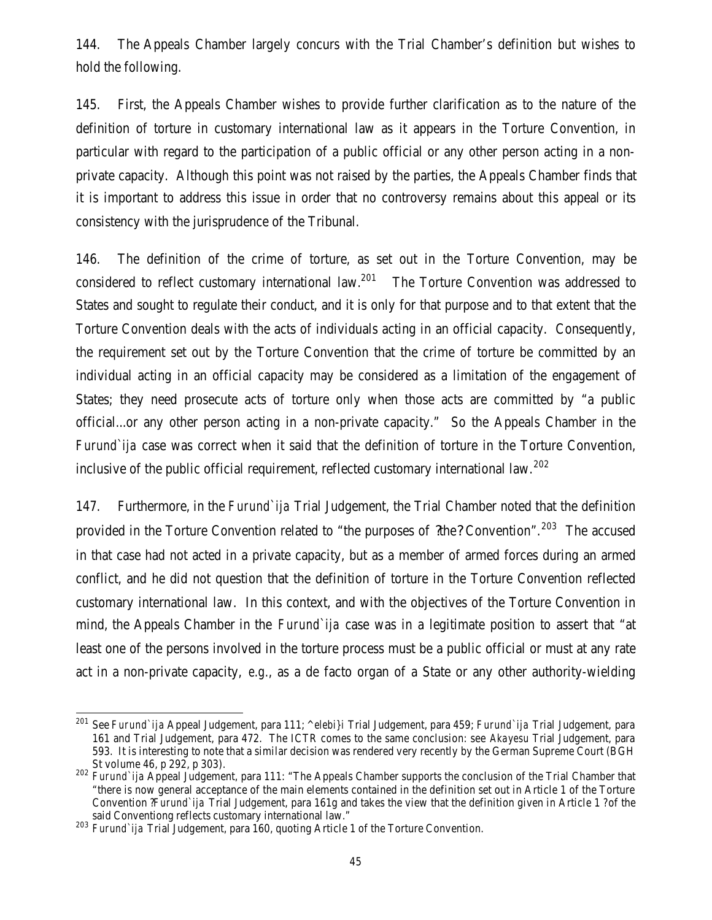144. The Appeals Chamber largely concurs with the Trial Chamber's definition but wishes to hold the following.

145. First, the Appeals Chamber wishes to provide further clarification as to the nature of the definition of torture in customary international law as it appears in the Torture Convention, in particular with regard to the participation of a public official or any other person acting in a non-private capacity. Although this point was not raised by the parties, the Appeals Chamber finds that it is important to address this issue in order that no controversy remains about this appeal or its consistency with the jurisprudence of the Tribunal.

146. The definition of the crime of torture, as set out in the Torture Convention, may be considered to reflect customary international law.[201] The Torture Convention was addressed to States and sought to regulate their conduct, and it is only for that purpose and to that extent that the Torture Convention deals with the acts of individuals acting in an official capacity. Consequently, the requirement set out by the Torture Convention that the crime of torture be committed by an individual acting in an official capacity may be considered as a limitation of the engagement of States; they need prosecute acts of torture only when those acts are committed by "a public official...or any other person acting in a non-private capacity." So the Appeals Chamber in the *Furund`ija* case was correct when it said that the definition of torture in the Torture Convention, inclusive of the public official requirement, reflected customary international law.[202]

147. Furthermore, in the *Furund`ija* Trial Judgement, the Trial Chamber noted that the definition provided in the Torture Convention related to "the purposes of ?the? Convention".[203] The accused in that case had not acted in a private capacity, but as a member of armed forces during an armed conflict, and he did not question that the definition of torture in the Torture Convention reflected customary international law. In this context, and with the objectives of the Torture Convention in mind, the Appeals Chamber in the *Furund`ija* case was in a legitimate position to assert that "at least one of the persons involved in the torture process must be a public official or must at any rate act in a non-private capacity, *e.g.*, as a de facto organ of a State or any other authority-wielding

---

[201] See *Furund`ija* Appeal Judgement, para 111; *^elebi}i* Trial Judgement, para 459; *Furund`ija* Trial Judgement, para 161 and Trial Judgement, para 472. The ICTR comes to the same conclusion: see *Akayesu* Trial Judgement, para 593. It is interesting to note that a similar decision was rendered very recently by the German Supreme Court (BGH St volume 46, p 292, p 303).

[202] *Furund`ija* Appeal Judgement, para 111: "The Appeals Chamber supports the conclusion of the Trial Chamber that "there is now general acceptance of the main elements contained in the definition set out in Article 1 of the Torture Convention ?*Furund`ija* Trial Judgement, para 161g and takes the view that the definition given in Article 1 ?of the said Conventiong reflects customary international law."

[203] *Furund`ija* Trial Judgement, para 160, quoting Article 1 of the Torture Convention.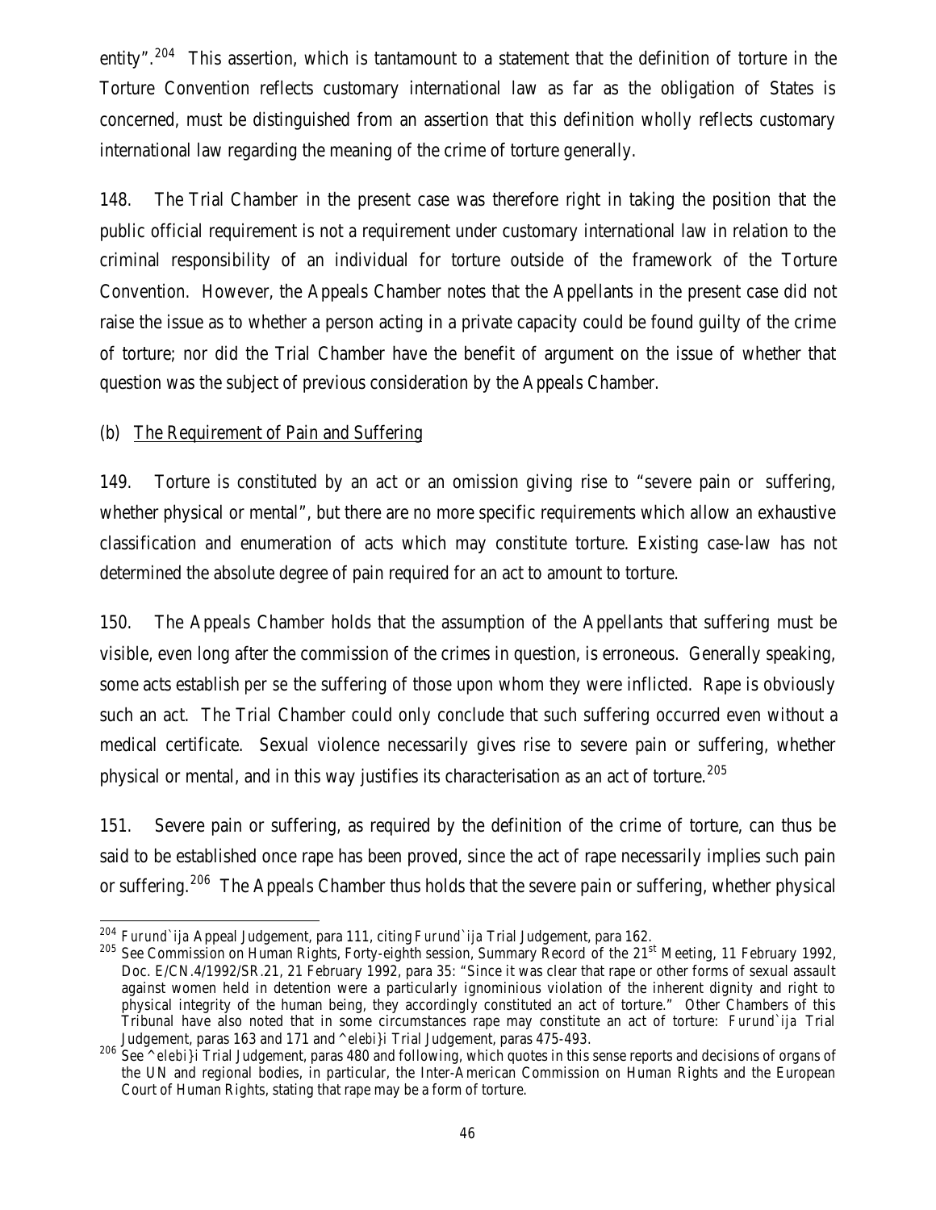entity".[204] This assertion, which is tantamount to a statement that the definition of torture in the Torture Convention reflects customary international law as far as the obligation of States is concerned, must be distinguished from an assertion that this definition wholly reflects customary international law regarding the meaning of the crime of torture generally.

148. The Trial Chamber in the present case was therefore right in taking the position that the public official requirement is not a requirement under customary international law in relation to the criminal responsibility of an individual for torture outside of the framework of the Torture Convention. However, the Appeals Chamber notes that the Appellants in the present case did not raise the issue as to whether a person acting in a private capacity could be found guilty of the crime of torture; nor did the Trial Chamber have the benefit of argument on the issue of whether that question was the subject of previous consideration by the Appeals Chamber.

(b) The Requirement of Pain and Suffering

149. Torture is constituted by an act or an omission giving rise to "severe pain or suffering, whether physical or mental", but there are no more specific requirements which allow an exhaustive classification and enumeration of acts which may constitute torture. Existing case-law has not determined the absolute degree of pain required for an act to amount to torture.

150. The Appeals Chamber holds that the assumption of the Appellants that suffering must be visible, even long after the commission of the crimes in question, is erroneous. Generally speaking, some acts establish *per se* the suffering of those upon whom they were inflicted. Rape is obviously such an act. The Trial Chamber could only conclude that such suffering occurred even without a medical certificate. Sexual violence necessarily gives rise to severe pain or suffering, whether physical or mental, and in this way justifies its characterisation as an act of torture.[205]

151. Severe pain or suffering, as required by the definition of the crime of torture, can thus be said to be established once rape has been proved, since the act of rape necessarily implies such pain or suffering.[206] The Appeals Chamber thus holds that the severe pain or suffering, whether physical

---

[204] *Furund`ija* Appeal Judgement, para 111, citing *Furund`ija* Trial Judgement, para 162.

[205] See Commission on Human Rights, Forty-eighth session, Summary Record of the 21st Meeting, 11 February 1992, Doc. E/CN.4/1992/SR.21, 21 February 1992, para 35: "Since it was clear that rape or other forms of sexual assault against women held in detention were a particularly ignominious violation of the inherent dignity and right to physical integrity of the human being, they accordingly constituted an act of torture." Other Chambers of this Tribunal have also noted that in some circumstances rape may constitute an act of torture: *Furund`ija* Trial Judgement, paras 163 and 171 and *^elebi}i* Trial Judgement, paras 475-493.

[206] See *^elebi}i* Trial Judgement, paras 480 and following, which quotes in this sense reports and decisions of organs of the UN and regional bodies, in particular, the Inter-American Commission on Human Rights and the European Court of Human Rights, stating that rape may be a form of torture.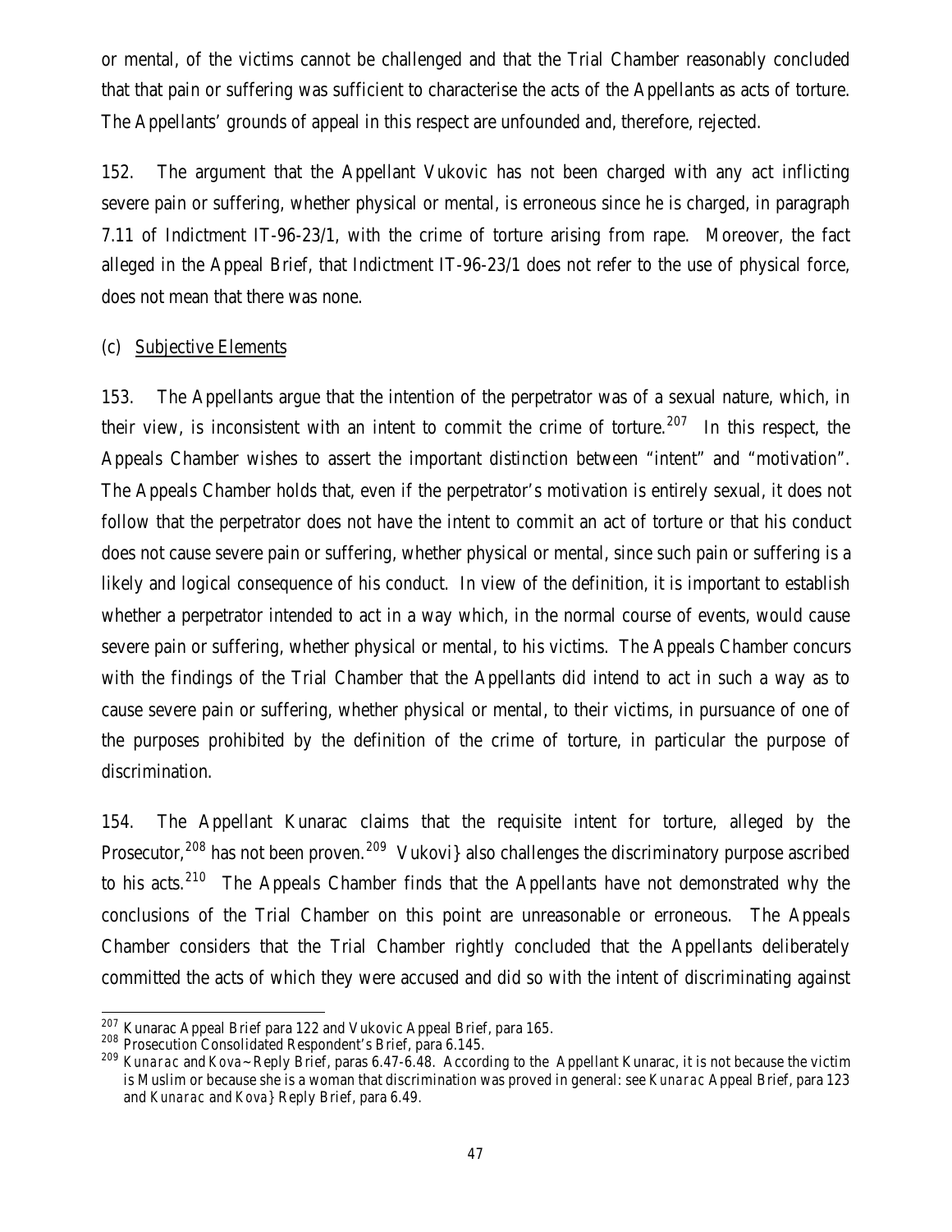or mental, of the victims cannot be challenged and that the Trial Chamber reasonably concluded that that pain or suffering was sufficient to characterise the acts of the Appellants as acts of torture. The Appellants' grounds of appeal in this respect are unfounded and, therefore, rejected.

152. The argument that the Appellant Vukovic has not been charged with any act inflicting severe pain or suffering, whether physical or mental, is erroneous since he is charged, in paragraph 7.11 of Indictment IT-96-23/1, with the crime of torture arising from rape. Moreover, the fact alleged in the Appeal Brief, that Indictment IT-96-23/1 does not refer to the use of physical force, does not mean that there was none.

(c) Subjective Elements

153. The Appellants argue that the intention of the perpetrator was of a sexual nature, which, in their view, is inconsistent with an intent to commit the crime of torture.[207] In this respect, the Appeals Chamber wishes to assert the important distinction between "intent" and "motivation". The Appeals Chamber holds that, even if the perpetrator's motivation is entirely sexual, it does not follow that the perpetrator does not have the intent to commit an act of torture or that his conduct does not cause severe pain or suffering, whether physical or mental, since such pain or suffering is a likely and logical consequence of his conduct. In view of the definition, it is important to establish whether a perpetrator intended to act in a way which, in the normal course of events, would cause severe pain or suffering, whether physical or mental, to his victims. The Appeals Chamber concurs with the findings of the Trial Chamber that the Appellants did intend to act in such a way as to cause severe pain or suffering, whether physical or mental, to their victims, in pursuance of one of the purposes prohibited by the definition of the crime of torture, in particular the purpose of discrimination.

154. The Appellant Kunarac claims that the requisite intent for torture, alleged by the Prosecutor,[208] has not been proven.[209] Vukovi} also challenges the discriminatory purpose ascribed to his acts.[210] The Appeals Chamber finds that the Appellants have not demonstrated why the conclusions of the Trial Chamber on this point are unreasonable or erroneous. The Appeals Chamber considers that the Trial Chamber rightly concluded that the Appellants deliberately committed the acts of which they were accused and did so with the intent of discriminating against

---

[207] Kunarac Appeal Brief para 122 and Vukovic Appeal Brief, para 165.

[208] Prosecution Consolidated Respondent's Brief, para 6.145.

[209] *Kunarac* and *Kova~* Reply Brief, paras 6.47-6.48. According to the Appellant Kunarac, it is not because the victim is Muslim or because she is a woman that discrimination was proved in general: see *Kunarac* Appeal Brief, para 123 and *Kunarac* and *Kova}* Reply Brief, para 6.49.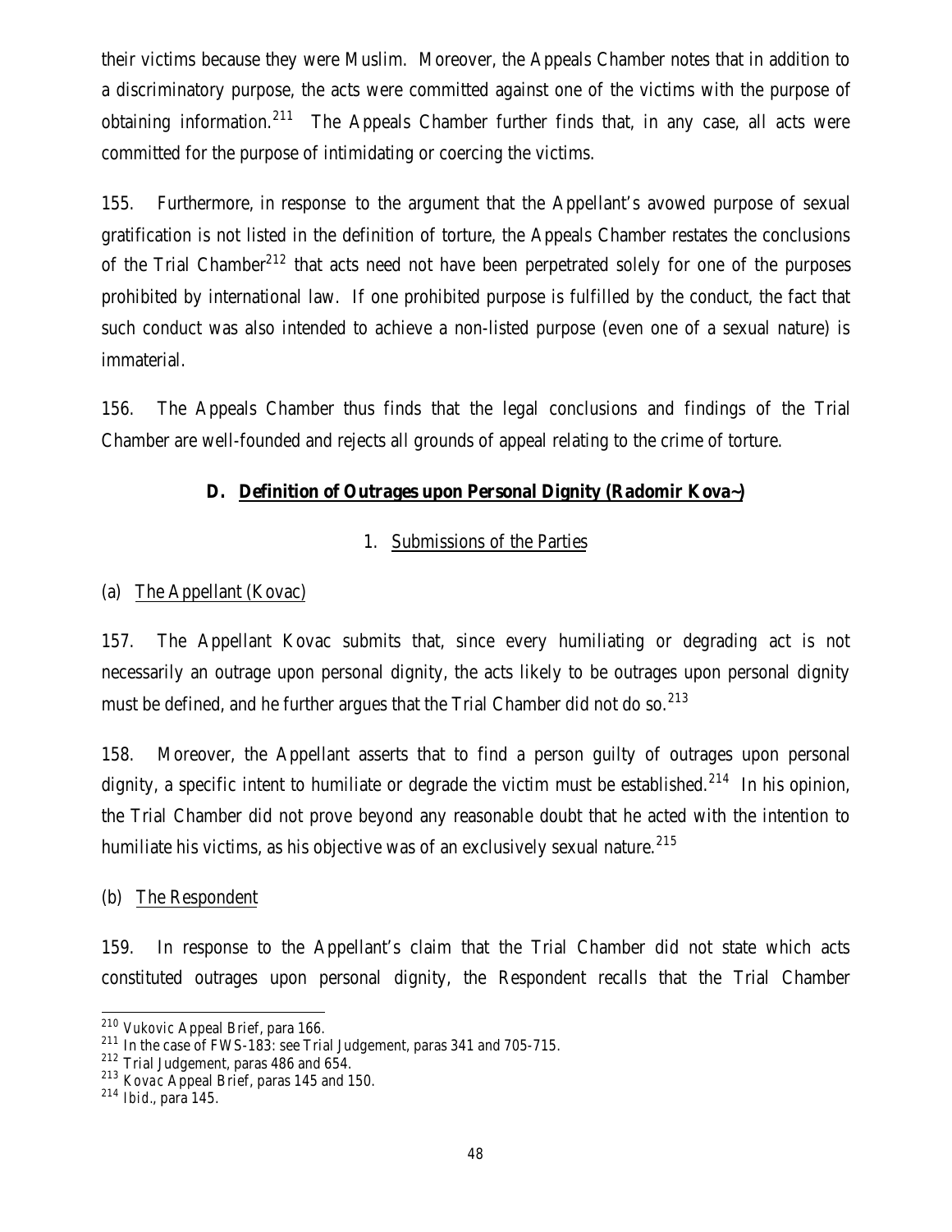their victims because they were Muslim. Moreover, the Appeals Chamber notes that in addition to a discriminatory purpose, the acts were committed against one of the victims with the purpose of obtaining information.[211] The Appeals Chamber further finds that, in any case, all acts were committed for the purpose of intimidating or coercing the victims.

155. Furthermore, in response to the argument that the Appellant's avowed purpose of sexual gratification is not listed in the definition of torture, the Appeals Chamber restates the conclusions of the Trial Chamber[212] that acts need not have been perpetrated solely for one of the purposes prohibited by international law. If one prohibited purpose is fulfilled by the conduct, the fact that such conduct was also intended to achieve a non-listed purpose (even one of a sexual nature) is immaterial.

156. The Appeals Chamber thus finds that the legal conclusions and findings of the Trial Chamber are well-founded and rejects all grounds of appeal relating to the crime of torture.

## D. Definition of Outrages upon Personal Dignity (Radomir Kova~)

### 1. Submissions of the Parties

#### (a) The Appellant (Kovac)

157. The Appellant Kovac submits that, since every humiliating or degrading act is not necessarily an outrage upon personal dignity, the acts likely to be outrages upon personal dignity must be defined, and he further argues that the Trial Chamber did not do so.[213]

158. Moreover, the Appellant asserts that to find a person guilty of outrages upon personal dignity, a specific intent to humiliate or degrade the victim must be established.[214] In his opinion, the Trial Chamber did not prove beyond any reasonable doubt that he acted with the intention to humiliate his victims, as his objective was of an exclusively sexual nature.[215]

#### (b) The Respondent

159. In response to the Appellant's claim that the Trial Chamber did not state which acts constituted outrages upon personal dignity, the Respondent recalls that the Trial Chamber

---

[210] *Vukovic* Appeal Brief, para 166.

[211] In the case of FWS-183: see Trial Judgement, paras 341 and 705-715.

[212] Trial Judgement, paras 486 and 654.

[213] *Kovac* Appeal Brief, paras 145 and 150.

[214] *Ibid.*, para 145.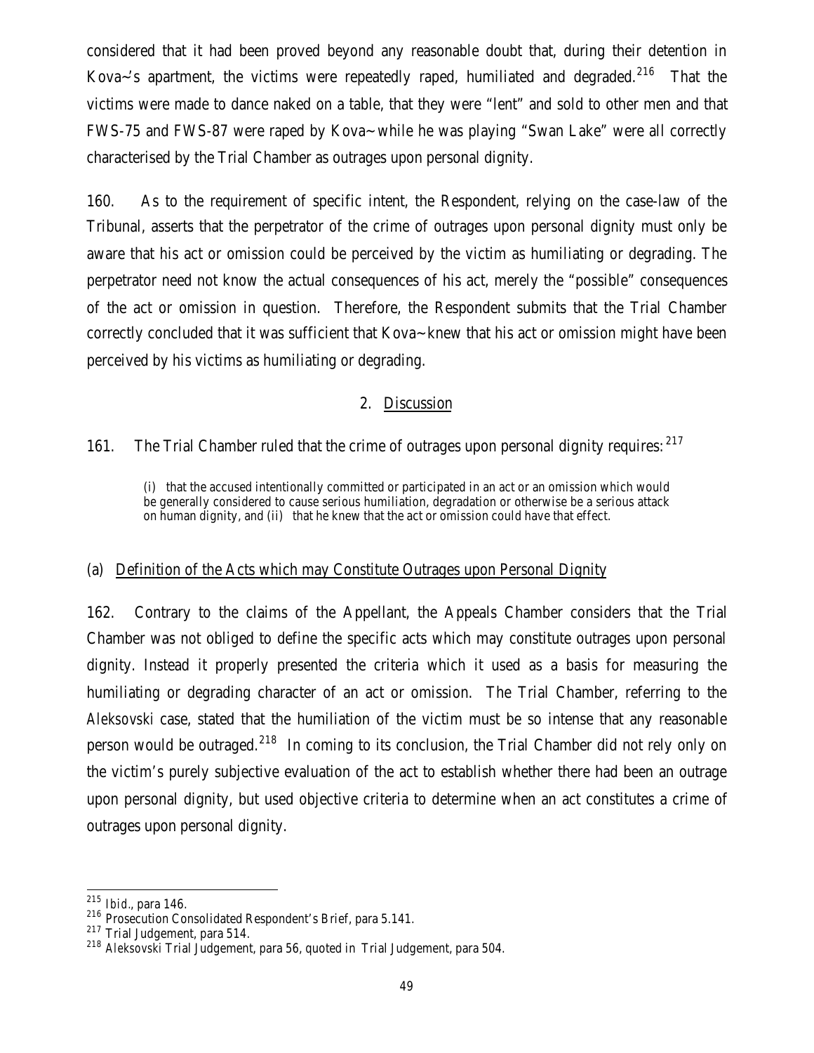considered that it had been proved beyond any reasonable doubt that, during their detention in Kova~'s apartment, the victims were repeatedly raped, humiliated and degraded.[216] That the victims were made to dance naked on a table, that they were "lent" and sold to other men and that FWS-75 and FWS-87 were raped by Kova~ while he was playing "Swan Lake" were all correctly characterised by the Trial Chamber as outrages upon personal dignity.

160. As to the requirement of specific intent, the Respondent, relying on the case-law of the Tribunal, asserts that the perpetrator of the crime of outrages upon personal dignity must only be aware that his act or omission could be perceived by the victim as humiliating or degrading. The perpetrator need not know the actual consequences of his act, merely the "possible" consequences of the act or omission in question. Therefore, the Respondent submits that the Trial Chamber correctly concluded that it was sufficient that Kova~ knew that his act or omission might have been perceived by his victims as humiliating or degrading.

## 2. Discussion

161. The Trial Chamber ruled that the crime of outrages upon personal dignity requires:[217]

> (i) that the accused intentionally committed or participated in an act or an omission which would be generally considered to cause serious humiliation, degradation or otherwise be a serious attack on human dignity, and (ii) that he knew that the act or omission could have that effect.

### (a) Definition of the Acts which may Constitute Outrages upon Personal Dignity

162. Contrary to the claims of the Appellant, the Appeals Chamber considers that the Trial Chamber was not obliged to define the specific acts which may constitute outrages upon personal dignity. Instead it properly presented the criteria which it used as a basis for measuring the humiliating or degrading character of an act or omission. The Trial Chamber, referring to the *Aleksovski* case, stated that the humiliation of the victim must be so intense that any reasonable person would be outraged.[218] In coming to its conclusion, the Trial Chamber did not rely only on the victim's purely subjective evaluation of the act to establish whether there had been an outrage upon personal dignity, but used objective criteria to determine when an act constitutes a crime of outrages upon personal dignity.

---

[215] *Ibid.*, para 146.

[216] Prosecution Consolidated Respondent's Brief, para 5.141.

[217] Trial Judgement, para 514.

[218] *Aleksovski* Trial Judgement, para 56, quoted in Trial Judgement, para 504.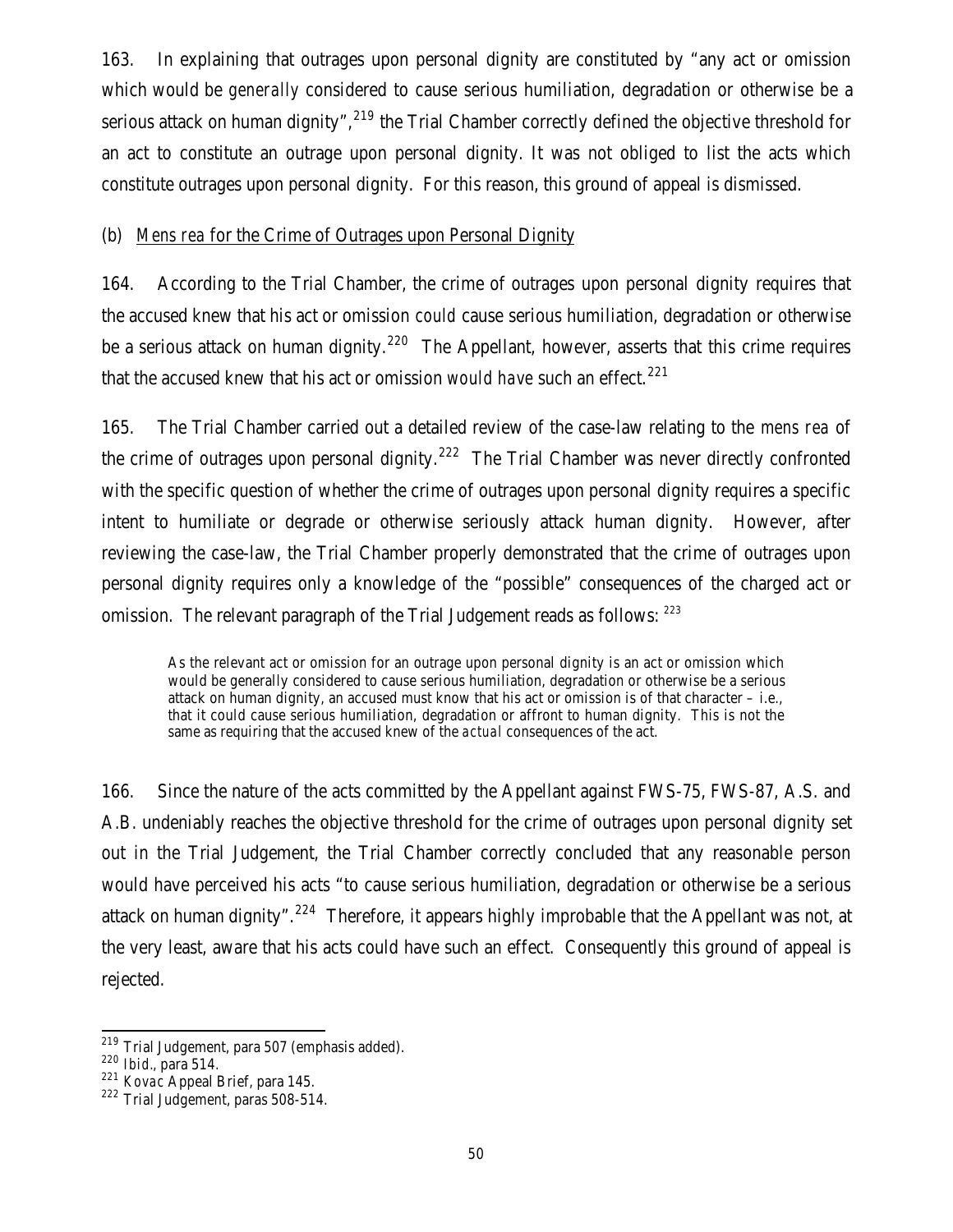163. In explaining that outrages upon personal dignity are constituted by "any act or omission which would be *generally* considered to cause serious humiliation, degradation or otherwise be a serious attack on human dignity",[219] the Trial Chamber correctly defined the objective threshold for an act to constitute an outrage upon personal dignity. It was not obliged to list the acts which constitute outrages upon personal dignity. For this reason, this ground of appeal is dismissed.

(b) *Mens rea* for the Crime of Outrages upon Personal Dignity

164. According to the Trial Chamber, the crime of outrages upon personal dignity requires that the accused knew that his act or omission *could* cause serious humiliation, degradation or otherwise be a serious attack on human dignity.[220] The Appellant, however, asserts that this crime requires that the accused knew that his act or omission *would have* such an effect.[221]

165. The Trial Chamber carried out a detailed review of the case-law relating to the *mens rea* of the crime of outrages upon personal dignity.[222] The Trial Chamber was never directly confronted with the specific question of whether the crime of outrages upon personal dignity requires a specific intent to humiliate or degrade or otherwise seriously attack human dignity. However, after reviewing the case-law, the Trial Chamber properly demonstrated that the crime of outrages upon personal dignity requires only a knowledge of the "possible" consequences of the charged act or omission. The relevant paragraph of the Trial Judgement reads as follows: [223]

> As the relevant act or omission for an outrage upon personal dignity is an act or omission which would be generally considered to cause serious humiliation, degradation or otherwise be a serious attack on human dignity, an accused must know that his act or omission is of that character – i.e., that it could cause serious humiliation, degradation or affront to human dignity. This is not the same as requiring that the accused knew of the *actual* consequences of the act.

166. Since the nature of the acts committed by the Appellant against FWS-75, FWS-87, A.S. and A.B. undeniably reaches the objective threshold for the crime of outrages upon personal dignity set out in the Trial Judgement, the Trial Chamber correctly concluded that any reasonable person would have perceived his acts "to cause serious humiliation, degradation or otherwise be a serious attack on human dignity".[224] Therefore, it appears highly improbable that the Appellant was not, at the very least, aware that his acts could have such an effect. Consequently this ground of appeal is rejected.

---

[219] Trial Judgement, para 507 (emphasis added).

[220] *Ibid*., para 514.

[221] *Kovac* Appeal Brief, para 145.

[222] Trial Judgement, paras 508-514.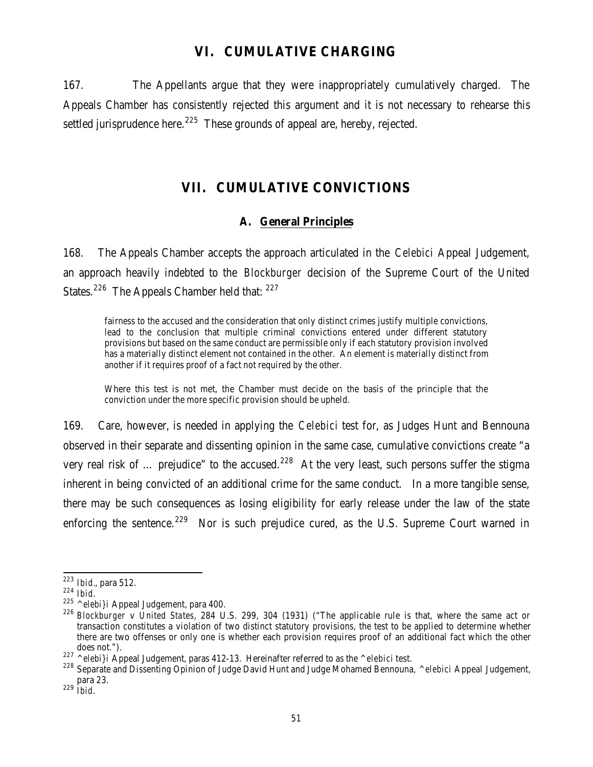## VI. CUMULATIVE CHARGING

167. The Appellants argue that they were inappropriately cumulatively charged. The Appeals Chamber has consistently rejected this argument and it is not necessary to rehearse this settled jurisprudence here.[225] These grounds of appeal are, hereby, rejected.

## VII. CUMULATIVE CONVICTIONS

### A. General Principles

168. The Appeals Chamber accepts the approach articulated in the *Celebici* Appeal Judgement, an approach heavily indebted to the *Blockburger* decision of the Supreme Court of the United States.[226] The Appeals Chamber held that: [227]

> fairness to the accused and the consideration that only distinct crimes justify multiple convictions, lead to the conclusion that multiple criminal convictions entered under different statutory provisions but based on the same conduct are permissible only if each statutory provision involved has a materially distinct element not contained in the other. An element is materially distinct from another if it requires proof of a fact not required by the other.
>
> Where this test is not met, the Chamber must decide on the basis of the principle that the conviction under the more specific provision should be upheld.

169. Care, however, is needed in applying the *Celebici* test for, as Judges Hunt and Bennouna observed in their separate and dissenting opinion in the same case, cumulative convictions create "a very real risk of ... prejudice" to the accused.[228] At the very least, such persons suffer the stigma inherent in being convicted of an additional crime for the same conduct. In a more tangible sense, there may be such consequences as losing eligibility for early release under the law of the state enforcing the sentence.[229] Nor is such prejudice cured, as the U.S. Supreme Court warned in

---

[223] *Ibid*., para 512.

[224] *Ibid*.

[225] *^elebi}i* Appeal Judgement, para 400.

[226] *Blockburger v United States*, 284 U.S. 299, 304 (1931) ("The applicable rule is that, where the same act or transaction constitutes a violation of two distinct statutory provisions, the test to be applied to determine whether there are two offenses or only one is whether each provision requires proof of an additional fact which the other does not.").

[227] *^elebi}i* Appeal Judgement, paras 412-13. Hereinafter referred to as the *^elebici* test.

[228] Separate and Dissenting Opinion of Judge David Hunt and Judge Mohamed Bennouna, *^elebici* Appeal Judgement, para 23.

[229] *Ibid*.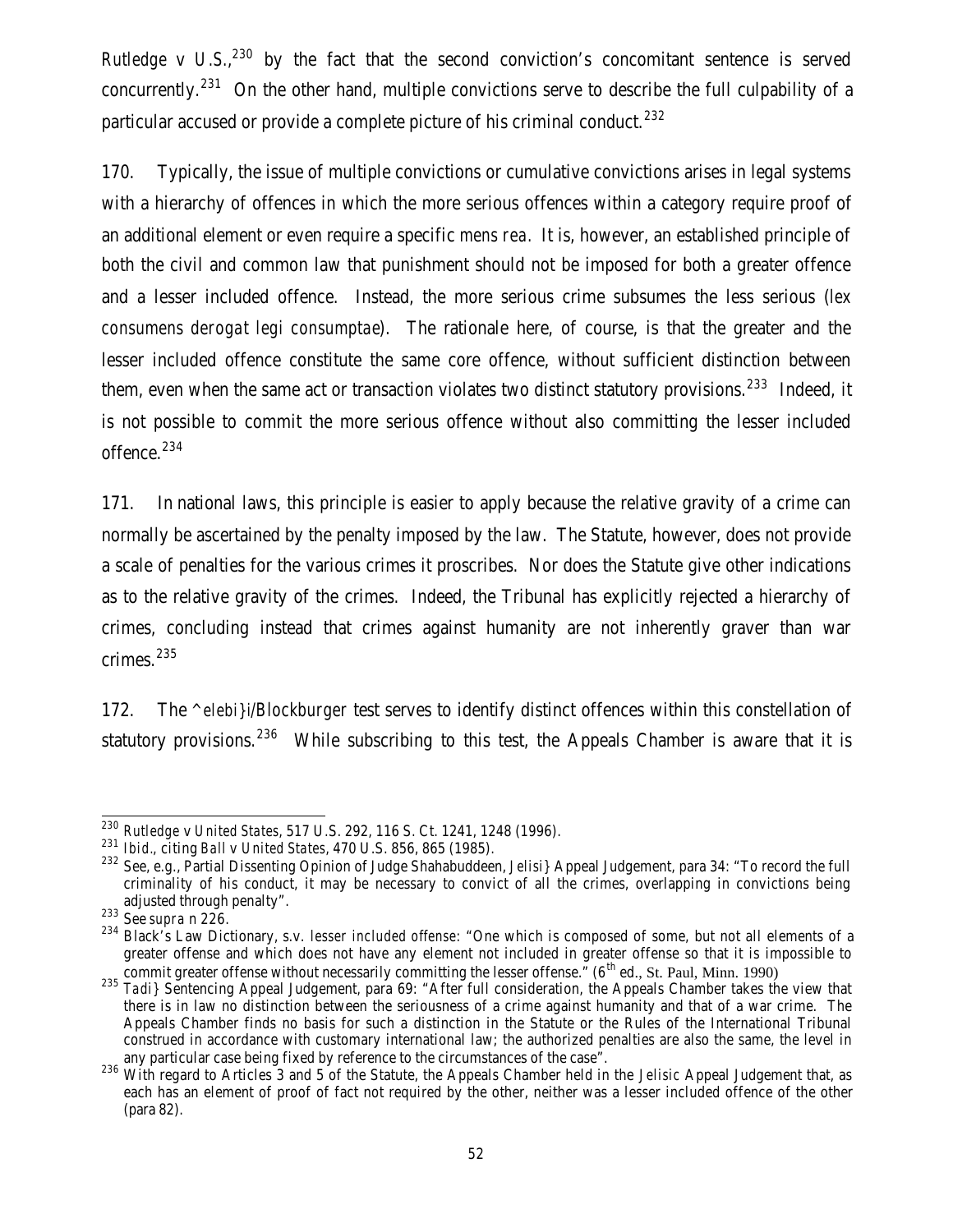*Rutledge v U.S.*,[230] by the fact that the second conviction's concomitant sentence is served concurrently.[231] On the other hand, multiple convictions serve to describe the full culpability of a particular accused or provide a complete picture of his criminal conduct.[232]

170. Typically, the issue of multiple convictions or cumulative convictions arises in legal systems with a hierarchy of offences in which the more serious offences within a category require proof of an additional element or even require a specific *mens rea*. It is, however, an established principle of both the civil and common law that punishment should not be imposed for both a greater offence and a lesser included offence. Instead, the more serious crime subsumes the less serious (*lex consumens derogat legi consumptae*). The rationale here, of course, is that the greater and the lesser included offence constitute the same core offence, without sufficient distinction between them, even when the same act or transaction violates two distinct statutory provisions.[233] Indeed, it is not possible to commit the more serious offence without also committing the lesser included offence.[234]

171. In national laws, this principle is easier to apply because the relative gravity of a crime can normally be ascertained by the penalty imposed by the law. The Statute, however, does not provide a scale of penalties for the various crimes it proscribes. Nor does the Statute give other indications as to the relative gravity of the crimes. Indeed, the Tribunal has explicitly rejected a hierarchy of crimes, concluding instead that crimes against humanity are not inherently graver than war crimes.[235]

172. The *^elebi}i/Blockburger* test serves to identify distinct offences within this constellation of statutory provisions.[236] While subscribing to this test, the Appeals Chamber is aware that it is

---

[230] *Rutledge v United States*, 517 U.S. 292, 116 S. Ct. 1241, 1248 (1996).

[231] *Ibid*., citing *Ball v United States*, 470 U.S. 856, 865 (1985).

[232] See, e.g., Partial Dissenting Opinion of Judge Shahabuddeen, *Jelisi}* Appeal Judgement, para 34: "To record the full criminality of his conduct, it may be necessary to convict of all the crimes, overlapping in convictions being adjusted through penalty".

[233] See *supra* n 226.

[234] Black's Law Dictionary, s.v. *lesser included offense*: "One which is composed of some, but not all elements of a greater offense and which does not have any element not included in greater offense so that it is impossible to commit greater offense without necessarily committing the lesser offense." (6[th] ed., St. Paul, Minn. 1990)

[235] *Tadi}* Sentencing Appeal Judgement, para 69: "After full consideration, the Appeals Chamber takes the view that there is in law no distinction between the seriousness of a crime against humanity and that of a war crime. The Appeals Chamber finds no basis for such a distinction in the Statute or the Rules of the International Tribunal construed in accordance with customary international law; the authorized penalties are also the same, the level in any particular case being fixed by reference to the circumstances of the case".

[236] With regard to Articles 3 and 5 of the Statute, the Appeals Chamber held in the *Jelisic* Appeal Judgement that, as each has an element of proof of fact not required by the other, neither was a lesser included offence of the other (para 82).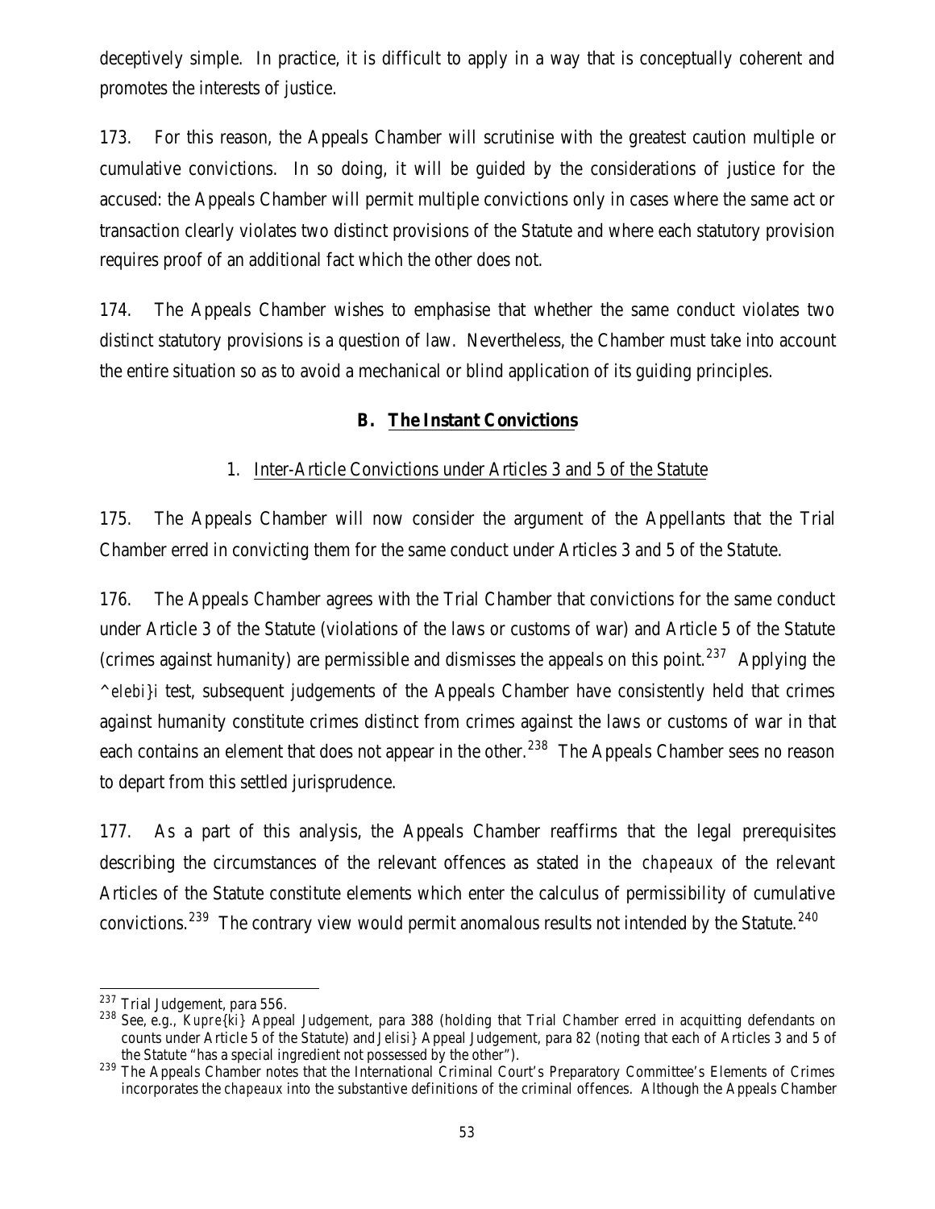deceptively simple. In practice, it is difficult to apply in a way that is conceptually coherent and promotes the interests of justice.

173. For this reason, the Appeals Chamber will scrutinise with the greatest caution multiple or cumulative convictions. In so doing, it will be guided by the considerations of justice for the accused: the Appeals Chamber will permit multiple convictions only in cases where the same act or transaction clearly violates two distinct provisions of the Statute and where each statutory provision requires proof of an additional fact which the other does not.

174. The Appeals Chamber wishes to emphasise that whether the same conduct violates two distinct statutory provisions is a question of law. Nevertheless, the Chamber must take into account the entire situation so as to avoid a mechanical or blind application of its guiding principles.

## B. The Instant Convictions

### 1. Inter-Article Convictions under Articles 3 and 5 of the Statute

175. The Appeals Chamber will now consider the argument of the Appellants that the Trial Chamber erred in convicting them for the same conduct under Articles 3 and 5 of the Statute.

176. The Appeals Chamber agrees with the Trial Chamber that convictions for the same conduct under Article 3 of the Statute (violations of the laws or customs of war) and Article 5 of the Statute (crimes against humanity) are permissible and dismisses the appeals on this point.[237] Applying the *^elebi}i* test, subsequent judgements of the Appeals Chamber have consistently held that crimes against humanity constitute crimes distinct from crimes against the laws or customs of war in that each contains an element that does not appear in the other.[238] The Appeals Chamber sees no reason to depart from this settled jurisprudence.

177. As a part of this analysis, the Appeals Chamber reaffirms that the legal prerequisites describing the circumstances of the relevant offences as stated in the *chapeaux* of the relevant Articles of the Statute constitute elements which enter the calculus of permissibility of cumulative convictions.[239] The contrary view would permit anomalous results not intended by the Statute.[240]

---

[237] Trial Judgement, para 556.

[238] See, e.g., *Kupre{ki}* Appeal Judgement, para 388 (holding that Trial Chamber erred in acquitting defendants on counts under Article 5 of the Statute) and *Jelisi}* Appeal Judgement, para 82 (noting that each of Articles 3 and 5 of the Statute "has a special ingredient not possessed by the other").

[239] The Appeals Chamber notes that the International Criminal Court's Preparatory Committee's Elements of Crimes incorporates the *chapeaux* into the substantive definitions of the criminal offences. Although the Appeals Chamber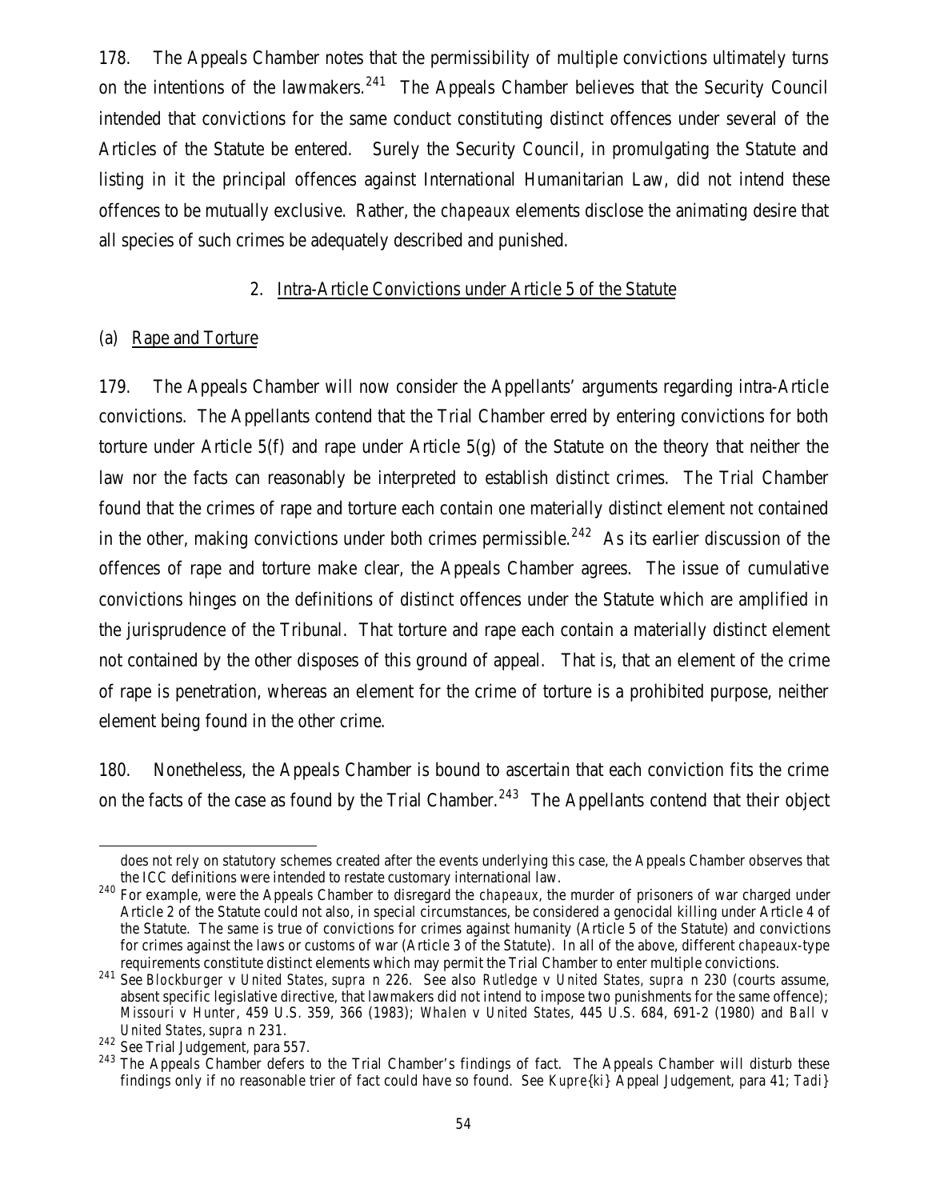178. The Appeals Chamber notes that the permissibility of multiple convictions ultimately turns on the intentions of the lawmakers.[241] The Appeals Chamber believes that the Security Council intended that convictions for the same conduct constituting distinct offences under several of the Articles of the Statute be entered. Surely the Security Council, in promulgating the Statute and listing in it the principal offences against International Humanitarian Law, did not intend these offences to be mutually exclusive. Rather, the *chapeaux* elements disclose the animating desire that all species of such crimes be adequately described and punished.

## 2. Intra-Article Convictions under Article 5 of the Statute

### (a) Rape and Torture

179. The Appeals Chamber will now consider the Appellants' arguments regarding intra-Article convictions. The Appellants contend that the Trial Chamber erred by entering convictions for both torture under Article 5(f) and rape under Article 5(g) of the Statute on the theory that neither the law nor the facts can reasonably be interpreted to establish distinct crimes. The Trial Chamber found that the crimes of rape and torture each contain one materially distinct element not contained in the other, making convictions under both crimes permissible.[242] As its earlier discussion of the offences of rape and torture make clear, the Appeals Chamber agrees. The issue of cumulative convictions hinges on the definitions of distinct offences under the Statute which are amplified in the jurisprudence of the Tribunal. That torture and rape each contain a materially distinct element not contained by the other disposes of this ground of appeal. That is, that an element of the crime of rape is penetration, whereas an element for the crime of torture is a prohibited purpose, neither element being found in the other crime.

180. Nonetheless, the Appeals Chamber is bound to ascertain that each conviction fits the crime on the facts of the case as found by the Trial Chamber.[243] The Appellants contend that their object

---

does not rely on statutory schemes created after the events underlying this case, the Appeals Chamber observes that the ICC definitions were intended to restate customary international law.

[240] For example, were the Appeals Chamber to disregard the *chapeaux*, the murder of prisoners of war charged under Article 2 of the Statute could not also, in special circumstances, be considered a genocidal killing under Article 4 of the Statute. The same is true of convictions for crimes against humanity (Article 5 of the Statute) and convictions for crimes against the laws or customs of war (Article 3 of the Statute). In all of the above, different *chapeaux*-type requirements constitute distinct elements which may permit the Trial Chamber to enter multiple convictions.

[241] See *Blockburger v United States*, *supra* n 226. See also *Rutledge v United States*, *supra* n 230 (courts assume, absent specific legislative directive, that lawmakers did not intend to impose two punishments for the same offence); *Missouri v Hunter*, 459 U.S. 359, 366 (1983); *Whalen v United States*, 445 U.S. 684, 691-2 (1980) and *Ball v United States*, *supra* n 231.

[242] See Trial Judgement, para 557.

[243] The Appeals Chamber defers to the Trial Chamber's findings of fact. The Appeals Chamber will disturb these findings only if no reasonable trier of fact could have so found. See *Kupre{ki}* Appeal Judgement, para 41; *Tadi}*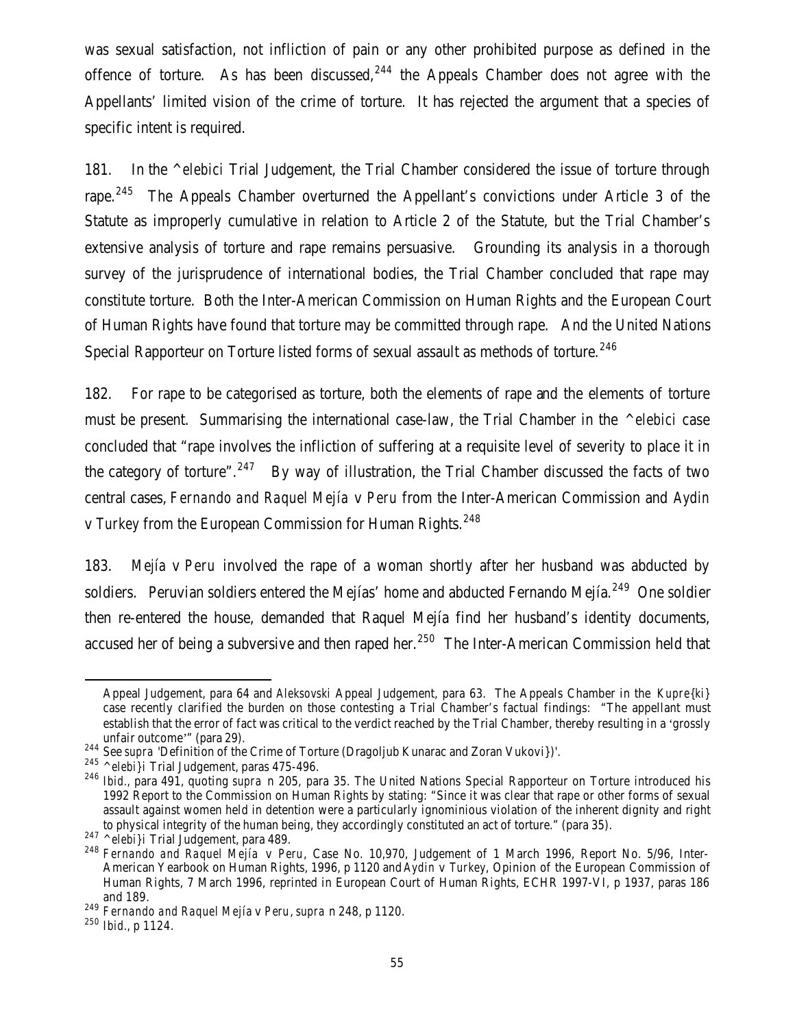was sexual satisfaction, not infliction of pain or any other prohibited purpose as defined in the offence of torture. As has been discussed,[244] the Appeals Chamber does not agree with the Appellants' limited vision of the crime of torture. It has rejected the argument that a species of specific intent is required.

181. In the *^elebici* Trial Judgement, the Trial Chamber considered the issue of torture through rape.[245] The Appeals Chamber overturned the Appellant's convictions under Article 3 of the Statute as improperly cumulative in relation to Article 2 of the Statute, but the Trial Chamber's extensive analysis of torture and rape remains persuasive. Grounding its analysis in a thorough survey of the jurisprudence of international bodies, the Trial Chamber concluded that rape may constitute torture. Both the Inter-American Commission on Human Rights and the European Court of Human Rights have found that torture may be committed through rape. And the United Nations Special Rapporteur on Torture listed forms of sexual assault as methods of torture.[246]

182. For rape to be categorised as torture, both the elements of rape and the elements of torture must be present. Summarising the international case-law, the Trial Chamber in the *^elebici* case concluded that "rape involves the infliction of suffering at a requisite level of severity to place it in the category of torture".[247] By way of illustration, the Trial Chamber discussed the facts of two central cases, *Fernando and Raquel Mejía v Peru* from the Inter-American Commission and *Aydin v Turkey* from the European Commission for Human Rights.[248]

183. *Mejía v Peru* involved the rape of a woman shortly after her husband was abducted by soldiers. Peruvian soldiers entered the Mejías' home and abducted Fernando Mejía.[249] One soldier then re-entered the house, demanded that Raquel Mejía find her husband's identity documents, accused her of being a subversive and then raped her.[250] The Inter-American Commission held that

---

Appeal Judgement, para 64 and *Aleksovski* Appeal Judgement, para 63. The Appeals Chamber in the *Kupre{ki}* case recently clarified the burden on those contesting a Trial Chamber's factual findings: "The appellant must establish that the error of fact was critical to the verdict reached by the Trial Chamber, thereby resulting in a 'grossly unfair outcome'" (para 29).

[244] See *supra* 'Definition of the Crime of Torture (Dragoljub Kunarac and Zoran Vukovi})'.

[245] *^elebi}i* Trial Judgement, paras 475-496.

[246] *Ibid.*, para 491, quoting *supra* n 205, para 35. The United Nations Special Rapporteur on Torture introduced his 1992 Report to the Commission on Human Rights by stating: "Since it was clear that rape or other forms of sexual assault against women held in detention were a particularly ignominious violation of the inherent dignity and right to physical integrity of the human being, they accordingly constituted an act of torture." (para 35).

[247] *^elebi}i* Trial Judgement, para 489.

[248] *Fernando and Raquel Mejía v Peru*, Case No. 10,970, Judgement of 1 March 1996, Report No. 5/96, Inter-American Yearbook on Human Rights, 1996, p 1120 and *Aydin v Turkey*, Opinion of the European Commission of Human Rights, 7 March 1996, reprinted in European Court of Human Rights, ECHR 1997-VI, p 1937, paras 186 and 189.

[249] *Fernando and Raquel Mejía v Peru*, *supra* n 248, p 1120.

[250] *Ibid.*, p 1124.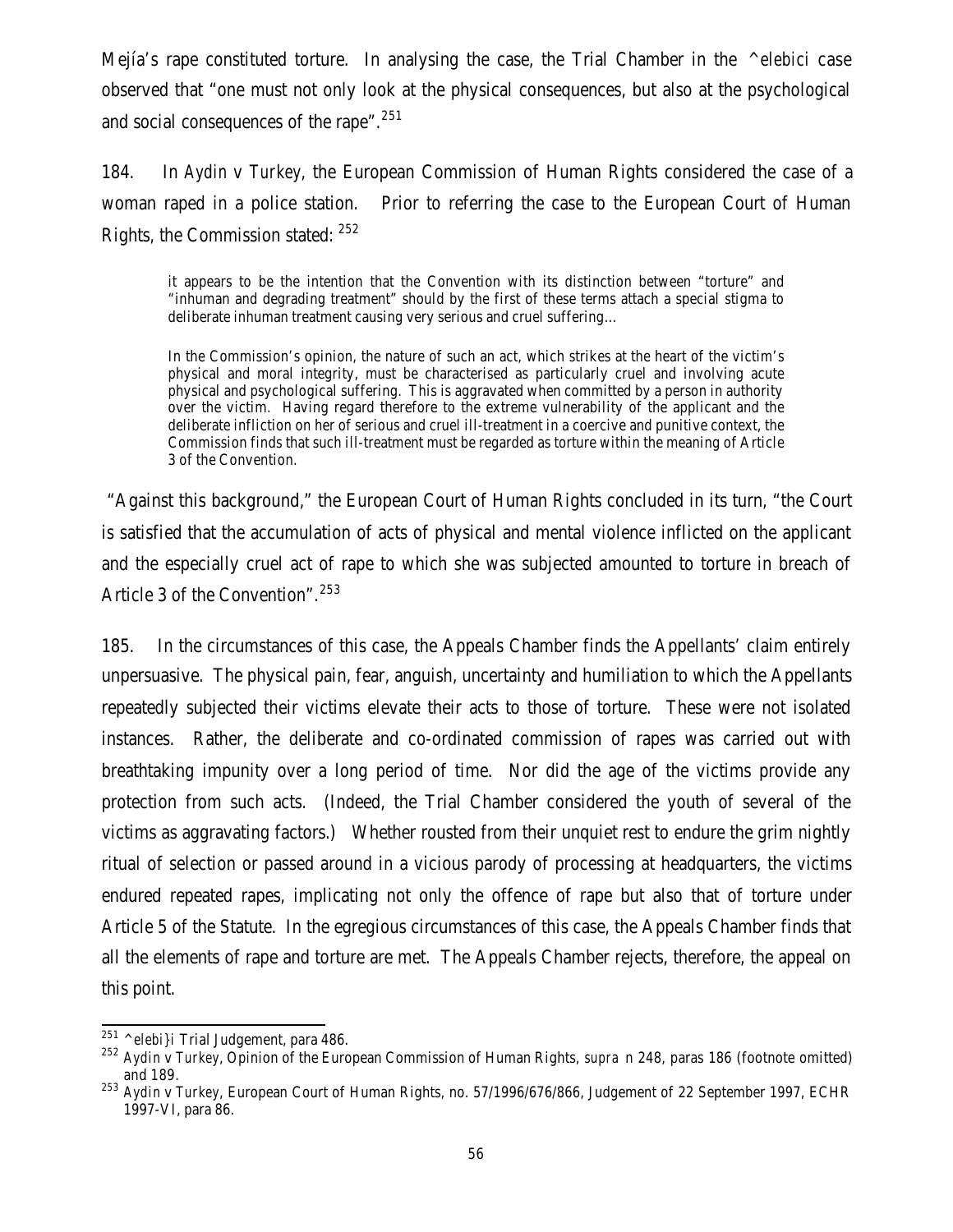Mejía's rape constituted torture. In analysing the case, the Trial Chamber in the *^elebici* case observed that "one must not only look at the physical consequences, but also at the psychological and social consequences of the rape".[251]

184. In *Aydin v Turkey*, the European Commission of Human Rights considered the case of a woman raped in a police station. Prior to referring the case to the European Court of Human Rights, the Commission stated: [252]

> it appears to be the intention that the Convention with its distinction between "torture" and "inhuman and degrading treatment" should by the first of these terms attach a special stigma to deliberate inhuman treatment causing very serious and cruel suffering…
>
> In the Commission's opinion, the nature of such an act, which strikes at the heart of the victim's physical and moral integrity, must be characterised as particularly cruel and involving acute physical and psychological suffering. This is aggravated when committed by a person in authority over the victim. Having regard therefore to the extreme vulnerability of the applicant and the deliberate infliction on her of serious and cruel ill-treatment in a coercive and punitive context, the Commission finds that such ill-treatment must be regarded as torture within the meaning of Article 3 of the Convention.

"Against this background," the European Court of Human Rights concluded in its turn, "the Court is satisfied that the accumulation of acts of physical and mental violence inflicted on the applicant and the especially cruel act of rape to which she was subjected amounted to torture in breach of Article 3 of the Convention".[253]

185. In the circumstances of this case, the Appeals Chamber finds the Appellants' claim entirely unpersuasive. The physical pain, fear, anguish, uncertainty and humiliation to which the Appellants repeatedly subjected their victims elevate their acts to those of torture. These were not isolated instances. Rather, the deliberate and co-ordinated commission of rapes was carried out with breathtaking impunity over a long period of time. Nor did the age of the victims provide any protection from such acts. (Indeed, the Trial Chamber considered the youth of several of the victims as aggravating factors.) Whether rousted from their unquiet rest to endure the grim nightly ritual of selection or passed around in a vicious parody of processing at headquarters, the victims endured repeated rapes, implicating not only the offence of rape but also that of torture under Article 5 of the Statute. In the egregious circumstances of this case, the Appeals Chamber finds that all the elements of rape and torture are met. The Appeals Chamber rejects, therefore, the appeal on this point.

---

[251] *^elebi}i* Trial Judgement, para 486.

[252] *Aydin v Turkey*, Opinion of the European Commission of Human Rights, *supra* n 248, paras 186 (footnote omitted) and 189.

[253] *Aydin v Turkey*, European Court of Human Rights, no. 57/1996/676/866, Judgement of 22 September 1997, ECHR 1997-VI, para 86.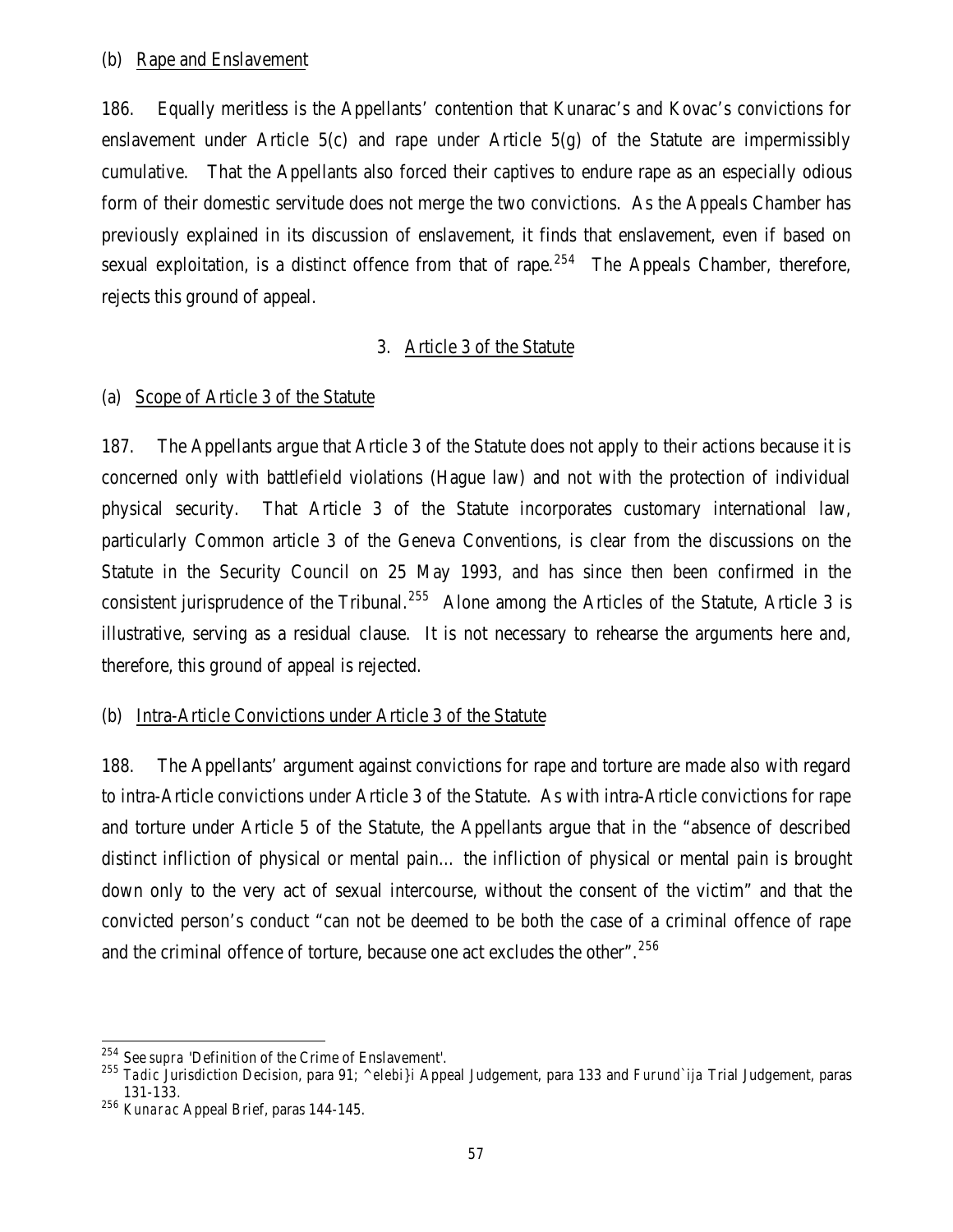(b) Rape and Enslavement

186. Equally meritless is the Appellants' contention that Kunarac's and Kovac's convictions for enslavement under Article 5(c) and rape under Article 5(g) of the Statute are impermissibly cumulative. That the Appellants also forced their captives to endure rape as an especially odious form of their domestic servitude does not merge the two convictions. As the Appeals Chamber has previously explained in its discussion of enslavement, it finds that enslavement, even if based on sexual exploitation, is a distinct offence from that of rape.[254] The Appeals Chamber, therefore, rejects this ground of appeal.

3. Article 3 of the Statute

(a) Scope of Article 3 of the Statute

187. The Appellants argue that Article 3 of the Statute does not apply to their actions because it is concerned only with battlefield violations (Hague law) and not with the protection of individual physical security. That Article 3 of the Statute incorporates customary international law, particularly Common article 3 of the Geneva Conventions, is clear from the discussions on the Statute in the Security Council on 25 May 1993, and has since then been confirmed in the consistent jurisprudence of the Tribunal.[255] Alone among the Articles of the Statute, Article 3 is illustrative, serving as a residual clause. It is not necessary to rehearse the arguments here and, therefore, this ground of appeal is rejected.

(b) Intra-Article Convictions under Article 3 of the Statute

188. The Appellants' argument against convictions for rape and torture are made also with regard to intra-Article convictions under Article 3 of the Statute. As with intra-Article convictions for rape and torture under Article 5 of the Statute, the Appellants argue that in the "absence of described distinct infliction of physical or mental pain… the infliction of physical or mental pain is brought down only to the very act of sexual intercourse, without the consent of the victim" and that the convicted person's conduct "can not be deemed to be both the case of a criminal offence of rape and the criminal offence of torture, because one act excludes the other".[256]

---

[254] See *supra* 'Definition of the Crime of Enslavement'.

[255] *Tadic* Jurisdiction Decision, para 91; *^elebi}i* Appeal Judgement, para 133 and *Furund`ija* Trial Judgement, paras 131-133.

[256] *Kunarac* Appeal Brief, paras 144-145.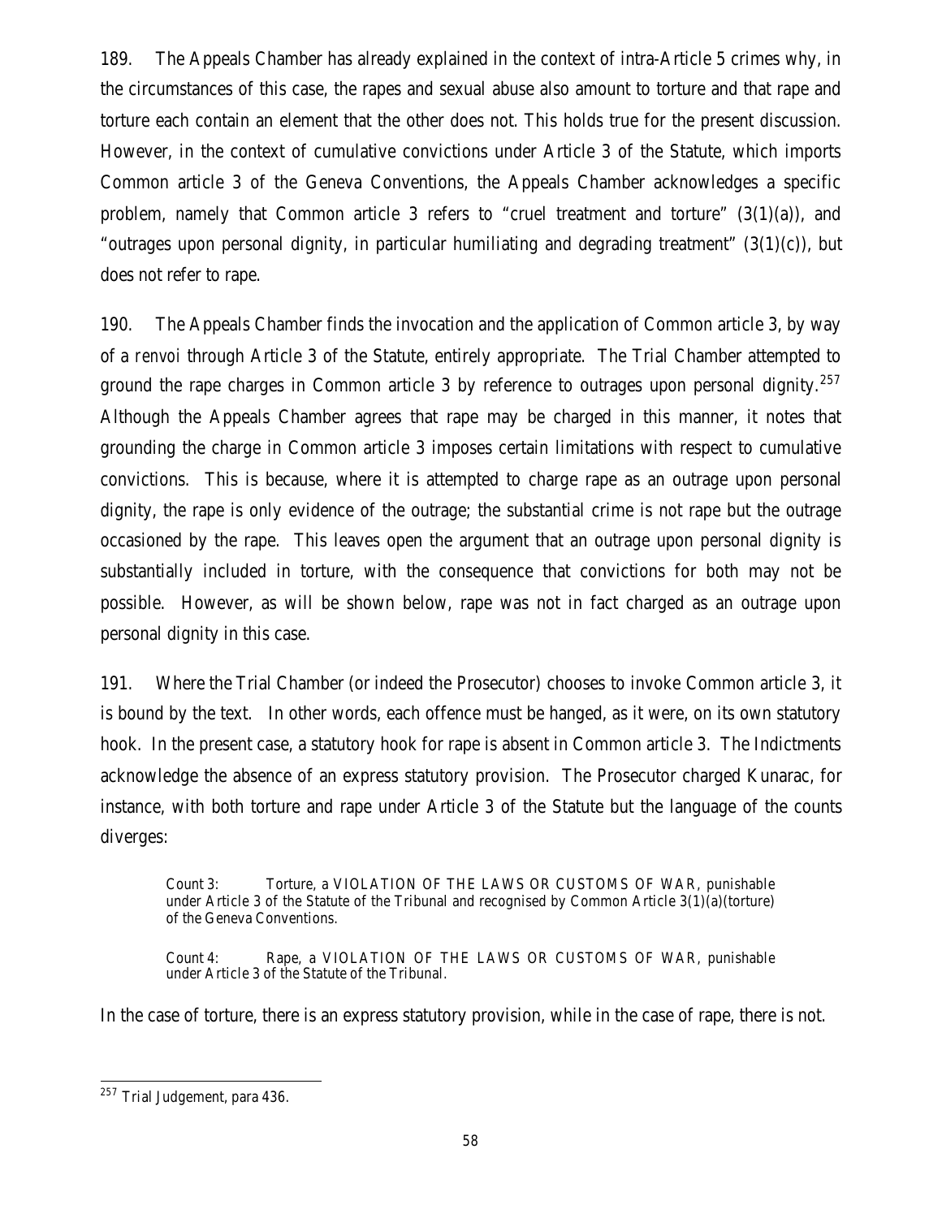189. The Appeals Chamber has already explained in the context of intra-Article 5 crimes why, in the circumstances of this case, the rapes and sexual abuse also amount to torture and that rape and torture each contain an element that the other does not. This holds true for the present discussion. However, in the context of cumulative convictions under Article 3 of the Statute, which imports Common article 3 of the Geneva Conventions, the Appeals Chamber acknowledges a specific problem, namely that Common article 3 refers to "cruel treatment and torture" (3(1)(a)), and "outrages upon personal dignity, in particular humiliating and degrading treatment" (3(1)(c)), but does not refer to rape.

190. The Appeals Chamber finds the invocation and the application of Common article 3, by way of a *renvoi* through Article 3 of the Statute, entirely appropriate. The Trial Chamber attempted to ground the rape charges in Common article 3 by reference to outrages upon personal dignity.[257] Although the Appeals Chamber agrees that rape may be charged in this manner, it notes that grounding the charge in Common article 3 imposes certain limitations with respect to cumulative convictions. This is because, where it is attempted to charge rape as an outrage upon personal dignity, the rape is only evidence of the outrage; the substantial crime is not rape but the outrage occasioned by the rape. This leaves open the argument that an outrage upon personal dignity is substantially included in torture, with the consequence that convictions for both may not be possible. However, as will be shown below, rape was not in fact charged as an outrage upon personal dignity in this case.

191. Where the Trial Chamber (or indeed the Prosecutor) chooses to invoke Common article 3, it is bound by the text. In other words, each offence must be hanged, as it were, on its own statutory hook. In the present case, a statutory hook for rape is absent in Common article 3. The Indictments acknowledge the absence of an express statutory provision. The Prosecutor charged Kunarac, for instance, with both torture and rape under Article 3 of the Statute but the language of the counts diverges:

> Count 3: Torture, a VIOLATION OF THE LAWS OR CUSTOMS OF WAR, punishable under Article 3 of the Statute of the Tribunal and recognised by Common Article 3(1)(a)(torture) of the Geneva Conventions.
>
> Count 4: Rape, a VIOLATION OF THE LAWS OR CUSTOMS OF WAR, punishable under Article 3 of the Statute of the Tribunal.

In the case of torture, there is an express statutory provision, while in the case of rape, there is not.

---

[257] Trial Judgement, para 436.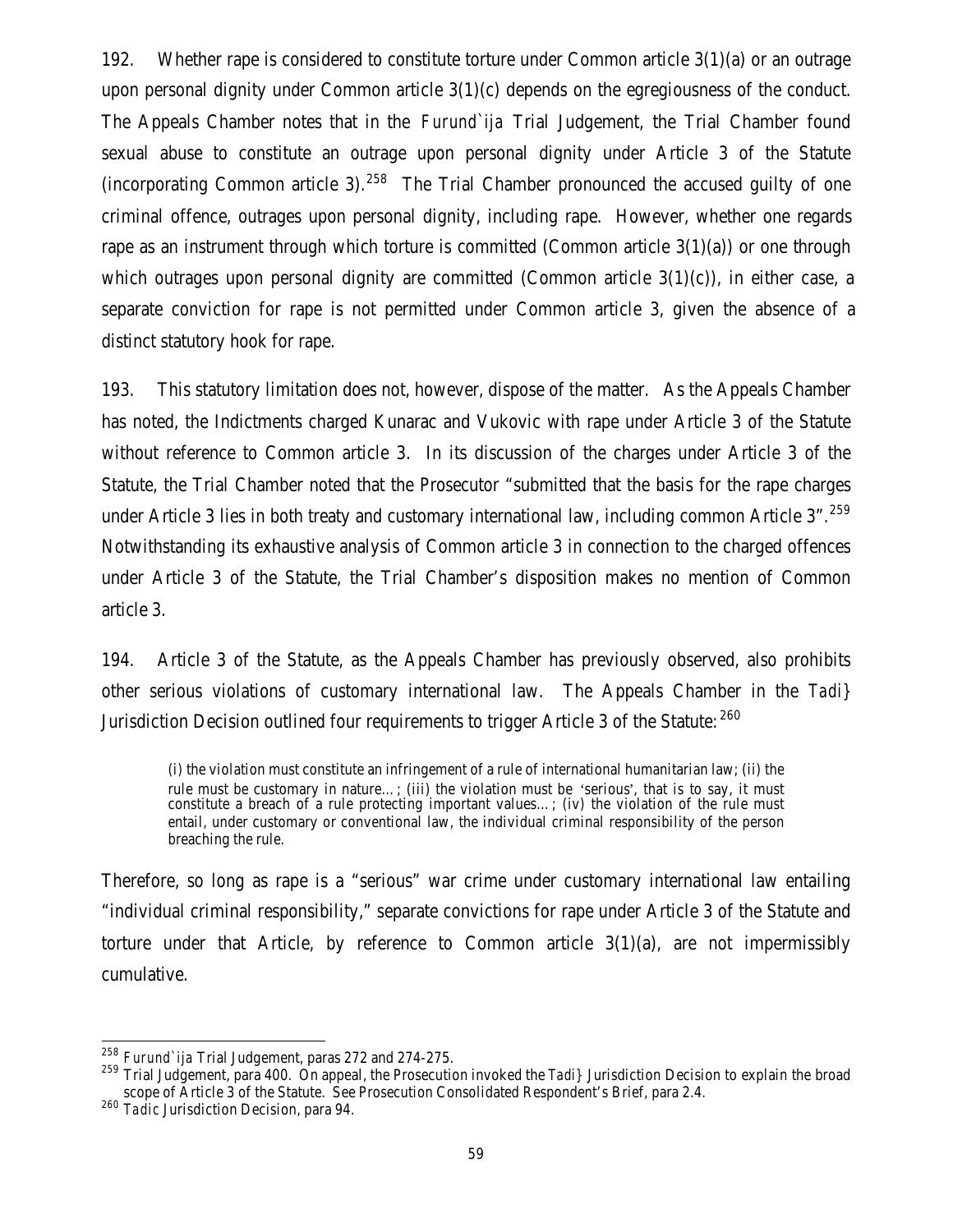192. Whether rape is considered to constitute torture under Common article 3(1)(a) or an outrage upon personal dignity under Common article 3(1)(c) depends on the egregiousness of the conduct. The Appeals Chamber notes that in the *Furund`ija* Trial Judgement, the Trial Chamber found sexual abuse to constitute an outrage upon personal dignity under Article 3 of the Statute (incorporating Common article 3).[258] The Trial Chamber pronounced the accused guilty of one criminal offence, outrages upon personal dignity, including rape. However, whether one regards rape as an instrument through which torture is committed (Common article 3(1)(a)) or one through which outrages upon personal dignity are committed (Common article 3(1)(c)), in either case, a separate conviction for rape is not permitted under Common article 3, given the absence of a distinct statutory hook for rape.

193. This statutory limitation does not, however, dispose of the matter. As the Appeals Chamber has noted, the Indictments charged Kunarac and Vukovic with rape under Article 3 of the Statute without reference to Common article 3. In its discussion of the charges under Article 3 of the Statute, the Trial Chamber noted that the Prosecutor "submitted that the basis for the rape charges under Article 3 lies in both treaty and customary international law, including common Article 3".[259] Notwithstanding its exhaustive analysis of Common article 3 in connection to the charged offences under Article 3 of the Statute, the Trial Chamber's disposition makes no mention of Common article 3.

194. Article 3 of the Statute, as the Appeals Chamber has previously observed, also prohibits other serious violations of customary international law. The Appeals Chamber in the *Tadi}* Jurisdiction Decision outlined four requirements to trigger Article 3 of the Statute:[260]

> (i) the violation must constitute an infringement of a rule of international humanitarian law; (ii) the rule must be customary in nature…; (iii) the violation must be 'serious', that is to say, it must constitute a breach of a rule protecting important values…; (iv) the violation of the rule must entail, under customary or conventional law, the individual criminal responsibility of the person breaching the rule.

Therefore, so long as rape is a "serious" war crime under customary international law entailing "individual criminal responsibility," separate convictions for rape under Article 3 of the Statute and torture under that Article, by reference to Common article 3(1)(a), are not impermissibly cumulative.

---

[258] *Furund`ija* Trial Judgement, paras 272 and 274-275.

[259] Trial Judgement, para 400. On appeal, the Prosecution invoked the *Tadi}* Jurisdiction Decision to explain the broad scope of Article 3 of the Statute. See Prosecution Consolidated Respondent's Brief, para 2.4.

[260] *Tadic* Jurisdiction Decision, para 94.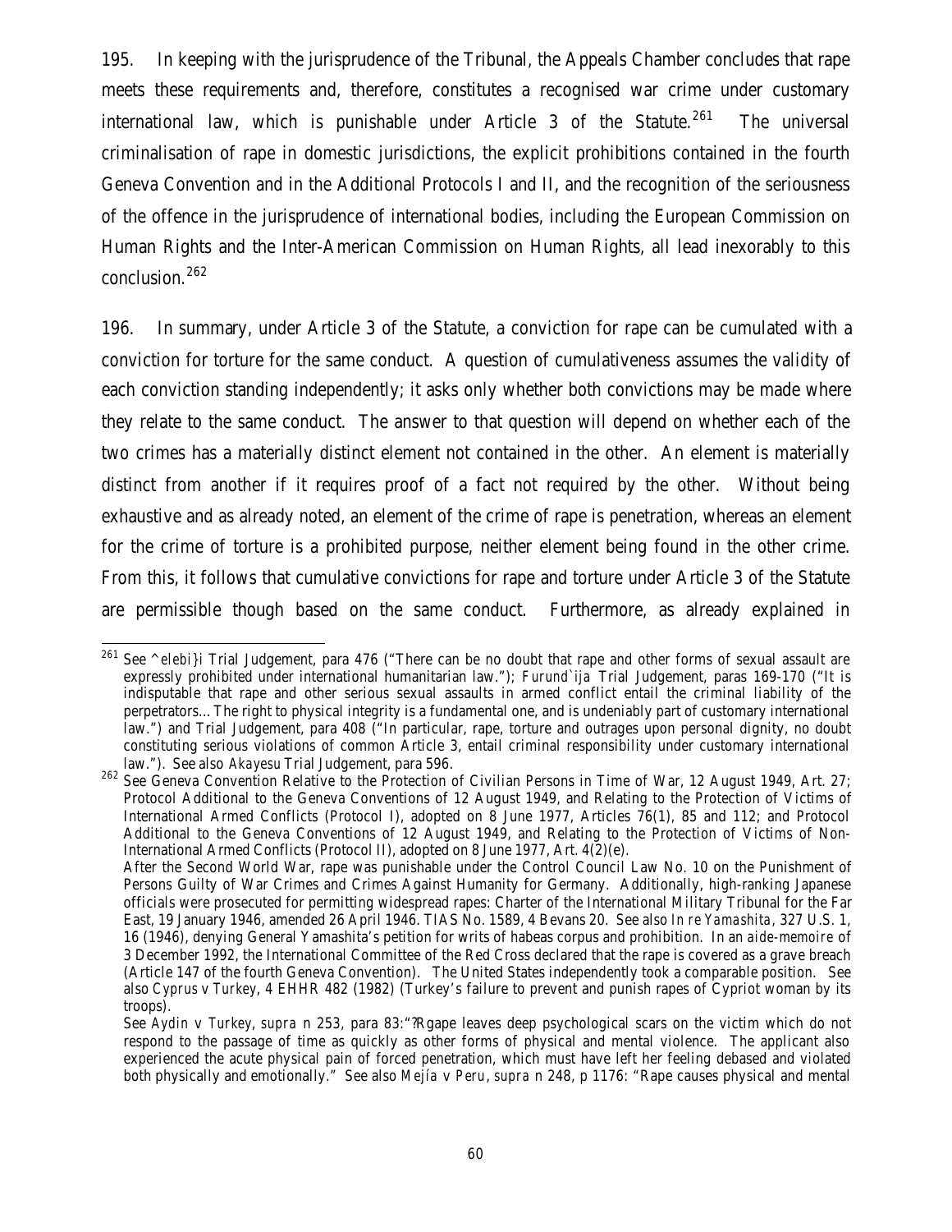195. In keeping with the jurisprudence of the Tribunal, the Appeals Chamber concludes that rape meets these requirements and, therefore, constitutes a recognised war crime under customary international law, which is punishable under Article 3 of the Statute.[261] The universal criminalisation of rape in domestic jurisdictions, the explicit prohibitions contained in the fourth Geneva Convention and in the Additional Protocols I and II, and the recognition of the seriousness of the offence in the jurisprudence of international bodies, including the European Commission on Human Rights and the Inter-American Commission on Human Rights, all lead inexorably to this conclusion.[262]

196. In summary, under Article 3 of the Statute, a conviction for rape can be cumulated with a conviction for torture for the same conduct. A question of cumulativeness assumes the validity of each conviction standing independently; it asks only whether both convictions may be made where they relate to the same conduct. The answer to that question will depend on whether each of the two crimes has a materially distinct element not contained in the other. An element is materially distinct from another if it requires proof of a fact not required by the other. Without being exhaustive and as already noted, an element of the crime of rape is penetration, whereas an element for the crime of torture is a prohibited purpose, neither element being found in the other crime. From this, it follows that cumulative convictions for rape and torture under Article 3 of the Statute are permissible though based on the same conduct. Furthermore, as already explained in

---

[261] See *^elebi}i* Trial Judgement, para 476 ("There can be no doubt that rape and other forms of sexual assault are expressly prohibited under international humanitarian law."); *Furund`ija* Trial Judgement, paras 169-170 ("It is indisputable that rape and other serious sexual assaults in armed conflict entail the criminal liability of the perpetrators… The right to physical integrity is a fundamental one, and is undeniably part of customary international law.") and Trial Judgement, para 408 ("In particular, rape, torture and outrages upon personal dignity, no doubt constituting serious violations of common Article 3, entail criminal responsibility under customary international law."). See also *Akayesu* Trial Judgement, para 596.

[262] See Geneva Convention Relative to the Protection of Civilian Persons in Time of War, 12 August 1949, Art. 27; Protocol Additional to the Geneva Conventions of 12 August 1949, and Relating to the Protection of Victims of International Armed Conflicts (Protocol I), adopted on 8 June 1977, Articles 76(1), 85 and 112; and Protocol Additional to the Geneva Conventions of 12 August 1949, and Relating to the Protection of Victims of Non-International Armed Conflicts (Protocol II), adopted on 8 June 1977, Art. 4(2)(e).

After the Second World War, rape was punishable under the Control Council Law No. 10 on the Punishment of Persons Guilty of War Crimes and Crimes Against Humanity for Germany. Additionally, high-ranking Japanese officials were prosecuted for permitting widespread rapes: Charter of the International Military Tribunal for the Far East, 19 January 1946, amended 26 April 1946. TIAS No. 1589, 4 Bevans 20. See also *In re Yamashita*, 327 U.S. 1, 16 (1946), denying General Yamashita's petition for writs of habeas corpus and prohibition. In an *aide-memoire* of 3 December 1992, the International Committee of the Red Cross declared that the rape is covered as a grave breach (Article 147 of the fourth Geneva Convention). The United States independently took a comparable position. See also *Cyprus v Turkey*, 4 EHHR 482 (1982) (Turkey's failure to prevent and punish rapes of Cypriot woman by its troops).

See *Aydin v Turkey*, *supra* n 253, para 83:"?Rgape leaves deep psychological scars on the victim which do not respond to the passage of time as quickly as other forms of physical and mental violence. The applicant also experienced the acute physical pain of forced penetration, which must have left her feeling debased and violated both physically and emotionally." See also *Mejía v Peru*, *supra* n 248, p 1176: "Rape causes physical and mental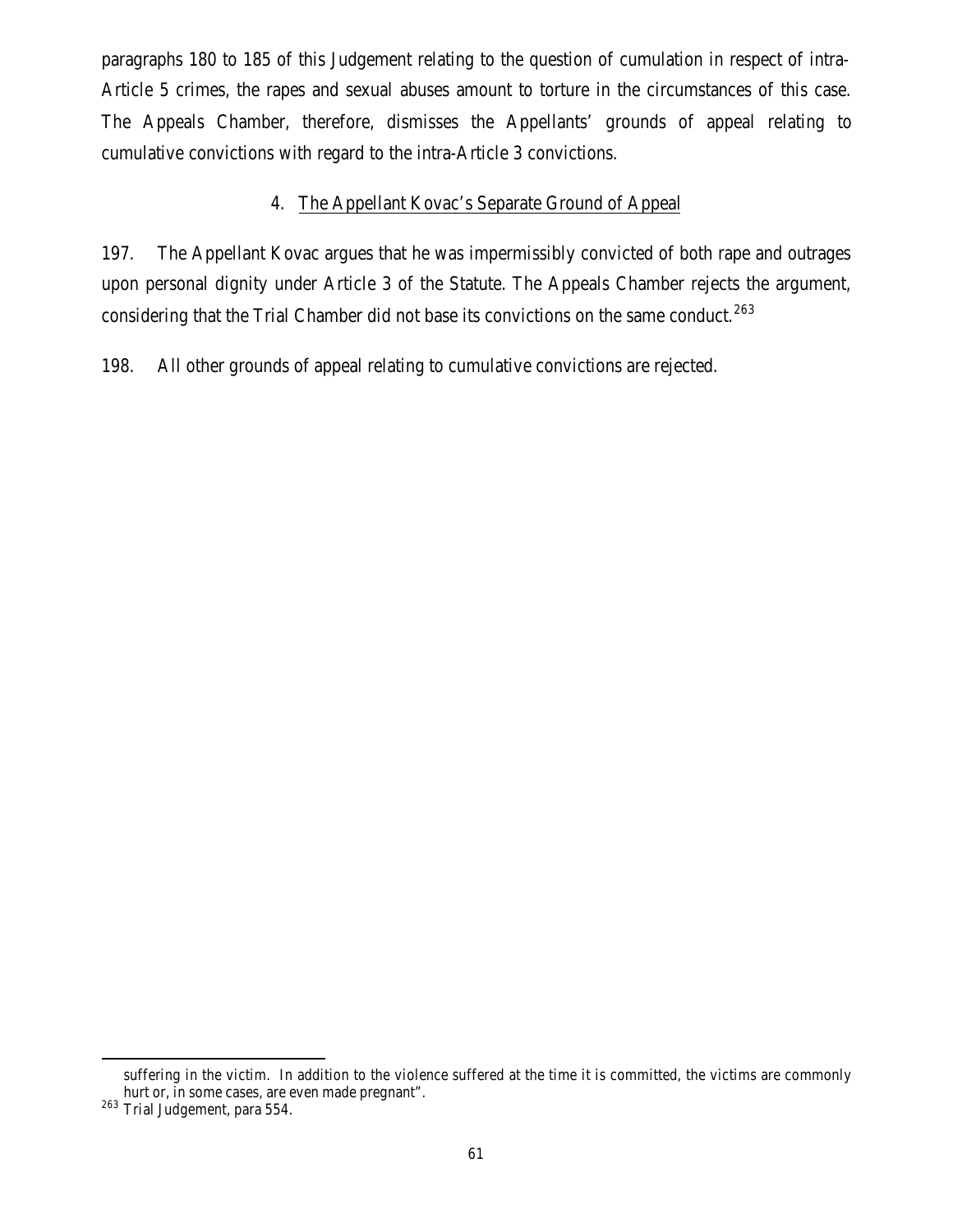paragraphs 180 to 185 of this Judgement relating to the question of cumulation in respect of intra-Article 5 crimes, the rapes and sexual abuses amount to torture in the circumstances of this case. The Appeals Chamber, therefore, dismisses the Appellants' grounds of appeal relating to cumulative convictions with regard to the intra-Article 3 convictions.

### 4. The Appellant Kovac's Separate Ground of Appeal

197. The Appellant Kovac argues that he was impermissibly convicted of both rape and outrages upon personal dignity under Article 3 of the Statute. The Appeals Chamber rejects the argument, considering that the Trial Chamber did not base its convictions on the same conduct.[263]

198. All other grounds of appeal relating to cumulative convictions are rejected.

---

suffering in the victim. In addition to the violence suffered at the time it is committed, the victims are commonly hurt or, in some cases, are even made pregnant".

[263] Trial Judgement, para 554.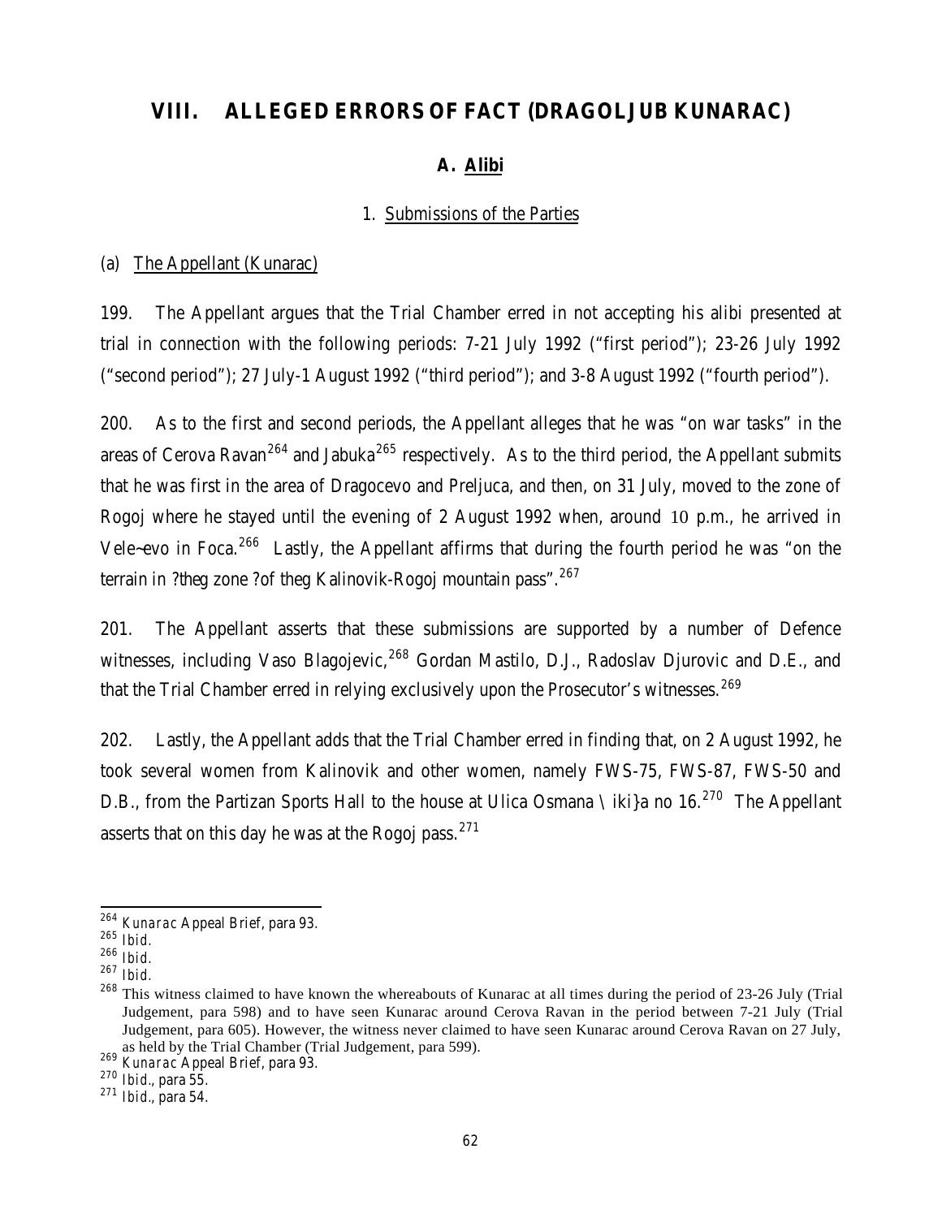# VIII. ALLEGED ERRORS OF FACT (DRAGOLJUB KUNARAC)

## A. Alibi

### 1. Submissions of the Parties

#### (a) The Appellant (Kunarac)

199. The Appellant argues that the Trial Chamber erred in not accepting his alibi presented at trial in connection with the following periods: 7-21 July 1992 ("first period"); 23-26 July 1992 ("second period"); 27 July-1 August 1992 ("third period"); and 3-8 August 1992 ("fourth period").

200. As to the first and second periods, the Appellant alleges that he was "on war tasks" in the areas of Cerova Ravan[264] and Jabuka[265] respectively. As to the third period, the Appellant submits that he was first in the area of Dragocevo and Preljuca, and then, on 31 July, moved to the zone of Rogoj where he stayed until the evening of 2 August 1992 when, around 10 p.m., he arrived in Vele~evo in Foca.[266] Lastly, the Appellant affirms that during the fourth period he was "on the terrain in ?theg zone ?of theg Kalinovik-Rogoj mountain pass".[267]

201. The Appellant asserts that these submissions are supported by a number of Defence witnesses, including Vaso Blagojevic,[268] Gordan Mastilo, D.J., Radoslav Djurovic and D.E., and that the Trial Chamber erred in relying exclusively upon the Prosecutor's witnesses.[269]

202. Lastly, the Appellant adds that the Trial Chamber erred in finding that, on 2 August 1992, he took several women from Kalinovik and other women, namely FWS-75, FWS-87, FWS-50 and D.B., from the Partizan Sports Hall to the house at Ulica Osmana \ iki}a no 16.[270] The Appellant asserts that on this day he was at the Rogoj pass.[271]

---

[264] *Kunarac* Appeal Brief, para 93.

[265] *Ibid.*

[266] *Ibid.*

[267] *Ibid.*

[268] This witness claimed to have known the whereabouts of Kunarac at all times during the period of 23-26 July (Trial Judgement, para 598) and to have seen Kunarac around Cerova Ravan in the period between 7-21 July (Trial Judgement, para 605). However, the witness never claimed to have seen Kunarac around Cerova Ravan on 27 July, as held by the Trial Chamber (Trial Judgement, para 599).

[269] *Kunarac* Appeal Brief, para 93.

[270] *Ibid.*, para 55.

[271] *Ibid.*, para 54.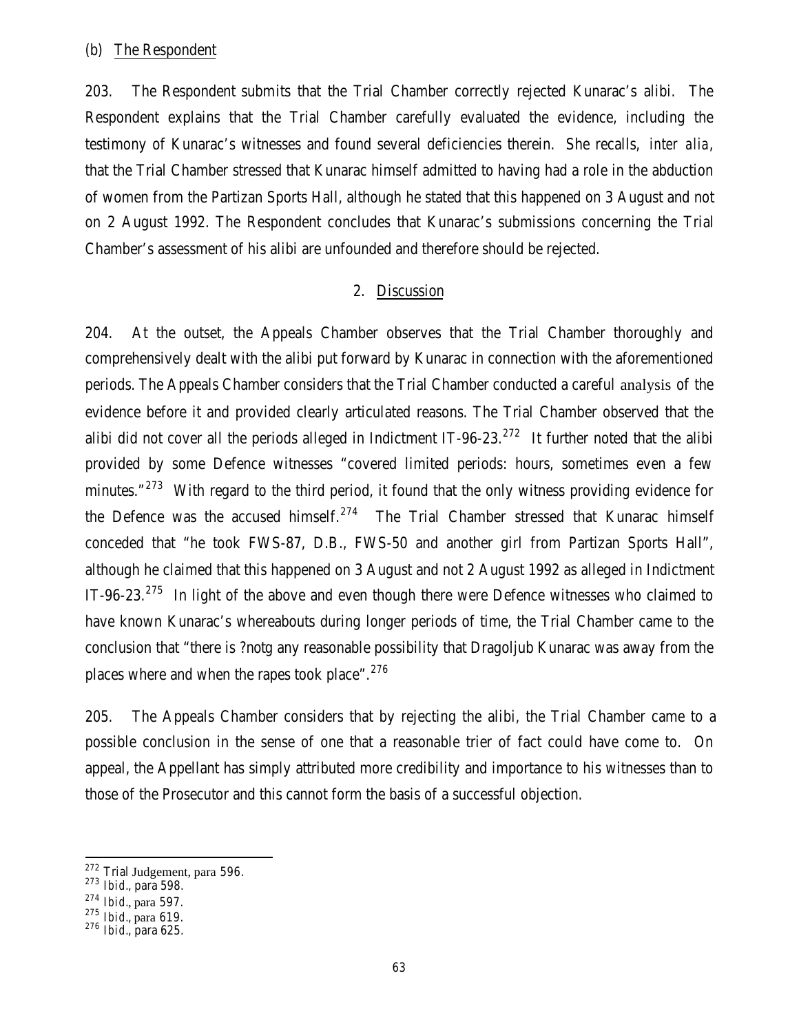(b) The Respondent

203. The Respondent submits that the Trial Chamber correctly rejected Kunarac's alibi. The Respondent explains that the Trial Chamber carefully evaluated the evidence, including the testimony of Kunarac's witnesses and found several deficiencies therein. She recalls, *inter alia*, that the Trial Chamber stressed that Kunarac himself admitted to having had a role in the abduction of women from the Partizan Sports Hall, although he stated that this happened on 3 August and not on 2 August 1992. The Respondent concludes that Kunarac's submissions concerning the Trial Chamber's assessment of his alibi are unfounded and therefore should be rejected.

## 2. Discussion

204. At the outset, the Appeals Chamber observes that the Trial Chamber thoroughly and comprehensively dealt with the alibi put forward by Kunarac in connection with the aforementioned periods. The Appeals Chamber considers that the Trial Chamber conducted a careful analysis of the evidence before it and provided clearly articulated reasons. The Trial Chamber observed that the alibi did not cover all the periods alleged in Indictment IT-96-23.[272] It further noted that the alibi provided by some Defence witnesses "covered limited periods: hours, sometimes even a few minutes."[273] With regard to the third period, it found that the only witness providing evidence for the Defence was the accused himself.[274] The Trial Chamber stressed that Kunarac himself conceded that "he took FWS-87, D.B., FWS-50 and another girl from Partizan Sports Hall", although he claimed that this happened on 3 August and not 2 August 1992 as alleged in Indictment IT-96-23.[275] In light of the above and even though there were Defence witnesses who claimed to have known Kunarac's whereabouts during longer periods of time, the Trial Chamber came to the conclusion that "there is ?notg any reasonable possibility that Dragoljub Kunarac was away from the places where and when the rapes took place".[276]

205. The Appeals Chamber considers that by rejecting the alibi, the Trial Chamber came to a possible conclusion in the sense of one that a reasonable trier of fact could have come to. On appeal, the Appellant has simply attributed more credibility and importance to his witnesses than to those of the Prosecutor and this cannot form the basis of a successful objection.

---

[272] Trial Judgement, para 596.
[273] *Ibid.*, para 598.
[274] *Ibid.*, para 597.
[275] *Ibid.*, para 619.
[276] *Ibid.*, para 625.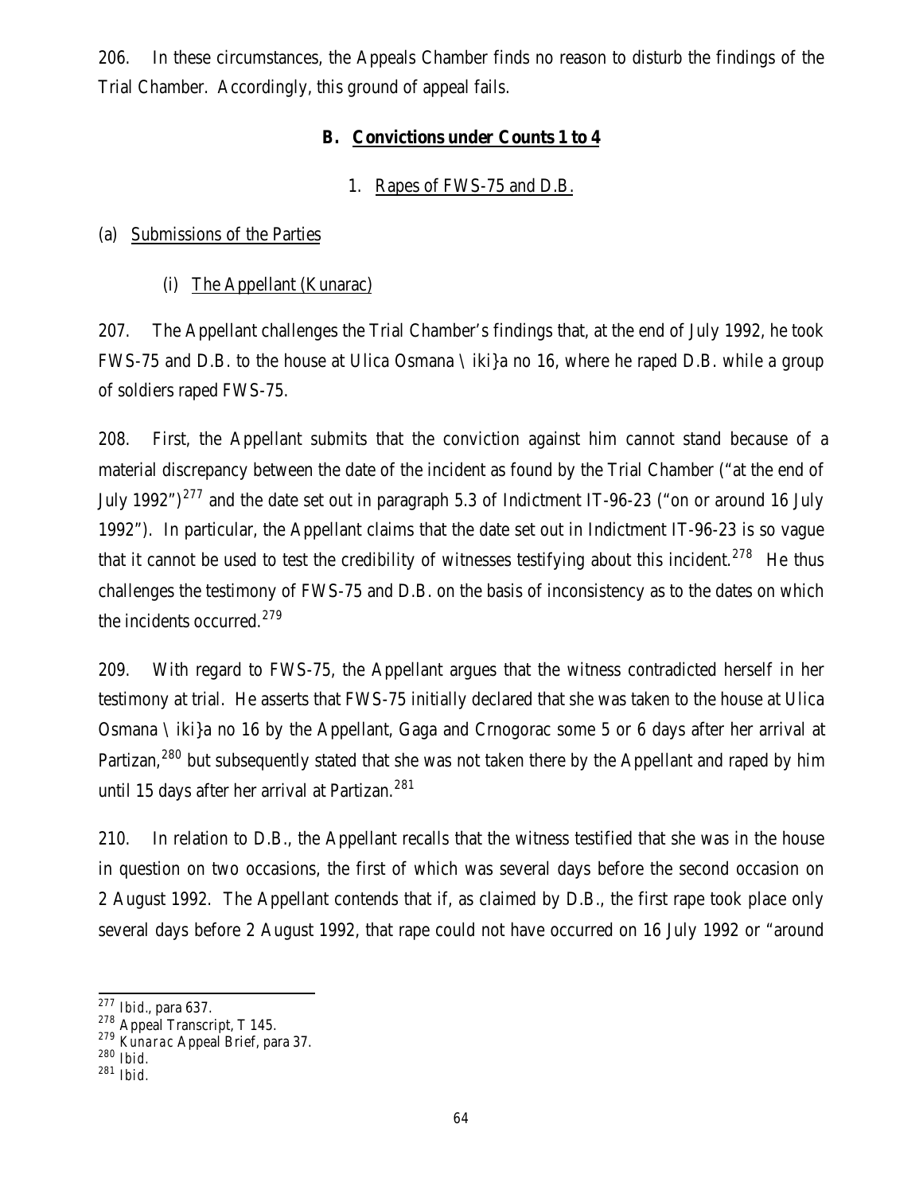206. In these circumstances, the Appeals Chamber finds no reason to disturb the findings of the Trial Chamber. Accordingly, this ground of appeal fails.

## B. Convictions under Counts 1 to 4

### 1. Rapes of FWS-75 and D.B.

#### (a) Submissions of the Parties

##### (i) The Appellant (Kunarac)

207. The Appellant challenges the Trial Chamber's findings that, at the end of July 1992, he took FWS-75 and D.B. to the house at Ulica Osmana \iki}a no 16, where he raped D.B. while a group of soldiers raped FWS-75.

208. First, the Appellant submits that the conviction against him cannot stand because of a material discrepancy between the date of the incident as found by the Trial Chamber ("at the end of July 1992")[277] and the date set out in paragraph 5.3 of Indictment IT-96-23 ("on or around 16 July 1992"). In particular, the Appellant claims that the date set out in Indictment IT-96-23 is so vague that it cannot be used to test the credibility of witnesses testifying about this incident.[278] He thus challenges the testimony of FWS-75 and D.B. on the basis of inconsistency as to the dates on which the incidents occurred.[279]

209. With regard to FWS-75, the Appellant argues that the witness contradicted herself in her testimony at trial. He asserts that FWS-75 initially declared that she was taken to the house at Ulica Osmana \iki}a no 16 by the Appellant, Gaga and Crnogorac some 5 or 6 days after her arrival at Partizan,[280] but subsequently stated that she was not taken there by the Appellant and raped by him until 15 days after her arrival at Partizan.[281]

210. In relation to D.B., the Appellant recalls that the witness testified that she was in the house in question on two occasions, the first of which was several days before the second occasion on 2 August 1992. The Appellant contends that if, as claimed by D.B., the first rape took place only several days before 2 August 1992, that rape could not have occurred on 16 July 1992 or "around

---

[277] *Ibid.*, para 637.

[278] Appeal Transcript, T 145.

[279] *Kunarac* Appeal Brief, para 37.

[280] *Ibid.*

[281] *Ibid.*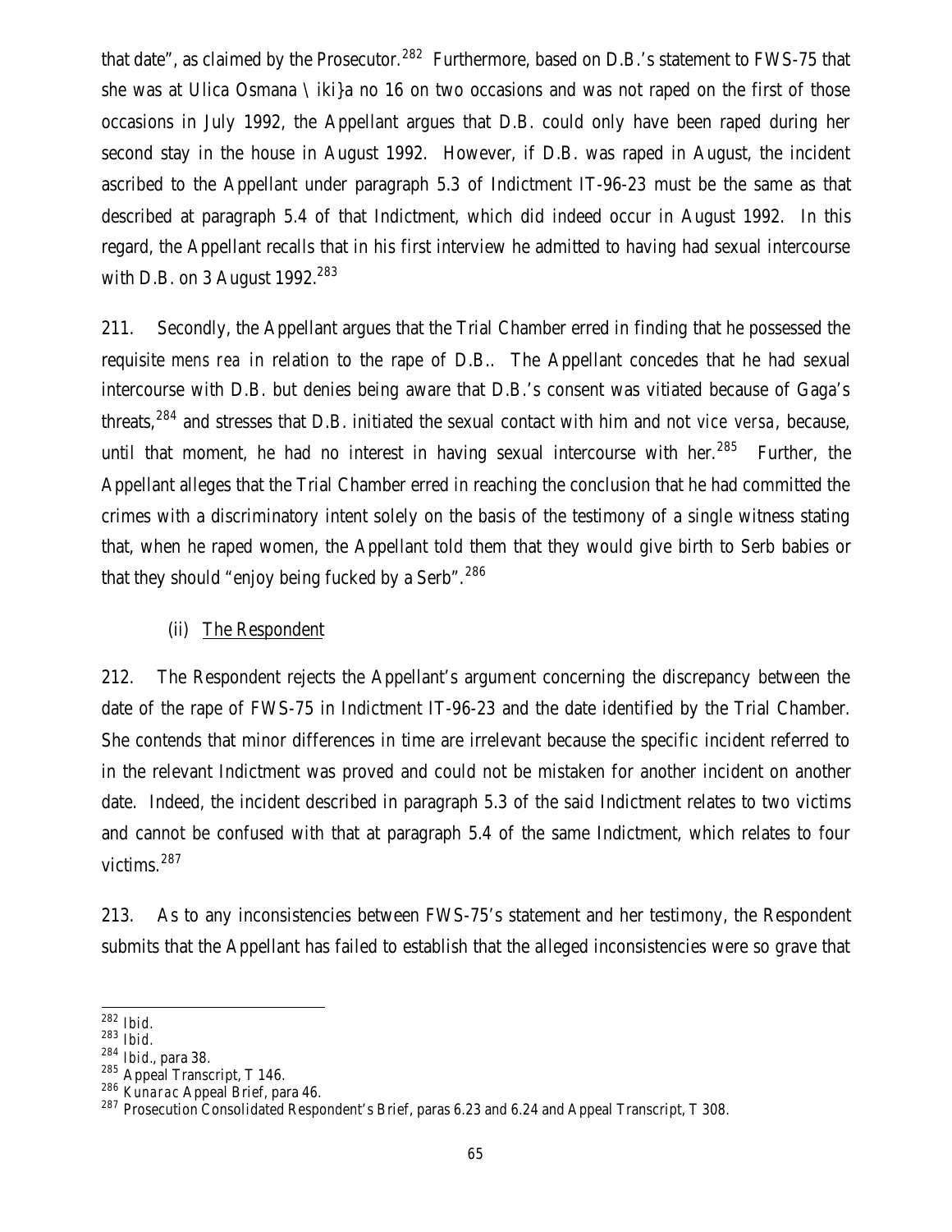that date", as claimed by the Prosecutor.[282] Furthermore, based on D.B.'s statement to FWS-75 that she was at Ulica Osmana \ iki}a no 16 on two occasions and was not raped on the first of those occasions in July 1992, the Appellant argues that D.B. could only have been raped during her second stay in the house in August 1992. However, if D.B. was raped in August, the incident ascribed to the Appellant under paragraph 5.3 of Indictment IT-96-23 must be the same as that described at paragraph 5.4 of that Indictment, which did indeed occur in August 1992. In this regard, the Appellant recalls that in his first interview he admitted to having had sexual intercourse with D.B. on 3 August 1992.[283]

211. Secondly, the Appellant argues that the Trial Chamber erred in finding that he possessed the requisite *mens rea* in relation to the rape of D.B.. The Appellant concedes that he had sexual intercourse with D.B. but denies being aware that D.B.'s consent was vitiated because of Gaga's threats,[284] and stresses that D.B. initiated the sexual contact with him and not *vice versa*, because, until that moment, he had no interest in having sexual intercourse with her.[285] Further, the Appellant alleges that the Trial Chamber erred in reaching the conclusion that he had committed the crimes with a discriminatory intent solely on the basis of the testimony of a single witness stating that, when he raped women, the Appellant told them that they would give birth to Serb babies or that they should "enjoy being fucked by a Serb".[286]

(ii) The Respondent

212. The Respondent rejects the Appellant's argument concerning the discrepancy between the date of the rape of FWS-75 in Indictment IT-96-23 and the date identified by the Trial Chamber. She contends that minor differences in time are irrelevant because the specific incident referred to in the relevant Indictment was proved and could not be mistaken for another incident on another date. Indeed, the incident described in paragraph 5.3 of the said Indictment relates to two victims and cannot be confused with that at paragraph 5.4 of the same Indictment, which relates to four victims.[287]

213. As to any inconsistencies between FWS-75's statement and her testimony, the Respondent submits that the Appellant has failed to establish that the alleged inconsistencies were so grave that

---

[282] *Ibid.*

[283] *Ibid.*

[284] *Ibid.*, para 38.

[285] Appeal Transcript, T 146.

[286] *Kunarac* Appeal Brief, para 46.

[287] Prosecution Consolidated Respondent's Brief, paras 6.23 and 6.24 and Appeal Transcript, T 308.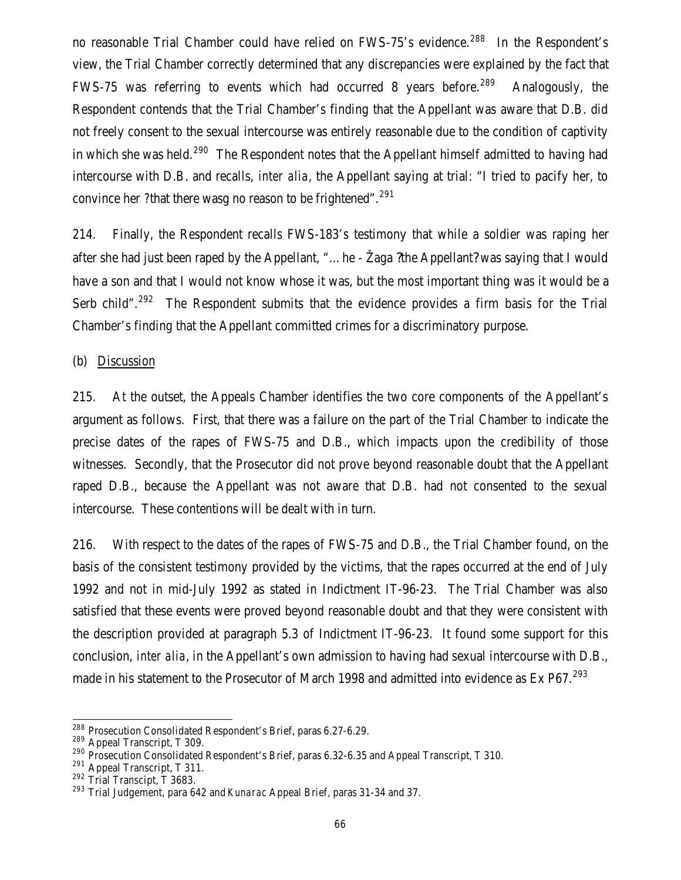no reasonable Trial Chamber could have relied on FWS-75's evidence.[288] In the Respondent's view, the Trial Chamber correctly determined that any discrepancies were explained by the fact that FWS-75 was referring to events which had occurred 8 years before.[289] Analogously, the Respondent contends that the Trial Chamber's finding that the Appellant was aware that D.B. did not freely consent to the sexual intercourse was entirely reasonable due to the condition of captivity in which she was held.[290] The Respondent notes that the Appellant himself admitted to having had intercourse with D.B. and recalls, *inter alia*, the Appellant saying at trial: "I tried to pacify her, to convince her ?that there wasg no reason to be frightened".[291]

214. Finally, the Respondent recalls FWS-183's testimony that while a soldier was raping her after she had just been raped by the Appellant, "… he - Žaga ?the Appellant? was saying that I would have a son and that I would not know whose it was, but the most important thing was it would be a Serb child".[292] The Respondent submits that the evidence provides a firm basis for the Trial Chamber's finding that the Appellant committed crimes for a discriminatory purpose.

(b) Discussion

215. At the outset, the Appeals Chamber identifies the two core components of the Appellant's argument as follows. First, that there was a failure on the part of the Trial Chamber to indicate the precise dates of the rapes of FWS-75 and D.B., which impacts upon the credibility of those witnesses. Secondly, that the Prosecutor did not prove beyond reasonable doubt that the Appellant raped D.B., because the Appellant was not aware that D.B. had not consented to the sexual intercourse. These contentions will be dealt with in turn.

216. With respect to the dates of the rapes of FWS-75 and D.B., the Trial Chamber found, on the basis of the consistent testimony provided by the victims, that the rapes occurred at the end of July 1992 and not in mid-July 1992 as stated in Indictment IT-96-23. The Trial Chamber was also satisfied that these events were proved beyond reasonable doubt and that they were consistent with the description provided at paragraph 5.3 of Indictment IT-96-23. It found some support for this conclusion, *inter alia*, in the Appellant's own admission to having had sexual intercourse with D.B., made in his statement to the Prosecutor of March 1998 and admitted into evidence as Ex P67.[293]

---

[288] Prosecution Consolidated Respondent's Brief, paras 6.27-6.29.
[289] Appeal Transcript, T 309.
[290] Prosecution Consolidated Respondent's Brief, paras 6.32-6.35 and Appeal Transcript, T 310.
[291] Appeal Transcript, T 311.
[292] Trial Transcipt, T 3683.
[293] Trial Judgement, para 642 and *Kunarac* Appeal Brief, paras 31-34 and 37.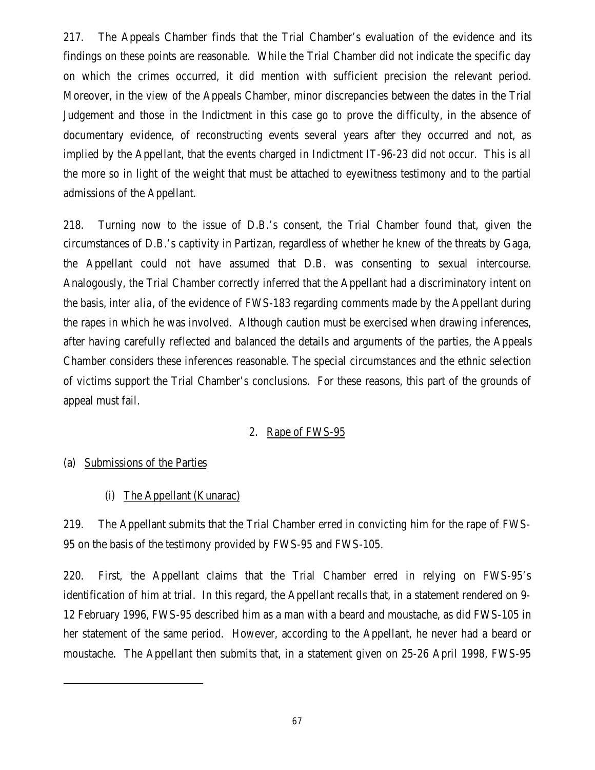217. The Appeals Chamber finds that the Trial Chamber's evaluation of the evidence and its findings on these points are reasonable. While the Trial Chamber did not indicate the specific day on which the crimes occurred, it did mention with sufficient precision the relevant period. Moreover, in the view of the Appeals Chamber, minor discrepancies between the dates in the Trial Judgement and those in the Indictment in this case go to prove the difficulty, in the absence of documentary evidence, of reconstructing events several years after they occurred and not, as implied by the Appellant, that the events charged in Indictment IT-96-23 did not occur. This is all the more so in light of the weight that must be attached to eyewitness testimony and to the partial admissions of the Appellant.

218. Turning now to the issue of D.B.'s consent, the Trial Chamber found that, given the circumstances of D.B.'s captivity in Partizan, regardless of whether he knew of the threats by Gaga, the Appellant could not have assumed that D.B. was consenting to sexual intercourse. Analogously, the Trial Chamber correctly inferred that the Appellant had a discriminatory intent on the basis, *inter alia*, of the evidence of FWS-183 regarding comments made by the Appellant during the rapes in which he was involved. Although caution must be exercised when drawing inferences, after having carefully reflected and balanced the details and arguments of the parties, the Appeals Chamber considers these inferences reasonable. The special circumstances and the ethnic selection of victims support the Trial Chamber's conclusions. For these reasons, this part of the grounds of appeal must fail.

### 2. Rape of FWS-95

#### (a) Submissions of the Parties

##### (i) The Appellant (Kunarac)

219. The Appellant submits that the Trial Chamber erred in convicting him for the rape of FWS-95 on the basis of the testimony provided by FWS-95 and FWS-105.

220. First, the Appellant claims that the Trial Chamber erred in relying on FWS-95's identification of him at trial. In this regard, the Appellant recalls that, in a statement rendered on 9-12 February 1996, FWS-95 described him as a man with a beard and moustache, as did FWS-105 in her statement of the same period. However, according to the Appellant, he never had a beard or moustache. The Appellant then submits that, in a statement given on 25-26 April 1998, FWS-95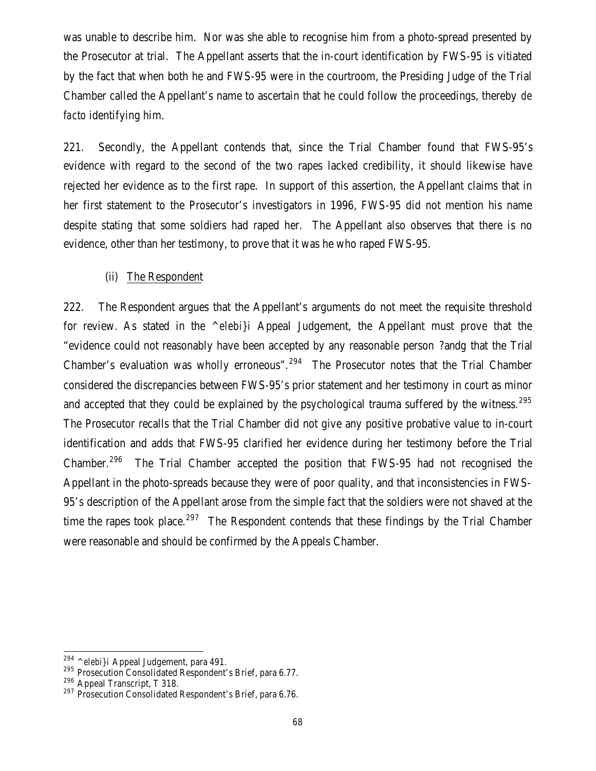was unable to describe him. Nor was she able to recognise him from a photo-spread presented by the Prosecutor at trial. The Appellant asserts that the in-court identification by FWS-95 is vitiated by the fact that when both he and FWS-95 were in the courtroom, the Presiding Judge of the Trial Chamber called the Appellant's name to ascertain that he could follow the proceedings, thereby *de facto* identifying him.

221. Secondly, the Appellant contends that, since the Trial Chamber found that FWS-95's evidence with regard to the second of the two rapes lacked credibility, it should likewise have rejected her evidence as to the first rape. In support of this assertion, the Appellant claims that in her first statement to the Prosecutor's investigators in 1996, FWS-95 did not mention his name despite stating that some soldiers had raped her. The Appellant also observes that there is no evidence, other than her testimony, to prove that it was he who raped FWS-95.

(ii) The Respondent

222. The Respondent argues that the Appellant's arguments do not meet the requisite threshold for review. As stated in the *^elebi}i* Appeal Judgement, the Appellant must prove that the "evidence could not reasonably have been accepted by any reasonable person ?andg that the Trial Chamber's evaluation was wholly erroneous".[294] The Prosecutor notes that the Trial Chamber considered the discrepancies between FWS-95's prior statement and her testimony in court as minor and accepted that they could be explained by the psychological trauma suffered by the witness.[295] The Prosecutor recalls that the Trial Chamber did not give any positive probative value to in-court identification and adds that FWS-95 clarified her evidence during her testimony before the Trial Chamber.[296] The Trial Chamber accepted the position that FWS-95 had not recognised the Appellant in the photo-spreads because they were of poor quality, and that inconsistencies in FWS-95's description of the Appellant arose from the simple fact that the soldiers were not shaved at the time the rapes took place.[297] The Respondent contends that these findings by the Trial Chamber were reasonable and should be confirmed by the Appeals Chamber.

---

[294] *^elebi}i* Appeal Judgement, para 491.

[295] Prosecution Consolidated Respondent's Brief, para 6.77.

[296] Appeal Transcript, T 318.

[297] Prosecution Consolidated Respondent's Brief, para 6.76.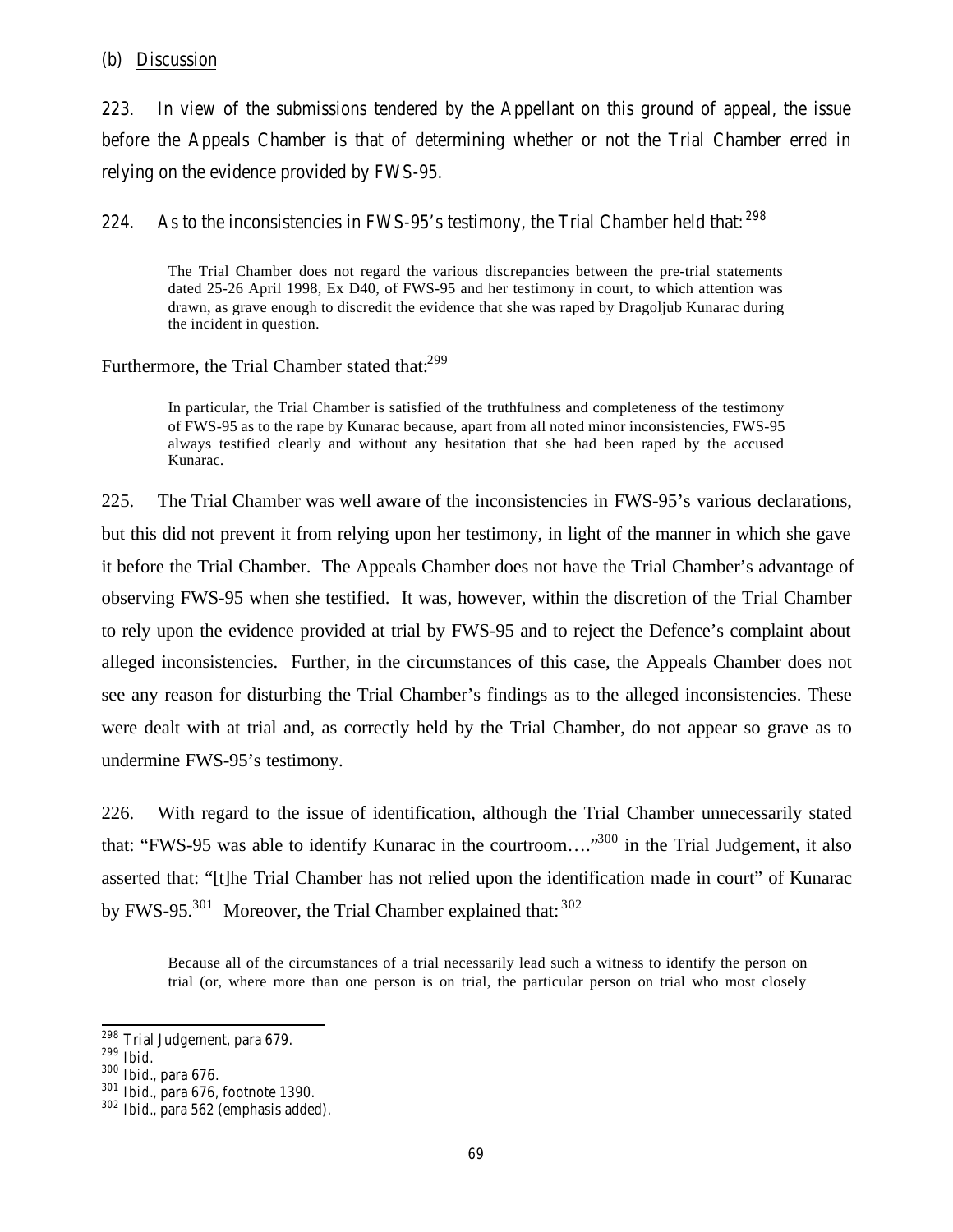(b) Discussion

223. In view of the submissions tendered by the Appellant on this ground of appeal, the issue before the Appeals Chamber is that of determining whether or not the Trial Chamber erred in relying on the evidence provided by FWS-95.

224. As to the inconsistencies in FWS-95's testimony, the Trial Chamber held that:[298]

> The Trial Chamber does not regard the various discrepancies between the pre-trial statements dated 25-26 April 1998, Ex D40, of FWS-95 and her testimony in court, to which attention was drawn, as grave enough to discredit the evidence that she was raped by Dragoljub Kunarac during the incident in question.

Furthermore, the Trial Chamber stated that:[299]

> In particular, the Trial Chamber is satisfied of the truthfulness and completeness of the testimony of FWS-95 as to the rape by Kunarac because, apart from all noted minor inconsistencies, FWS-95 always testified clearly and without any hesitation that she had been raped by the accused Kunarac.

225. The Trial Chamber was well aware of the inconsistencies in FWS-95's various declarations, but this did not prevent it from relying upon her testimony, in light of the manner in which she gave it before the Trial Chamber. The Appeals Chamber does not have the Trial Chamber's advantage of observing FWS-95 when she testified. It was, however, within the discretion of the Trial Chamber to rely upon the evidence provided at trial by FWS-95 and to reject the Defence's complaint about alleged inconsistencies. Further, in the circumstances of this case, the Appeals Chamber does not see any reason for disturbing the Trial Chamber's findings as to the alleged inconsistencies. These were dealt with at trial and, as correctly held by the Trial Chamber, do not appear so grave as to undermine FWS-95's testimony.

226. With regard to the issue of identification, although the Trial Chamber unnecessarily stated that: "FWS-95 was able to identify Kunarac in the courtroom…."[300] in the Trial Judgement, it also asserted that: "[t]he Trial Chamber has not relied upon the identification made in court" of Kunarac by FWS-95.[301] Moreover, the Trial Chamber explained that:[302]

> Because all of the circumstances of a trial necessarily lead such a witness to identify the person on trial (or, where more than one person is on trial, the particular person on trial who most closely

---

[298] Trial Judgement, para 679.
[299] *Ibid.*
[300] *Ibid.*, para 676.
[301] *Ibid.*, para 676, footnote 1390.
[302] *Ibid.*, para 562 (emphasis added).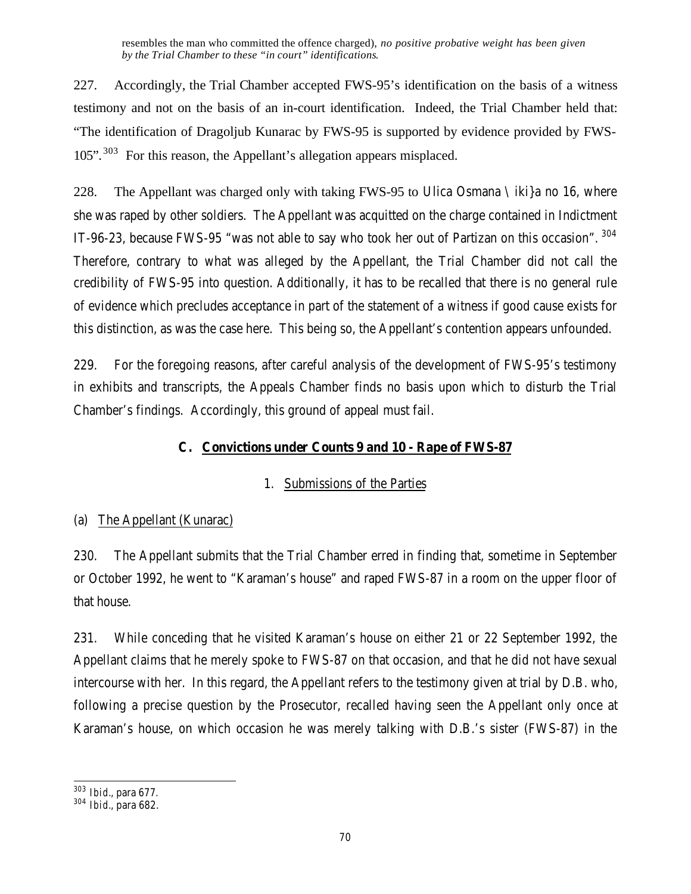resembles the man who committed the offence charged), *no positive probative weight has been given by the Trial Chamber to these "in court" identifications*.

227. Accordingly, the Trial Chamber accepted FWS-95's identification on the basis of a witness testimony and not on the basis of an in-court identification. Indeed, the Trial Chamber held that: "The identification of Dragoljub Kunarac by FWS-95 is supported by evidence provided by FWS-105".[303] For this reason, the Appellant's allegation appears misplaced.

228. The Appellant was charged only with taking FWS-95 to Ulica Osmana \ iki}a no 16, where she was raped by other soldiers. The Appellant was acquitted on the charge contained in Indictment IT-96-23, because FWS-95 "was not able to say who took her out of Partizan on this occasion".[304] Therefore, contrary to what was alleged by the Appellant, the Trial Chamber did not call the credibility of FWS-95 into question. Additionally, it has to be recalled that there is no general rule of evidence which precludes acceptance in part of the statement of a witness if good cause exists for this distinction, as was the case here. This being so, the Appellant's contention appears unfounded.

229. For the foregoing reasons, after careful analysis of the development of FWS-95's testimony in exhibits and transcripts, the Appeals Chamber finds no basis upon which to disturb the Trial Chamber's findings. Accordingly, this ground of appeal must fail.

## C. Convictions under Counts 9 and 10 - Rape of FWS-87

### 1. Submissions of the Parties

#### (a) The Appellant (Kunarac)

230. The Appellant submits that the Trial Chamber erred in finding that, sometime in September or October 1992, he went to "Karaman's house" and raped FWS-87 in a room on the upper floor of that house.

231. While conceding that he visited Karaman's house on either 21 or 22 September 1992, the Appellant claims that he merely spoke to FWS-87 on that occasion, and that he did not have sexual intercourse with her. In this regard, the Appellant refers to the testimony given at trial by D.B. who, following a precise question by the Prosecutor, recalled having seen the Appellant only once at Karaman's house, on which occasion he was merely talking with D.B.'s sister (FWS-87) in the

---

[303] *Ibid.*, para 677.

[304] *Ibid.*, para 682.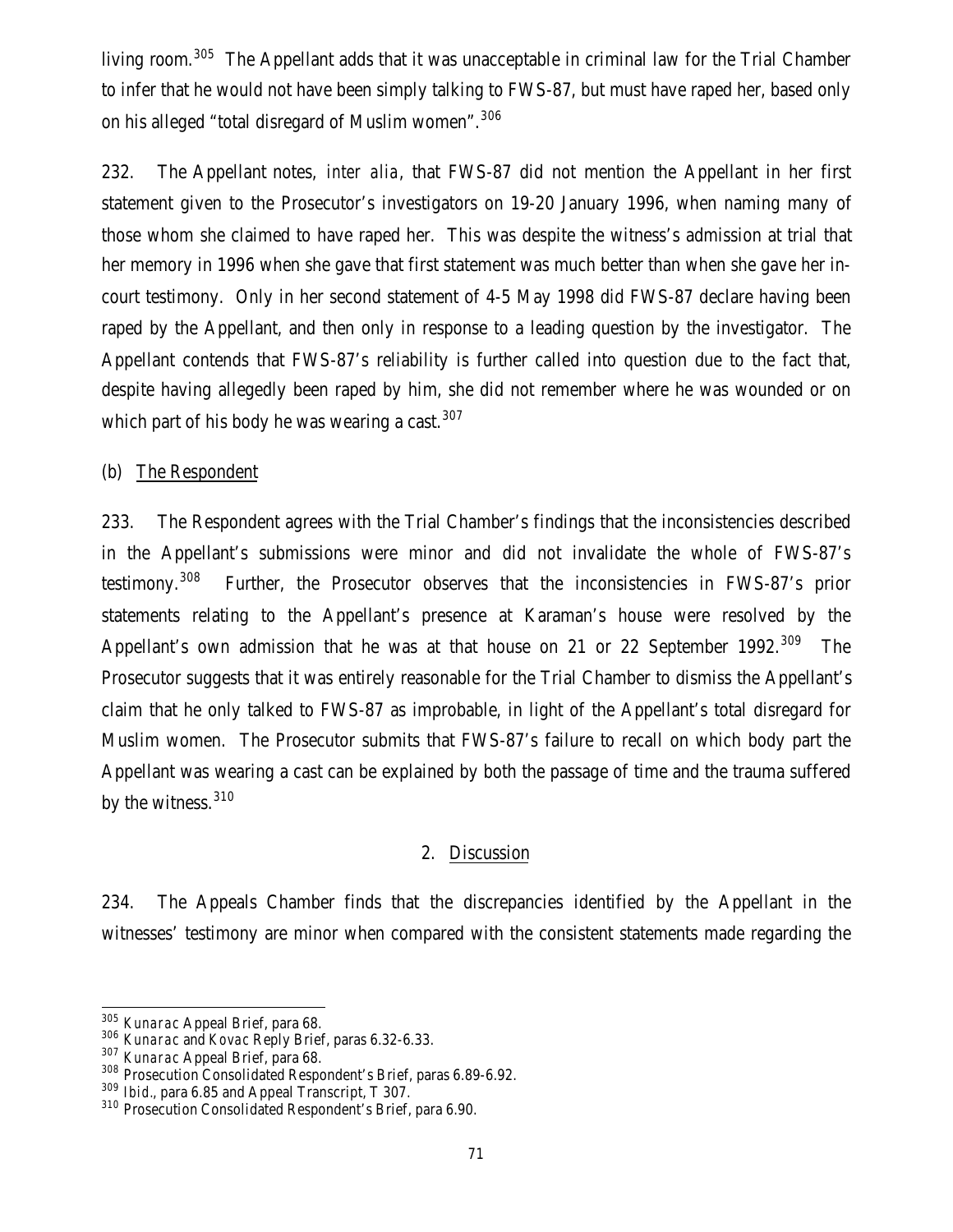living room.[305] The Appellant adds that it was unacceptable in criminal law for the Trial Chamber to infer that he would not have been simply talking to FWS-87, but must have raped her, based only on his alleged "total disregard of Muslim women".[306]

232. The Appellant notes, *inter alia*, that FWS-87 did not mention the Appellant in her first statement given to the Prosecutor's investigators on 19-20 January 1996, when naming many of those whom she claimed to have raped her. This was despite the witness's admission at trial that her memory in 1996 when she gave that first statement was much better than when she gave her in-court testimony. Only in her second statement of 4-5 May 1998 did FWS-87 declare having been raped by the Appellant, and then only in response to a leading question by the investigator. The Appellant contends that FWS-87's reliability is further called into question due to the fact that, despite having allegedly been raped by him, she did not remember where he was wounded or on which part of his body he was wearing a cast.[307]

(b) The Respondent

233. The Respondent agrees with the Trial Chamber's findings that the inconsistencies described in the Appellant's submissions were minor and did not invalidate the whole of FWS-87's testimony.[308] Further, the Prosecutor observes that the inconsistencies in FWS-87's prior statements relating to the Appellant's presence at Karaman's house were resolved by the Appellant's own admission that he was at that house on 21 or 22 September 1992.[309] The Prosecutor suggests that it was entirely reasonable for the Trial Chamber to dismiss the Appellant's claim that he only talked to FWS-87 as improbable, in light of the Appellant's total disregard for Muslim women. The Prosecutor submits that FWS-87's failure to recall on which body part the Appellant was wearing a cast can be explained by both the passage of time and the trauma suffered by the witness.[310]

## 2. Discussion

234. The Appeals Chamber finds that the discrepancies identified by the Appellant in the witnesses' testimony are minor when compared with the consistent statements made regarding the

---

[305] *Kunarac* Appeal Brief, para 68.

[306] *Kunarac* and *Kovac* Reply Brief, paras 6.32-6.33.

[307] *Kunarac* Appeal Brief, para 68.

[308] Prosecution Consolidated Respondent's Brief, paras 6.89-6.92.

[309] *Ibid.*, para 6.85 and Appeal Transcript, T 307.

[310] Prosecution Consolidated Respondent's Brief, para 6.90.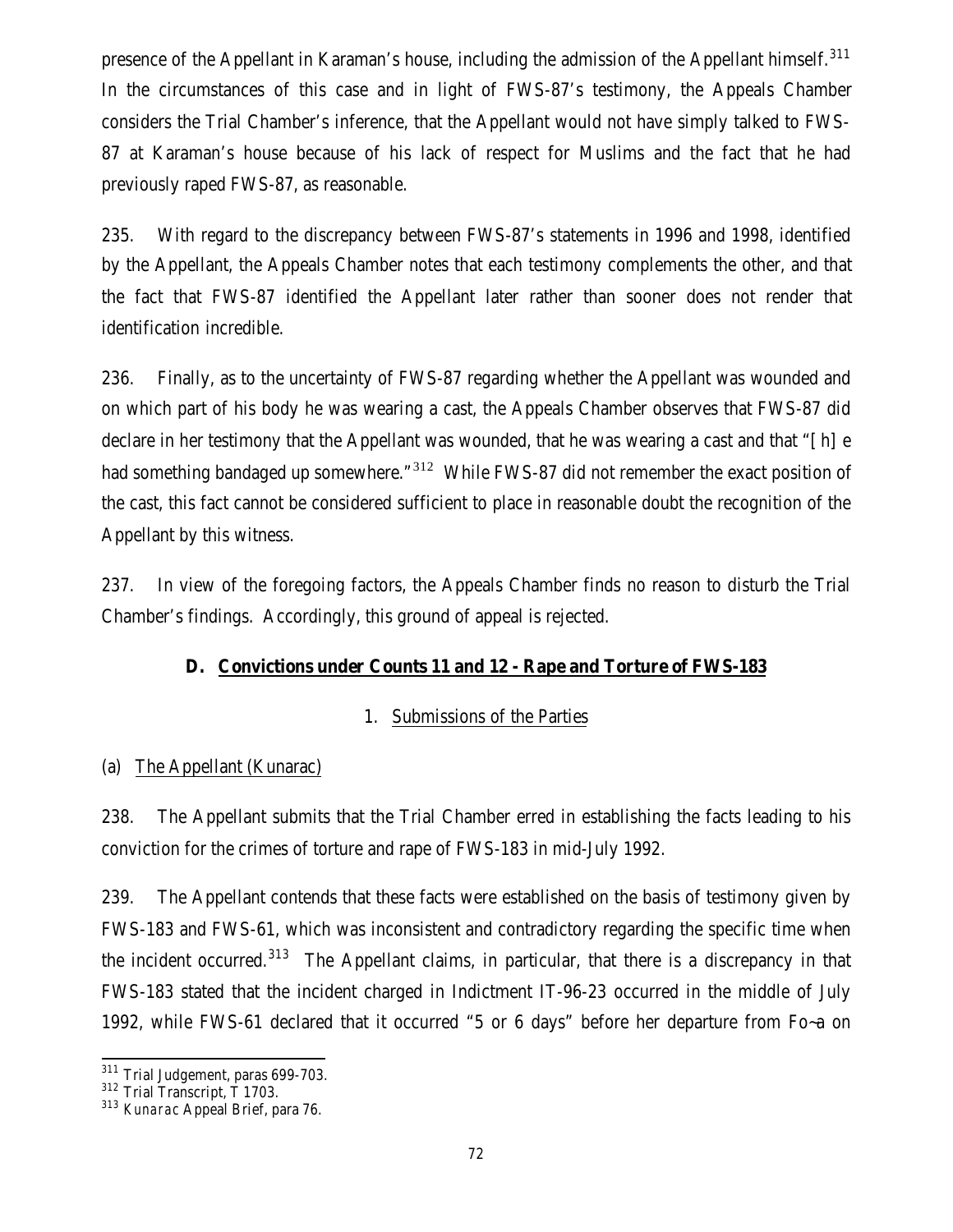presence of the Appellant in Karaman's house, including the admission of the Appellant himself.[311] In the circumstances of this case and in light of FWS-87's testimony, the Appeals Chamber considers the Trial Chamber's inference, that the Appellant would not have simply talked to FWS-87 at Karaman's house because of his lack of respect for Muslims and the fact that he had previously raped FWS-87, as reasonable.

235. With regard to the discrepancy between FWS-87's statements in 1996 and 1998, identified by the Appellant, the Appeals Chamber notes that each testimony complements the other, and that the fact that FWS-87 identified the Appellant later rather than sooner does not render that identification incredible.

236. Finally, as to the uncertainty of FWS-87 regarding whether the Appellant was wounded and on which part of his body he was wearing a cast, the Appeals Chamber observes that FWS-87 did declare in her testimony that the Appellant was wounded, that he was wearing a cast and that "[h] e had something bandaged up somewhere."[312] While FWS-87 did not remember the exact position of the cast, this fact cannot be considered sufficient to place in reasonable doubt the recognition of the Appellant by this witness.

237. In view of the foregoing factors, the Appeals Chamber finds no reason to disturb the Trial Chamber's findings. Accordingly, this ground of appeal is rejected.

## D. Convictions under Counts 11 and 12 - Rape and Torture of FWS-183

### 1. Submissions of the Parties

#### (a) The Appellant (Kunarac)

238. The Appellant submits that the Trial Chamber erred in establishing the facts leading to his conviction for the crimes of torture and rape of FWS-183 in mid-July 1992.

239. The Appellant contends that these facts were established on the basis of testimony given by FWS-183 and FWS-61, which was inconsistent and contradictory regarding the specific time when the incident occurred.[313] The Appellant claims, in particular, that there is a discrepancy in that FWS-183 stated that the incident charged in Indictment IT-96-23 occurred in the middle of July 1992, while FWS-61 declared that it occurred "5 or 6 days" before her departure from Foča on

---

[311] Trial Judgement, paras 699-703.

[312] Trial Transcript, T 1703.

[313] *Kunarac* Appeal Brief, para 76.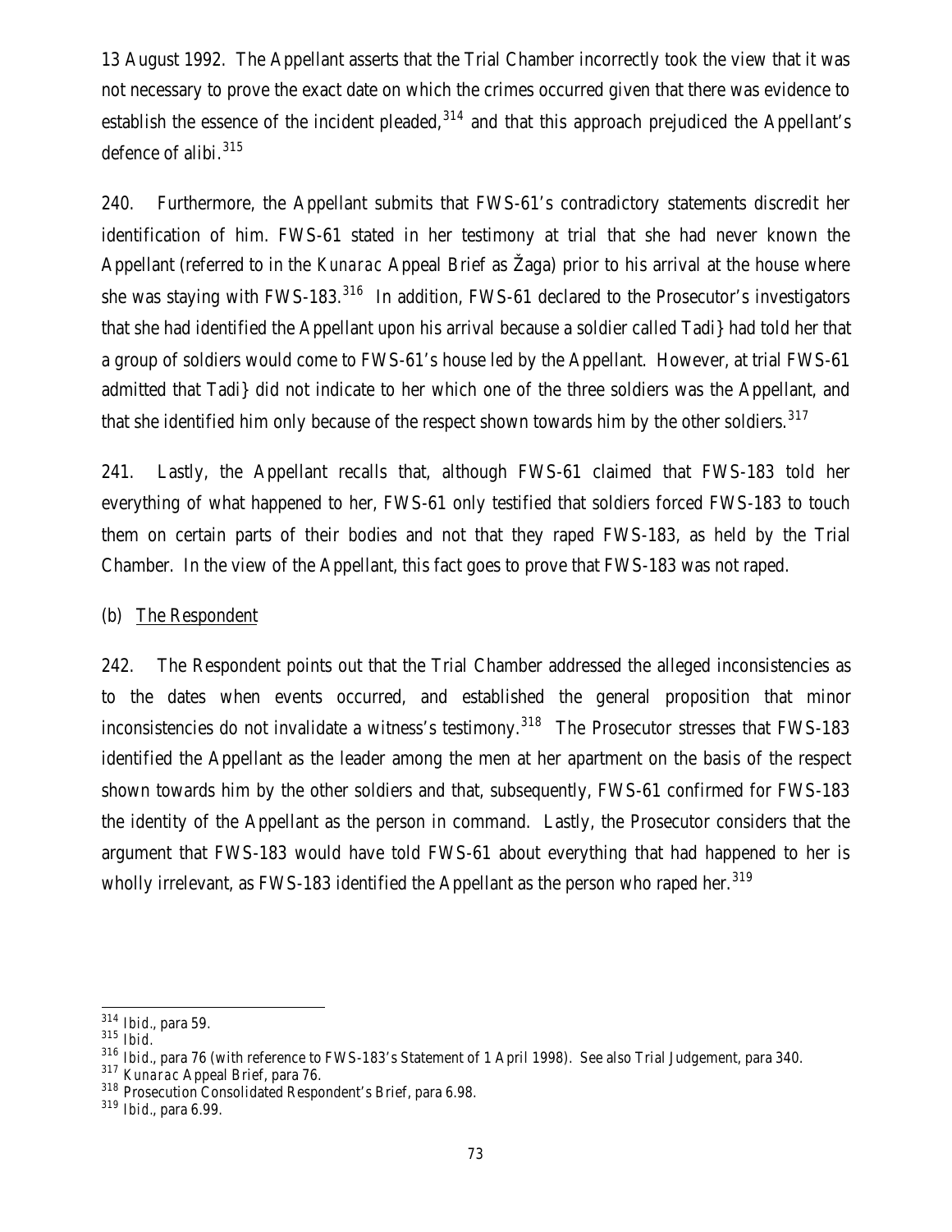13 August 1992. The Appellant asserts that the Trial Chamber incorrectly took the view that it was not necessary to prove the exact date on which the crimes occurred given that there was evidence to establish the essence of the incident pleaded,[314] and that this approach prejudiced the Appellant's defence of alibi.[315]

240. Furthermore, the Appellant submits that FWS-61's contradictory statements discredit her identification of him. FWS-61 stated in her testimony at trial that she had never known the Appellant (referred to in the *Kunarac* Appeal Brief as Žaga) prior to his arrival at the house where she was staying with FWS-183.[316] In addition, FWS-61 declared to the Prosecutor's investigators that she had identified the Appellant upon his arrival because a soldier called Tadi} had told her that a group of soldiers would come to FWS-61's house led by the Appellant. However, at trial FWS-61 admitted that Tadi} did not indicate to her which one of the three soldiers was the Appellant, and that she identified him only because of the respect shown towards him by the other soldiers.[317]

241. Lastly, the Appellant recalls that, although FWS-61 claimed that FWS-183 told her everything of what happened to her, FWS-61 only testified that soldiers forced FWS-183 to touch them on certain parts of their bodies and not that they raped FWS-183, as held by the Trial Chamber. In the view of the Appellant, this fact goes to prove that FWS-183 was not raped.

(b) The Respondent

242. The Respondent points out that the Trial Chamber addressed the alleged inconsistencies as to the dates when events occurred, and established the general proposition that minor inconsistencies do not invalidate a witness's testimony.[318] The Prosecutor stresses that FWS-183 identified the Appellant as the leader among the men at her apartment on the basis of the respect shown towards him by the other soldiers and that, subsequently, FWS-61 confirmed for FWS-183 the identity of the Appellant as the person in command. Lastly, the Prosecutor considers that the argument that FWS-183 would have told FWS-61 about everything that had happened to her is wholly irrelevant, as FWS-183 identified the Appellant as the person who raped her.[319]

---

[314] *Ibid.*, para 59.
[315] *Ibid.*
[316] *Ibid.*, para 76 (with reference to FWS-183's Statement of 1 April 1998). See also Trial Judgement, para 340.
[317] *Kunarac* Appeal Brief, para 76.
[318] Prosecution Consolidated Respondent's Brief, para 6.98.
[319] *Ibid.*, para 6.99.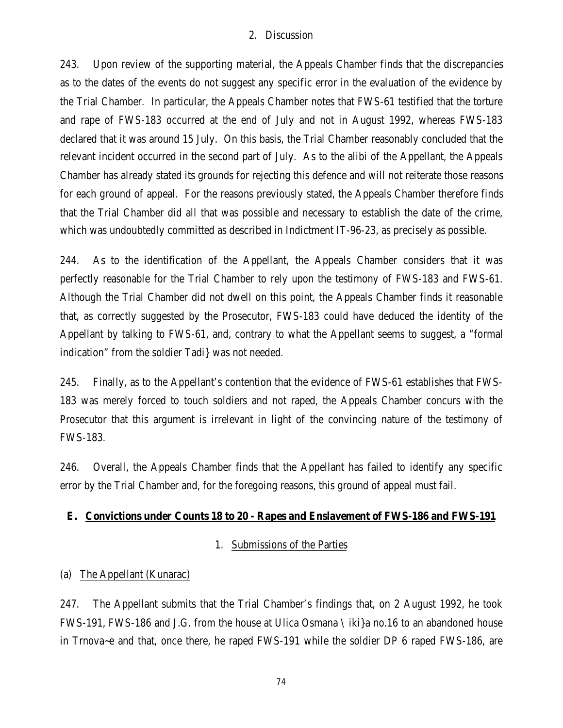## 2. Discussion

243. Upon review of the supporting material, the Appeals Chamber finds that the discrepancies as to the dates of the events do not suggest any specific error in the evaluation of the evidence by the Trial Chamber. In particular, the Appeals Chamber notes that FWS-61 testified that the torture and rape of FWS-183 occurred at the end of July and not in August 1992, whereas FWS-183 declared that it was around 15 July. On this basis, the Trial Chamber reasonably concluded that the relevant incident occurred in the second part of July. As to the alibi of the Appellant, the Appeals Chamber has already stated its grounds for rejecting this defence and will not reiterate those reasons for each ground of appeal. For the reasons previously stated, the Appeals Chamber therefore finds that the Trial Chamber did all that was possible and necessary to establish the date of the crime, which was undoubtedly committed as described in Indictment IT-96-23, as precisely as possible.

244. As to the identification of the Appellant, the Appeals Chamber considers that it was perfectly reasonable for the Trial Chamber to rely upon the testimony of FWS-183 and FWS-61. Although the Trial Chamber did not dwell on this point, the Appeals Chamber finds it reasonable that, as correctly suggested by the Prosecutor, FWS-183 could have deduced the identity of the Appellant by talking to FWS-61, and, contrary to what the Appellant seems to suggest, a "formal indication" from the soldier Tadi} was not needed.

245. Finally, as to the Appellant's contention that the evidence of FWS-61 establishes that FWS-183 was merely forced to touch soldiers and not raped, the Appeals Chamber concurs with the Prosecutor that this argument is irrelevant in light of the convincing nature of the testimony of FWS-183.

246. Overall, the Appeals Chamber finds that the Appellant has failed to identify any specific error by the Trial Chamber and, for the foregoing reasons, this ground of appeal must fail.

## E. Convictions under Counts 18 to 20 - Rapes and Enslavement of FWS-186 and FWS-191

### 1. Submissions of the Parties

#### (a) The Appellant (Kunarac)

247. The Appellant submits that the Trial Chamber's findings that, on 2 August 1992, he took FWS-191, FWS-186 and J.G. from the house at Ulica Osmana \iki}a no.16 to an abandoned house in Trnova~e and that, once there, he raped FWS-191 while the soldier DP 6 raped FWS-186, are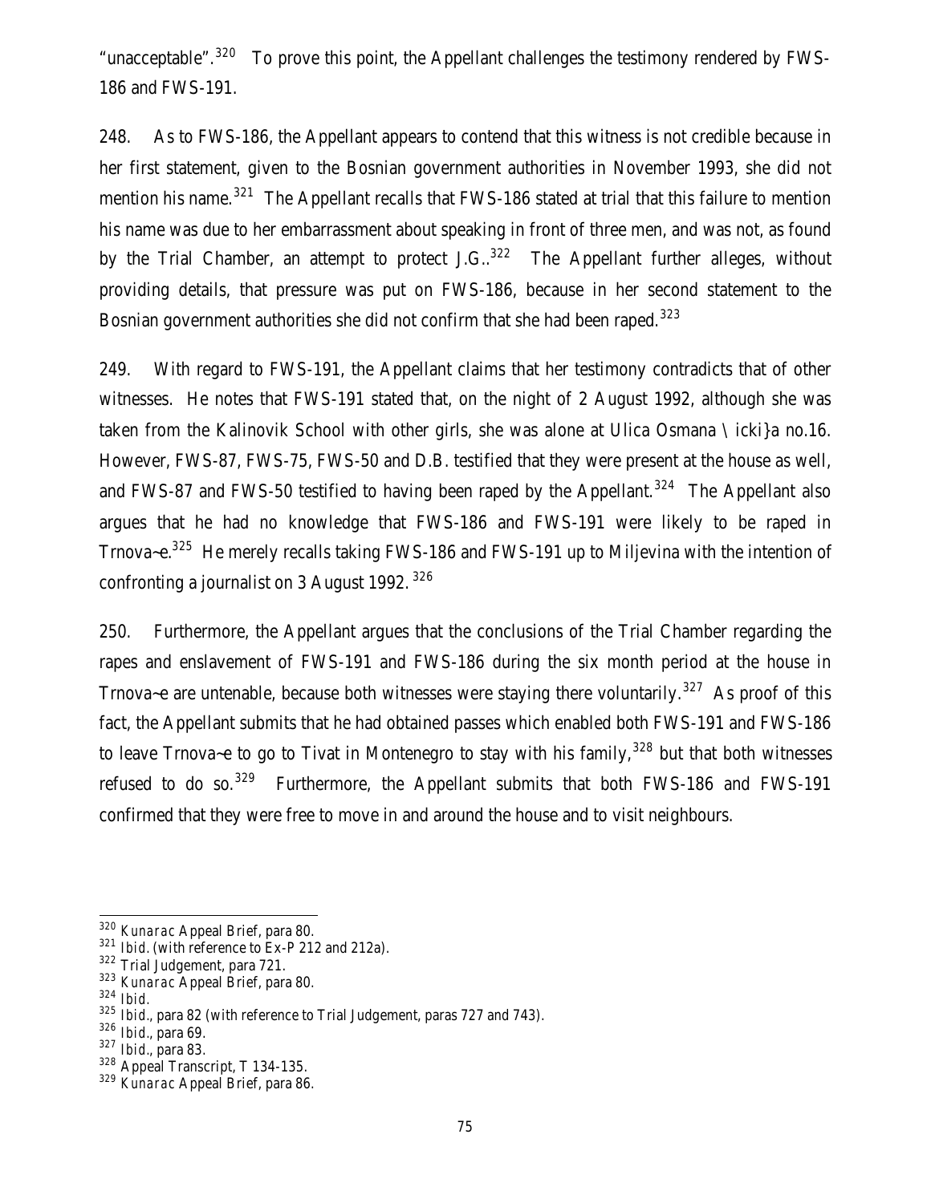"unacceptable".[320] To prove this point, the Appellant challenges the testimony rendered by FWS-186 and FWS-191.

248. As to FWS-186, the Appellant appears to contend that this witness is not credible because in her first statement, given to the Bosnian government authorities in November 1993, she did not mention his name.[321] The Appellant recalls that FWS-186 stated at trial that this failure to mention his name was due to her embarrassment about speaking in front of three men, and was not, as found by the Trial Chamber, an attempt to protect J.G..[322] The Appellant further alleges, without providing details, that pressure was put on FWS-186, because in her second statement to the Bosnian government authorities she did not confirm that she had been raped.[323]

249. With regard to FWS-191, the Appellant claims that her testimony contradicts that of other witnesses. He notes that FWS-191 stated that, on the night of 2 August 1992, although she was taken from the Kalinovik School with other girls, she was alone at Ulica Osmana \ icki}a no.16. However, FWS-87, FWS-75, FWS-50 and D.B. testified that they were present at the house as well, and FWS-87 and FWS-50 testified to having been raped by the Appellant.[324] The Appellant also argues that he had no knowledge that FWS-186 and FWS-191 were likely to be raped in Trnova~e.[325] He merely recalls taking FWS-186 and FWS-191 up to Miljevina with the intention of confronting a journalist on 3 August 1992.[326]

250. Furthermore, the Appellant argues that the conclusions of the Trial Chamber regarding the rapes and enslavement of FWS-191 and FWS-186 during the six month period at the house in Trnova~e are untenable, because both witnesses were staying there voluntarily.[327] As proof of this fact, the Appellant submits that he had obtained passes which enabled both FWS-191 and FWS-186 to leave Trnova~e to go to Tivat in Montenegro to stay with his family,[328] but that both witnesses refused to do so.[329] Furthermore, the Appellant submits that both FWS-186 and FWS-191 confirmed that they were free to move in and around the house and to visit neighbours.

---

[320] *Kunarac* Appeal Brief, para 80.
[321] *Ibid.* (with reference to Ex-P 212 and 212a).
[322] Trial Judgement, para 721.
[323] *Kunarac* Appeal Brief, para 80.
[324] *Ibid.*
[325] *Ibid.*, para 82 (with reference to Trial Judgement, paras 727 and 743).
[326] *Ibid.*, para 69.
[327] *Ibid.*, para 83.
[328] Appeal Transcript, T 134-135.
[329] *Kunarac* Appeal Brief, para 86.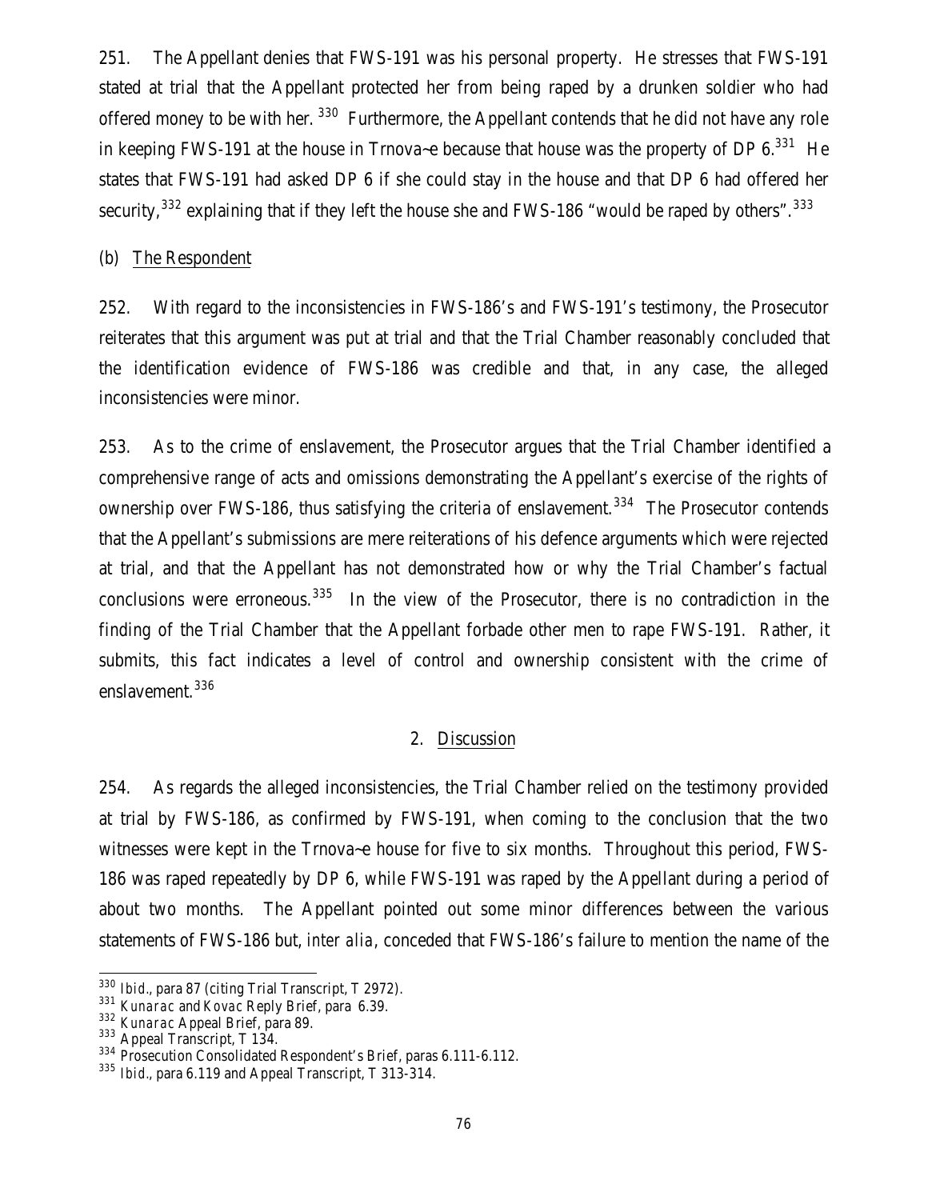251. The Appellant denies that FWS-191 was his personal property. He stresses that FWS-191 stated at trial that the Appellant protected her from being raped by a drunken soldier who had offered money to be with her.[330] Furthermore, the Appellant contends that he did not have any role in keeping FWS-191 at the house in Trnova~e because that house was the property of DP 6.[331] He states that FWS-191 had asked DP 6 if she could stay in the house and that DP 6 had offered her security,[332] explaining that if they left the house she and FWS-186 "would be raped by others".[333]

(b) The Respondent

252. With regard to the inconsistencies in FWS-186's and FWS-191's testimony, the Prosecutor reiterates that this argument was put at trial and that the Trial Chamber reasonably concluded that the identification evidence of FWS-186 was credible and that, in any case, the alleged inconsistencies were minor.

253. As to the crime of enslavement, the Prosecutor argues that the Trial Chamber identified a comprehensive range of acts and omissions demonstrating the Appellant's exercise of the rights of ownership over FWS-186, thus satisfying the criteria of enslavement.[334] The Prosecutor contends that the Appellant's submissions are mere reiterations of his defence arguments which were rejected at trial, and that the Appellant has not demonstrated how or why the Trial Chamber's factual conclusions were erroneous.[335] In the view of the Prosecutor, there is no contradiction in the finding of the Trial Chamber that the Appellant forbade other men to rape FWS-191. Rather, it submits, this fact indicates a level of control and ownership consistent with the crime of enslavement.[336]

## 2. Discussion

254. As regards the alleged inconsistencies, the Trial Chamber relied on the testimony provided at trial by FWS-186, as confirmed by FWS-191, when coming to the conclusion that the two witnesses were kept in the Trnova~e house for five to six months. Throughout this period, FWS-186 was raped repeatedly by DP 6, while FWS-191 was raped by the Appellant during a period of about two months. The Appellant pointed out some minor differences between the various statements of FWS-186 but, *inter alia*, conceded that FWS-186's failure to mention the name of the

---

[330] *Ibid.*, para 87 (citing Trial Transcript, T 2972).

[331] *Kunarac* and *Kovac* Reply Brief, para 6.39.

[332] *Kunarac* Appeal Brief, para 89.

[333] Appeal Transcript, T 134.

[334] Prosecution Consolidated Respondent's Brief, paras 6.111-6.112.

[335] *Ibid.*, para 6.119 and Appeal Transcript, T 313-314.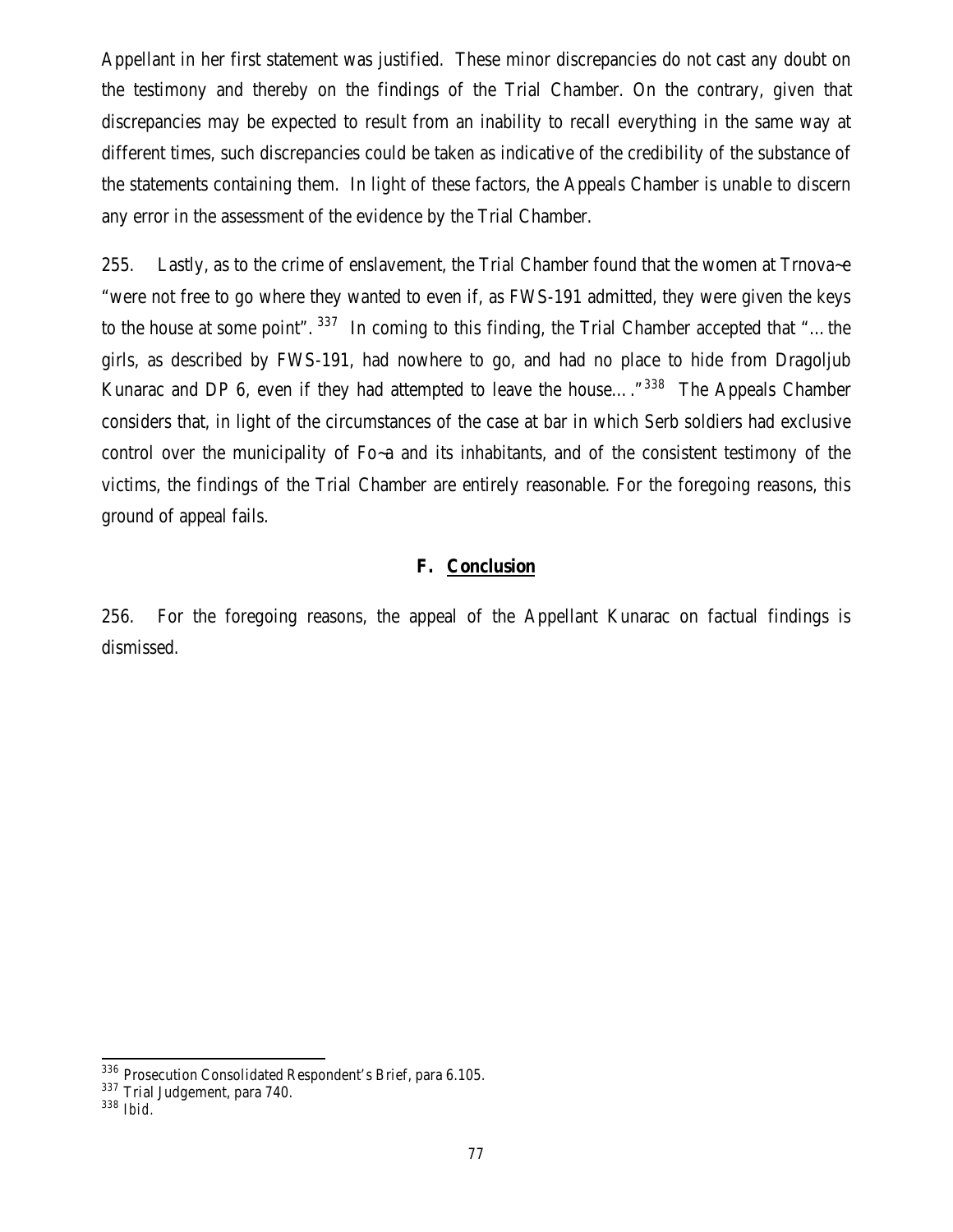Appellant in her first statement was justified. These minor discrepancies do not cast any doubt on the testimony and thereby on the findings of the Trial Chamber. On the contrary, given that discrepancies may be expected to result from an inability to recall everything in the same way at different times, such discrepancies could be taken as indicative of the credibility of the substance of the statements containing them. In light of these factors, the Appeals Chamber is unable to discern any error in the assessment of the evidence by the Trial Chamber.

255. Lastly, as to the crime of enslavement, the Trial Chamber found that the women at Trnova~e "were not free to go where they wanted to even if, as FWS-191 admitted, they were given the keys to the house at some point".[337] In coming to this finding, the Trial Chamber accepted that "… the girls, as described by FWS-191, had nowhere to go, and had no place to hide from Dragoljub Kunarac and DP 6, even if they had attempted to leave the house….".[338] The Appeals Chamber considers that, in light of the circumstances of the case at bar in which Serb soldiers had exclusive control over the municipality of Fo~a and its inhabitants, and of the consistent testimony of the victims, the findings of the Trial Chamber are entirely reasonable. For the foregoing reasons, this ground of appeal fails.

## F. Conclusion

256. For the foregoing reasons, the appeal of the Appellant Kunarac on factual findings is dismissed.

---

[336] Prosecution Consolidated Respondent's Brief, para 6.105.

[337] Trial Judgement, para 740.

[338] *Ibid.*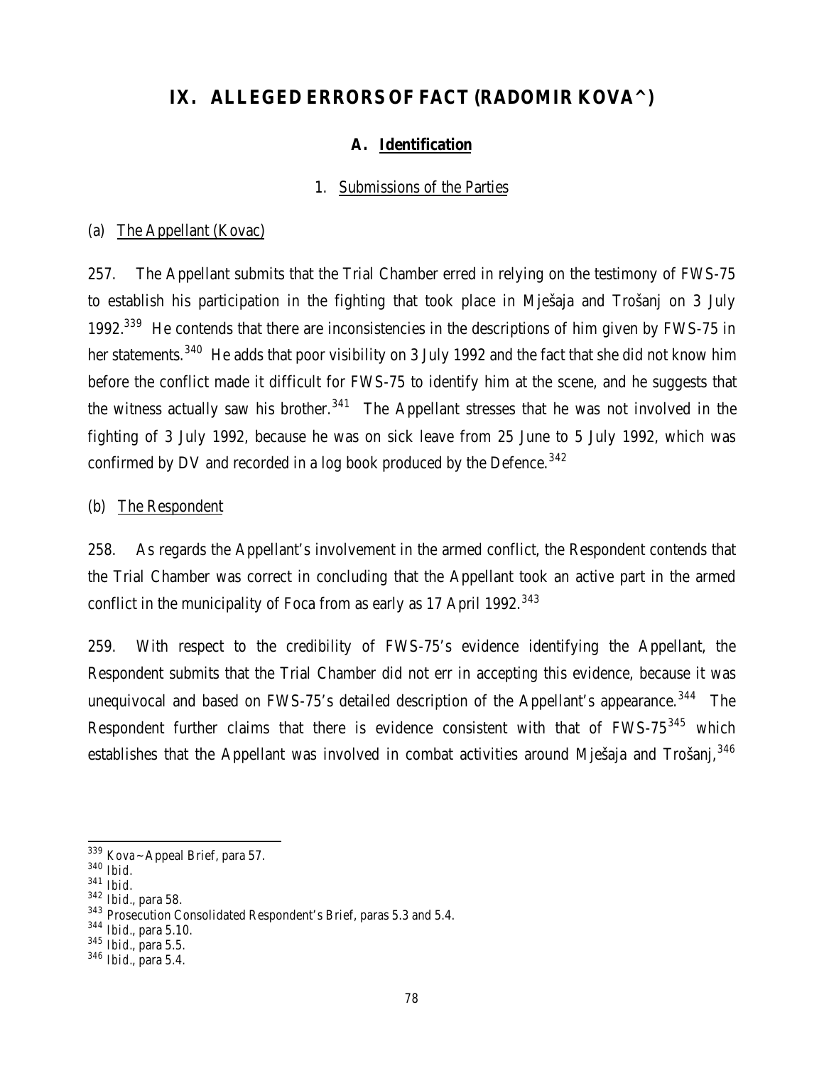# IX. ALLEGED ERRORS OF FACT (RADOMIR KOVA^)

## A. Identification

### 1. Submissions of the Parties

#### (a) The Appellant (Kovac)

257. The Appellant submits that the Trial Chamber erred in relying on the testimony of FWS-75 to establish his participation in the fighting that took place in Mješaja and Trošanj on 3 July 1992.[339] He contends that there are inconsistencies in the descriptions of him given by FWS-75 in her statements.[340] He adds that poor visibility on 3 July 1992 and the fact that she did not know him before the conflict made it difficult for FWS-75 to identify him at the scene, and he suggests that the witness actually saw his brother.[341] The Appellant stresses that he was not involved in the fighting of 3 July 1992, because he was on sick leave from 25 June to 5 July 1992, which was confirmed by DV and recorded in a log book produced by the Defence.[342]

#### (b) The Respondent

258. As regards the Appellant's involvement in the armed conflict, the Respondent contends that the Trial Chamber was correct in concluding that the Appellant took an active part in the armed conflict in the municipality of Foca from as early as 17 April 1992.[343]

259. With respect to the credibility of FWS-75's evidence identifying the Appellant, the Respondent submits that the Trial Chamber did not err in accepting this evidence, because it was unequivocal and based on FWS-75's detailed description of the Appellant's appearance.[344] The Respondent further claims that there is evidence consistent with that of FWS-75[345] which establishes that the Appellant was involved in combat activities around Mješaja and Trošanj,[346]

---

[339] Kova~ Appeal Brief, para 57.
[340] *Ibid.*
[341] *Ibid.*
[342] *Ibid.*, para 58.
[343] Prosecution Consolidated Respondent's Brief, paras 5.3 and 5.4.
[344] *Ibid.*, para 5.10.
[345] *Ibid.*, para 5.5.
[346] *Ibid.*, para 5.4.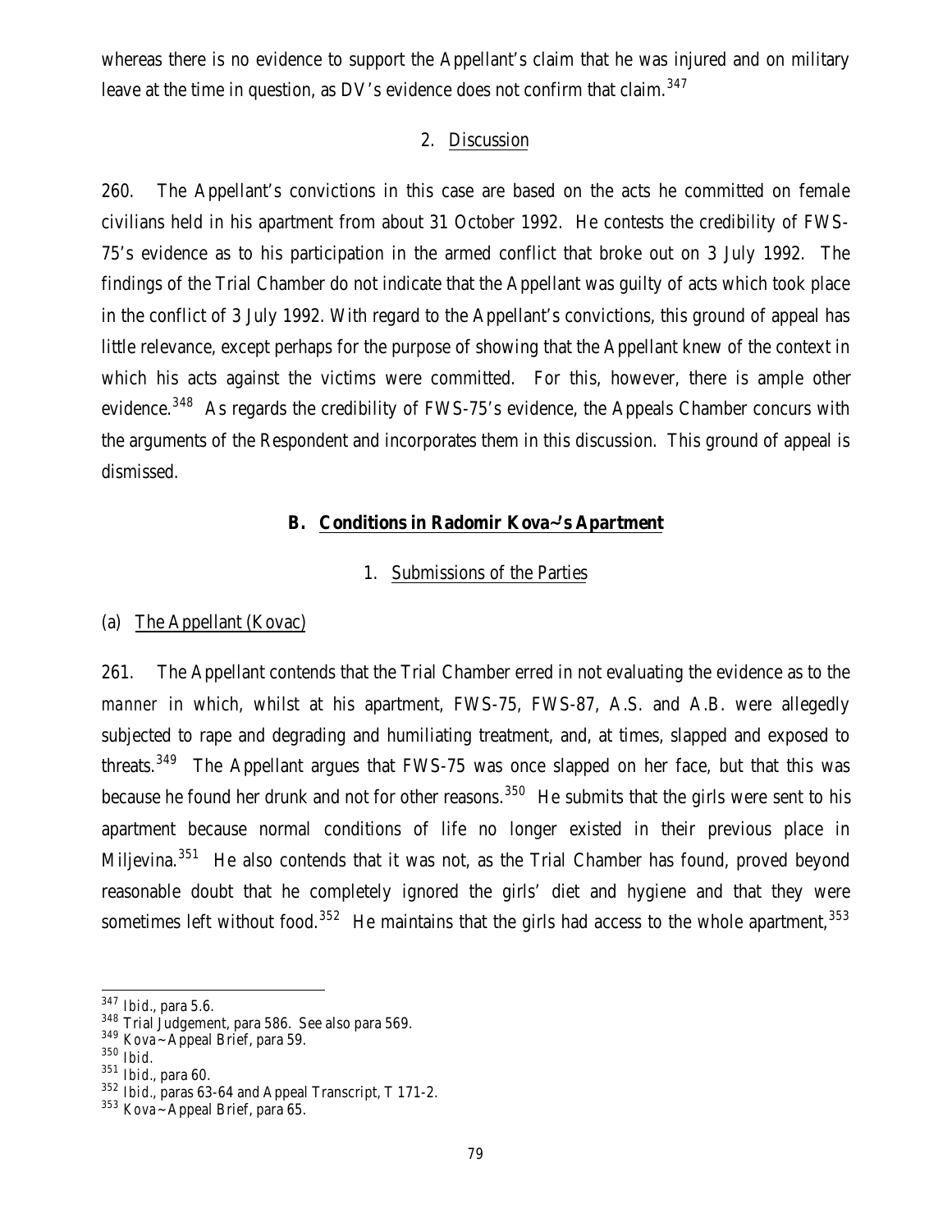whereas there is no evidence to support the Appellant's claim that he was injured and on military leave at the time in question, as DV's evidence does not confirm that claim.[347]

2. Discussion

260. The Appellant's convictions in this case are based on the acts he committed on female civilians held in his apartment from about 31 October 1992. He contests the credibility of FWS-75's evidence as to his participation in the armed conflict that broke out on 3 July 1992. The findings of the Trial Chamber do not indicate that the Appellant was guilty of acts which took place in the conflict of 3 July 1992. With regard to the Appellant's convictions, this ground of appeal has little relevance, except perhaps for the purpose of showing that the Appellant knew of the context in which his acts against the victims were committed. For this, however, there is ample other evidence.[348] As regards the credibility of FWS-75's evidence, the Appeals Chamber concurs with the arguments of the Respondent and incorporates them in this discussion. This ground of appeal is dismissed.

### B. Conditions in Radomir Kova~'s Apartment

1. Submissions of the Parties

(a) The Appellant (Kovac)

261. The Appellant contends that the Trial Chamber erred in not evaluating the evidence as to the *manner* in which, whilst at his apartment, FWS-75, FWS-87, A.S. and A.B. were allegedly subjected to rape and degrading and humiliating treatment, and, at times, slapped and exposed to threats.[349] The Appellant argues that FWS-75 was once slapped on her face, but that this was because he found her drunk and not for other reasons.[350] He submits that the girls were sent to his apartment because normal conditions of life no longer existed in their previous place in Miljevina.[351] He also contends that it was not, as the Trial Chamber has found, proved beyond reasonable doubt that he completely ignored the girls' diet and hygiene and that they were sometimes left without food.[352] He maintains that the girls had access to the whole apartment,[353]

---

[347] *Ibid.*, para 5.6.

[348] Trial Judgement, para 586. See also para 569.

[349] Kova~ Appeal Brief, para 59.

[350] *Ibid.*

[351] *Ibid.*, para 60.

[352] *Ibid.*, paras 63-64 and Appeal Transcript, T 171-2.

[353] Kova~ Appeal Brief, para 65.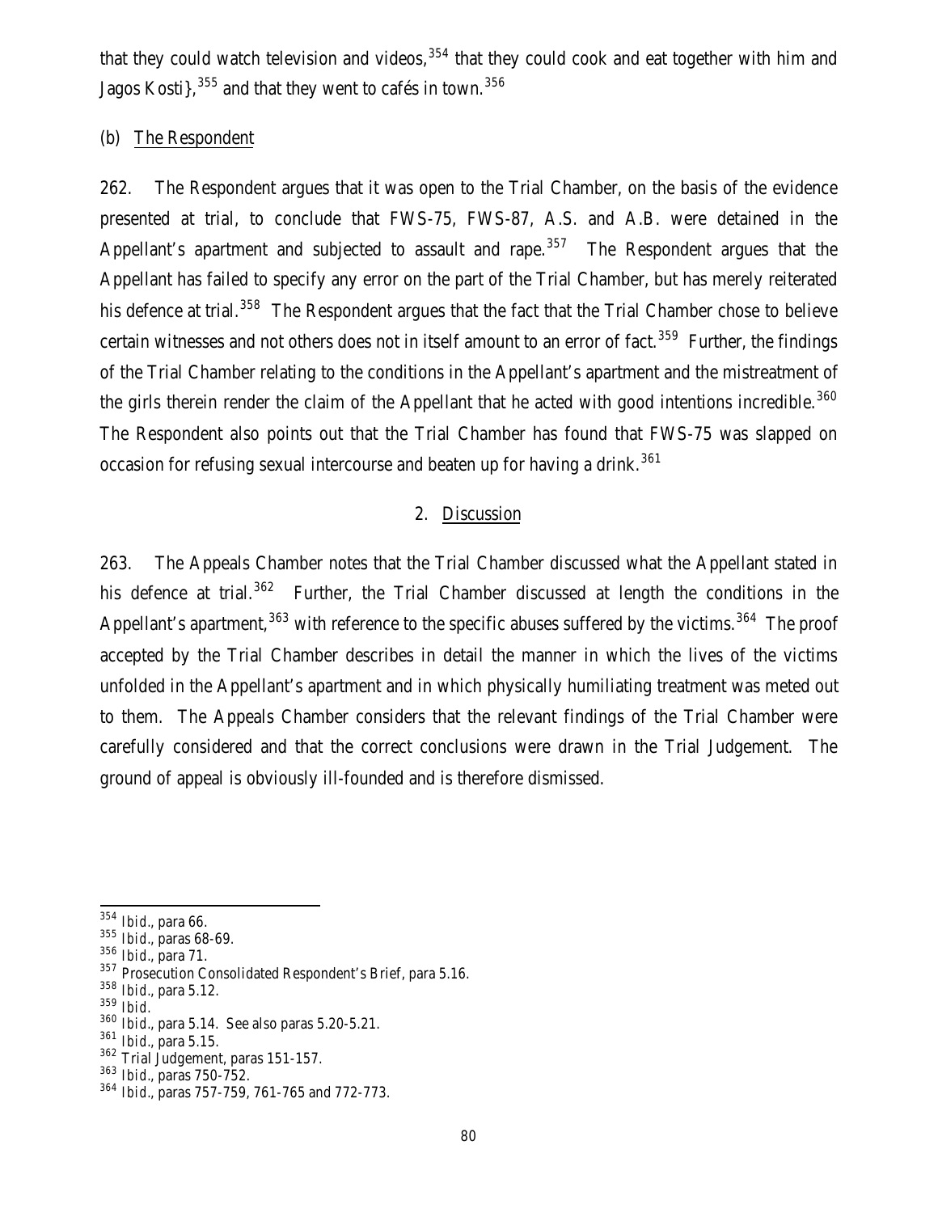that they could watch television and videos,[354] that they could cook and eat together with him and Jagos Kosti},[355] and that they went to cafés in town.[356]

(b) The Respondent

262. The Respondent argues that it was open to the Trial Chamber, on the basis of the evidence presented at trial, to conclude that FWS-75, FWS-87, A.S. and A.B. were detained in the Appellant's apartment and subjected to assault and rape.[357] The Respondent argues that the Appellant has failed to specify any error on the part of the Trial Chamber, but has merely reiterated his defence at trial.[358] The Respondent argues that the fact that the Trial Chamber chose to believe certain witnesses and not others does not in itself amount to an error of fact.[359] Further, the findings of the Trial Chamber relating to the conditions in the Appellant's apartment and the mistreatment of the girls therein render the claim of the Appellant that he acted with good intentions incredible.[360] The Respondent also points out that the Trial Chamber has found that FWS-75 was slapped on occasion for refusing sexual intercourse and beaten up for having a drink.[361]

## 2. Discussion

263. The Appeals Chamber notes that the Trial Chamber discussed what the Appellant stated in his defence at trial.[362] Further, the Trial Chamber discussed at length the conditions in the Appellant's apartment,[363] with reference to the specific abuses suffered by the victims.[364] The proof accepted by the Trial Chamber describes in detail the manner in which the lives of the victims unfolded in the Appellant's apartment and in which physically humiliating treatment was meted out to them. The Appeals Chamber considers that the relevant findings of the Trial Chamber were carefully considered and that the correct conclusions were drawn in the Trial Judgement. The ground of appeal is obviously ill-founded and is therefore dismissed.

---

[354] *Ibid.*, para 66.

[355] *Ibid.*, paras 68-69.

[356] *Ibid.*, para 71.

[357] Prosecution Consolidated Respondent's Brief, para 5.16.

[358] *Ibid.*, para 5.12.

[359] *Ibid.*

[360] *Ibid.*, para 5.14. See also paras 5.20-5.21.

[361] *Ibid.*, para 5.15.

[362] Trial Judgement, paras 151-157.

[363] *Ibid.*, paras 750-752.

[364] *Ibid.*, paras 757-759, 761-765 and 772-773.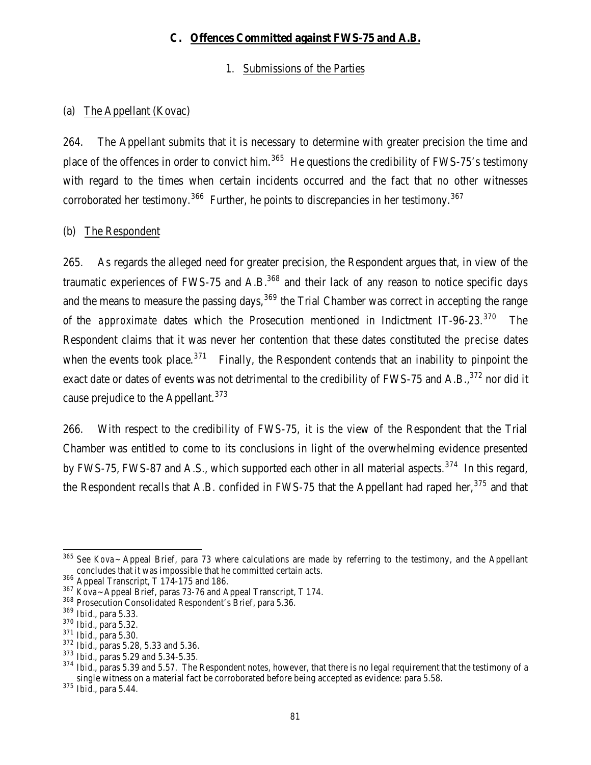## C. Offences Committed against FWS-75 and A.B.

### 1. Submissions of the Parties

#### (a) The Appellant (Kovac)

264. The Appellant submits that it is necessary to determine with greater precision the time and place of the offences in order to convict him.[365] He questions the credibility of FWS-75's testimony with regard to the times when certain incidents occurred and the fact that no other witnesses corroborated her testimony.[366] Further, he points to discrepancies in her testimony.[367]

#### (b) The Respondent

265. As regards the alleged need for greater precision, the Respondent argues that, in view of the traumatic experiences of FWS-75 and A.B.[368] and their lack of any reason to notice specific days and the means to measure the passing days,[369] the Trial Chamber was correct in accepting the range of the *approximate* dates which the Prosecution mentioned in Indictment IT-96-23.[370] The Respondent claims that it was never her contention that these dates constituted the *precise* dates when the events took place.[371] Finally, the Respondent contends that an inability to pinpoint the exact date or dates of events was not detrimental to the credibility of FWS-75 and A.B.,[372] nor did it cause prejudice to the Appellant.[373]

266. With respect to the credibility of FWS-75, it is the view of the Respondent that the Trial Chamber was entitled to come to its conclusions in light of the overwhelming evidence presented by FWS-75, FWS-87 and A.S., which supported each other in all material aspects.[374] In this regard, the Respondent recalls that A.B. confided in FWS-75 that the Appellant had raped her,[375] and that

---

[365] See *Kova~* Appeal Brief, para 73 where calculations are made by referring to the testimony, and the Appellant concludes that it was impossible that he committed certain acts.

[366] Appeal Transcript, T 174-175 and 186.

[367] *Kova~* Appeal Brief, paras 73-76 and Appeal Transcript, T 174.

[368] Prosecution Consolidated Respondent's Brief, para 5.36.

[369] *Ibid.*, para 5.33.

[370] *Ibid.*, para 5.32.

[371] *Ibid.*, para 5.30.

[372] *Ibid.*, paras 5.28, 5.33 and 5.36.

[373] *Ibid.*, paras 5.29 and 5.34-5.35.

[374] *Ibid.*, paras 5.39 and 5.57. The Respondent notes, however, that there is no legal requirement that the testimony of a single witness on a material fact be corroborated before being accepted as evidence: para 5.58.

[375] *Ibid.*, para 5.44.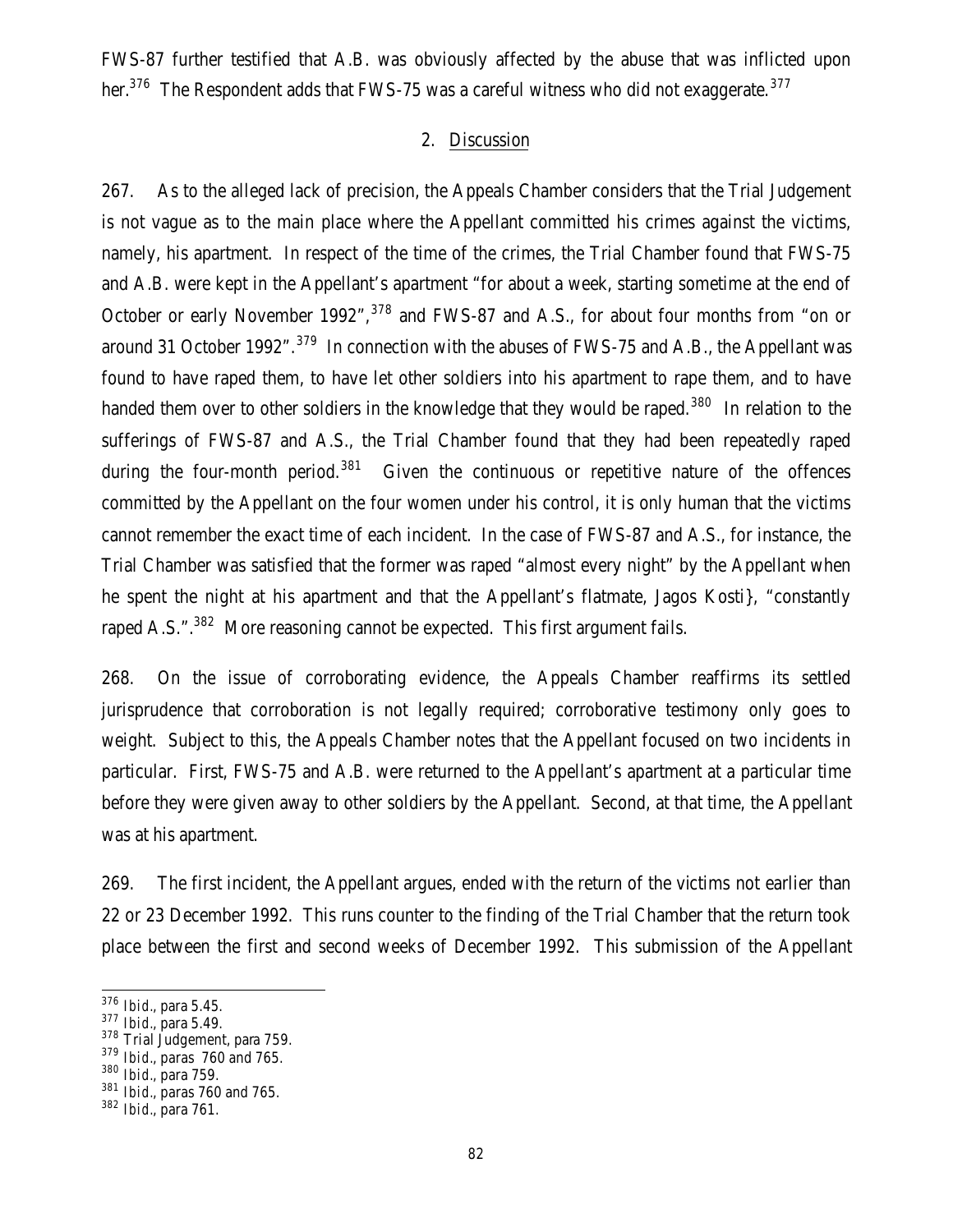FWS-87 further testified that A.B. was obviously affected by the abuse that was inflicted upon her.[376] The Respondent adds that FWS-75 was a careful witness who did not exaggerate.[377]

### 2. Discussion

267. As to the alleged lack of precision, the Appeals Chamber considers that the Trial Judgement is not vague as to the main place where the Appellant committed his crimes against the victims, namely, his apartment. In respect of the time of the crimes, the Trial Chamber found that FWS-75 and A.B. were kept in the Appellant's apartment "for about a week, starting sometime at the end of October or early November 1992",[378] and FWS-87 and A.S., for about four months from "on or around 31 October 1992".[379] In connection with the abuses of FWS-75 and A.B., the Appellant was found to have raped them, to have let other soldiers into his apartment to rape them, and to have handed them over to other soldiers in the knowledge that they would be raped.[380] In relation to the sufferings of FWS-87 and A.S., the Trial Chamber found that they had been repeatedly raped during the four-month period.[381] Given the continuous or repetitive nature of the offences committed by the Appellant on the four women under his control, it is only human that the victims cannot remember the exact time of each incident. In the case of FWS-87 and A.S., for instance, the Trial Chamber was satisfied that the former was raped "almost every night" by the Appellant when he spent the night at his apartment and that the Appellant's flatmate, Jagos Kosti}, "constantly raped A.S.".[382] More reasoning cannot be expected. This first argument fails.

268. On the issue of corroborating evidence, the Appeals Chamber reaffirms its settled jurisprudence that corroboration is not legally required; corroborative testimony only goes to weight. Subject to this, the Appeals Chamber notes that the Appellant focused on two incidents in particular. First, FWS-75 and A.B. were returned to the Appellant's apartment at a particular time before they were given away to other soldiers by the Appellant. Second, at that time, the Appellant was at his apartment.

269. The first incident, the Appellant argues, ended with the return of the victims not earlier than 22 or 23 December 1992. This runs counter to the finding of the Trial Chamber that the return took place between the first and second weeks of December 1992. This submission of the Appellant

---

[376] *Ibid.*, para 5.45.

[377] *Ibid.*, para 5.49.

[378] Trial Judgement, para 759.

[379] *Ibid.*, paras 760 and 765.

[380] *Ibid.*, para 759.

[381] *Ibid.*, paras 760 and 765.

[382] *Ibid.*, para 761.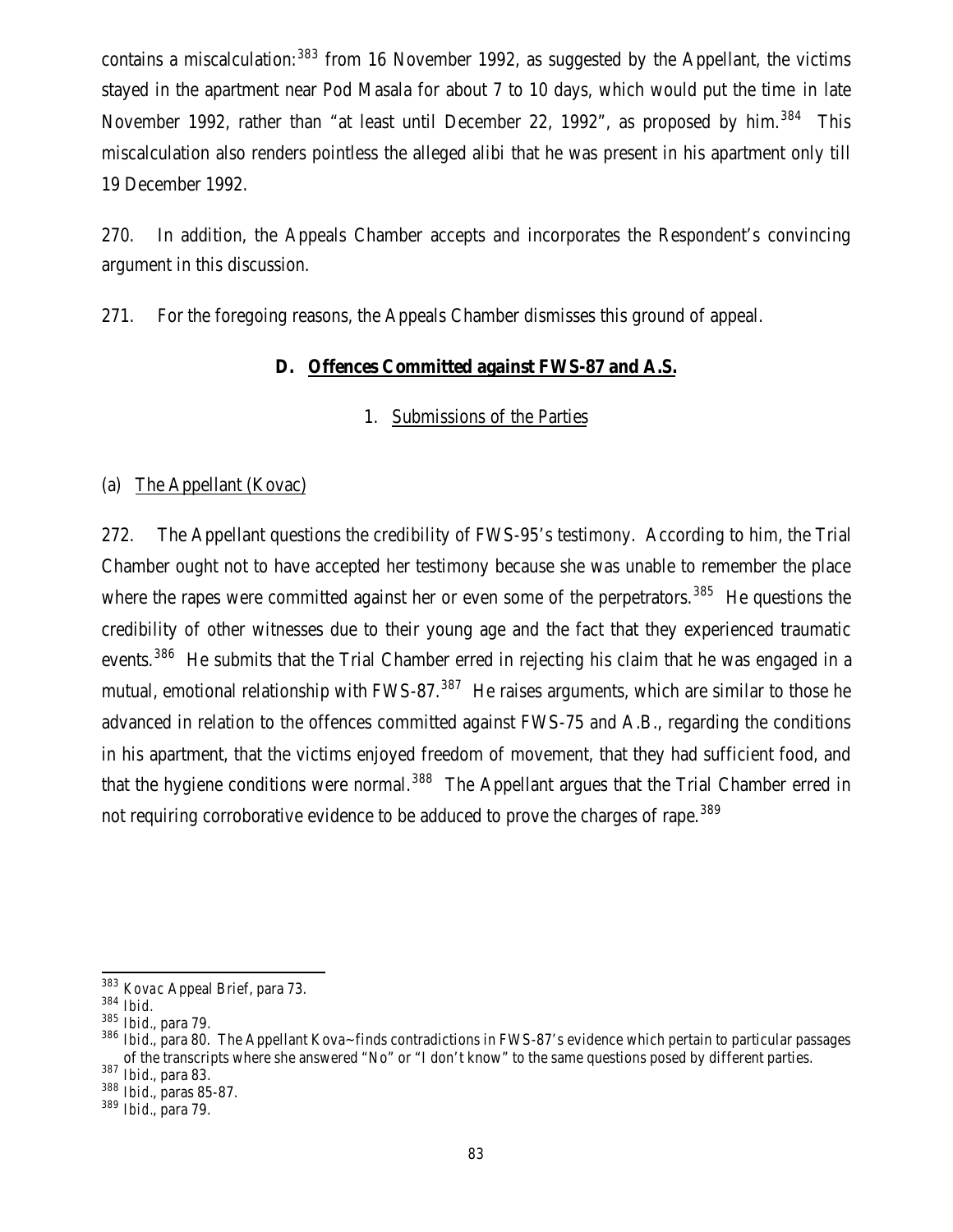contains a miscalculation:[383] from 16 November 1992, as suggested by the Appellant, the victims stayed in the apartment near Pod Masala for about 7 to 10 days, which would put the time in late November 1992, rather than "at least until December 22, 1992", as proposed by him.[384] This miscalculation also renders pointless the alleged alibi that he was present in his apartment only till 19 December 1992.

270. In addition, the Appeals Chamber accepts and incorporates the Respondent's convincing argument in this discussion.

271. For the foregoing reasons, the Appeals Chamber dismisses this ground of appeal.

## D. Offences Committed against FWS-87 and A.S.

### 1. Submissions of the Parties

#### (a) The Appellant (Kovac)

272. The Appellant questions the credibility of FWS-95's testimony. According to him, the Trial Chamber ought not to have accepted her testimony because she was unable to remember the place where the rapes were committed against her or even some of the perpetrators.[385] He questions the credibility of other witnesses due to their young age and the fact that they experienced traumatic events.[386] He submits that the Trial Chamber erred in rejecting his claim that he was engaged in a mutual, emotional relationship with FWS-87.[387] He raises arguments, which are similar to those he advanced in relation to the offences committed against FWS-75 and A.B., regarding the conditions in his apartment, that the victims enjoyed freedom of movement, that they had sufficient food, and that the hygiene conditions were normal.[388] The Appellant argues that the Trial Chamber erred in not requiring corroborative evidence to be adduced to prove the charges of rape.[389]

---

[383] *Kovac* Appeal Brief, para 73.

[384] *Ibid.*

[385] *Ibid.*, para 79.

[386] *Ibid.*, para 80. The Appellant Kova~ finds contradictions in FWS-87's evidence which pertain to particular passages of the transcripts where she answered "No" or "I don't know" to the same questions posed by different parties.

[387] *Ibid.*, para 83.

[388] *Ibid.*, paras 85-87.

[389] *Ibid.*, para 79.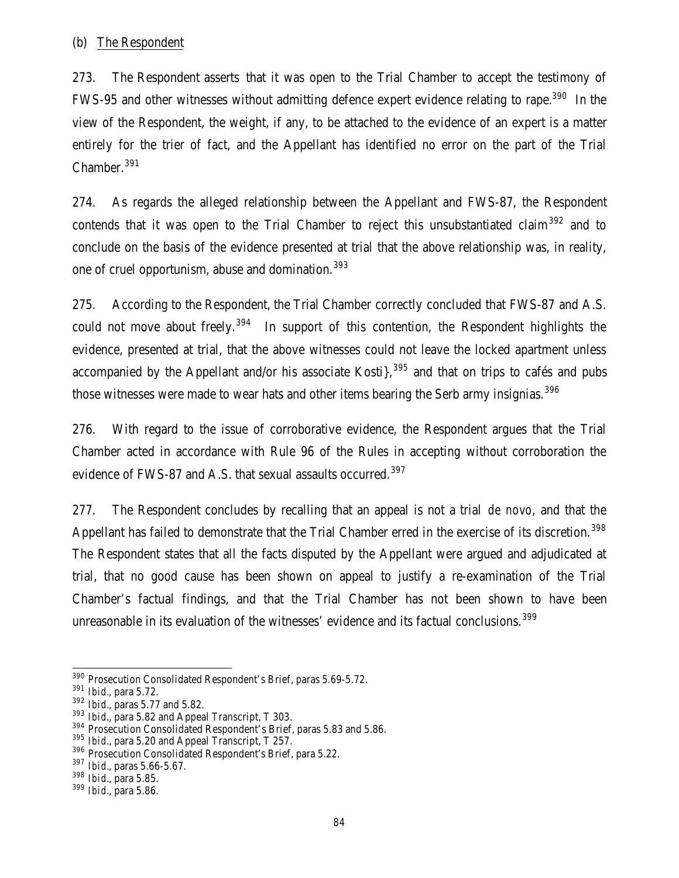(b) The Respondent

273. The Respondent asserts that it was open to the Trial Chamber to accept the testimony of FWS-95 and other witnesses without admitting defence expert evidence relating to rape.[390] In the view of the Respondent, the weight, if any, to be attached to the evidence of an expert is a matter entirely for the trier of fact, and the Appellant has identified no error on the part of the Trial Chamber.[391]

274. As regards the alleged relationship between the Appellant and FWS-87, the Respondent contends that it was open to the Trial Chamber to reject this unsubstantiated claim[392] and to conclude on the basis of the evidence presented at trial that the above relationship was, in reality, one of cruel opportunism, abuse and domination.[393]

275. According to the Respondent, the Trial Chamber correctly concluded that FWS-87 and A.S. could not move about freely.[394] In support of this contention, the Respondent highlights the evidence, presented at trial, that the above witnesses could not leave the locked apartment unless accompanied by the Appellant and/or his associate Kosti},[395] and that on trips to cafés and pubs those witnesses were made to wear hats and other items bearing the Serb army insignias.[396]

276. With regard to the issue of corroborative evidence, the Respondent argues that the Trial Chamber acted in accordance with Rule 96 of the Rules in accepting without corroboration the evidence of FWS-87 and A.S. that sexual assaults occurred.[397]

277. The Respondent concludes by recalling that an appeal is not a trial *de novo*, and that the Appellant has failed to demonstrate that the Trial Chamber erred in the exercise of its discretion.[398] The Respondent states that all the facts disputed by the Appellant were argued and adjudicated at trial, that no good cause has been shown on appeal to justify a re-examination of the Trial Chamber's factual findings, and that the Trial Chamber has not been shown to have been unreasonable in its evaluation of the witnesses' evidence and its factual conclusions.[399]

---

[390] Prosecution Consolidated Respondent's Brief, paras 5.69-5.72.
[391] *Ibid.*, para 5.72.
[392] *Ibid.*, paras 5.77 and 5.82.
[393] *Ibid.*, para 5.82 and Appeal Transcript, T 303.
[394] Prosecution Consolidated Respondent's Brief, paras 5.83 and 5.86.
[395] *Ibid.*, para 5.20 and Appeal Transcript, T 257.
[396] Prosecution Consolidated Respondent's Brief, para 5.22.
[397] *Ibid.*, paras 5.66-5.67.
[398] *Ibid.*, para 5.85.
[399] *Ibid.*, para 5.86.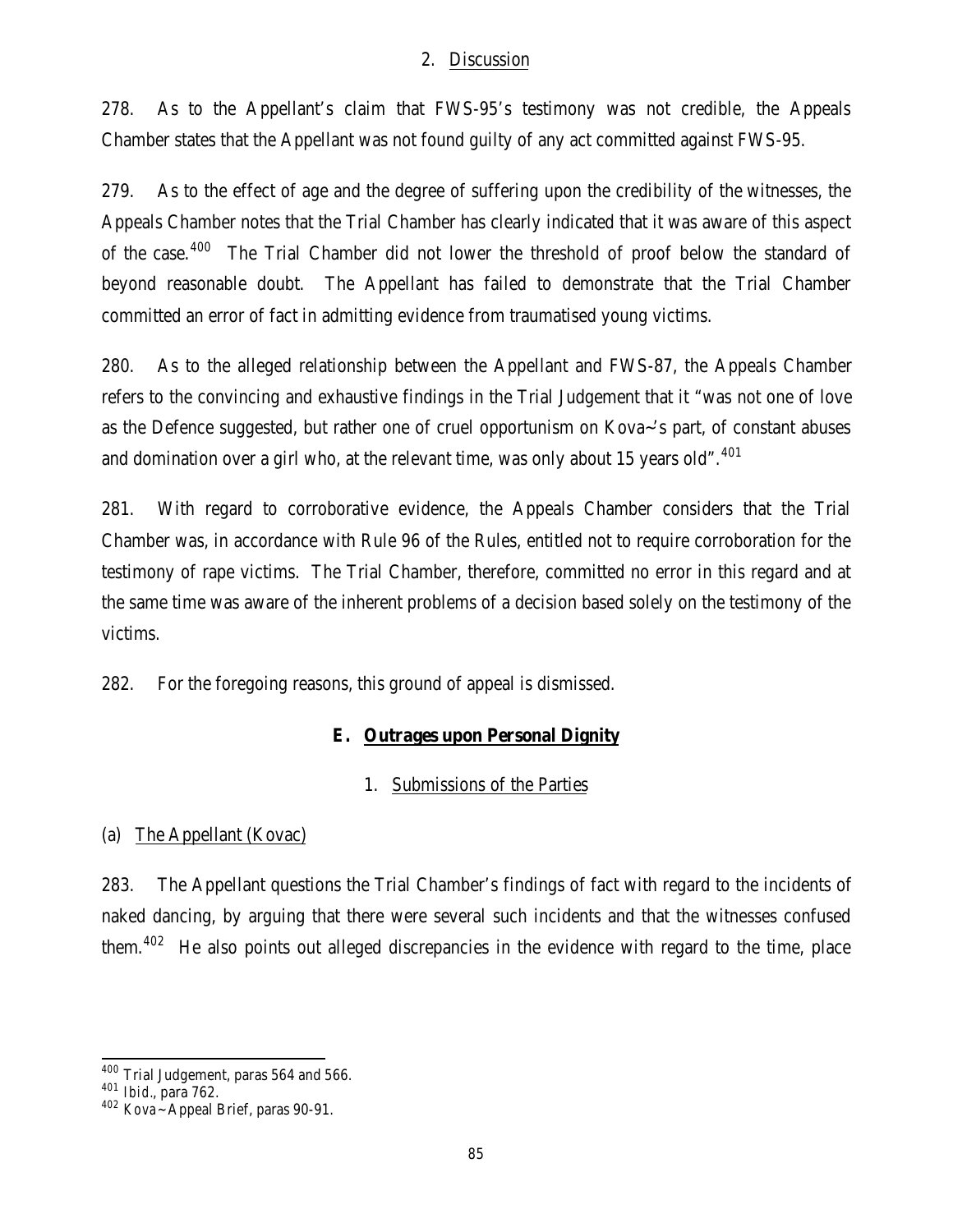2. Discussion

278. As to the Appellant's claim that FWS-95's testimony was not credible, the Appeals Chamber states that the Appellant was not found guilty of any act committed against FWS-95.

279. As to the effect of age and the degree of suffering upon the credibility of the witnesses, the Appeals Chamber notes that the Trial Chamber has clearly indicated that it was aware of this aspect of the case.[400] The Trial Chamber did not lower the threshold of proof below the standard of beyond reasonable doubt. The Appellant has failed to demonstrate that the Trial Chamber committed an error of fact in admitting evidence from traumatised young victims.

280. As to the alleged relationship between the Appellant and FWS-87, the Appeals Chamber refers to the convincing and exhaustive findings in the Trial Judgement that it "was not one of love as the Defence suggested, but rather one of cruel opportunism on Kova~'s part, of constant abuses and domination over a girl who, at the relevant time, was only about 15 years old".[401]

281. With regard to corroborative evidence, the Appeals Chamber considers that the Trial Chamber was, in accordance with Rule 96 of the Rules, entitled not to require corroboration for the testimony of rape victims. The Trial Chamber, therefore, committed no error in this regard and at the same time was aware of the inherent problems of a decision based solely on the testimony of the victims.

282. For the foregoing reasons, this ground of appeal is dismissed.

## E. Outrages upon Personal Dignity

### 1. Submissions of the Parties

(a) The Appellant (Kovac)

283. The Appellant questions the Trial Chamber's findings of fact with regard to the incidents of naked dancing, by arguing that there were several such incidents and that the witnesses confused them.[402] He also points out alleged discrepancies in the evidence with regard to the time, place

---

[400] Trial Judgement, paras 564 and 566.

[401] *Ibid.*, para 762.

[402] Kova~ Appeal Brief, paras 90-91.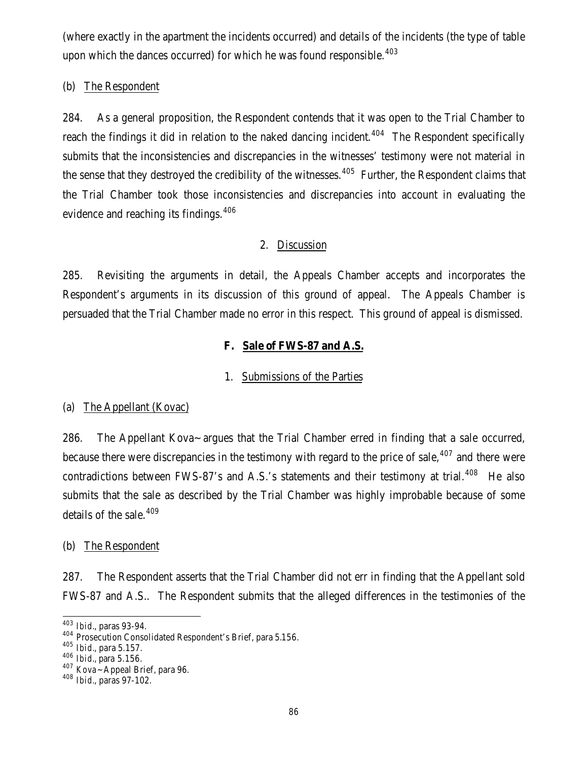(where exactly in the apartment the incidents occurred) and details of the incidents (the type of table upon which the dances occurred) for which he was found responsible.[403]

(b) The Respondent

284. As a general proposition, the Respondent contends that it was open to the Trial Chamber to reach the findings it did in relation to the naked dancing incident.[404] The Respondent specifically submits that the inconsistencies and discrepancies in the witnesses' testimony were not material in the sense that they destroyed the credibility of the witnesses.[405] Further, the Respondent claims that the Trial Chamber took those inconsistencies and discrepancies into account in evaluating the evidence and reaching its findings.[406]

2. Discussion

285. Revisiting the arguments in detail, the Appeals Chamber accepts and incorporates the Respondent's arguments in its discussion of this ground of appeal. The Appeals Chamber is persuaded that the Trial Chamber made no error in this respect. This ground of appeal is dismissed.

### F. Sale of FWS-87 and A.S.

1. Submissions of the Parties

(a) The Appellant (Kovac)

286. The Appellant Kova~ argues that the Trial Chamber erred in finding that a sale occurred, because there were discrepancies in the testimony with regard to the price of sale,[407] and there were contradictions between FWS-87's and A.S.'s statements and their testimony at trial.[408] He also submits that the sale as described by the Trial Chamber was highly improbable because of some details of the sale.[409]

(b) The Respondent

287. The Respondent asserts that the Trial Chamber did not err in finding that the Appellant sold FWS-87 and A.S.. The Respondent submits that the alleged differences in the testimonies of the

---

[403] *Ibid.*, paras 93-94.

[404] Prosecution Consolidated Respondent's Brief, para 5.156.

[405] *Ibid.*, para 5.157.

[406] *Ibid.*, para 5.156.

[407] Kova~ Appeal Brief, para 96.

[408] *Ibid.*, paras 97-102.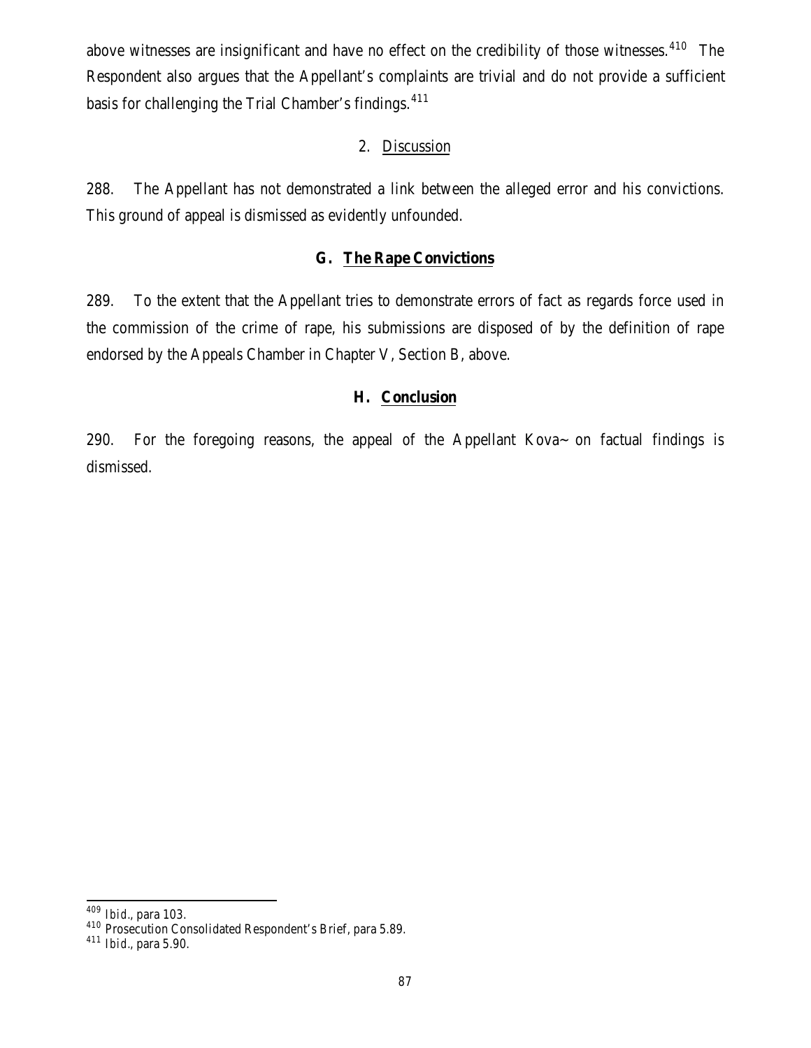above witnesses are insignificant and have no effect on the credibility of those witnesses.[410] The Respondent also argues that the Appellant's complaints are trivial and do not provide a sufficient basis for challenging the Trial Chamber's findings.[411]

### 2. Discussion

288. The Appellant has not demonstrated a link between the alleged error and his convictions. This ground of appeal is dismissed as evidently unfounded.

## G. The Rape Convictions

289. To the extent that the Appellant tries to demonstrate errors of fact as regards force used in the commission of the crime of rape, his submissions are disposed of by the definition of rape endorsed by the Appeals Chamber in Chapter V, Section B, above.

## H. Conclusion

290. For the foregoing reasons, the appeal of the Appellant Kova~ on factual findings is dismissed.

---

[409] *Ibid.*, para 103.

[410] Prosecution Consolidated Respondent's Brief, para 5.89.

[411] *Ibid.*, para 5.90.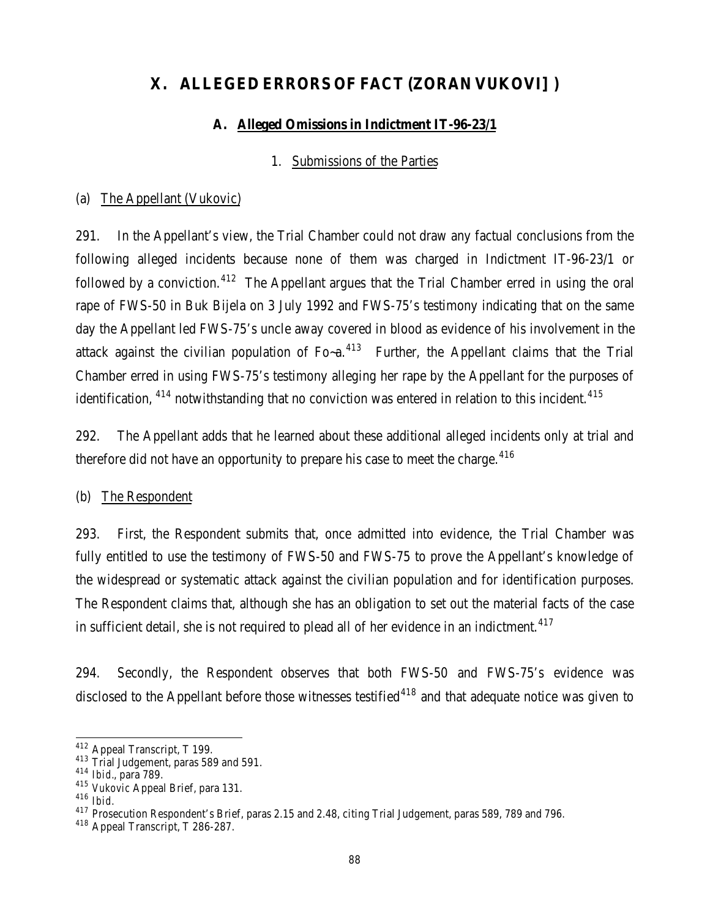# X. ALLEGED ERRORS OF FACT (ZORAN VUKOVI] )

## A. Alleged Omissions in Indictment IT-96-23/1

### 1. Submissions of the Parties

#### (a) The Appellant (Vukovic)

291. In the Appellant's view, the Trial Chamber could not draw any factual conclusions from the following alleged incidents because none of them was charged in Indictment IT-96-23/1 or followed by a conviction.[412] The Appellant argues that the Trial Chamber erred in using the oral rape of FWS-50 in Buk Bijela on 3 July 1992 and FWS-75's testimony indicating that on the same day the Appellant led FWS-75's uncle away covered in blood as evidence of his involvement in the attack against the civilian population of Fo~a.[413] Further, the Appellant claims that the Trial Chamber erred in using FWS-75's testimony alleging her rape by the Appellant for the purposes of identification, [414] notwithstanding that no conviction was entered in relation to this incident.[415]

292. The Appellant adds that he learned about these additional alleged incidents only at trial and therefore did not have an opportunity to prepare his case to meet the charge.[416]

#### (b) The Respondent

293. First, the Respondent submits that, once admitted into evidence, the Trial Chamber was fully entitled to use the testimony of FWS-50 and FWS-75 to prove the Appellant's knowledge of the widespread or systematic attack against the civilian population and for identification purposes. The Respondent claims that, although she has an obligation to set out the material facts of the case in sufficient detail, she is not required to plead all of her evidence in an indictment.[417]

294. Secondly, the Respondent observes that both FWS-50 and FWS-75's evidence was disclosed to the Appellant before those witnesses testified[418] and that adequate notice was given to

---

[412] Appeal Transcript, T 199.

[413] Trial Judgement, paras 589 and 591.

[414] *Ibid.*, para 789.

[415] Vukovic Appeal Brief, para 131.

[416] *Ibid.*

[417] Prosecution Respondent's Brief, paras 2.15 and 2.48, citing Trial Judgement, paras 589, 789 and 796.

[418] Appeal Transcript, T 286-287.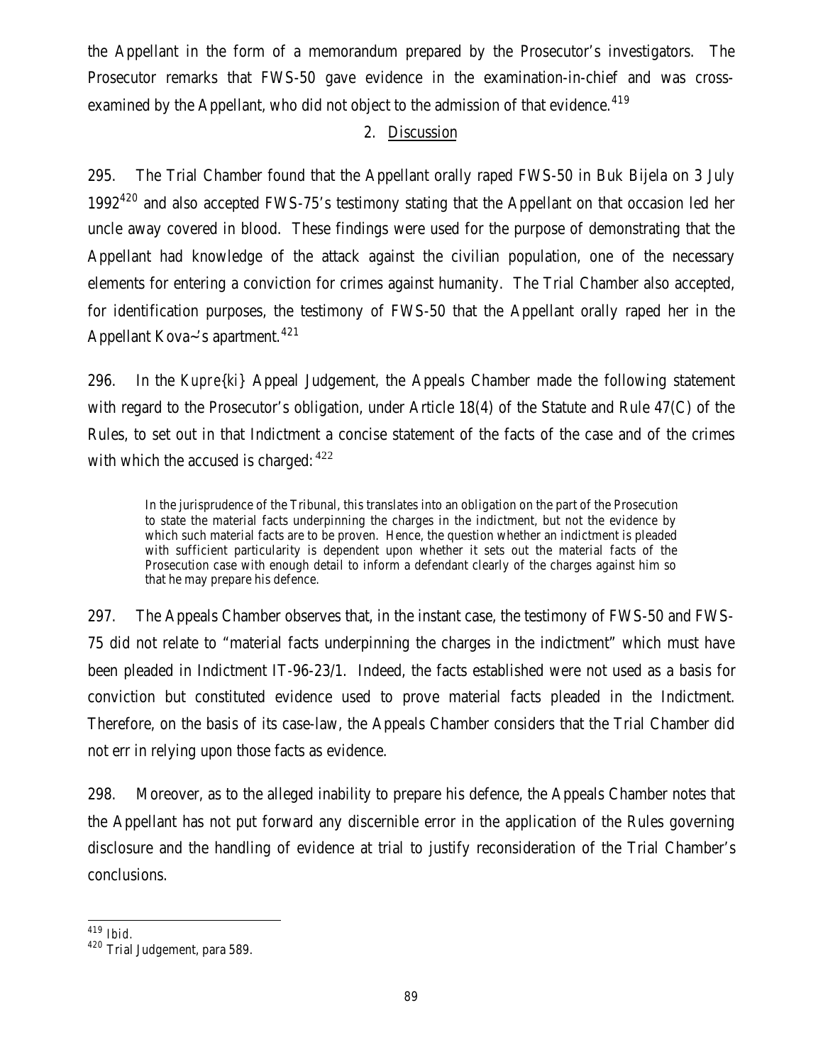the Appellant in the form of a memorandum prepared by the Prosecutor's investigators. The Prosecutor remarks that FWS-50 gave evidence in the examination-in-chief and was cross-examined by the Appellant, who did not object to the admission of that evidence.[419]

2. Discussion

295. The Trial Chamber found that the Appellant orally raped FWS-50 in Buk Bijela on 3 July 1992[420] and also accepted FWS-75's testimony stating that the Appellant on that occasion led her uncle away covered in blood. These findings were used for the purpose of demonstrating that the Appellant had knowledge of the attack against the civilian population, one of the necessary elements for entering a conviction for crimes against humanity. The Trial Chamber also accepted, for identification purposes, the testimony of FWS-50 that the Appellant orally raped her in the Appellant Kova~'s apartment.[421]

296. In the *Kupre{ki}* Appeal Judgement, the Appeals Chamber made the following statement with regard to the Prosecutor's obligation, under Article 18(4) of the Statute and Rule 47(C) of the Rules, to set out in that Indictment a concise statement of the facts of the case and of the crimes with which the accused is charged: [422]

> In the jurisprudence of the Tribunal, this translates into an obligation on the part of the Prosecution to state the material facts underpinning the charges in the indictment, but not the evidence by which such material facts are to be proven. Hence, the question whether an indictment is pleaded with sufficient particularity is dependent upon whether it sets out the material facts of the Prosecution case with enough detail to inform a defendant clearly of the charges against him so that he may prepare his defence.

297. The Appeals Chamber observes that, in the instant case, the testimony of FWS-50 and FWS-75 did not relate to "material facts underpinning the charges in the indictment" which must have been pleaded in Indictment IT-96-23/1. Indeed, the facts established were not used as a basis for conviction but constituted evidence used to prove material facts pleaded in the Indictment. Therefore, on the basis of its case-law, the Appeals Chamber considers that the Trial Chamber did not err in relying upon those facts as evidence.

298. Moreover, as to the alleged inability to prepare his defence, the Appeals Chamber notes that the Appellant has not put forward any discernible error in the application of the Rules governing disclosure and the handling of evidence at trial to justify reconsideration of the Trial Chamber's conclusions.

---

[419] *Ibid.*

[420] Trial Judgement, para 589.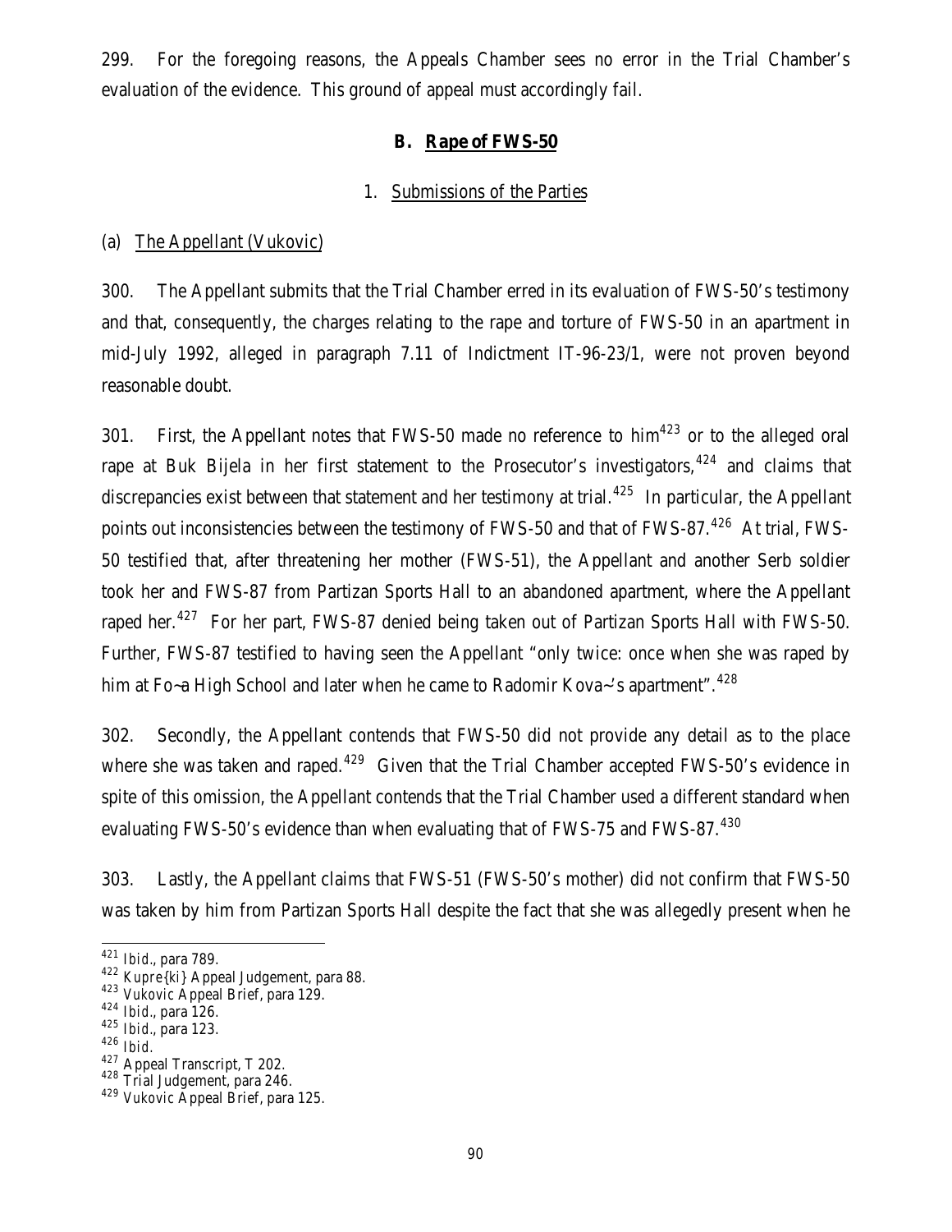299. For the foregoing reasons, the Appeals Chamber sees no error in the Trial Chamber's evaluation of the evidence. This ground of appeal must accordingly fail.

## B. Rape of FWS-50

### 1. Submissions of the Parties

#### (a) The Appellant (Vukovic)

300. The Appellant submits that the Trial Chamber erred in its evaluation of FWS-50's testimony and that, consequently, the charges relating to the rape and torture of FWS-50 in an apartment in mid-July 1992, alleged in paragraph 7.11 of Indictment IT-96-23/1, were not proven beyond reasonable doubt.

301. First, the Appellant notes that FWS-50 made no reference to him[423] or to the alleged oral rape at Buk Bijela in her first statement to the Prosecutor's investigators,[424] and claims that discrepancies exist between that statement and her testimony at trial.[425] In particular, the Appellant points out inconsistencies between the testimony of FWS-50 and that of FWS-87.[426] At trial, FWS-50 testified that, after threatening her mother (FWS-51), the Appellant and another Serb soldier took her and FWS-87 from Partizan Sports Hall to an abandoned apartment, where the Appellant raped her.[427] For her part, FWS-87 denied being taken out of Partizan Sports Hall with FWS-50. Further, FWS-87 testified to having seen the Appellant "only twice: once when she was raped by him at Fo~a High School and later when he came to Radomir Kova~'s apartment".[428]

302. Secondly, the Appellant contends that FWS-50 did not provide any detail as to the place where she was taken and raped.[429] Given that the Trial Chamber accepted FWS-50's evidence in spite of this omission, the Appellant contends that the Trial Chamber used a different standard when evaluating FWS-50's evidence than when evaluating that of FWS-75 and FWS-87.[430]

303. Lastly, the Appellant claims that FWS-51 (FWS-50's mother) did not confirm that FWS-50 was taken by him from Partizan Sports Hall despite the fact that she was allegedly present when he

---

[421] *Ibid.*, para 789.

[422] *Kupre{ki}* Appeal Judgement, para 88.

[423] Vukovic Appeal Brief, para 129.

[424] *Ibid.*, para 126.

[425] *Ibid.*, para 123.

[426] *Ibid.*

[427] Appeal Transcript, T 202.

[428] Trial Judgement, para 246.

[429] Vukovic Appeal Brief, para 125.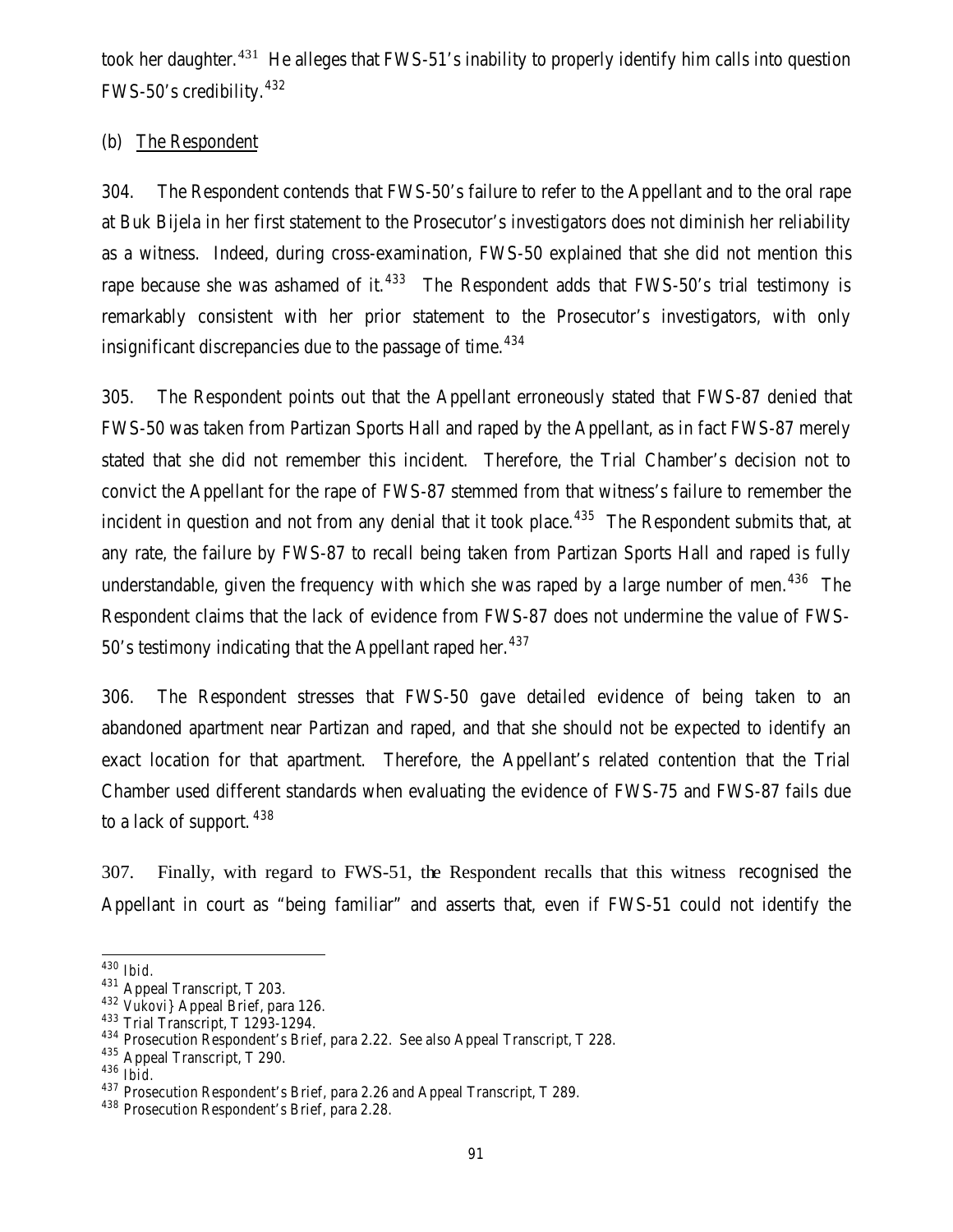took her daughter.[431] He alleges that FWS-51's inability to properly identify him calls into question FWS-50's credibility.[432]

(b) The Respondent

304. The Respondent contends that FWS-50's failure to refer to the Appellant and to the oral rape at Buk Bijela in her first statement to the Prosecutor's investigators does not diminish her reliability as a witness. Indeed, during cross-examination, FWS-50 explained that she did not mention this rape because she was ashamed of it.[433] The Respondent adds that FWS-50's trial testimony is remarkably consistent with her prior statement to the Prosecutor's investigators, with only insignificant discrepancies due to the passage of time.[434]

305. The Respondent points out that the Appellant erroneously stated that FWS-87 denied that FWS-50 was taken from Partizan Sports Hall and raped by the Appellant, as in fact FWS-87 merely stated that she did not remember this incident. Therefore, the Trial Chamber's decision not to convict the Appellant for the rape of FWS-87 stemmed from that witness's failure to remember the incident in question and not from any denial that it took place.[435] The Respondent submits that, at any rate, the failure by FWS-87 to recall being taken from Partizan Sports Hall and raped is fully understandable, given the frequency with which she was raped by a large number of men.[436] The Respondent claims that the lack of evidence from FWS-87 does not undermine the value of FWS-50's testimony indicating that the Appellant raped her.[437]

306. The Respondent stresses that FWS-50 gave detailed evidence of being taken to an abandoned apartment near Partizan and raped, and that she should not be expected to identify an exact location for that apartment. Therefore, the Appellant's related contention that the Trial Chamber used different standards when evaluating the evidence of FWS-75 and FWS-87 fails due to a lack of support.[438]

307. Finally, with regard to FWS-51, the Respondent recalls that this witness recognised the Appellant in court as "being familiar" and asserts that, even if FWS-51 could not identify the

---

[430] *Ibid.*
[431] Appeal Transcript, T 203.
[432] Vukovi} Appeal Brief, para 126.
[433] Trial Transcript, T 1293-1294.
[434] Prosecution Respondent's Brief, para 2.22. See also Appeal Transcript, T 228.
[435] Appeal Transcript, T 290.
[436] *Ibid.*
[437] Prosecution Respondent's Brief, para 2.26 and Appeal Transcript, T 289.
[438] Prosecution Respondent's Brief, para 2.28.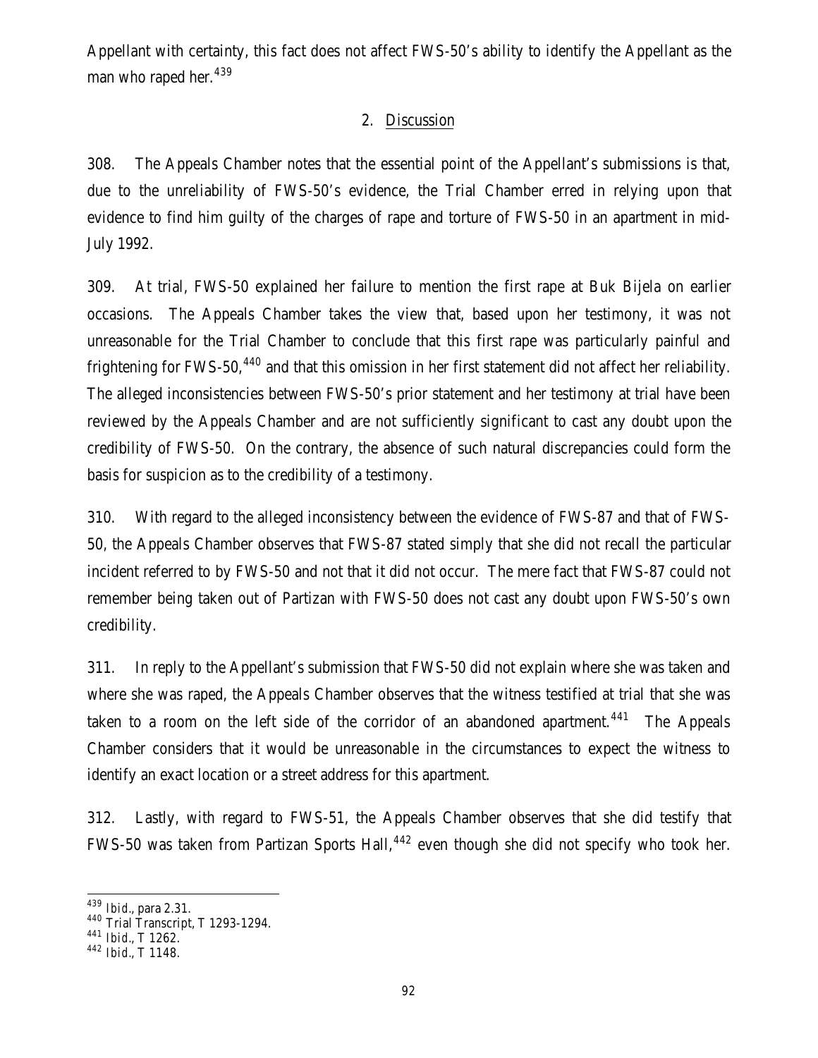Appellant with certainty, this fact does not affect FWS-50's ability to identify the Appellant as the man who raped her.[439]

## 2. Discussion

308. The Appeals Chamber notes that the essential point of the Appellant's submissions is that, due to the unreliability of FWS-50's evidence, the Trial Chamber erred in relying upon that evidence to find him guilty of the charges of rape and torture of FWS-50 in an apartment in mid-July 1992.

309. At trial, FWS-50 explained her failure to mention the first rape at Buk Bijela on earlier occasions. The Appeals Chamber takes the view that, based upon her testimony, it was not unreasonable for the Trial Chamber to conclude that this first rape was particularly painful and frightening for FWS-50,[440] and that this omission in her first statement did not affect her reliability. The alleged inconsistencies between FWS-50's prior statement and her testimony at trial have been reviewed by the Appeals Chamber and are not sufficiently significant to cast any doubt upon the credibility of FWS-50. On the contrary, the absence of such natural discrepancies could form the basis for suspicion as to the credibility of a testimony.

310. With regard to the alleged inconsistency between the evidence of FWS-87 and that of FWS-50, the Appeals Chamber observes that FWS-87 stated simply that she did not recall the particular incident referred to by FWS-50 and not that it did not occur. The mere fact that FWS-87 could not remember being taken out of Partizan with FWS-50 does not cast any doubt upon FWS-50's own credibility.

311. In reply to the Appellant's submission that FWS-50 did not explain where she was taken and where she was raped, the Appeals Chamber observes that the witness testified at trial that she was taken to a room on the left side of the corridor of an abandoned apartment.[441] The Appeals Chamber considers that it would be unreasonable in the circumstances to expect the witness to identify an exact location or a street address for this apartment.

312. Lastly, with regard to FWS-51, the Appeals Chamber observes that she did testify that FWS-50 was taken from Partizan Sports Hall,[442] even though she did not specify who took her.

---

[439] *Ibid.*, para 2.31.
[440] Trial Transcript, T 1293-1294.
[441] *Ibid.*, T 1262.
[442] *Ibid.*, T 1148.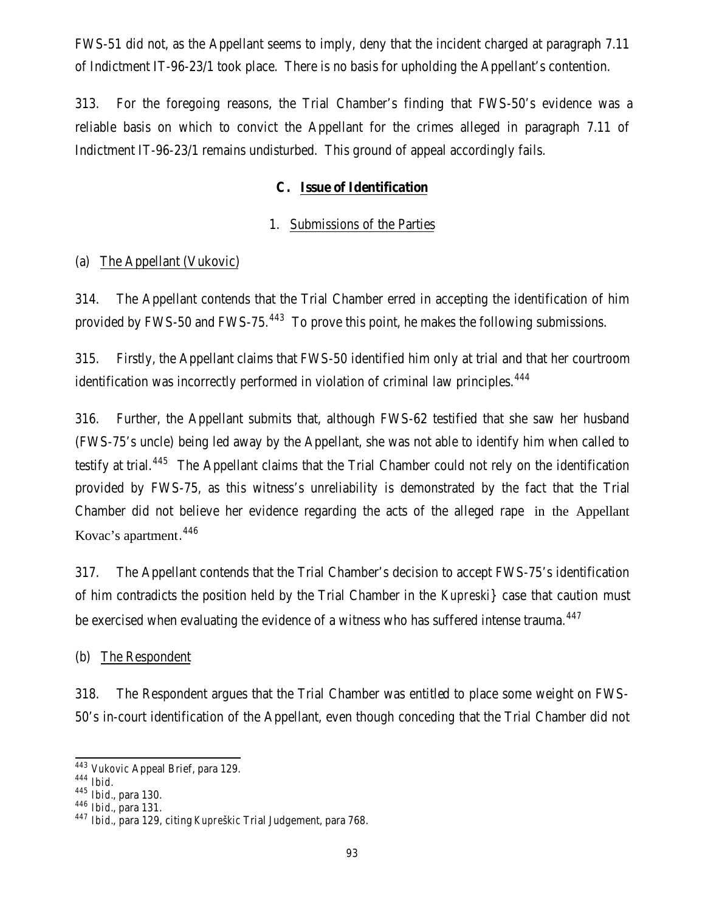FWS-51 did not, as the Appellant seems to imply, deny that the incident charged at paragraph 7.11 of Indictment IT-96-23/1 took place. There is no basis for upholding the Appellant's contention.

313. For the foregoing reasons, the Trial Chamber's finding that FWS-50's evidence was a reliable basis on which to convict the Appellant for the crimes alleged in paragraph 7.11 of Indictment IT-96-23/1 remains undisturbed. This ground of appeal accordingly fails.

### C. Issue of Identification

#### 1. Submissions of the Parties

(a) The Appellant (Vukovic)

314. The Appellant contends that the Trial Chamber erred in accepting the identification of him provided by FWS-50 and FWS-75.[443] To prove this point, he makes the following submissions.

315. Firstly, the Appellant claims that FWS-50 identified him only at trial and that her courtroom identification was incorrectly performed in violation of criminal law principles.[444]

316. Further, the Appellant submits that, although FWS-62 testified that she saw her husband (FWS-75's uncle) being led away by the Appellant, she was not able to identify him when called to testify at trial.[445] The Appellant claims that the Trial Chamber could not rely on the identification provided by FWS-75, as this witness's unreliability is demonstrated by the fact that the Trial Chamber did not believe her evidence regarding the acts of the alleged rape in the Appellant Kovac's apartment.[446]

317. The Appellant contends that the Trial Chamber's decision to accept FWS-75's identification of him contradicts the position held by the Trial Chamber in the *Kupreski}* case that caution must be exercised when evaluating the evidence of a witness who has suffered intense trauma.[447]

(b) The Respondent

318. The Respondent argues that the Trial Chamber was entitled to place some weight on FWS-50's in-court identification of the Appellant, even though conceding that the Trial Chamber did not

---

[443] Vukovic Appeal Brief, para 129.

[444] *Ibid.*

[445] *Ibid.*, para 130.

[446] *Ibid.*, para 131.

[447] *Ibid.*, para 129, citing *Kupreškic* Trial Judgement, para 768.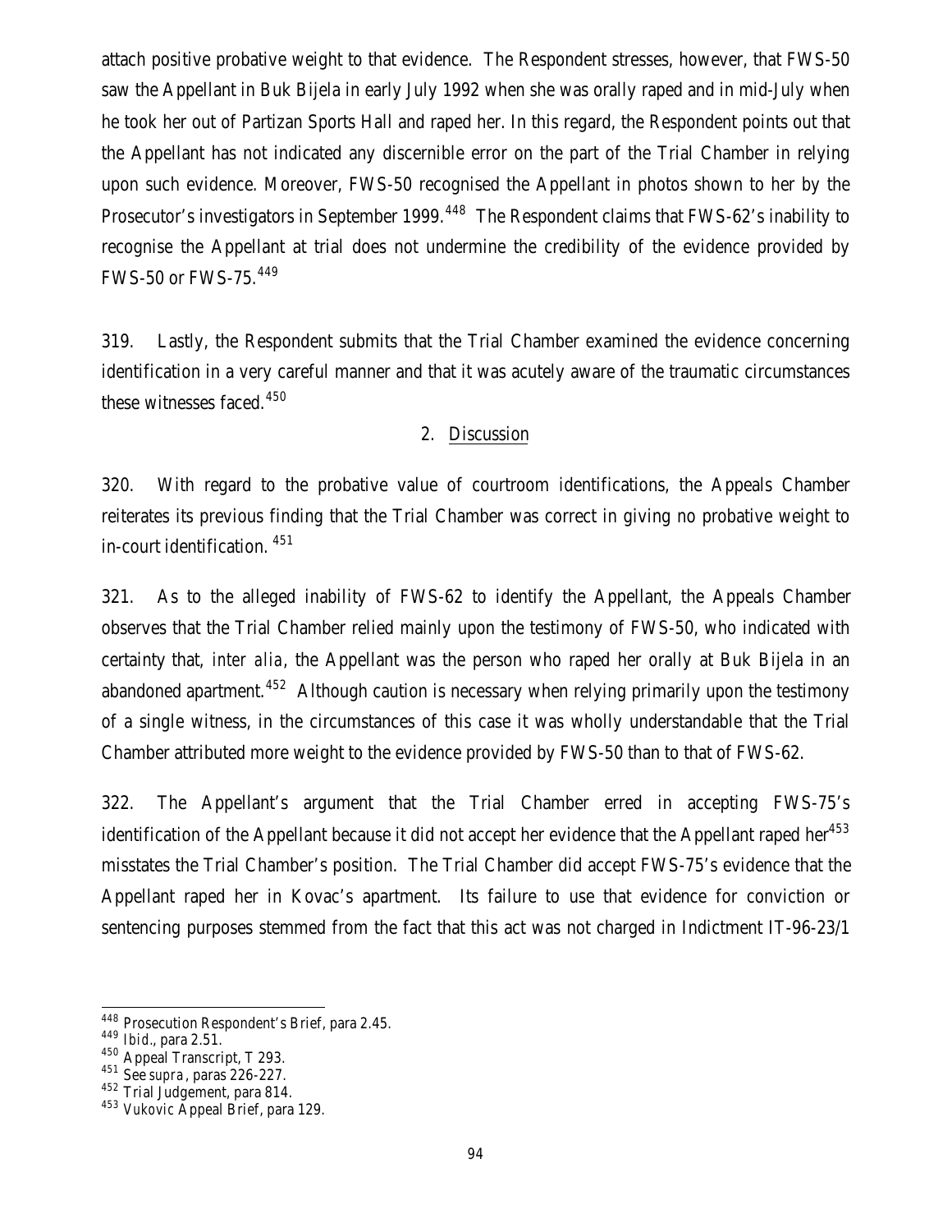attach positive probative weight to that evidence. The Respondent stresses, however, that FWS-50 saw the Appellant in Buk Bijela in early July 1992 when she was orally raped and in mid-July when he took her out of Partizan Sports Hall and raped her. In this regard, the Respondent points out that the Appellant has not indicated any discernible error on the part of the Trial Chamber in relying upon such evidence. Moreover, FWS-50 recognised the Appellant in photos shown to her by the Prosecutor's investigators in September 1999.[448] The Respondent claims that FWS-62's inability to recognise the Appellant at trial does not undermine the credibility of the evidence provided by FWS-50 or FWS-75.[449]

319. Lastly, the Respondent submits that the Trial Chamber examined the evidence concerning identification in a very careful manner and that it was acutely aware of the traumatic circumstances these witnesses faced.[450]

### 2. Discussion

320. With regard to the probative value of courtroom identifications, the Appeals Chamber reiterates its previous finding that the Trial Chamber was correct in giving no probative weight to in-court identification.[451]

321. As to the alleged inability of FWS-62 to identify the Appellant, the Appeals Chamber observes that the Trial Chamber relied mainly upon the testimony of FWS-50, who indicated with certainty that, *inter alia*, the Appellant was the person who raped her orally at Buk Bijela in an abandoned apartment.[452] Although caution is necessary when relying primarily upon the testimony of a single witness, in the circumstances of this case it was wholly understandable that the Trial Chamber attributed more weight to the evidence provided by FWS-50 than to that of FWS-62.

322. The Appellant's argument that the Trial Chamber erred in accepting FWS-75's identification of the Appellant because it did not accept her evidence that the Appellant raped her[453] misstates the Trial Chamber's position. The Trial Chamber did accept FWS-75's evidence that the Appellant raped her in Kovac's apartment. Its failure to use that evidence for conviction or sentencing purposes stemmed from the fact that this act was not charged in Indictment IT-96-23/1

---

[448] Prosecution Respondent's Brief, para 2.45.

[449] *Ibid.*, para 2.51.

[450] Appeal Transcript, T 293.

[451] *See supra*, paras 226-227.

[452] Trial Judgement, para 814.

[453] Vukovic Appeal Brief, para 129.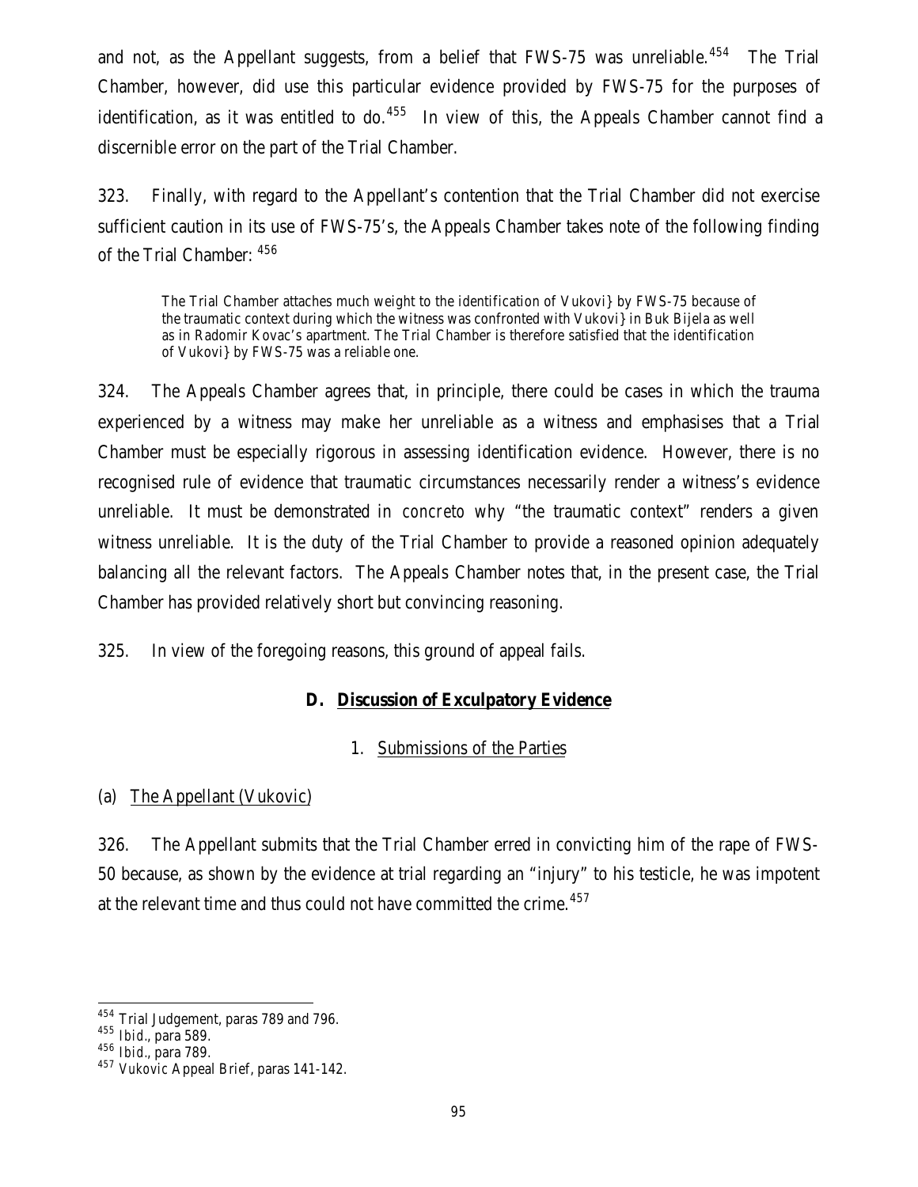and not, as the Appellant suggests, from a belief that FWS-75 was unreliable.[454] The Trial Chamber, however, did use this particular evidence provided by FWS-75 for the purposes of identification, as it was entitled to do.[455] In view of this, the Appeals Chamber cannot find a discernible error on the part of the Trial Chamber.

323. Finally, with regard to the Appellant's contention that the Trial Chamber did not exercise sufficient caution in its use of FWS-75's, the Appeals Chamber takes note of the following finding of the Trial Chamber: [456]

> The Trial Chamber attaches much weight to the identification of Vukovi} by FWS-75 because of the traumatic context during which the witness was confronted with Vukovi} in Buk Bijela as well as in Radomir Kovac's apartment. The Trial Chamber is therefore satisfied that the identification of Vukovi} by FWS-75 was a reliable one.

324. The Appeals Chamber agrees that, in principle, there could be cases in which the trauma experienced by a witness may make her unreliable as a witness and emphasises that a Trial Chamber must be especially rigorous in assessing identification evidence. However, there is no recognised rule of evidence that traumatic circumstances necessarily render a witness's evidence unreliable. It must be demonstrated in *concreto* why "the traumatic context" renders a given witness unreliable. It is the duty of the Trial Chamber to provide a reasoned opinion adequately balancing all the relevant factors. The Appeals Chamber notes that, in the present case, the Trial Chamber has provided relatively short but convincing reasoning.

325. In view of the foregoing reasons, this ground of appeal fails.

### D. Discussion of Exculpatory Evidence

#### 1. Submissions of the Parties

##### (a) The Appellant (Vukovic)

326. The Appellant submits that the Trial Chamber erred in convicting him of the rape of FWS-50 because, as shown by the evidence at trial regarding an "injury" to his testicle, he was impotent at the relevant time and thus could not have committed the crime.[457]

---

[454] Trial Judgement, paras 789 and 796.
[455] *Ibid.*, para 589.
[456] *Ibid.*, para 789.
[457] Vukovic Appeal Brief, paras 141-142.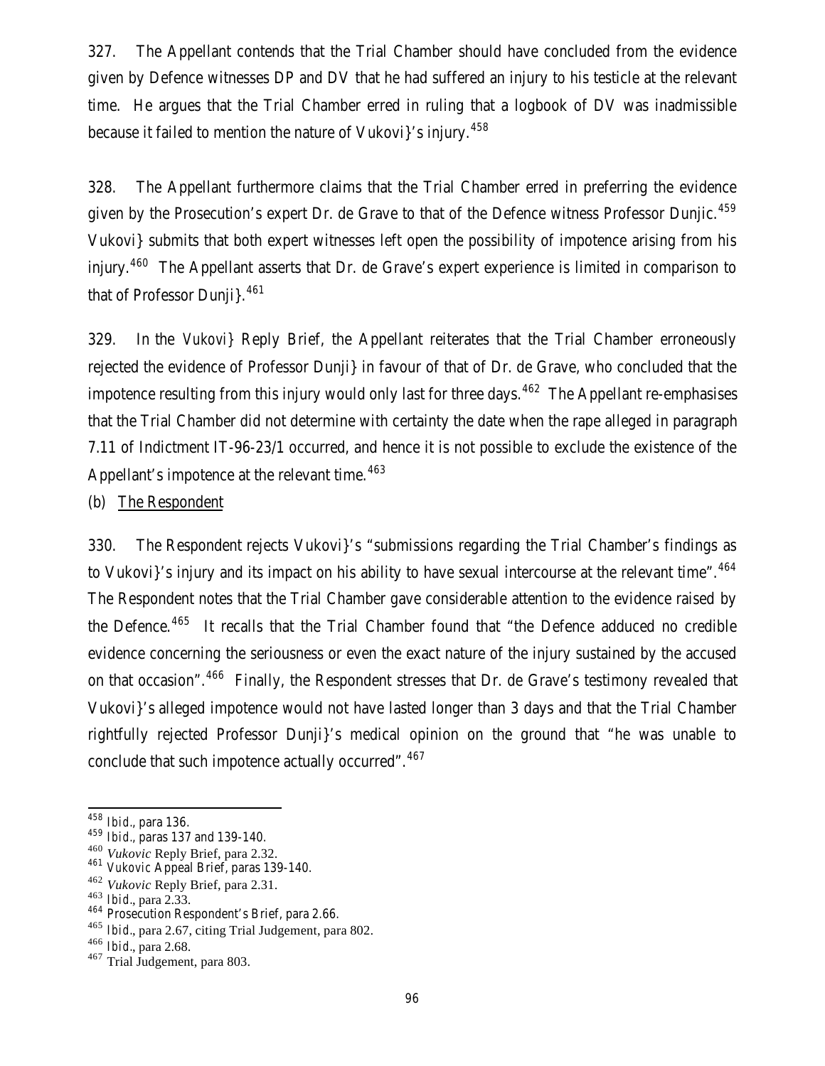327. The Appellant contends that the Trial Chamber should have concluded from the evidence given by Defence witnesses DP and DV that he had suffered an injury to his testicle at the relevant time. He argues that the Trial Chamber erred in ruling that a logbook of DV was inadmissible because it failed to mention the nature of Vukovi}'s injury.[458]

328. The Appellant furthermore claims that the Trial Chamber erred in preferring the evidence given by the Prosecution's expert Dr. de Grave to that of the Defence witness Professor Dunjic.[459] Vukovi} submits that both expert witnesses left open the possibility of impotence arising from his injury.[460] The Appellant asserts that Dr. de Grave's expert experience is limited in comparison to that of Professor Dunji}.[461]

329. In the *Vukovi}* Reply Brief, the Appellant reiterates that the Trial Chamber erroneously rejected the evidence of Professor Dunji} in favour of that of Dr. de Grave, who concluded that the impotence resulting from this injury would only last for three days.[462] The Appellant re-emphasises that the Trial Chamber did not determine with certainty the date when the rape alleged in paragraph 7.11 of Indictment IT-96-23/1 occurred, and hence it is not possible to exclude the existence of the Appellant's impotence at the relevant time.[463]

(b) <u>The Respondent</u>

330. The Respondent rejects Vukovi}'s "submissions regarding the Trial Chamber's findings as to Vukovi}'s injury and its impact on his ability to have sexual intercourse at the relevant time".[464] The Respondent notes that the Trial Chamber gave considerable attention to the evidence raised by the Defence.[465] It recalls that the Trial Chamber found that "the Defence adduced no credible evidence concerning the seriousness or even the exact nature of the injury sustained by the accused on that occasion".[466] Finally, the Respondent stresses that Dr. de Grave's testimony revealed that Vukovi}'s alleged impotence would not have lasted longer than 3 days and that the Trial Chamber rightfully rejected Professor Dunji}'s medical opinion on the ground that "he was unable to conclude that such impotence actually occurred".[467]

---

[458] *Ibid.*, para 136.
[459] *Ibid.*, paras 137 and 139-140.
[460] *Vukovic* Reply Brief, para 2.32.
[461] *Vukovic* Appeal Brief, paras 139-140.
[462] *Vukovic* Reply Brief, para 2.31.
[463] *Ibid.*, para 2.33.
[464] Prosecution Respondent's Brief, para 2.66.
[465] *Ibid.*, para 2.67, citing Trial Judgement, para 802.
[466] *Ibid.*, para 2.68.
[467] Trial Judgement, para 803.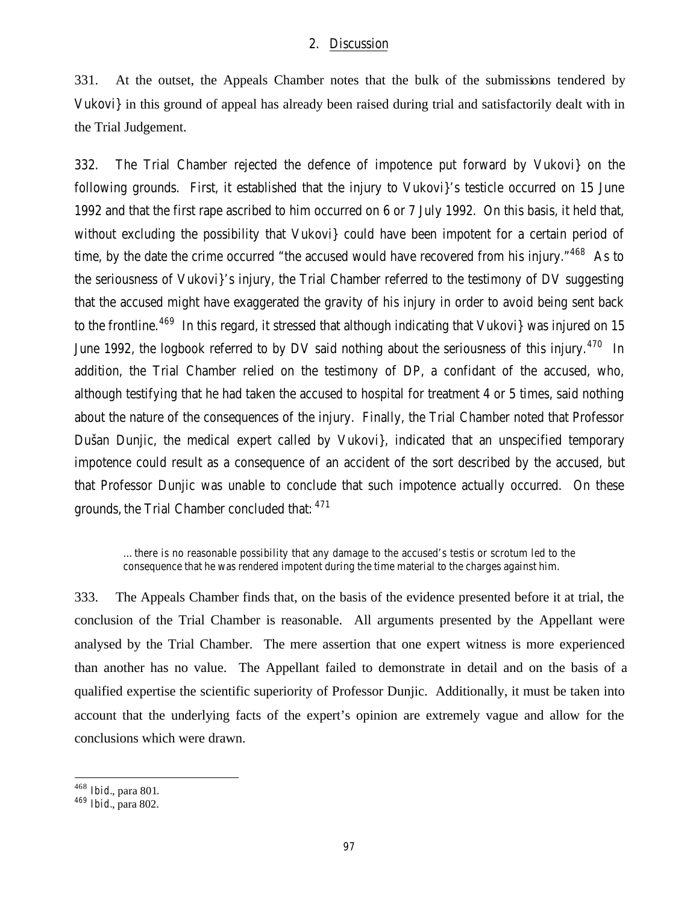## 2. Discussion

331. At the outset, the Appeals Chamber notes that the bulk of the submissions tendered by Vukovi} in this ground of appeal has already been raised during trial and satisfactorily dealt with in the Trial Judgement.

332. The Trial Chamber rejected the defence of impotence put forward by Vukovi} on the following grounds. First, it established that the injury to Vukovi}'s testicle occurred on 15 June 1992 and that the first rape ascribed to him occurred on 6 or 7 July 1992. On this basis, it held that, without excluding the possibility that Vukovi} could have been impotent for a certain period of time, by the date the crime occurred "the accused would have recovered from his injury."[468] As to the seriousness of Vukovi}'s injury, the Trial Chamber referred to the testimony of DV suggesting that the accused might have exaggerated the gravity of his injury in order to avoid being sent back to the frontline.[469] In this regard, it stressed that although indicating that Vukovi} was injured on 15 June 1992, the logbook referred to by DV said nothing about the seriousness of this injury.[470] In addition, the Trial Chamber relied on the testimony of DP, a confidant of the accused, who, although testifying that he had taken the accused to hospital for treatment 4 or 5 times, said nothing about the nature of the consequences of the injury. Finally, the Trial Chamber noted that Professor Dušan Dunjic, the medical expert called by Vukovi}, indicated that an unspecified temporary impotence could result as a consequence of an accident of the sort described by the accused, but that Professor Dunjic was unable to conclude that such impotence actually occurred. On these grounds, the Trial Chamber concluded that: [471]

> ... there is no reasonable possibility that any damage to the accused's testis or scrotum led to the consequence that he was rendered impotent during the time material to the charges against him.

333. The Appeals Chamber finds that, on the basis of the evidence presented before it at trial, the conclusion of the Trial Chamber is reasonable. All arguments presented by the Appellant were analysed by the Trial Chamber. The mere assertion that one expert witness is more experienced than another has no value. The Appellant failed to demonstrate in detail and on the basis of a qualified expertise the scientific superiority of Professor Dunjic. Additionally, it must be taken into account that the underlying facts of the expert's opinion are extremely vague and allow for the conclusions which were drawn.

---

[468] *Ibid.*, para 801.

[469] *Ibid.*, para 802.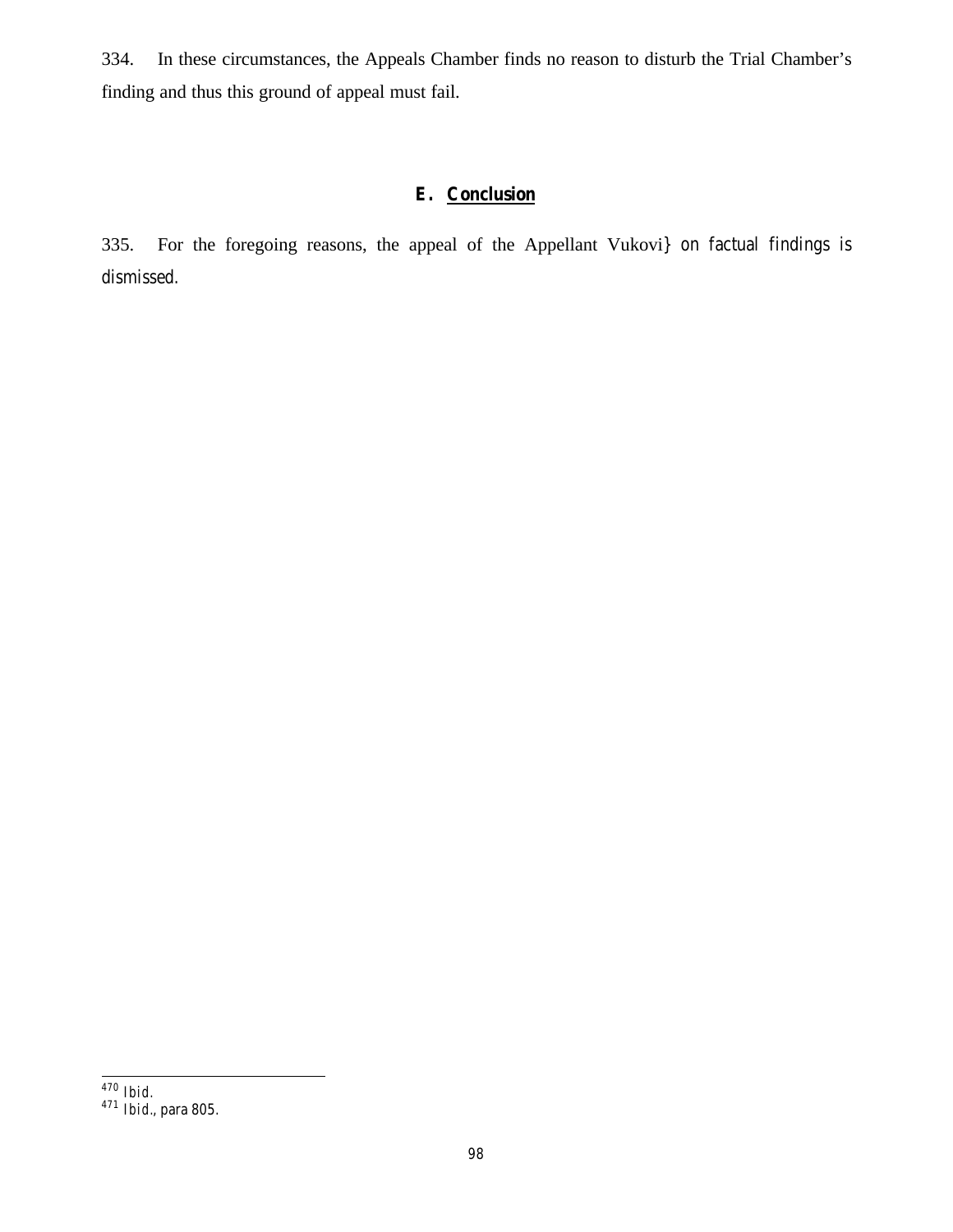334. In these circumstances, the Appeals Chamber finds no reason to disturb the Trial Chamber's finding and thus this ground of appeal must fail.

## E. Conclusion

335. For the foregoing reasons, the appeal of the Appellant Vukovi} on factual findings is dismissed.

---

[470] Ibid.
[471] Ibid., para 805.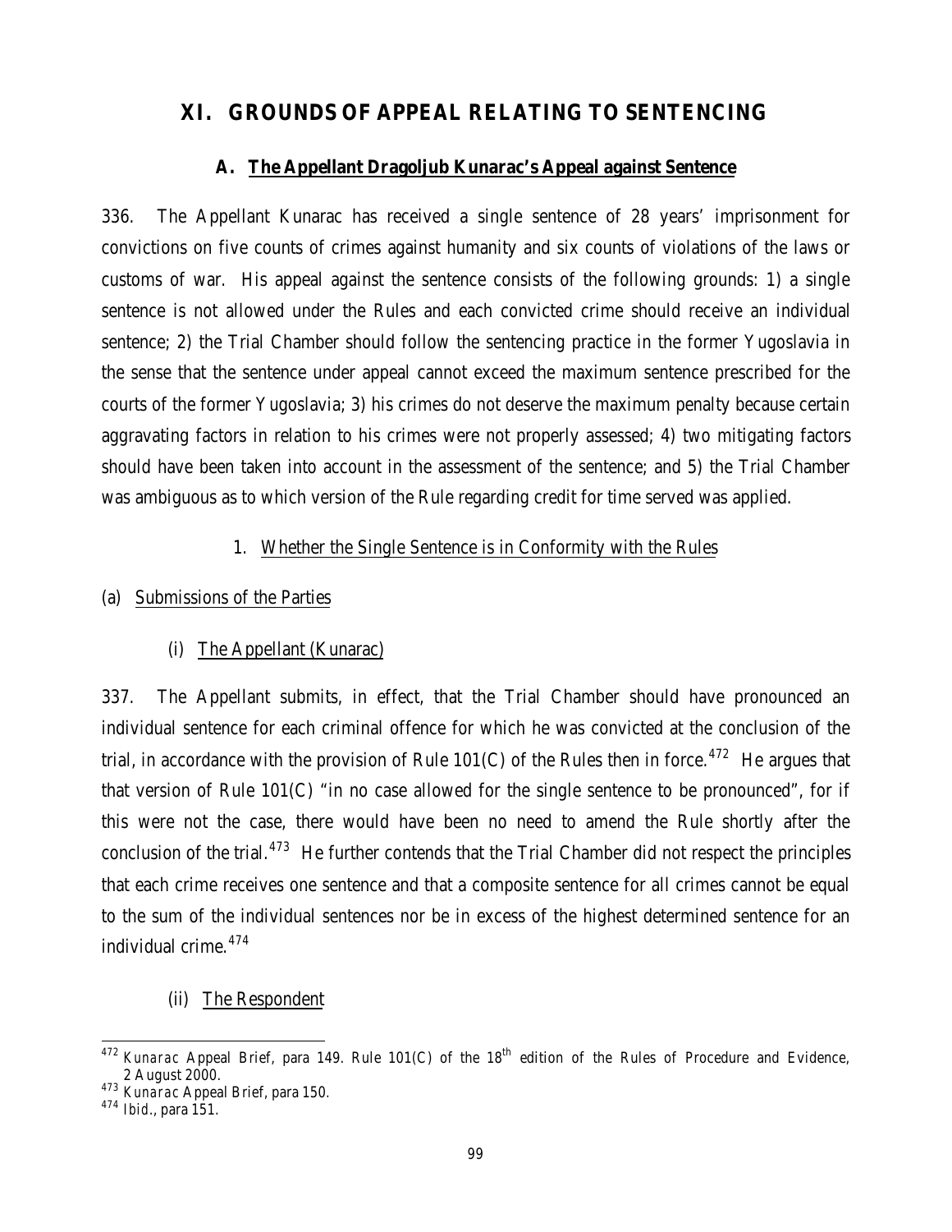# XI. GROUNDS OF APPEAL RELATING TO SENTENCING

## A. The Appellant Dragoljub Kunarac's Appeal against Sentence

336. The Appellant Kunarac has received a single sentence of 28 years' imprisonment for convictions on five counts of crimes against humanity and six counts of violations of the laws or customs of war. His appeal against the sentence consists of the following grounds: 1) a single sentence is not allowed under the Rules and each convicted crime should receive an individual sentence; 2) the Trial Chamber should follow the sentencing practice in the former Yugoslavia in the sense that the sentence under appeal cannot exceed the maximum sentence prescribed for the courts of the former Yugoslavia; 3) his crimes do not deserve the maximum penalty because certain aggravating factors in relation to his crimes were not properly assessed; 4) two mitigating factors should have been taken into account in the assessment of the sentence; and 5) the Trial Chamber was ambiguous as to which version of the Rule regarding credit for time served was applied.

### 1. Whether the Single Sentence is in Conformity with the Rules

#### (a) Submissions of the Parties

##### (i) The Appellant (Kunarac)

337. The Appellant submits, in effect, that the Trial Chamber should have pronounced an individual sentence for each criminal offence for which he was convicted at the conclusion of the trial, in accordance with the provision of Rule 101(C) of the Rules then in force.[472] He argues that that version of Rule 101(C) "in no case allowed for the single sentence to be pronounced", for if this were not the case, there would have been no need to amend the Rule shortly after the conclusion of the trial.[473] He further contends that the Trial Chamber did not respect the principles that each crime receives one sentence and that a composite sentence for all crimes cannot be equal to the sum of the individual sentences nor be in excess of the highest determined sentence for an individual crime.[474]

##### (ii) The Respondent

---

[472] *Kunarac* Appeal Brief, para 149. Rule 101(C) of the 18th edition of the Rules of Procedure and Evidence, 2 August 2000.

[473] *Kunarac* Appeal Brief, para 150.

[474] *Ibid.*, para 151.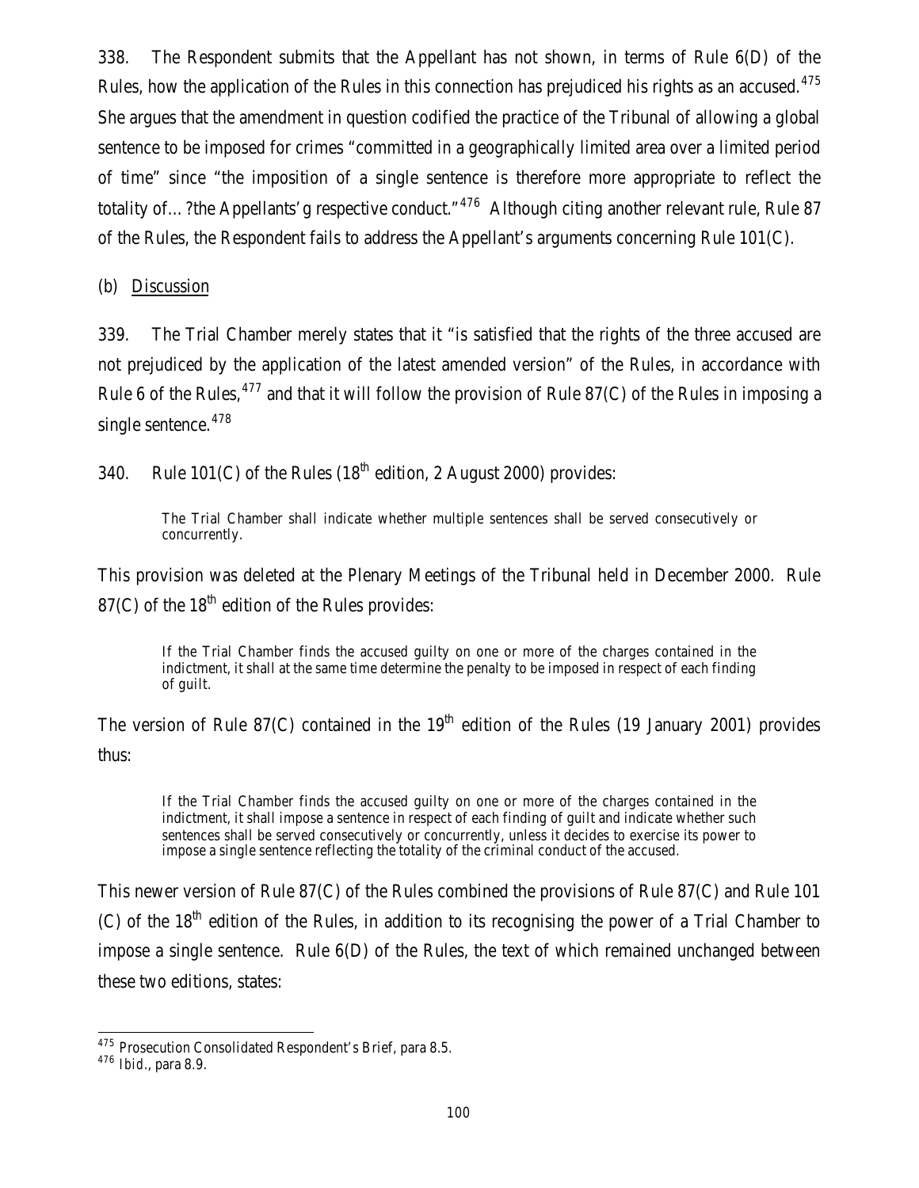338. The Respondent submits that the Appellant has not shown, in terms of Rule 6(D) of the Rules, how the application of the Rules in this connection has prejudiced his rights as an accused.[475] She argues that the amendment in question codified the practice of the Tribunal of allowing a global sentence to be imposed for crimes "committed in a geographically limited area over a limited period of time" since "the imposition of a single sentence is therefore more appropriate to reflect the totality of…?the Appellants'g respective conduct."[476] Although citing another relevant rule, Rule 87 of the Rules, the Respondent fails to address the Appellant's arguments concerning Rule 101(C).

(b) Discussion

339. The Trial Chamber merely states that it "is satisfied that the rights of the three accused are not prejudiced by the application of the latest amended version" of the Rules, in accordance with Rule 6 of the Rules,[477] and that it will follow the provision of Rule 87(C) of the Rules in imposing a single sentence.[478]

340. Rule 101(C) of the Rules (18th edition, 2 August 2000) provides:

> The Trial Chamber shall indicate whether multiple sentences shall be served consecutively or concurrently.

This provision was deleted at the Plenary Meetings of the Tribunal held in December 2000. Rule 87(C) of the 18th edition of the Rules provides:

> If the Trial Chamber finds the accused guilty on one or more of the charges contained in the indictment, it shall at the same time determine the penalty to be imposed in respect of each finding of guilt.

The version of Rule 87(C) contained in the 19th edition of the Rules (19 January 2001) provides thus:

> If the Trial Chamber finds the accused guilty on one or more of the charges contained in the indictment, it shall impose a sentence in respect of each finding of guilt and indicate whether such sentences shall be served consecutively or concurrently, unless it decides to exercise its power to impose a single sentence reflecting the totality of the criminal conduct of the accused.

This newer version of Rule 87(C) of the Rules combined the provisions of Rule 87(C) and Rule 101 (C) of the 18th edition of the Rules, in addition to its recognising the power of a Trial Chamber to impose a single sentence. Rule 6(D) of the Rules, the text of which remained unchanged between these two editions, states:

---

[475] Prosecution Consolidated Respondent's Brief, para 8.5.

[476] *Ibid.*, para 8.9.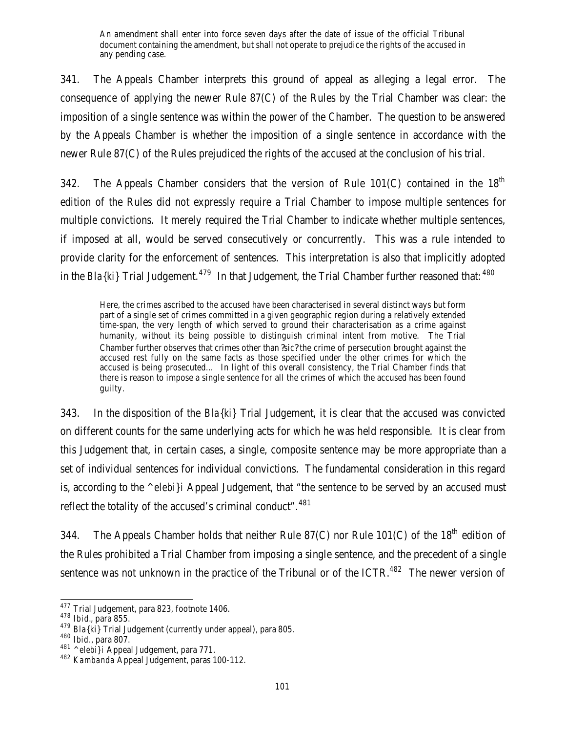> An amendment shall enter into force seven days after the date of issue of the official Tribunal document containing the amendment, but shall not operate to prejudice the rights of the accused in any pending case.

341. The Appeals Chamber interprets this ground of appeal as alleging a legal error. The consequence of applying the newer Rule 87(C) of the Rules by the Trial Chamber was clear: the imposition of a single sentence was within the power of the Chamber. The question to be answered by the Appeals Chamber is whether the imposition of a single sentence in accordance with the newer Rule 87(C) of the Rules prejudiced the rights of the accused at the conclusion of his trial.

342. The Appeals Chamber considers that the version of Rule 101(C) contained in the 18th edition of the Rules did not expressly require a Trial Chamber to impose multiple sentences for multiple convictions. It merely required the Trial Chamber to indicate whether multiple sentences, if imposed at all, would be served consecutively or concurrently. This was a rule intended to provide clarity for the enforcement of sentences. This interpretation is also that implicitly adopted in the *Bla{ki}* Trial Judgement.[479] In that Judgement, the Trial Chamber further reasoned that:[480]

> Here, the crimes ascribed to the accused have been characterised in several distinct ways but form part of a single set of crimes committed in a given geographic region during a relatively extended time-span, the very length of which served to ground their characterisation as a crime against humanity, without its being possible to distinguish criminal intent from motive. The Trial Chamber further observes that crimes other than ?sic? the crime of persecution brought against the accused rest fully on the same facts as those specified under the other crimes for which the accused is being prosecuted… In light of this overall consistency, the Trial Chamber finds that there is reason to impose a single sentence for all the crimes of which the accused has been found guilty.

343. In the disposition of the *Bla{ki}* Trial Judgement, it is clear that the accused was convicted on different counts for the same underlying acts for which he was held responsible. It is clear from this Judgement that, in certain cases, a single, composite sentence may be more appropriate than a set of individual sentences for individual convictions. The fundamental consideration in this regard is, according to the *^elebi}i* Appeal Judgement, that "the sentence to be served by an accused must reflect the totality of the accused's criminal conduct".[481]

344. The Appeals Chamber holds that neither Rule 87(C) nor Rule 101(C) of the 18th edition of the Rules prohibited a Trial Chamber from imposing a single sentence, and the precedent of a single sentence was not unknown in the practice of the Tribunal or of the ICTR.[482] The newer version of

---

[477] Trial Judgement, para 823, footnote 1406.
[478] *Ibid.*, para 855.
[479] *Bla{ki}* Trial Judgement (currently under appeal), para 805.
[480] *Ibid.*, para 807.
[481] *^elebi}i* Appeal Judgement, para 771.
[482] *Kambanda* Appeal Judgement, paras 100-112.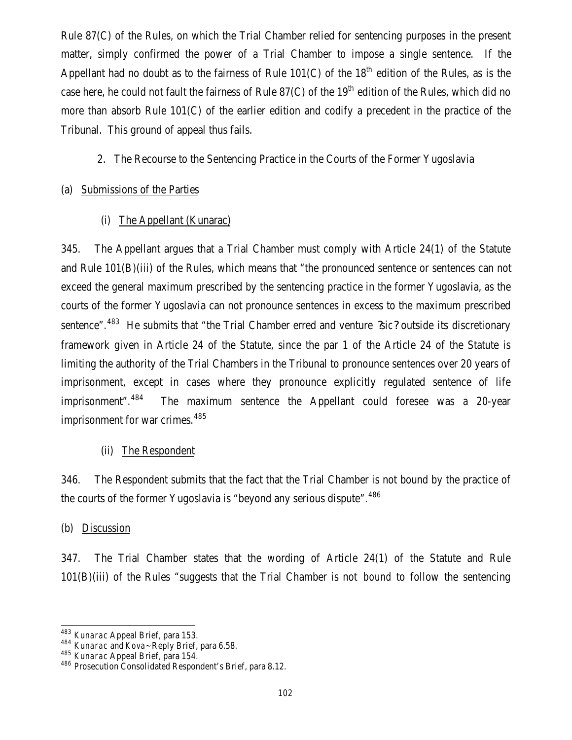Rule 87(C) of the Rules, on which the Trial Chamber relied for sentencing purposes in the present matter, simply confirmed the power of a Trial Chamber to impose a single sentence. If the Appellant had no doubt as to the fairness of Rule 101(C) of the 18th edition of the Rules, as is the case here, he could not fault the fairness of Rule 87(C) of the 19th edition of the Rules, which did no more than absorb Rule 101(C) of the earlier edition and codify a precedent in the practice of the Tribunal. This ground of appeal thus fails.

### 2. The Recourse to the Sentencing Practice in the Courts of the Former Yugoslavia

#### (a) Submissions of the Parties

##### (i) The Appellant (Kunarac)

345. The Appellant argues that a Trial Chamber must comply with Article 24(1) of the Statute and Rule 101(B)(iii) of the Rules, which means that "the pronounced sentence or sentences can not exceed the general maximum prescribed by the sentencing practice in the former Yugoslavia, as the courts of the former Yugoslavia can not pronounce sentences in excess to the maximum prescribed sentence".[483] He submits that "the Trial Chamber erred and venture ?sic? outside its discretionary framework given in Article 24 of the Statute, since the par 1 of the Article 24 of the Statute is limiting the authority of the Trial Chambers in the Tribunal to pronounce sentences over 20 years of imprisonment, except in cases where they pronounce explicitly regulated sentence of life imprisonment".[484] The maximum sentence the Appellant could foresee was a 20-year imprisonment for war crimes.[485]

##### (ii) The Respondent

346. The Respondent submits that the fact that the Trial Chamber is not bound by the practice of the courts of the former Yugoslavia is "beyond any serious dispute".[486]

#### (b) Discussion

347. The Trial Chamber states that the wording of Article 24(1) of the Statute and Rule 101(B)(iii) of the Rules "suggests that the Trial Chamber is not *bound* to follow the sentencing

---

[483] *Kunarac* Appeal Brief, para 153.

[484] *Kunarac* and *Kova~* Reply Brief, para 6.58.

[485] *Kunarac* Appeal Brief, para 154.

[486] Prosecution Consolidated Respondent's Brief, para 8.12.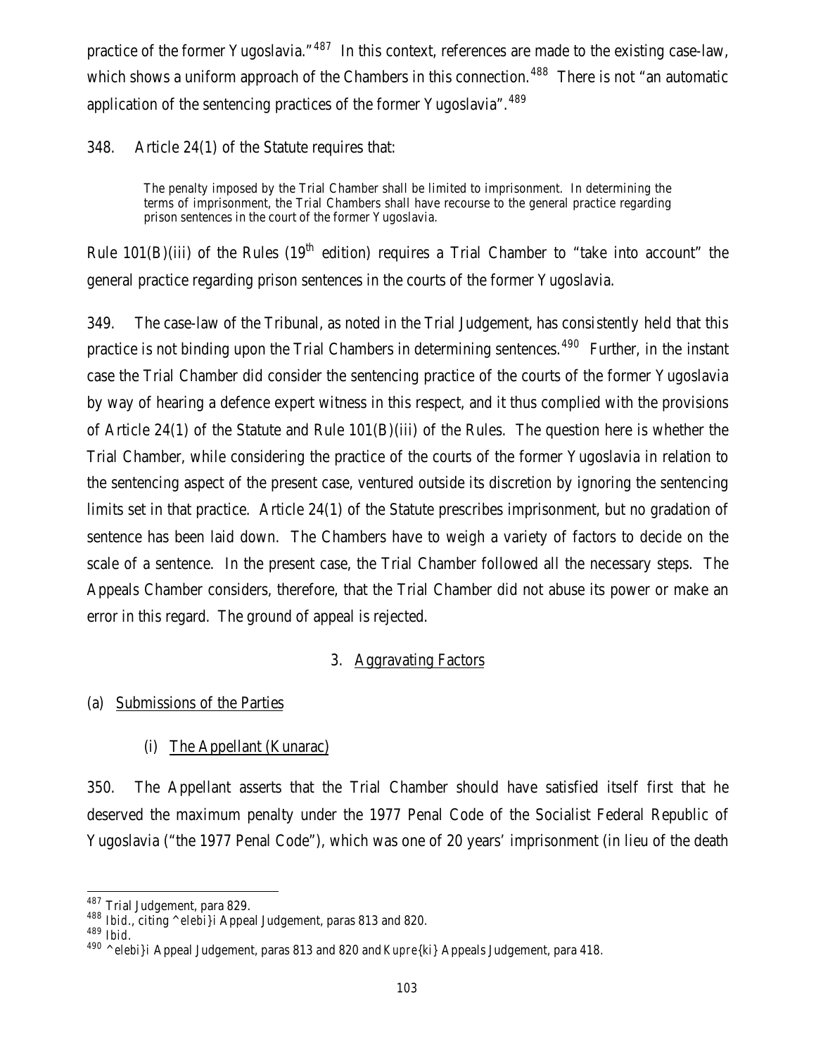practice of the former Yugoslavia."[487] In this context, references are made to the existing case-law, which shows a uniform approach of the Chambers in this connection.[488] There is not "an automatic application of the sentencing practices of the former Yugoslavia".[489]

348. Article 24(1) of the Statute requires that:

> The penalty imposed by the Trial Chamber shall be limited to imprisonment. In determining the terms of imprisonment, the Trial Chambers shall have recourse to the general practice regarding prison sentences in the court of the former Yugoslavia.

Rule 101(B)(iii) of the Rules (19th edition) requires a Trial Chamber to "take into account" the general practice regarding prison sentences in the courts of the former Yugoslavia.

349. The case-law of the Tribunal, as noted in the Trial Judgement, has consistently held that this practice is not binding upon the Trial Chambers in determining sentences.[490] Further, in the instant case the Trial Chamber did consider the sentencing practice of the courts of the former Yugoslavia by way of hearing a defence expert witness in this respect, and it thus complied with the provisions of Article 24(1) of the Statute and Rule 101(B)(iii) of the Rules. The question here is whether the Trial Chamber, while considering the practice of the courts of the former Yugoslavia in relation to the sentencing aspect of the present case, ventured outside its discretion by ignoring the sentencing limits set in that practice. Article 24(1) of the Statute prescribes imprisonment, but no gradation of sentence has been laid down. The Chambers have to weigh a variety of factors to decide on the scale of a sentence. In the present case, the Trial Chamber followed all the necessary steps. The Appeals Chamber considers, therefore, that the Trial Chamber did not abuse its power or make an error in this regard. The ground of appeal is rejected.

### 3. Aggravating Factors

#### (a) Submissions of the Parties

##### (i) The Appellant (Kunarac)

350. The Appellant asserts that the Trial Chamber should have satisfied itself first that he deserved the maximum penalty under the 1977 Penal Code of the Socialist Federal Republic of Yugoslavia ("the 1977 Penal Code"), which was one of 20 years' imprisonment (in lieu of the death

---

[487] Trial Judgement, para 829.

[488] *Ibid*., citing ^elebi}i Appeal Judgement, paras 813 and 820.

[489] *Ibid*.

[490] ^elebi}i Appeal Judgement, paras 813 and 820 and *Kupre{ki}* Appeals Judgement, para 418.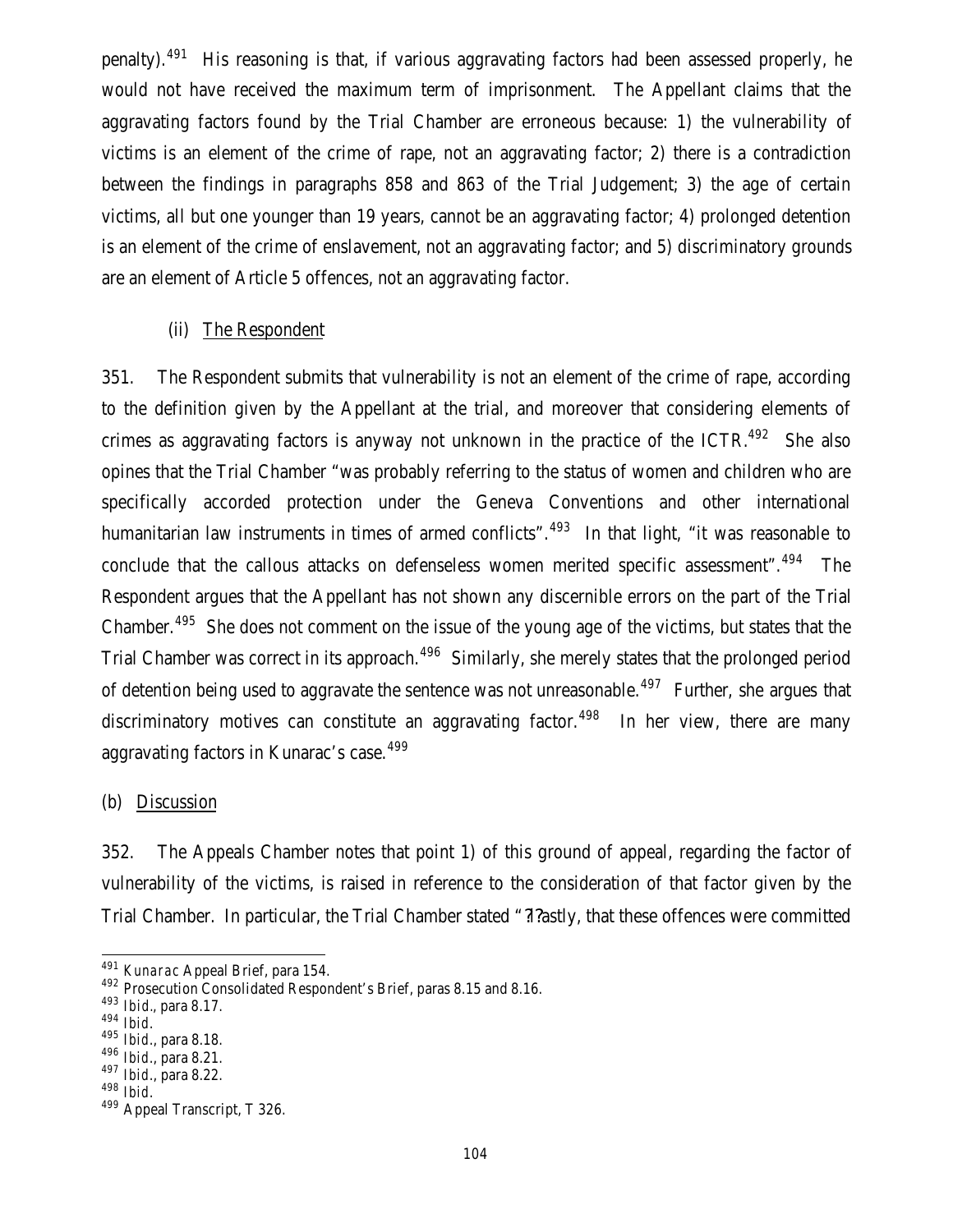penalty).[491] His reasoning is that, if various aggravating factors had been assessed properly, he would not have received the maximum term of imprisonment. The Appellant claims that the aggravating factors found by the Trial Chamber are erroneous because: 1) the vulnerability of victims is an element of the crime of rape, not an aggravating factor; 2) there is a contradiction between the findings in paragraphs 858 and 863 of the Trial Judgement; 3) the age of certain victims, all but one younger than 19 years, cannot be an aggravating factor; 4) prolonged detention is an element of the crime of enslavement, not an aggravating factor; and 5) discriminatory grounds are an element of Article 5 offences, not an aggravating factor.

(ii) The Respondent

351. The Respondent submits that vulnerability is not an element of the crime of rape, according to the definition given by the Appellant at the trial, and moreover that considering elements of crimes as aggravating factors is anyway not unknown in the practice of the ICTR.[492] She also opines that the Trial Chamber "was probably referring to the status of women and children who are specifically accorded protection under the Geneva Conventions and other international humanitarian law instruments in times of armed conflicts".[493] In that light, "it was reasonable to conclude that the callous attacks on defenseless women merited specific assessment".[494] The Respondent argues that the Appellant has not shown any discernible errors on the part of the Trial Chamber.[495] She does not comment on the issue of the young age of the victims, but states that the Trial Chamber was correct in its approach.[496] Similarly, she merely states that the prolonged period of detention being used to aggravate the sentence was not unreasonable.[497] Further, she argues that discriminatory motives can constitute an aggravating factor.[498] In her view, there are many aggravating factors in Kunarac's case.[499]

(b) Discussion

352. The Appeals Chamber notes that point 1) of this ground of appeal, regarding the factor of vulnerability of the victims, is raised in reference to the consideration of that factor given by the Trial Chamber. In particular, the Trial Chamber stated "?l?astly, that these offences were committed

---

491 *Kunarac* Appeal Brief, para 154.

492 Prosecution Consolidated Respondent's Brief, paras 8.15 and 8.16.

493 *Ibid.*, para 8.17.

494 *Ibid.*

495 *Ibid.*, para 8.18.

496 *Ibid.*, para 8.21.

497 *Ibid.*, para 8.22.

498 *Ibid.*

499 Appeal Transcript, T 326.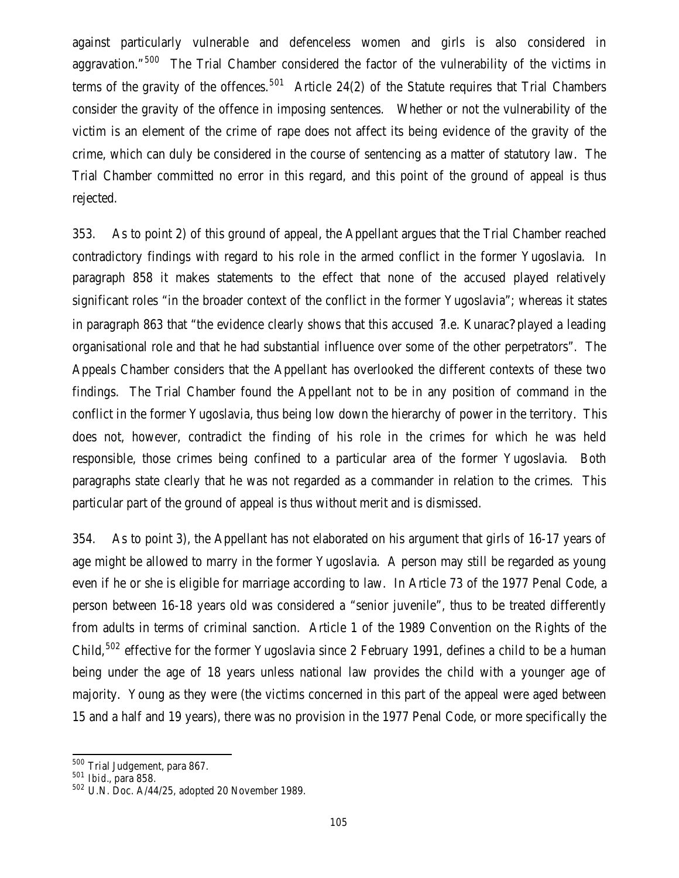against particularly vulnerable and defenceless women and girls is also considered in aggravation."[500] The Trial Chamber considered the factor of the vulnerability of the victims in terms of the gravity of the offences.[501] Article 24(2) of the Statute requires that Trial Chambers consider the gravity of the offence in imposing sentences. Whether or not the vulnerability of the victim is an element of the crime of rape does not affect its being evidence of the gravity of the crime, which can duly be considered in the course of sentencing as a matter of statutory law. The Trial Chamber committed no error in this regard, and this point of the ground of appeal is thus rejected.

353. As to point 2) of this ground of appeal, the Appellant argues that the Trial Chamber reached contradictory findings with regard to his role in the armed conflict in the former Yugoslavia. In paragraph 858 it makes statements to the effect that none of the accused played relatively significant roles "in the broader context of the conflict in the former Yugoslavia"; whereas it states in paragraph 863 that "the evidence clearly shows that this accused ?i.e. Kunarac? played a leading organisational role and that he had substantial influence over some of the other perpetrators". The Appeals Chamber considers that the Appellant has overlooked the different contexts of these two findings. The Trial Chamber found the Appellant not to be in any position of command in the conflict in the former Yugoslavia, thus being low down the hierarchy of power in the territory. This does not, however, contradict the finding of his role in the crimes for which he was held responsible, those crimes being confined to a particular area of the former Yugoslavia. Both paragraphs state clearly that he was not regarded as a commander in relation to the crimes. This particular part of the ground of appeal is thus without merit and is dismissed.

354. As to point 3), the Appellant has not elaborated on his argument that girls of 16-17 years of age might be allowed to marry in the former Yugoslavia. A person may still be regarded as young even if he or she is eligible for marriage according to law. In Article 73 of the 1977 Penal Code, a person between 16-18 years old was considered a "senior juvenile", thus to be treated differently from adults in terms of criminal sanction. Article 1 of the 1989 Convention on the Rights of the Child,[502] effective for the former Yugoslavia since 2 February 1991, defines a child to be a human being under the age of 18 years unless national law provides the child with a younger age of majority. Young as they were (the victims concerned in this part of the appeal were aged between 15 and a half and 19 years), there was no provision in the 1977 Penal Code, or more specifically the

---

[500] Trial Judgement, para 867.

[501] *Ibid*., para 858.

[502] U.N. Doc. A/44/25, adopted 20 November 1989.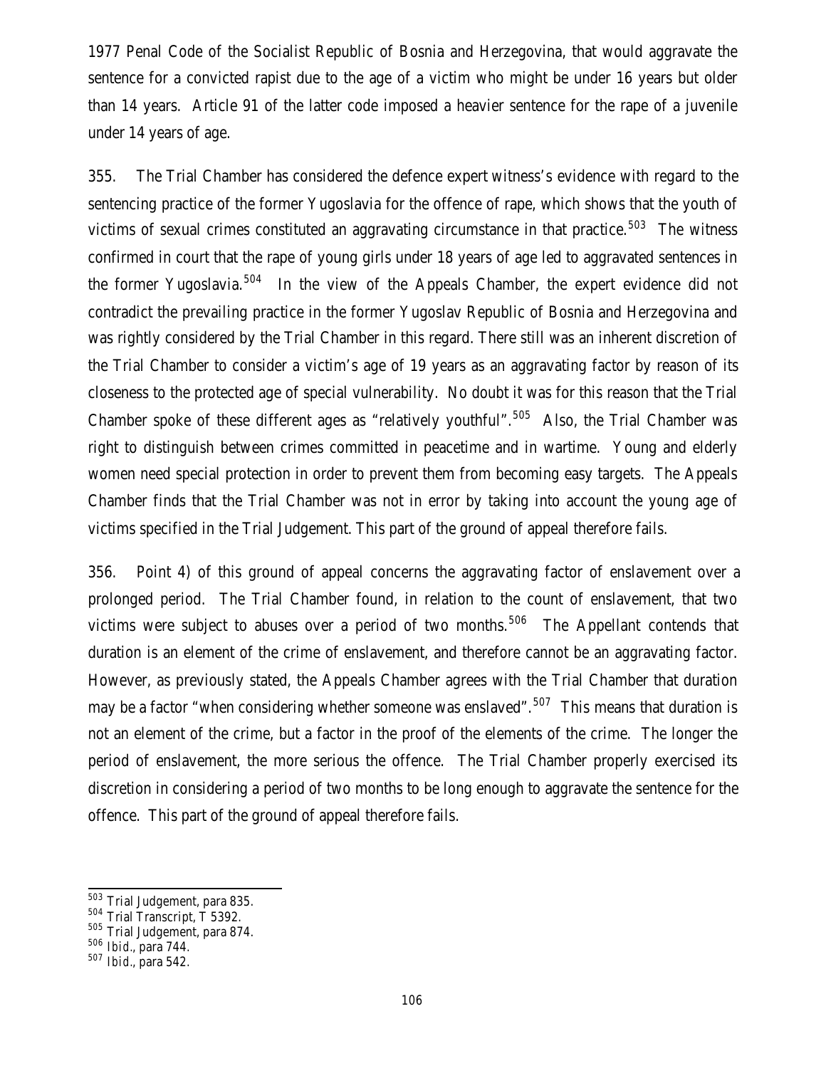1977 Penal Code of the Socialist Republic of Bosnia and Herzegovina, that would aggravate the sentence for a convicted rapist due to the age of a victim who might be under 16 years but older than 14 years. Article 91 of the latter code imposed a heavier sentence for the rape of a juvenile under 14 years of age.

355. The Trial Chamber has considered the defence expert witness's evidence with regard to the sentencing practice of the former Yugoslavia for the offence of rape, which shows that the youth of victims of sexual crimes constituted an aggravating circumstance in that practice.[503] The witness confirmed in court that the rape of young girls under 18 years of age led to aggravated sentences in the former Yugoslavia.[504] In the view of the Appeals Chamber, the expert evidence did not contradict the prevailing practice in the former Yugoslav Republic of Bosnia and Herzegovina and was rightly considered by the Trial Chamber in this regard. There still was an inherent discretion of the Trial Chamber to consider a victim's age of 19 years as an aggravating factor by reason of its closeness to the protected age of special vulnerability. No doubt it was for this reason that the Trial Chamber spoke of these different ages as "relatively youthful".[505] Also, the Trial Chamber was right to distinguish between crimes committed in peacetime and in wartime. Young and elderly women need special protection in order to prevent them from becoming easy targets. The Appeals Chamber finds that the Trial Chamber was not in error by taking into account the young age of victims specified in the Trial Judgement. This part of the ground of appeal therefore fails.

356. Point 4) of this ground of appeal concerns the aggravating factor of enslavement over a prolonged period. The Trial Chamber found, in relation to the count of enslavement, that two victims were subject to abuses over a period of two months.[506] The Appellant contends that duration is an element of the crime of enslavement, and therefore cannot be an aggravating factor. However, as previously stated, the Appeals Chamber agrees with the Trial Chamber that duration may be a factor "when considering whether someone was enslaved".[507] This means that duration is not an element of the crime, but a factor in the proof of the elements of the crime. The longer the period of enslavement, the more serious the offence. The Trial Chamber properly exercised its discretion in considering a period of two months to be long enough to aggravate the sentence for the offence. This part of the ground of appeal therefore fails.

---

[503] Trial Judgement, para 835.
[504] Trial Transcript, T 5392.
[505] Trial Judgement, para 874.
[506] *Ibid.*, para 744.
[507] *Ibid.*, para 542.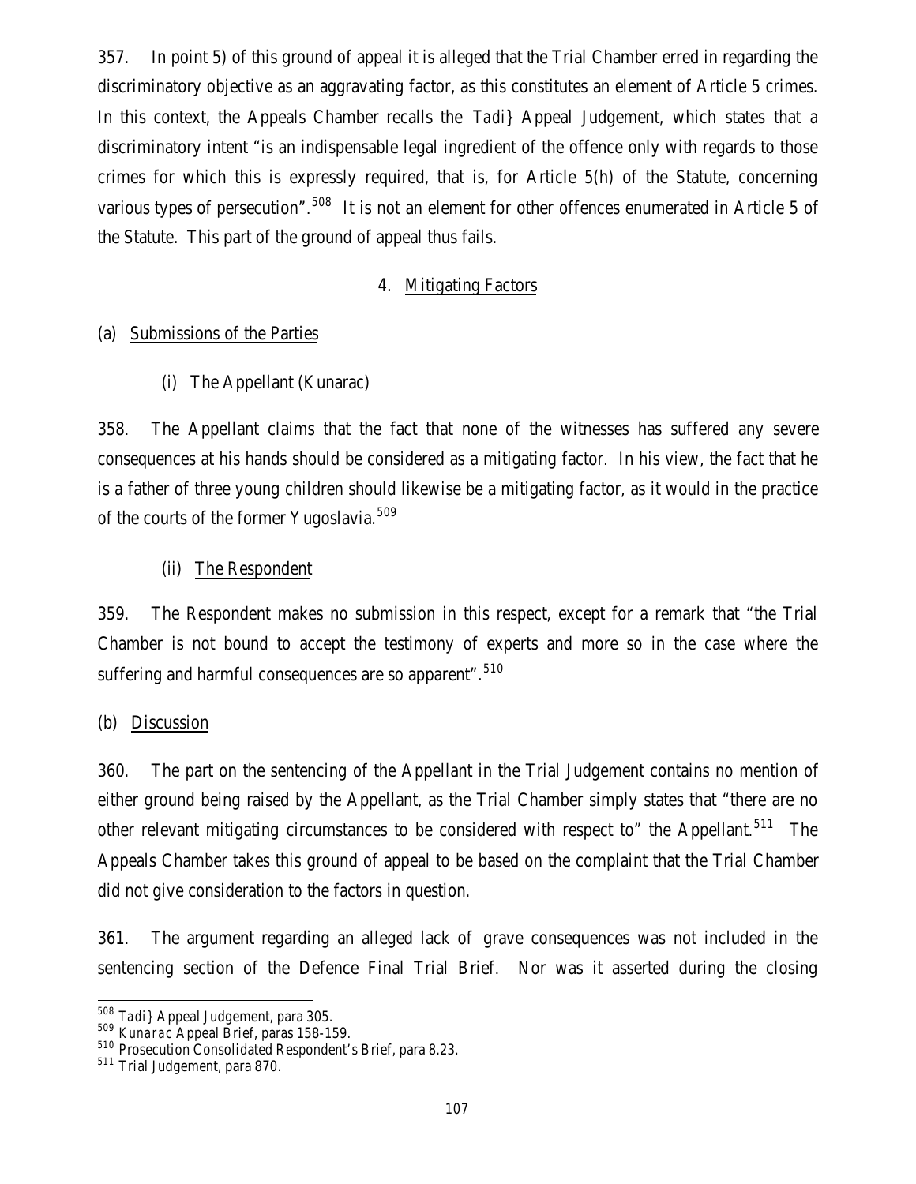357. In point 5) of this ground of appeal it is alleged that the Trial Chamber erred in regarding the discriminatory objective as an aggravating factor, as this constitutes an element of Article 5 crimes. In this context, the Appeals Chamber recalls the *Tadi}* Appeal Judgement, which states that a discriminatory intent "is an indispensable legal ingredient of the offence only with regards to those crimes for which this is expressly required, that is, for Article 5(h) of the Statute, concerning various types of persecution".[508] It is not an element for other offences enumerated in Article 5 of the Statute. This part of the ground of appeal thus fails.

### 4. Mitigating Factors

#### (a) Submissions of the Parties

##### (i) The Appellant (Kunarac)

358. The Appellant claims that the fact that none of the witnesses has suffered any severe consequences at his hands should be considered as a mitigating factor. In his view, the fact that he is a father of three young children should likewise be a mitigating factor, as it would in the practice of the courts of the former Yugoslavia.[509]

##### (ii) The Respondent

359. The Respondent makes no submission in this respect, except for a remark that "the Trial Chamber is not bound to accept the testimony of experts and more so in the case where the suffering and harmful consequences are so apparent".[510]

#### (b) Discussion

360. The part on the sentencing of the Appellant in the Trial Judgement contains no mention of either ground being raised by the Appellant, as the Trial Chamber simply states that "there are no other relevant mitigating circumstances to be considered with respect to" the Appellant.[511] The Appeals Chamber takes this ground of appeal to be based on the complaint that the Trial Chamber did not give consideration to the factors in question.

361. The argument regarding an alleged lack of grave consequences was not included in the sentencing section of the Defence Final Trial Brief. Nor was it asserted during the closing

---

[508] *Tadi}* Appeal Judgement, para 305.

[509] *Kunarac* Appeal Brief, paras 158-159.

[510] Prosecution Consolidated Respondent's Brief, para 8.23.

[511] Trial Judgement, para 870.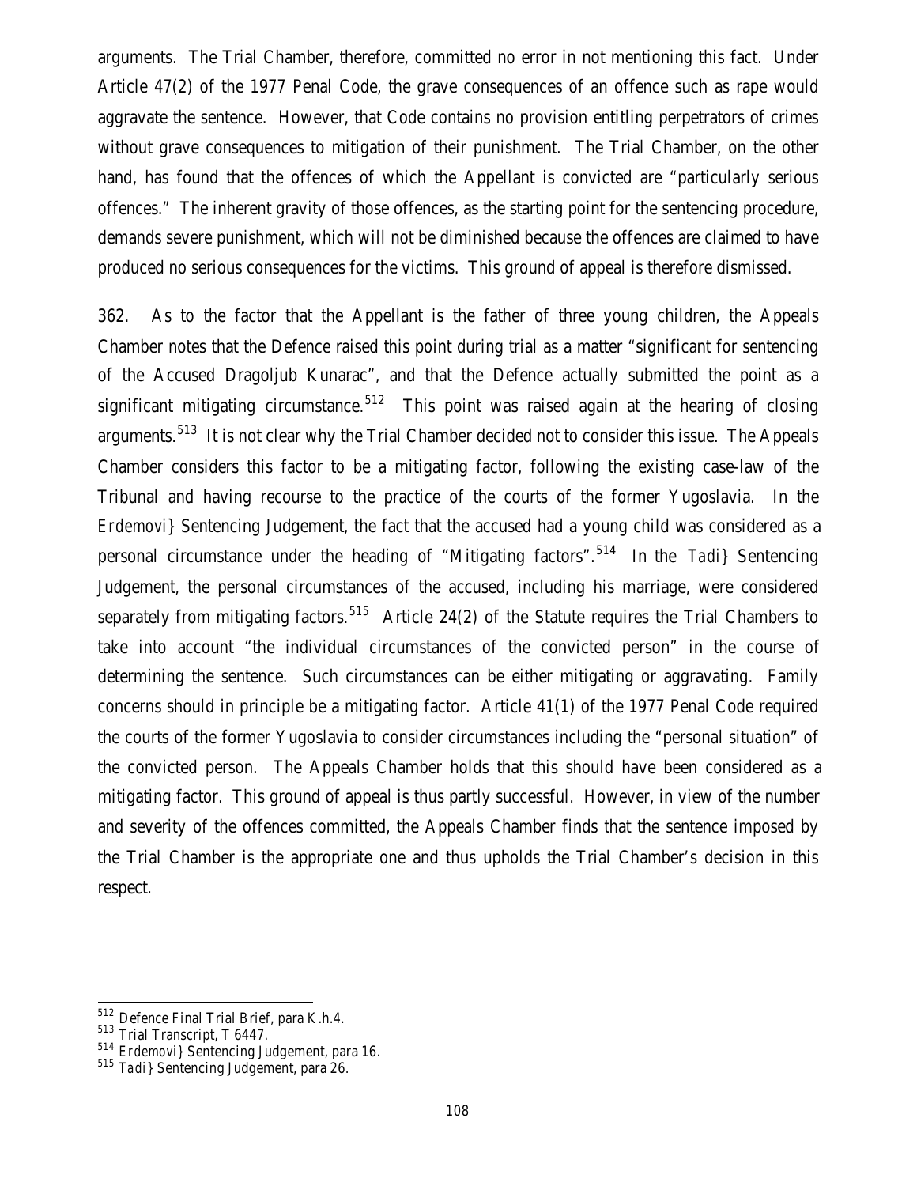arguments. The Trial Chamber, therefore, committed no error in not mentioning this fact. Under Article 47(2) of the 1977 Penal Code, the grave consequences of an offence such as rape would aggravate the sentence. However, that Code contains no provision entitling perpetrators of crimes without grave consequences to mitigation of their punishment. The Trial Chamber, on the other hand, has found that the offences of which the Appellant is convicted are "particularly serious offences." The inherent gravity of those offences, as the starting point for the sentencing procedure, demands severe punishment, which will not be diminished because the offences are claimed to have produced no serious consequences for the victims. This ground of appeal is therefore dismissed.

362. As to the factor that the Appellant is the father of three young children, the Appeals Chamber notes that the Defence raised this point during trial as a matter "significant for sentencing of the Accused Dragoljub Kunarac", and that the Defence actually submitted the point as a significant mitigating circumstance.[512] This point was raised again at the hearing of closing arguments.[513] It is not clear why the Trial Chamber decided not to consider this issue. The Appeals Chamber considers this factor to be a mitigating factor, following the existing case-law of the Tribunal and having recourse to the practice of the courts of the former Yugoslavia. In the *Erdemovi}* Sentencing Judgement, the fact that the accused had a young child was considered as a personal circumstance under the heading of "Mitigating factors".[514] In the *Tadi}* Sentencing Judgement, the personal circumstances of the accused, including his marriage, were considered separately from mitigating factors.[515] Article 24(2) of the Statute requires the Trial Chambers to take into account "the individual circumstances of the convicted person" in the course of determining the sentence. Such circumstances can be either mitigating or aggravating. Family concerns should in principle be a mitigating factor. Article 41(1) of the 1977 Penal Code required the courts of the former Yugoslavia to consider circumstances including the "personal situation" of the convicted person. The Appeals Chamber holds that this should have been considered as a mitigating factor. This ground of appeal is thus partly successful. However, in view of the number and severity of the offences committed, the Appeals Chamber finds that the sentence imposed by the Trial Chamber is the appropriate one and thus upholds the Trial Chamber's decision in this respect.

---

[512] Defence Final Trial Brief, para K.h.4.

[513] Trial Transcript, T 6447.

[514] *Erdemovi}* Sentencing Judgement, para 16.

[515] *Tadi}* Sentencing Judgement, para 26.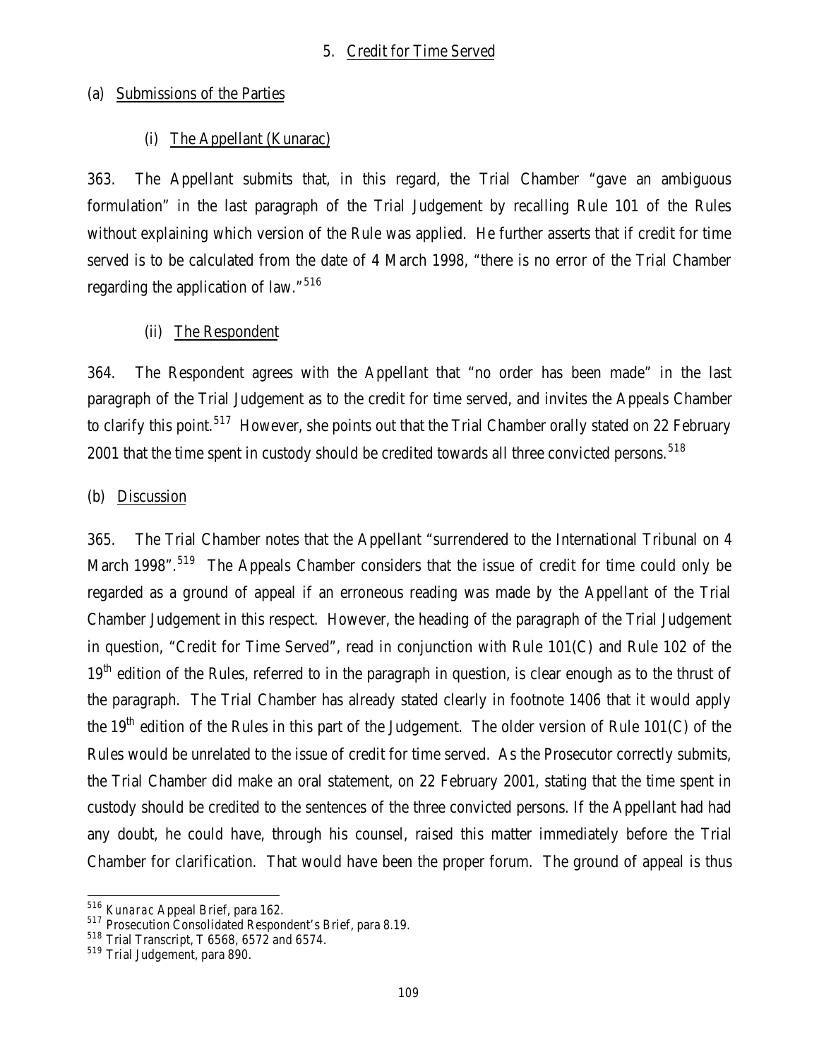### 5. Credit for Time Served

#### (a) Submissions of the Parties

##### (i) The Appellant (Kunarac)

363. The Appellant submits that, in this regard, the Trial Chamber "gave an ambiguous formulation" in the last paragraph of the Trial Judgement by recalling Rule 101 of the Rules without explaining which version of the Rule was applied. He further asserts that if credit for time served is to be calculated from the date of 4 March 1998, "there is no error of the Trial Chamber regarding the application of law."[516]

##### (ii) The Respondent

364. The Respondent agrees with the Appellant that "no order has been made" in the last paragraph of the Trial Judgement as to the credit for time served, and invites the Appeals Chamber to clarify this point.[517] However, she points out that the Trial Chamber orally stated on 22 February 2001 that the time spent in custody should be credited towards all three convicted persons.[518]

#### (b) Discussion

365. The Trial Chamber notes that the Appellant "surrendered to the International Tribunal on 4 March 1998".[519] The Appeals Chamber considers that the issue of credit for time could only be regarded as a ground of appeal if an erroneous reading was made by the Appellant of the Trial Chamber Judgement in this respect. However, the heading of the paragraph of the Trial Judgement in question, "Credit for Time Served", read in conjunction with Rule 101(C) and Rule 102 of the 19th edition of the Rules, referred to in the paragraph in question, is clear enough as to the thrust of the paragraph. The Trial Chamber has already stated clearly in footnote 1406 that it would apply the 19th edition of the Rules in this part of the Judgement. The older version of Rule 101(C) of the Rules would be unrelated to the issue of credit for time served. As the Prosecutor correctly submits, the Trial Chamber did make an oral statement, on 22 February 2001, stating that the time spent in custody should be credited to the sentences of the three convicted persons. If the Appellant had had any doubt, he could have, through his counsel, raised this matter immediately before the Trial Chamber for clarification. That would have been the proper forum. The ground of appeal is thus

---

[516] *Kunarac* Appeal Brief, para 162.

[517] Prosecution Consolidated Respondent's Brief, para 8.19.

[518] Trial Transcript, T 6568, 6572 and 6574.

[519] Trial Judgement, para 890.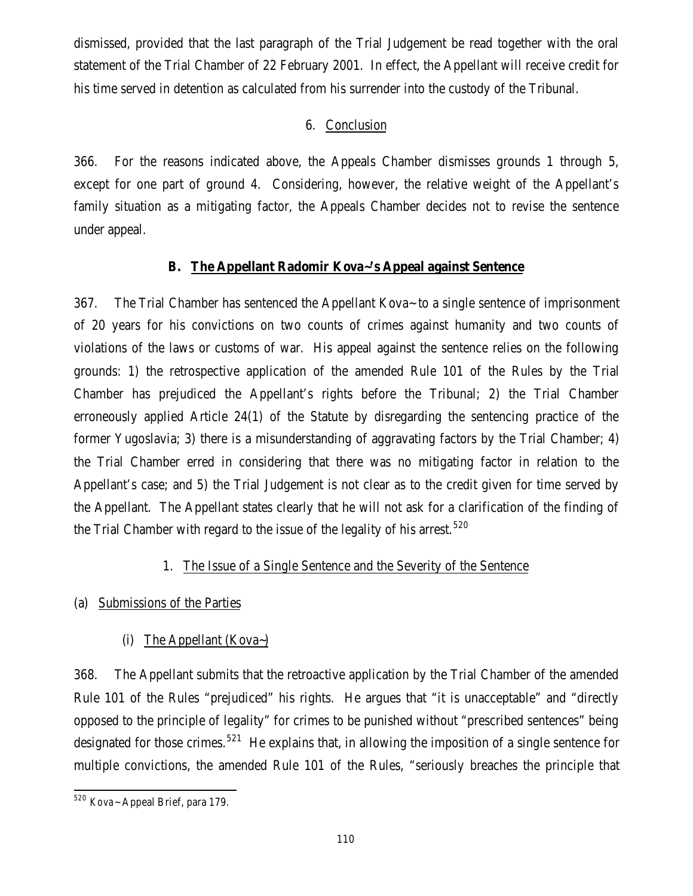dismissed, provided that the last paragraph of the Trial Judgement be read together with the oral statement of the Trial Chamber of 22 February 2001. In effect, the Appellant will receive credit for his time served in detention as calculated from his surrender into the custody of the Tribunal.

### 6. Conclusion

366. For the reasons indicated above, the Appeals Chamber dismisses grounds 1 through 5, except for one part of ground 4. Considering, however, the relative weight of the Appellant's family situation as a mitigating factor, the Appeals Chamber decides not to revise the sentence under appeal.

## B. The Appellant Radomir Kova~'s Appeal against Sentence

367. The Trial Chamber has sentenced the Appellant Kova~ to a single sentence of imprisonment of 20 years for his convictions on two counts of crimes against humanity and two counts of violations of the laws or customs of war. His appeal against the sentence relies on the following grounds: 1) the retrospective application of the amended Rule 101 of the Rules by the Trial Chamber has prejudiced the Appellant's rights before the Tribunal; 2) the Trial Chamber erroneously applied Article 24(1) of the Statute by disregarding the sentencing practice of the former Yugoslavia; 3) there is a misunderstanding of aggravating factors by the Trial Chamber; 4) the Trial Chamber erred in considering that there was no mitigating factor in relation to the Appellant's case; and 5) the Trial Judgement is not clear as to the credit given for time served by the Appellant. The Appellant states clearly that he will not ask for a clarification of the finding of the Trial Chamber with regard to the issue of the legality of his arrest.[520]

### 1. The Issue of a Single Sentence and the Severity of the Sentence

#### (a) Submissions of the Parties

##### (i) The Appellant (Kova~)

368. The Appellant submits that the retroactive application by the Trial Chamber of the amended Rule 101 of the Rules "prejudiced" his rights. He argues that "it is unacceptable" and "directly opposed to the principle of legality" for crimes to be punished without "prescribed sentences" being designated for those crimes.[521] He explains that, in allowing the imposition of a single sentence for multiple convictions, the amended Rule 101 of the Rules, "seriously breaches the principle that

---

[520] Kova~ Appeal Brief, para 179.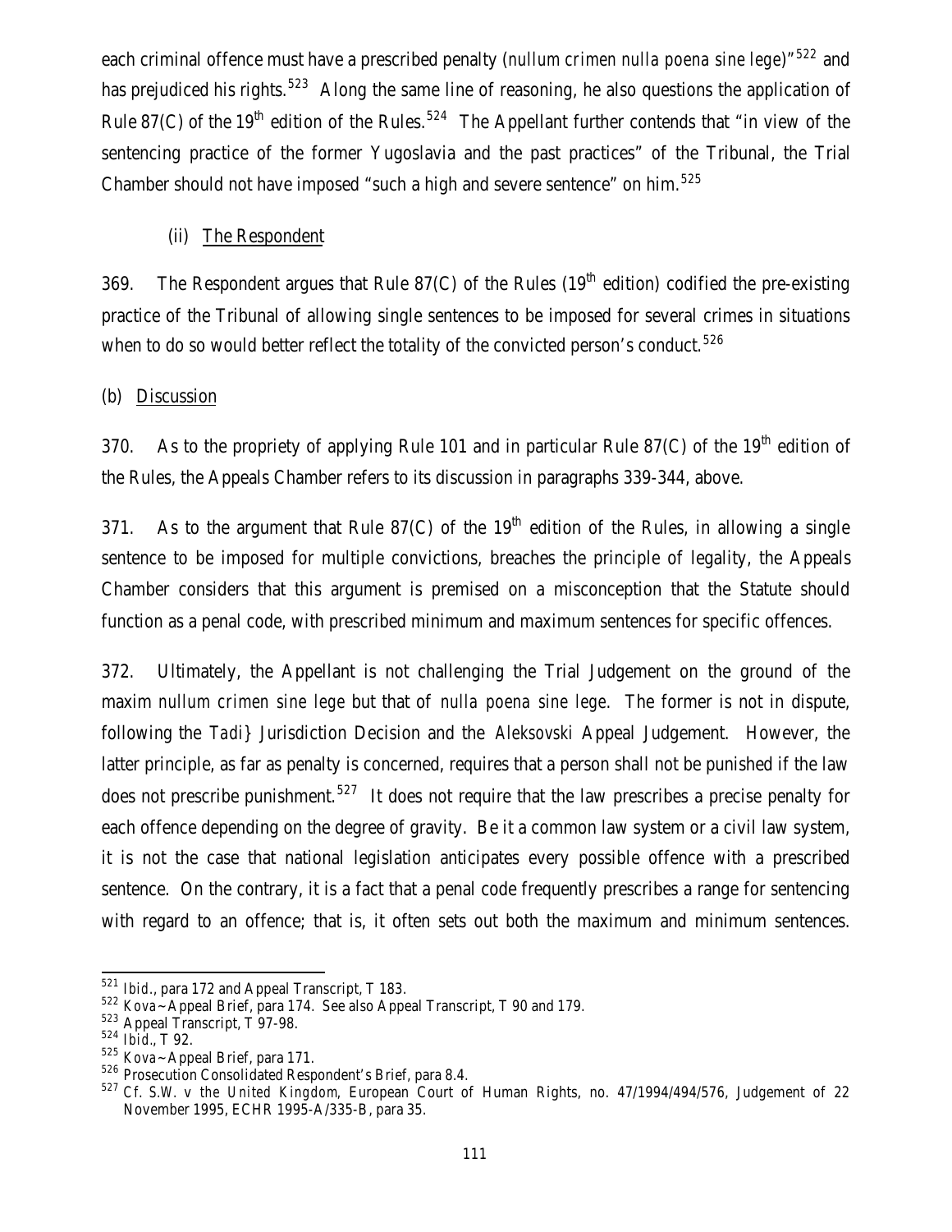each criminal offence must have a prescribed penalty (*nullum crimen nulla poena sine lege*)"[522] and has prejudiced his rights.[523] Along the same line of reasoning, he also questions the application of Rule 87(C) of the 19th edition of the Rules.[524] The Appellant further contends that "in view of the sentencing practice of the former Yugoslavia and the past practices" of the Tribunal, the Trial Chamber should not have imposed "such a high and severe sentence" on him.[525]

(ii) The Respondent

369. The Respondent argues that Rule 87(C) of the Rules (19th edition) codified the pre-existing practice of the Tribunal of allowing single sentences to be imposed for several crimes in situations when to do so would better reflect the totality of the convicted person's conduct.[526]

(b) Discussion

370. As to the propriety of applying Rule 101 and in particular Rule 87(C) of the 19th edition of the Rules, the Appeals Chamber refers to its discussion in paragraphs 339-344, above.

371. As to the argument that Rule 87(C) of the 19th edition of the Rules, in allowing a single sentence to be imposed for multiple convictions, breaches the principle of legality, the Appeals Chamber considers that this argument is premised on a misconception that the Statute should function as a penal code, with prescribed minimum and maximum sentences for specific offences.

372. Ultimately, the Appellant is not challenging the Trial Judgement on the ground of the maxim *nullum crimen sine lege* but that of *nulla poena sine lege*. The former is not in dispute, following the *Tadi}* Jurisdiction Decision and the *Aleksovski* Appeal Judgement. However, the latter principle, as far as penalty is concerned, requires that a person shall not be punished if the law does not prescribe punishment.[527] It does not require that the law prescribes a precise penalty for each offence depending on the degree of gravity. Be it a common law system or a civil law system, it is not the case that national legislation anticipates every possible offence with a prescribed sentence. On the contrary, it is a fact that a penal code frequently prescribes a range for sentencing with regard to an offence; that is, it often sets out both the maximum and minimum sentences.

---

[521] *Ibid.*, para 172 and Appeal Transcript, T 183.

[522] Kova~ Appeal Brief, para 174. See also Appeal Transcript, T 90 and 179.

[523] Appeal Transcript, T 97-98.

[524] *Ibid.*, T 92.

[525] Kova~ Appeal Brief, para 171.

[526] Prosecution Consolidated Respondent's Brief, para 8.4.

[527] *Cf. S.W. v the United Kingdom*, European Court of Human Rights, no. 47/1994/494/576, Judgement of 22 November 1995, ECHR 1995-A/335-B, para 35.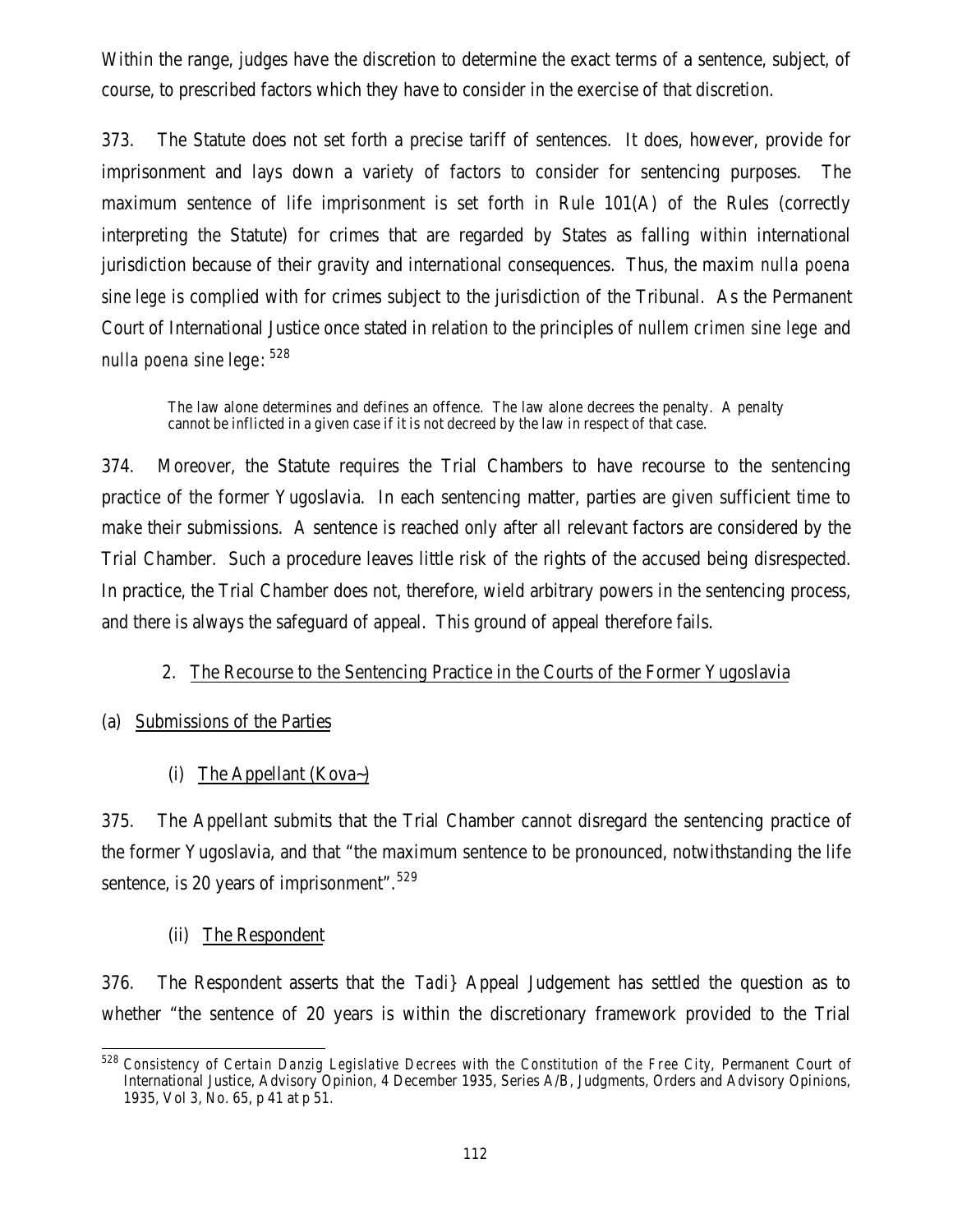Within the range, judges have the discretion to determine the exact terms of a sentence, subject, of course, to prescribed factors which they have to consider in the exercise of that discretion.

373. The Statute does not set forth a precise tariff of sentences. It does, however, provide for imprisonment and lays down a variety of factors to consider for sentencing purposes. The maximum sentence of life imprisonment is set forth in Rule 101(A) of the Rules (correctly interpreting the Statute) for crimes that are regarded by States as falling within international jurisdiction because of their gravity and international consequences. Thus, the maxim *nulla poena sine lege* is complied with for crimes subject to the jurisdiction of the Tribunal. As the Permanent Court of International Justice once stated in relation to the principles of *nullem crimen sine lege* and *nulla poena sine lege*:[528]

> The law alone determines and defines an offence. The law alone decrees the penalty. A penalty cannot be inflicted in a given case if it is not decreed by the law in respect of that case.

374. Moreover, the Statute requires the Trial Chambers to have recourse to the sentencing practice of the former Yugoslavia. In each sentencing matter, parties are given sufficient time to make their submissions. A sentence is reached only after all relevant factors are considered by the Trial Chamber. Such a procedure leaves little risk of the rights of the accused being disrespected. In practice, the Trial Chamber does not, therefore, wield arbitrary powers in the sentencing process, and there is always the safeguard of appeal. This ground of appeal therefore fails.

### 2. The Recourse to the Sentencing Practice in the Courts of the Former Yugoslavia

#### (a) Submissions of the Parties

##### (i) The Appellant (Kova~)

375. The Appellant submits that the Trial Chamber cannot disregard the sentencing practice of the former Yugoslavia, and that "the maximum sentence to be pronounced, notwithstanding the life sentence, is 20 years of imprisonment".[529]

##### (ii) The Respondent

376. The Respondent asserts that the *Tadi}* Appeal Judgement has settled the question as to whether "the sentence of 20 years is within the discretionary framework provided to the Trial

---

[528] *Consistency of Certain Danzig Legislative Decrees with the Constitution of the Free City*, Permanent Court of International Justice, Advisory Opinion, 4 December 1935, Series A/B, Judgments, Orders and Advisory Opinions, 1935, Vol 3, No. 65, p 41 at p 51.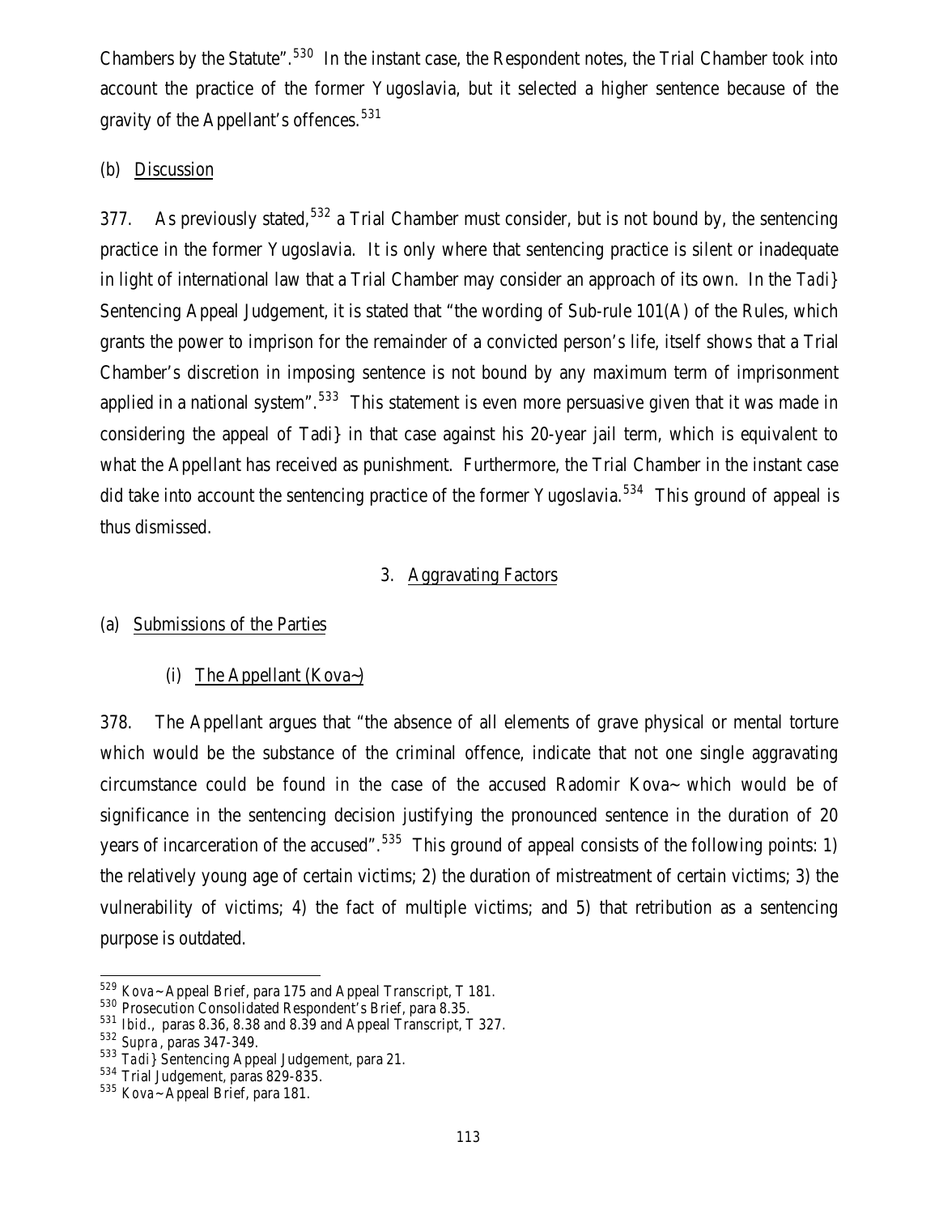Chambers by the Statute".[530] In the instant case, the Respondent notes, the Trial Chamber took into account the practice of the former Yugoslavia, but it selected a higher sentence because of the gravity of the Appellant's offences.[531]

(b) Discussion

377. As previously stated,[532] a Trial Chamber must consider, but is not bound by, the sentencing practice in the former Yugoslavia. It is only where that sentencing practice is silent or inadequate in light of international law that a Trial Chamber may consider an approach of its own. In the *Tadi}* Sentencing Appeal Judgement, it is stated that "the wording of Sub-rule 101(A) of the Rules, which grants the power to imprison for the remainder of a convicted person's life, itself shows that a Trial Chamber's discretion in imposing sentence is not bound by any maximum term of imprisonment applied in a national system".[533] This statement is even more persuasive given that it was made in considering the appeal of Tadi} in that case against his 20-year jail term, which is equivalent to what the Appellant has received as punishment. Furthermore, the Trial Chamber in the instant case did take into account the sentencing practice of the former Yugoslavia.[534] This ground of appeal is thus dismissed.

3. Aggravating Factors

(a) Submissions of the Parties

(i) The Appellant (Kova~)

378. The Appellant argues that "the absence of all elements of grave physical or mental torture which would be the substance of the criminal offence, indicate that not one single aggravating circumstance could be found in the case of the accused Radomir Kova~ which would be of significance in the sentencing decision justifying the pronounced sentence in the duration of 20 years of incarceration of the accused".[535] This ground of appeal consists of the following points: 1) the relatively young age of certain victims; 2) the duration of mistreatment of certain victims; 3) the vulnerability of victims; 4) the fact of multiple victims; and 5) that retribution as a sentencing purpose is outdated.

---

[529] *Kova~* Appeal Brief, para 175 and Appeal Transcript, T 181.

[530] Prosecution Consolidated Respondent's Brief, para 8.35.

[531] *Ibid.*, paras 8.36, 8.38 and 8.39 and Appeal Transcript, T 327.

[532] *Supra*, paras 347-349.

[533] *Tadi}* Sentencing Appeal Judgement, para 21.

[534] Trial Judgement, paras 829-835.

[535] *Kova~* Appeal Brief, para 181.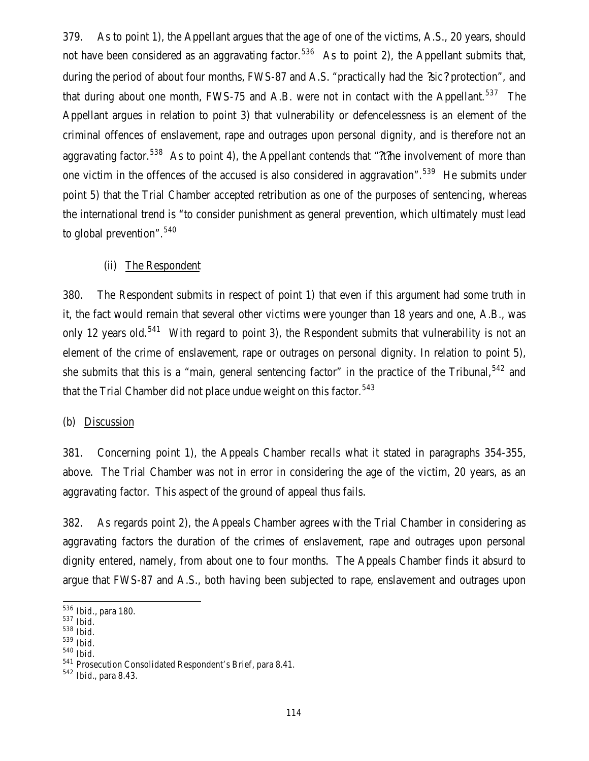379. As to point 1), the Appellant argues that the age of one of the victims, A.S., 20 years, should not have been considered as an aggravating factor.[536] As to point 2), the Appellant submits that, during the period of about four months, FWS-87 and A.S. "practically had the ?sic? protection", and that during about one month, FWS-75 and A.B. were not in contact with the Appellant.[537] The Appellant argues in relation to point 3) that vulnerability or defencelessness is an element of the criminal offences of enslavement, rape and outrages upon personal dignity, and is therefore not an aggravating factor.[538] As to point 4), the Appellant contends that "?t?he involvement of more than one victim in the offences of the accused is also considered in aggravation".[539] He submits under point 5) that the Trial Chamber accepted retribution as one of the purposes of sentencing, whereas the international trend is "to consider punishment as general prevention, which ultimately must lead to global prevention".[540]

(ii) The Respondent

380. The Respondent submits in respect of point 1) that even if this argument had some truth in it, the fact would remain that several other victims were younger than 18 years and one, A.B., was only 12 years old.[541] With regard to point 3), the Respondent submits that vulnerability is not an element of the crime of enslavement, rape or outrages on personal dignity. In relation to point 5), she submits that this is a "main, general sentencing factor" in the practice of the Tribunal,[542] and that the Trial Chamber did not place undue weight on this factor.[543]

(b) Discussion

381. Concerning point 1), the Appeals Chamber recalls what it stated in paragraphs 354-355, above. The Trial Chamber was not in error in considering the age of the victim, 20 years, as an aggravating factor. This aspect of the ground of appeal thus fails.

382. As regards point 2), the Appeals Chamber agrees with the Trial Chamber in considering as aggravating factors the duration of the crimes of enslavement, rape and outrages upon personal dignity entered, namely, from about one to four months. The Appeals Chamber finds it absurd to argue that FWS-87 and A.S., both having been subjected to rape, enslavement and outrages upon

---

[536] *Ibid.*, para 180.

[537] *Ibid.*

[538] *Ibid.*

[539] *Ibid.*

[540] *Ibid.*

[541] Prosecution Consolidated Respondent's Brief, para 8.41.

[542] *Ibid.*, para 8.43.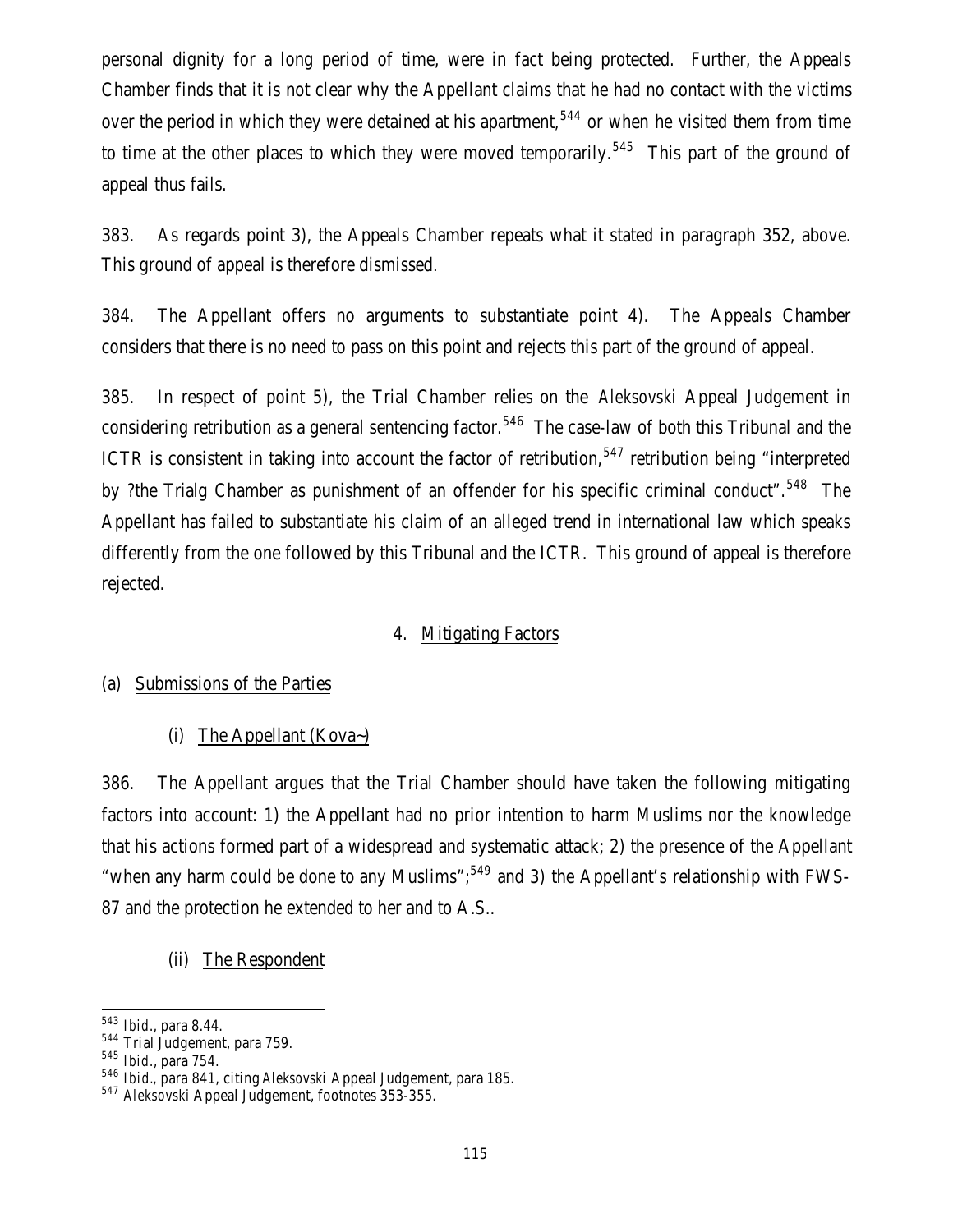personal dignity for a long period of time, were in fact being protected. Further, the Appeals Chamber finds that it is not clear why the Appellant claims that he had no contact with the victims over the period in which they were detained at his apartment,[544] or when he visited them from time to time at the other places to which they were moved temporarily.[545] This part of the ground of appeal thus fails.

383. As regards point 3), the Appeals Chamber repeats what it stated in paragraph 352, above. This ground of appeal is therefore dismissed.

384. The Appellant offers no arguments to substantiate point 4). The Appeals Chamber considers that there is no need to pass on this point and rejects this part of the ground of appeal.

385. In respect of point 5), the Trial Chamber relies on the *Aleksovski* Appeal Judgement in considering retribution as a general sentencing factor.[546] The case-law of both this Tribunal and the ICTR is consistent in taking into account the factor of retribution,[547] retribution being "interpreted by ?the Trialg Chamber as punishment of an offender for his specific criminal conduct".[548] The Appellant has failed to substantiate his claim of an alleged trend in international law which speaks differently from the one followed by this Tribunal and the ICTR. This ground of appeal is therefore rejected.

### 4. Mitigating Factors

#### (a) Submissions of the Parties

##### (i) The Appellant (Kova~)

386. The Appellant argues that the Trial Chamber should have taken the following mitigating factors into account: 1) the Appellant had no prior intention to harm Muslims nor the knowledge that his actions formed part of a widespread and systematic attack; 2) the presence of the Appellant "when any harm could be done to any Muslims";[549] and 3) the Appellant's relationship with FWS-87 and the protection he extended to her and to A.S..

##### (ii) The Respondent

---

[543] *Ibid*., para 8.44.
[544] Trial Judgement, para 759.
[545] *Ibid*., para 754.
[546] *Ibid*., para 841, citing *Aleksovski* Appeal Judgement, para 185.
[547] *Aleksovski* Appeal Judgement, footnotes 353-355.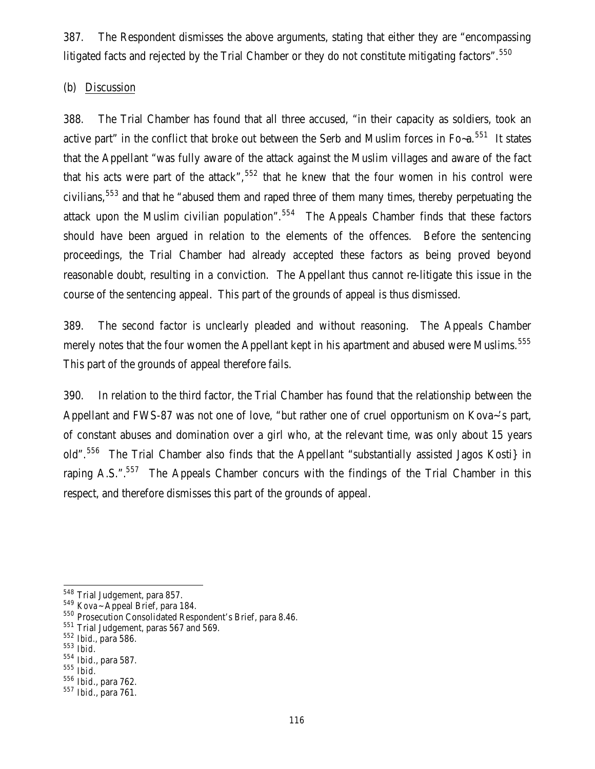387. The Respondent dismisses the above arguments, stating that either they are "encompassing litigated facts and rejected by the Trial Chamber or they do not constitute mitigating factors".[550]

(b) Discussion

388. The Trial Chamber has found that all three accused, "in their capacity as soldiers, took an active part" in the conflict that broke out between the Serb and Muslim forces in Fo~a.[551] It states that the Appellant "was fully aware of the attack against the Muslim villages and aware of the fact that his acts were part of the attack",[552] that he knew that the four women in his control were civilians,[553] and that he "abused them and raped three of them many times, thereby perpetuating the attack upon the Muslim civilian population".[554] The Appeals Chamber finds that these factors should have been argued in relation to the elements of the offences. Before the sentencing proceedings, the Trial Chamber had already accepted these factors as being proved beyond reasonable doubt, resulting in a conviction. The Appellant thus cannot re-litigate this issue in the course of the sentencing appeal. This part of the grounds of appeal is thus dismissed.

389. The second factor is unclearly pleaded and without reasoning. The Appeals Chamber merely notes that the four women the Appellant kept in his apartment and abused were Muslims.[555] This part of the grounds of appeal therefore fails.

390. In relation to the third factor, the Trial Chamber has found that the relationship between the Appellant and FWS-87 was not one of love, "but rather one of cruel opportunism on Kova~'s part, of constant abuses and domination over a girl who, at the relevant time, was only about 15 years old".[556] The Trial Chamber also finds that the Appellant "substantially assisted Jagos Kosti} in raping A.S.".[557] The Appeals Chamber concurs with the findings of the Trial Chamber in this respect, and therefore dismisses this part of the grounds of appeal.

---

[548] Trial Judgement, para 857.
[549] Kova~ Appeal Brief, para 184.
[550] Prosecution Consolidated Respondent's Brief, para 8.46.
[551] Trial Judgement, paras 567 and 569.
[552] *Ibid.*, para 586.
[553] *Ibid.*
[554] *Ibid.*, para 587.
[555] *Ibid.*
[556] *Ibid.*, para 762.
[557] *Ibid.*, para 761.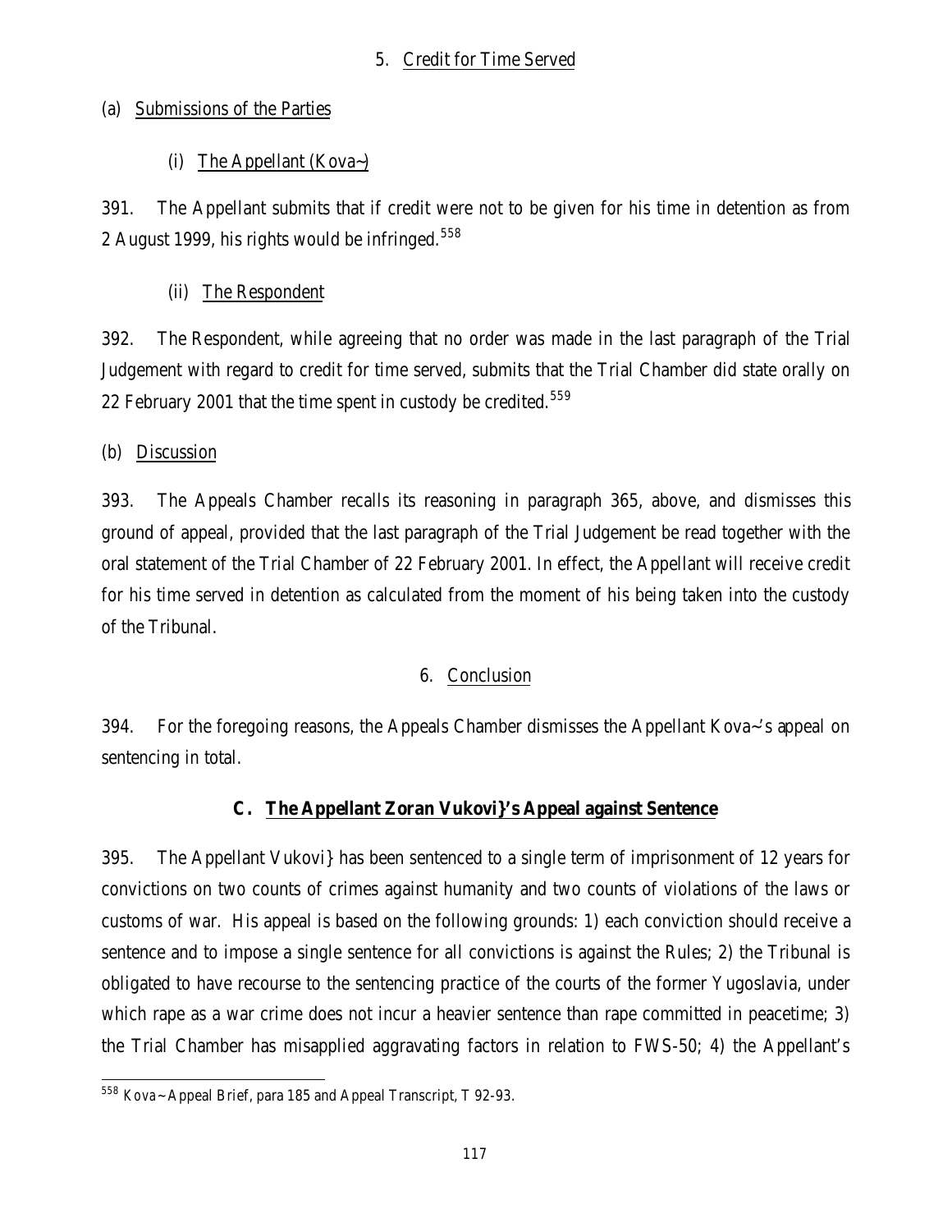5. Credit for Time Served

(a) Submissions of the Parties

(i) The Appellant (Kova~)

391. The Appellant submits that if credit were not to be given for his time in detention as from 2 August 1999, his rights would be infringed.[558]

(ii) The Respondent

392. The Respondent, while agreeing that no order was made in the last paragraph of the Trial Judgement with regard to credit for time served, submits that the Trial Chamber did state orally on 22 February 2001 that the time spent in custody be credited.[559]

(b) Discussion

393. The Appeals Chamber recalls its reasoning in paragraph 365, above, and dismisses this ground of appeal, provided that the last paragraph of the Trial Judgement be read together with the oral statement of the Trial Chamber of 22 February 2001. In effect, the Appellant will receive credit for his time served in detention as calculated from the moment of his being taken into the custody of the Tribunal.

6. Conclusion

394. For the foregoing reasons, the Appeals Chamber dismisses the Appellant Kova~'s appeal on sentencing in total.

### C. The Appellant Zoran Vukovi}'s Appeal against Sentence

395. The Appellant Vukovi} has been sentenced to a single term of imprisonment of 12 years for convictions on two counts of crimes against humanity and two counts of violations of the laws or customs of war. His appeal is based on the following grounds: 1) each conviction should receive a sentence and to impose a single sentence for all convictions is against the Rules; 2) the Tribunal is obligated to have recourse to the sentencing practice of the courts of the former Yugoslavia, under which rape as a war crime does not incur a heavier sentence than rape committed in peacetime; 3) the Trial Chamber has misapplied aggravating factors in relation to FWS-50; 4) the Appellant's

---

[558] Kova~ Appeal Brief, para 185 and Appeal Transcript, T 92-93.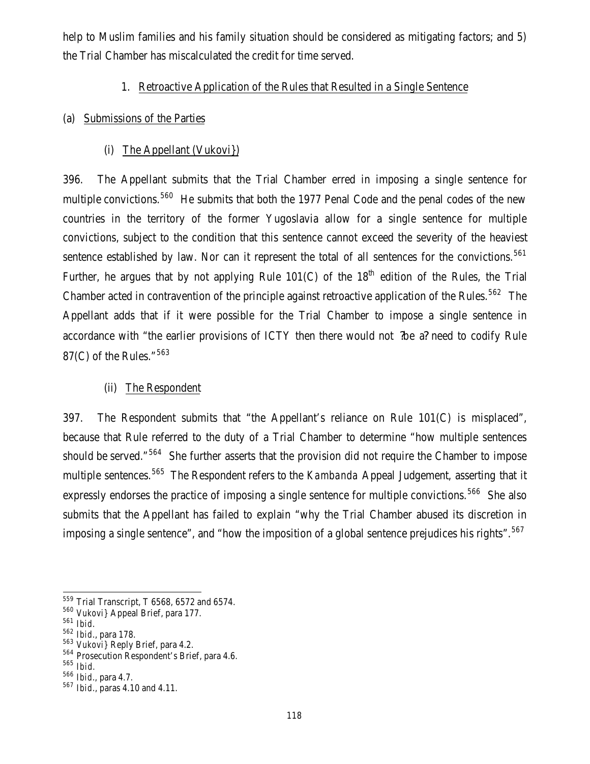help to Muslim families and his family situation should be considered as mitigating factors; and 5) the Trial Chamber has miscalculated the credit for time served.

### 1. Retroactive Application of the Rules that Resulted in a Single Sentence

#### (a) Submissions of the Parties

##### (i) The Appellant (Vukovi})

396. The Appellant submits that the Trial Chamber erred in imposing a single sentence for multiple convictions.[560] He submits that both the 1977 Penal Code and the penal codes of the new countries in the territory of the former Yugoslavia allow for a single sentence for multiple convictions, subject to the condition that this sentence cannot exceed the severity of the heaviest sentence established by law. Nor can it represent the total of all sentences for the convictions.[561] Further, he argues that by not applying Rule 101(C) of the 18th edition of the Rules, the Trial Chamber acted in contravention of the principle against retroactive application of the Rules.[562] The Appellant adds that if it were possible for the Trial Chamber to impose a single sentence in accordance with "the earlier provisions of ICTY then there would not ?be a? need to codify Rule 87(C) of the Rules."[563]

##### (ii) The Respondent

397. The Respondent submits that "the Appellant's reliance on Rule 101(C) is misplaced", because that Rule referred to the duty of a Trial Chamber to determine "how multiple sentences should be served."[564] She further asserts that the provision did not require the Chamber to impose multiple sentences.[565] The Respondent refers to the *Kambanda* Appeal Judgement, asserting that it expressly endorses the practice of imposing a single sentence for multiple convictions.[566] She also submits that the Appellant has failed to explain "why the Trial Chamber abused its discretion in imposing a single sentence", and "how the imposition of a global sentence prejudices his rights".[567]

---

[559] Trial Transcript, T 6568, 6572 and 6574.
[560] Vukovi} Appeal Brief, para 177.
[561] *Ibid.*
[562] *Ibid.*, para 178.
[563] Vukovi} Reply Brief, para 4.2.
[564] Prosecution Respondent's Brief, para 4.6.
[565] *Ibid.*
[566] *Ibid.*, para 4.7.
[567] *Ibid.*, paras 4.10 and 4.11.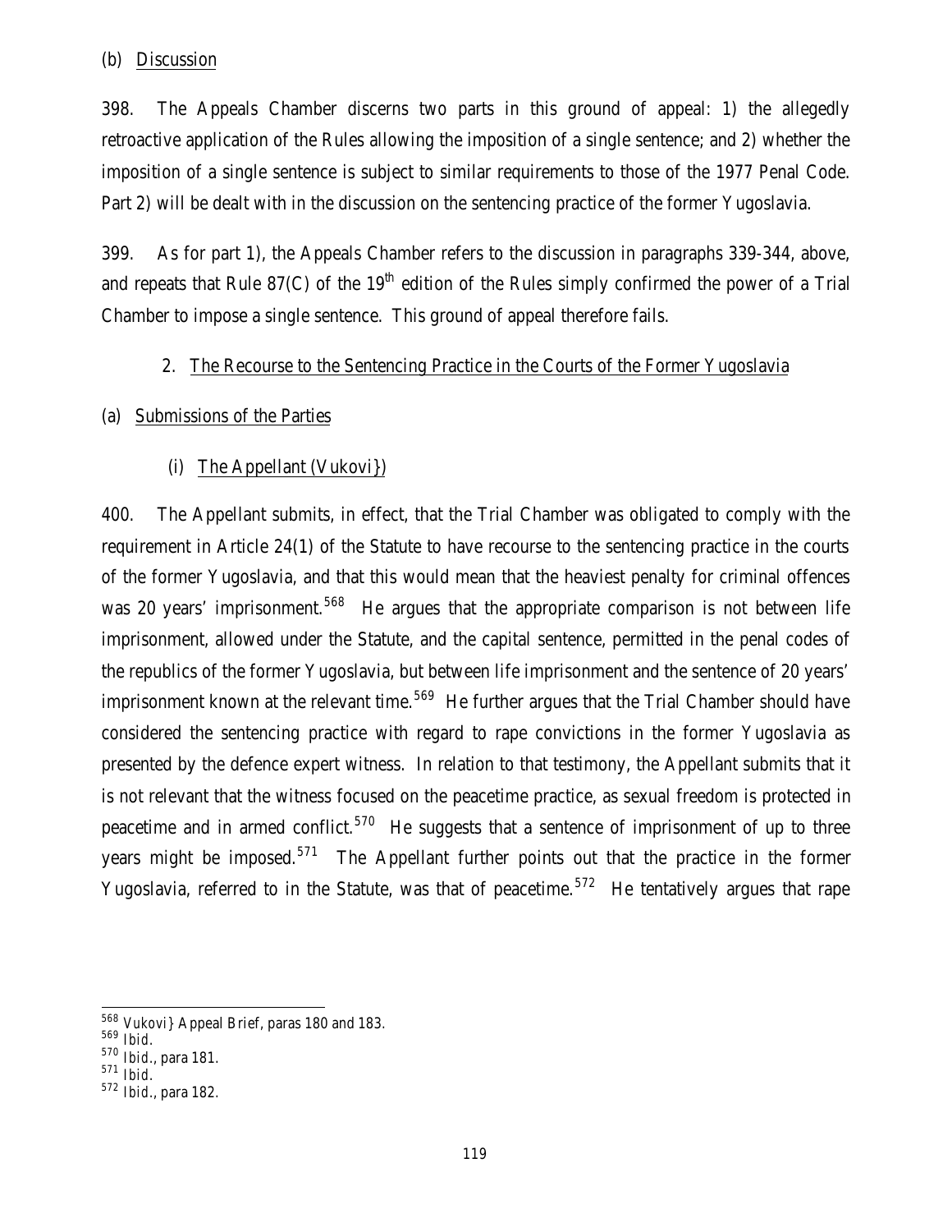(b) Discussion

398. The Appeals Chamber discerns two parts in this ground of appeal: 1) the allegedly retroactive application of the Rules allowing the imposition of a single sentence; and 2) whether the imposition of a single sentence is subject to similar requirements to those of the 1977 Penal Code. Part 2) will be dealt with in the discussion on the sentencing practice of the former Yugoslavia.

399. As for part 1), the Appeals Chamber refers to the discussion in paragraphs 339-344, above, and repeats that Rule 87(C) of the 19th edition of the Rules simply confirmed the power of a Trial Chamber to impose a single sentence. This ground of appeal therefore fails.

2. The Recourse to the Sentencing Practice in the Courts of the Former Yugoslavia

(a) Submissions of the Parties

(i) The Appellant (Vukovi})

400. The Appellant submits, in effect, that the Trial Chamber was obligated to comply with the requirement in Article 24(1) of the Statute to have recourse to the sentencing practice in the courts of the former Yugoslavia, and that this would mean that the heaviest penalty for criminal offences was 20 years' imprisonment.[568] He argues that the appropriate comparison is not between life imprisonment, allowed under the Statute, and the capital sentence, permitted in the penal codes of the republics of the former Yugoslavia, but between life imprisonment and the sentence of 20 years' imprisonment known at the relevant time.[569] He further argues that the Trial Chamber should have considered the sentencing practice with regard to rape convictions in the former Yugoslavia as presented by the defence expert witness. In relation to that testimony, the Appellant submits that it is not relevant that the witness focused on the peacetime practice, as sexual freedom is protected in peacetime and in armed conflict.[570] He suggests that a sentence of imprisonment of up to three years might be imposed.[571] The Appellant further points out that the practice in the former Yugoslavia, referred to in the Statute, was that of peacetime.[572] He tentatively argues that rape

---

568 Vukovi} Appeal Brief, paras 180 and 183.
569 *Ibid.*
570 *Ibid.*, para 181.
571 *Ibid.*
572 *Ibid.*, para 182.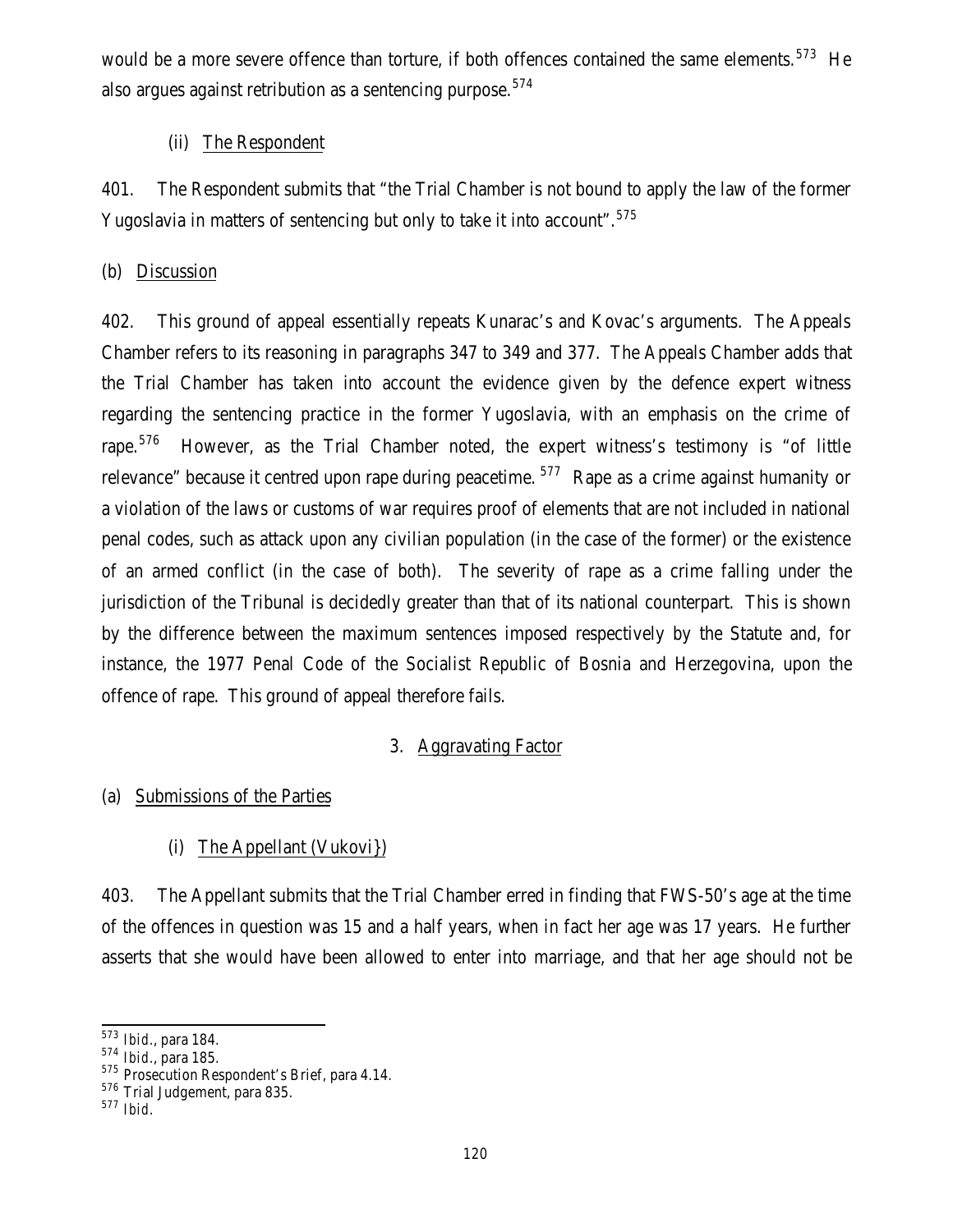would be a more severe offence than torture, if both offences contained the same elements.[573] He also argues against retribution as a sentencing purpose.[574]

(ii) The Respondent

401. The Respondent submits that "the Trial Chamber is not bound to apply the law of the former Yugoslavia in matters of sentencing but only to take it into account".[575]

(b) Discussion

402. This ground of appeal essentially repeats Kunarac's and Kovac's arguments. The Appeals Chamber refers to its reasoning in paragraphs 347 to 349 and 377. The Appeals Chamber adds that the Trial Chamber has taken into account the evidence given by the defence expert witness regarding the sentencing practice in the former Yugoslavia, with an emphasis on the crime of rape.[576] However, as the Trial Chamber noted, the expert witness's testimony is "of little relevance" because it centred upon rape during peacetime.[577] Rape as a crime against humanity or a violation of the laws or customs of war requires proof of elements that are not included in national penal codes, such as attack upon any civilian population (in the case of the former) or the existence of an armed conflict (in the case of both). The severity of rape as a crime falling under the jurisdiction of the Tribunal is decidedly greater than that of its national counterpart. This is shown by the difference between the maximum sentences imposed respectively by the Statute and, for instance, the 1977 Penal Code of the Socialist Republic of Bosnia and Herzegovina, upon the offence of rape. This ground of appeal therefore fails.

3. Aggravating Factor

(a) Submissions of the Parties

(i) The Appellant (Vukovi})

403. The Appellant submits that the Trial Chamber erred in finding that FWS-50's age at the time of the offences in question was 15 and a half years, when in fact her age was 17 years. He further asserts that she would have been allowed to enter into marriage, and that her age should not be

[573] *Ibid.*, para 184.
[574] *Ibid.*, para 185.
[575] Prosecution Respondent's Brief, para 4.14.
[576] Trial Judgement, para 835.
[577] *Ibid.*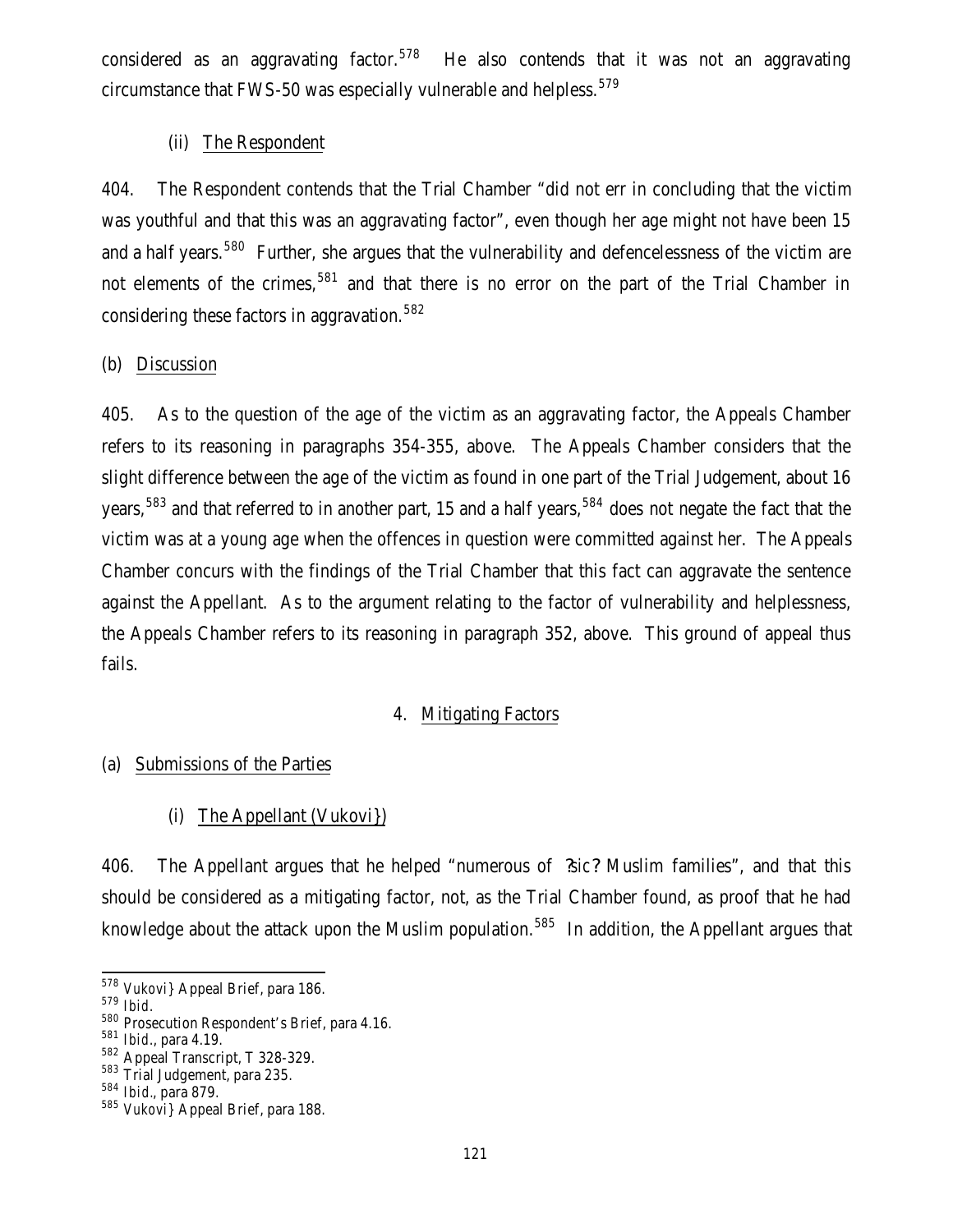considered as an aggravating factor.[578] He also contends that it was not an aggravating circumstance that FWS-50 was especially vulnerable and helpless.[579]

(ii) The Respondent

404. The Respondent contends that the Trial Chamber "did not err in concluding that the victim was youthful and that this was an aggravating factor", even though her age might not have been 15 and a half years.[580] Further, she argues that the vulnerability and defencelessness of the victim are not elements of the crimes,[581] and that there is no error on the part of the Trial Chamber in considering these factors in aggravation.[582]

(b) Discussion

405. As to the question of the age of the victim as an aggravating factor, the Appeals Chamber refers to its reasoning in paragraphs 354-355, above. The Appeals Chamber considers that the slight difference between the age of the victim as found in one part of the Trial Judgement, about 16 years,[583] and that referred to in another part, 15 and a half years,[584] does not negate the fact that the victim was at a young age when the offences in question were committed against her. The Appeals Chamber concurs with the findings of the Trial Chamber that this fact can aggravate the sentence against the Appellant. As to the argument relating to the factor of vulnerability and helplessness, the Appeals Chamber refers to its reasoning in paragraph 352, above. This ground of appeal thus fails.

4. Mitigating Factors

(a) Submissions of the Parties

(i) The Appellant (Vukovi})

406. The Appellant argues that he helped "numerous of ?sic? Muslim families", and that this should be considered as a mitigating factor, not, as the Trial Chamber found, as proof that he had knowledge about the attack upon the Muslim population.[585] In addition, the Appellant argues that

---

[578] Vukovi} Appeal Brief, para 186.
[579] *Ibid.*
[580] Prosecution Respondent's Brief, para 4.16.
[581] *Ibid.*, para 4.19.
[582] Appeal Transcript, T 328-329.
[583] Trial Judgement, para 235.
[584] *Ibid.*, para 879.
[585] Vukovi} Appeal Brief, para 188.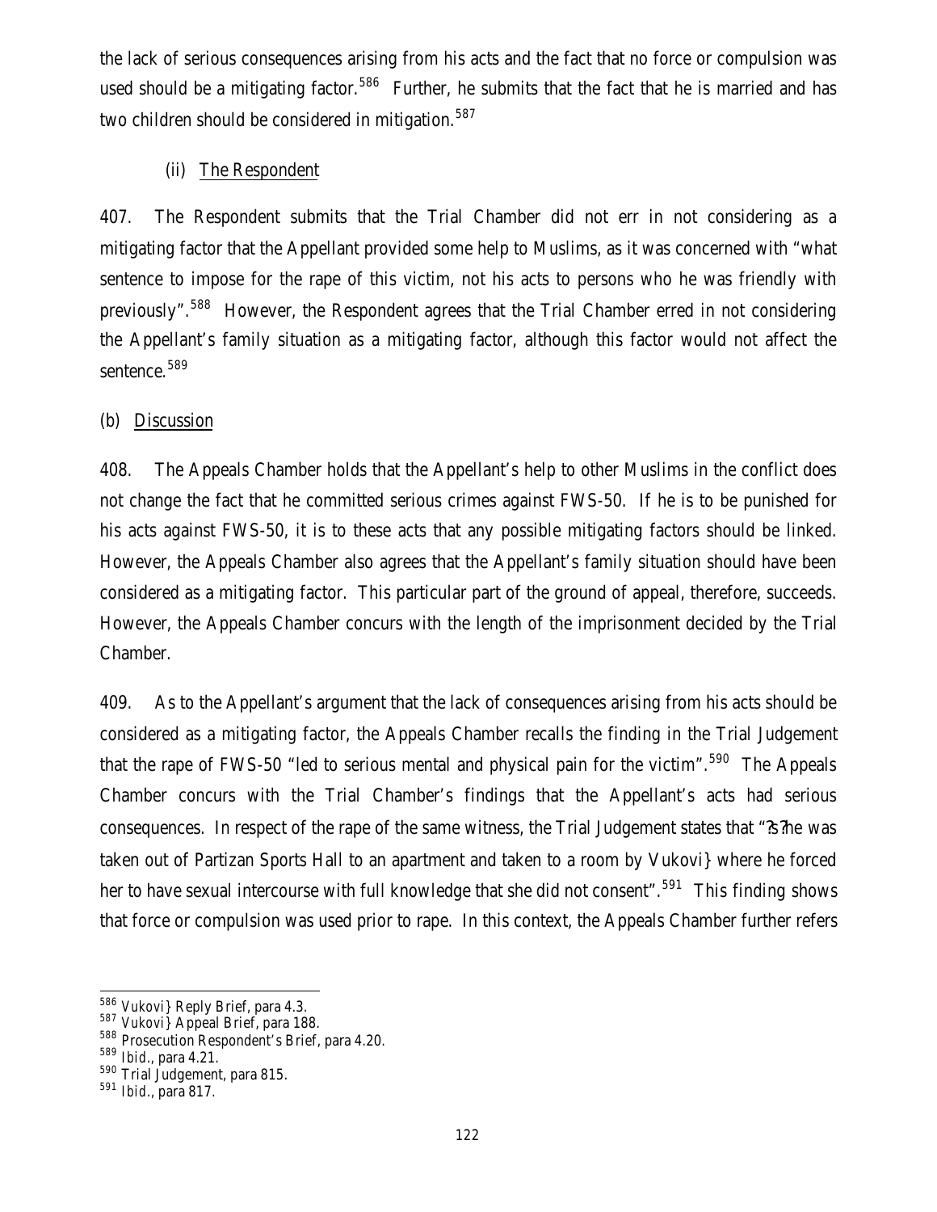the lack of serious consequences arising from his acts and the fact that no force or compulsion was used should be a mitigating factor.[586] Further, he submits that the fact that he is married and has two children should be considered in mitigation.[587]

(ii) The Respondent

407. The Respondent submits that the Trial Chamber did not err in not considering as a mitigating factor that the Appellant provided some help to Muslims, as it was concerned with "what sentence to impose for the rape of this victim, not his acts to persons who he was friendly with previously".[588] However, the Respondent agrees that the Trial Chamber erred in not considering the Appellant's family situation as a mitigating factor, although this factor would not affect the sentence.[589]

(b) Discussion

408. The Appeals Chamber holds that the Appellant's help to other Muslims in the conflict does not change the fact that he committed serious crimes against FWS-50. If he is to be punished for his acts against FWS-50, it is to these acts that any possible mitigating factors should be linked. However, the Appeals Chamber also agrees that the Appellant's family situation should have been considered as a mitigating factor. This particular part of the ground of appeal, therefore, succeeds. However, the Appeals Chamber concurs with the length of the imprisonment decided by the Trial Chamber.

409. As to the Appellant's argument that the lack of consequences arising from his acts should be considered as a mitigating factor, the Appeals Chamber recalls the finding in the Trial Judgement that the rape of FWS-50 "led to serious mental and physical pain for the victim".[590] The Appeals Chamber concurs with the Trial Chamber's findings that the Appellant's acts had serious consequences. In respect of the rape of the same witness, the Trial Judgement states that "?s?he was taken out of Partizan Sports Hall to an apartment and taken to a room by Vukovi} where he forced her to have sexual intercourse with full knowledge that she did not consent".[591] This finding shows that force or compulsion was used prior to rape. In this context, the Appeals Chamber further refers

---

586 Vukovi} Reply Brief, para 4.3.

587 Vukovi} Appeal Brief, para 188.

588 Prosecution Respondent's Brief, para 4.20.

589 *Ibid.*, para 4.21.

590 Trial Judgement, para 815.

591 *Ibid.*, para 817.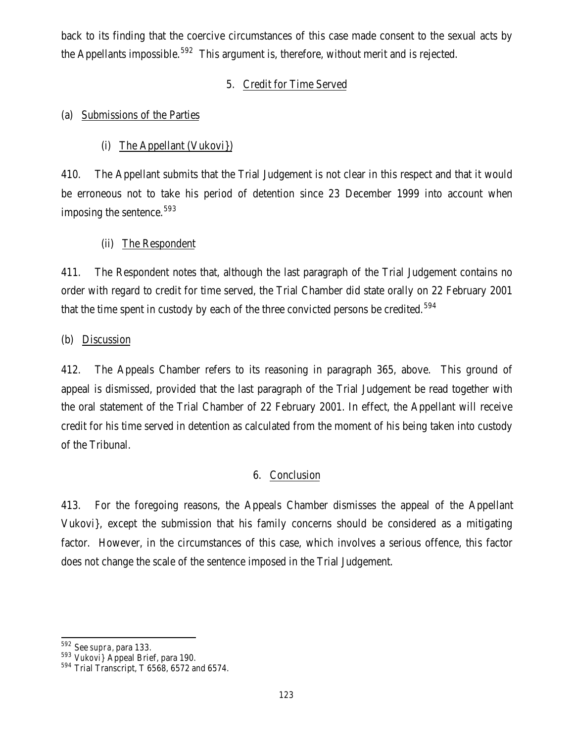back to its finding that the coercive circumstances of this case made consent to the sexual acts by the Appellants impossible.[592] This argument is, therefore, without merit and is rejected.

### 5. Credit for Time Served

#### (a) Submissions of the Parties

##### (i) The Appellant (Vukovi})

410. The Appellant submits that the Trial Judgement is not clear in this respect and that it would be erroneous not to take his period of detention since 23 December 1999 into account when imposing the sentence.[593]

##### (ii) The Respondent

411. The Respondent notes that, although the last paragraph of the Trial Judgement contains no order with regard to credit for time served, the Trial Chamber did state orally on 22 February 2001 that the time spent in custody by each of the three convicted persons be credited.[594]

#### (b) Discussion

412. The Appeals Chamber refers to its reasoning in paragraph 365, above. This ground of appeal is dismissed, provided that the last paragraph of the Trial Judgement be read together with the oral statement of the Trial Chamber of 22 February 2001. In effect, the Appellant will receive credit for his time served in detention as calculated from the moment of his being taken into custody of the Tribunal.

### 6. Conclusion

413. For the foregoing reasons, the Appeals Chamber dismisses the appeal of the Appellant Vukovi}, except the submission that his family concerns should be considered as a mitigating factor. However, in the circumstances of this case, which involves a serious offence, this factor does not change the scale of the sentence imposed in the Trial Judgement.

---

[592] See *supra*, para 133.

[593] Vukovi} Appeal Brief, para 190.

[594] Trial Transcript, T 6568, 6572 and 6574.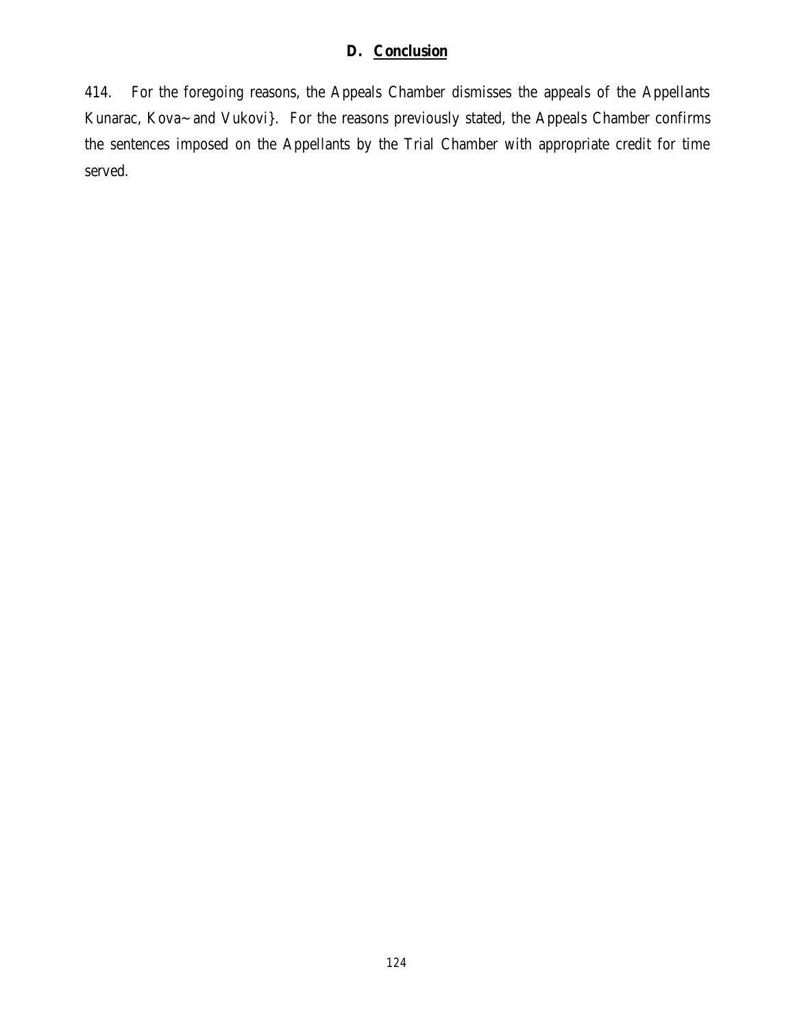## D. Conclusion

414. For the foregoing reasons, the Appeals Chamber dismisses the appeals of the Appellants Kunarac, Kova~ and Vukovi}. For the reasons previously stated, the Appeals Chamber confirms the sentences imposed on the Appellants by the Trial Chamber with appropriate credit for time served.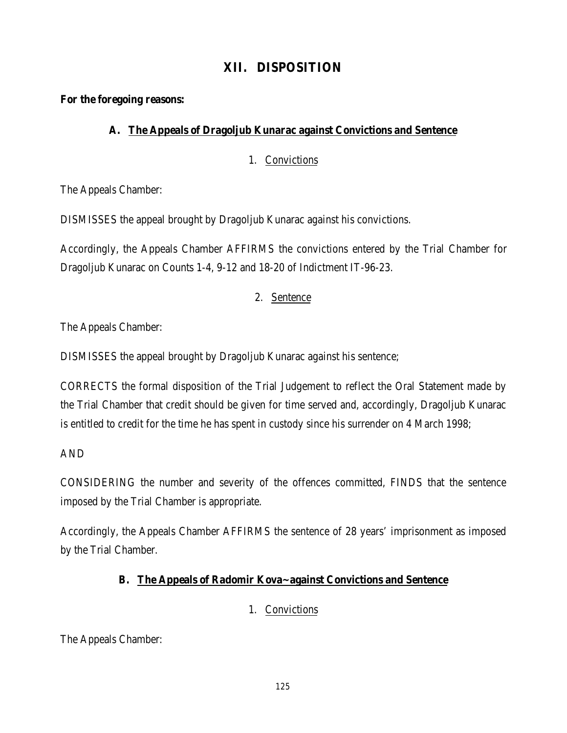# XII. DISPOSITION

**For the foregoing reasons:**

## A. The Appeals of Dragoljub Kunarac against Convictions and Sentence

### 1. Convictions

The Appeals Chamber:

DISMISSES the appeal brought by Dragoljub Kunarac against his convictions.

Accordingly, the Appeals Chamber AFFIRMS the convictions entered by the Trial Chamber for Dragoljub Kunarac on Counts 1-4, 9-12 and 18-20 of Indictment IT-96-23.

### 2. Sentence

The Appeals Chamber:

DISMISSES the appeal brought by Dragoljub Kunarac against his sentence;

CORRECTS the formal disposition of the Trial Judgement to reflect the Oral Statement made by the Trial Chamber that credit should be given for time served and, accordingly, Dragoljub Kunarac is entitled to credit for the time he has spent in custody since his surrender on 4 March 1998;

AND

CONSIDERING the number and severity of the offences committed, FINDS that the sentence imposed by the Trial Chamber is appropriate.

Accordingly, the Appeals Chamber AFFIRMS the sentence of 28 years' imprisonment as imposed by the Trial Chamber.

## B. The Appeals of Radomir Kova~ against Convictions and Sentence

### 1. Convictions

The Appeals Chamber: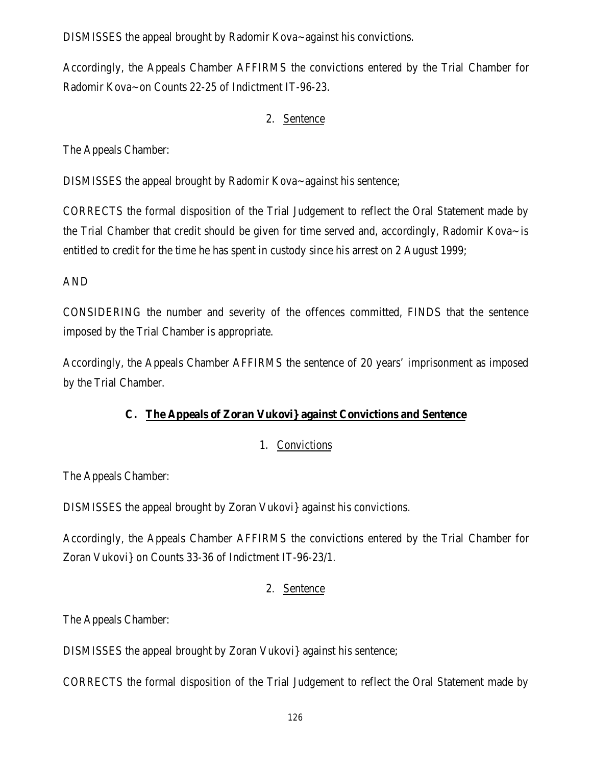DISMISSES the appeal brought by Radomir Kova~ against his convictions.

Accordingly, the Appeals Chamber AFFIRMS the convictions entered by the Trial Chamber for Radomir Kova~ on Counts 22-25 of Indictment IT-96-23.

2. Sentence

The Appeals Chamber:

DISMISSES the appeal brought by Radomir Kova~ against his sentence;

CORRECTS the formal disposition of the Trial Judgement to reflect the Oral Statement made by the Trial Chamber that credit should be given for time served and, accordingly, Radomir Kova~ is entitled to credit for the time he has spent in custody since his arrest on 2 August 1999;

AND

CONSIDERING the number and severity of the offences committed, FINDS that the sentence imposed by the Trial Chamber is appropriate.

Accordingly, the Appeals Chamber AFFIRMS the sentence of 20 years' imprisonment as imposed by the Trial Chamber.

## C. The Appeals of Zoran Vukovi} against Convictions and Sentence

1. Convictions

The Appeals Chamber:

DISMISSES the appeal brought by Zoran Vukovi} against his convictions.

Accordingly, the Appeals Chamber AFFIRMS the convictions entered by the Trial Chamber for Zoran Vukovi} on Counts 33-36 of Indictment IT-96-23/1.

2. Sentence

The Appeals Chamber:

DISMISSES the appeal brought by Zoran Vukovi} against his sentence;

CORRECTS the formal disposition of the Trial Judgement to reflect the Oral Statement made by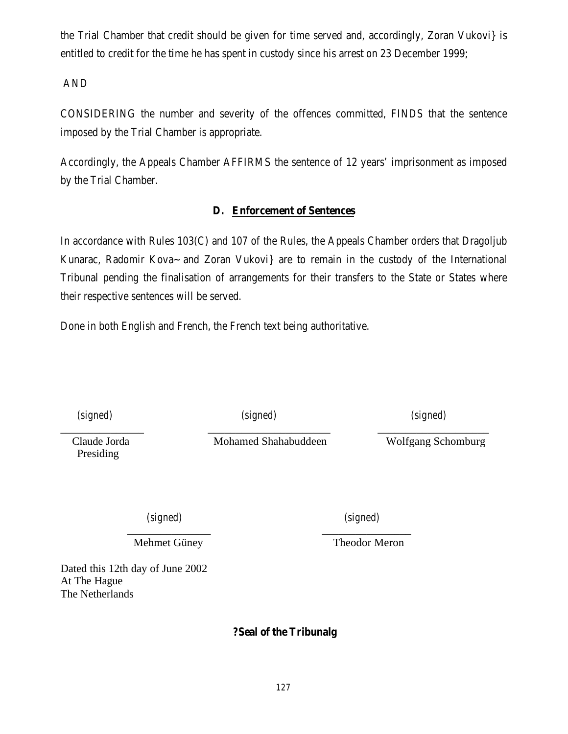the Trial Chamber that credit should be given for time served and, accordingly, Zoran Vukovi} is entitled to credit for the time he has spent in custody since his arrest on 23 December 1999;

AND

CONSIDERING the number and severity of the offences committed, FINDS that the sentence imposed by the Trial Chamber is appropriate.

Accordingly, the Appeals Chamber AFFIRMS the sentence of 12 years' imprisonment as imposed by the Trial Chamber.

### D. Enforcement of Sentences

In accordance with Rules 103(C) and 107 of the Rules, the Appeals Chamber orders that Dragoljub Kunarac, Radomir Kova~ and Zoran Vukovi} are to remain in the custody of the International Tribunal pending the finalisation of arrangements for their transfers to the State or States where their respective sentences will be served.

Done in both English and French, the French text being authoritative.

*(signed)*
Claude Jorda
Presiding

*(signed)*
Mohamed Shahabuddeen

*(signed)*
Wolfgang Schomburg

*(signed)*
Mehmet Güney

*(signed)*
Theodor Meron

Dated this 12th day of June 2002
At The Hague
The Netherlands

**?Seal of the Tribunalg**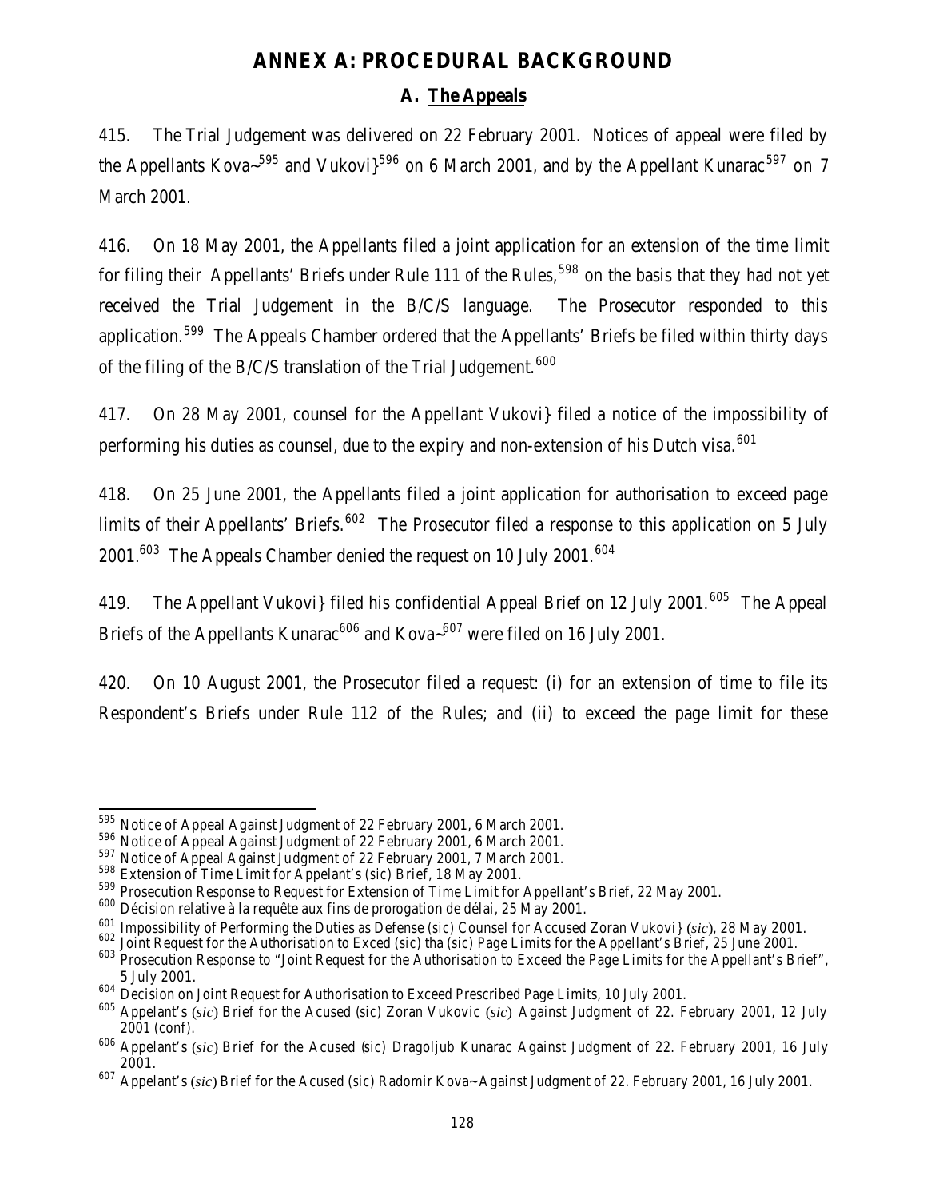# ANNEX A: PROCEDURAL BACKGROUND

## A. The Appeals

415. The Trial Judgement was delivered on 22 February 2001. Notices of appeal were filed by the Appellants Kova~[595] and Vukovi}[596] on 6 March 2001, and by the Appellant Kunarac[597] on 7 March 2001.

416. On 18 May 2001, the Appellants filed a joint application for an extension of the time limit for filing their Appellants' Briefs under Rule 111 of the Rules,[598] on the basis that they had not yet received the Trial Judgement in the B/C/S language. The Prosecutor responded to this application.[599] The Appeals Chamber ordered that the Appellants' Briefs be filed within thirty days of the filing of the B/C/S translation of the Trial Judgement.[600]

417. On 28 May 2001, counsel for the Appellant Vukovi} filed a notice of the impossibility of performing his duties as counsel, due to the expiry and non-extension of his Dutch visa.[601]

418. On 25 June 2001, the Appellants filed a joint application for authorisation to exceed page limits of their Appellants' Briefs.[602] The Prosecutor filed a response to this application on 5 July 2001.[603] The Appeals Chamber denied the request on 10 July 2001.[604]

419. The Appellant Vukovi} filed his confidential Appeal Brief on 12 July 2001.[605] The Appeal Briefs of the Appellants Kunarac[606] and Kova~[607] were filed on 16 July 2001.

420. On 10 August 2001, the Prosecutor filed a request: (i) for an extension of time to file its Respondent's Briefs under Rule 112 of the Rules; and (ii) to exceed the page limit for these

---

595 Notice of Appeal Against Judgment of 22 February 2001, 6 March 2001.

596 Notice of Appeal Against Judgment of 22 February 2001, 6 March 2001.

597 Notice of Appeal Against Judgment of 22 February 2001, 7 March 2001.

598 Extension of Time Limit for Appelant's (*sic*) Brief, 18 May 2001.

599 Prosecution Response to Request for Extension of Time Limit for Appellant's Brief, 22 May 2001.

600 Décision relative à la requête aux fins de prorogation de délai, 25 May 2001.

601 Impossibility of Performing the Duties as Defense (*sic*) Counsel for Accused Zoran Vukovi} (*sic*), 28 May 2001.

602 Joint Request for the Authorisation to Exced (*sic*) tha (*sic*) Page Limits for the Appellant's Brief, 25 June 2001.

603 Prosecution Response to "Joint Request for the Authorisation to Exceed the Page Limits for the Appellant's Brief", 5 July 2001.

604 Decision on Joint Request for Authorisation to Exceed Prescribed Page Limits, 10 July 2001.

605 Appelant's (*sic*) Brief for the Acused (*sic*) Zoran Vukovic (*sic*) Against Judgment of 22. February 2001, 12 July 2001 (conf).

606 Appelant's (*sic*) Brief for the Acused (*sic*) Dragoljub Kunarac Against Judgment of 22. February 2001, 16 July 2001.

607 Appelant's (*sic*) Brief for the Acused (*sic*) Radomir Kova~ Against Judgment of 22. February 2001, 16 July 2001.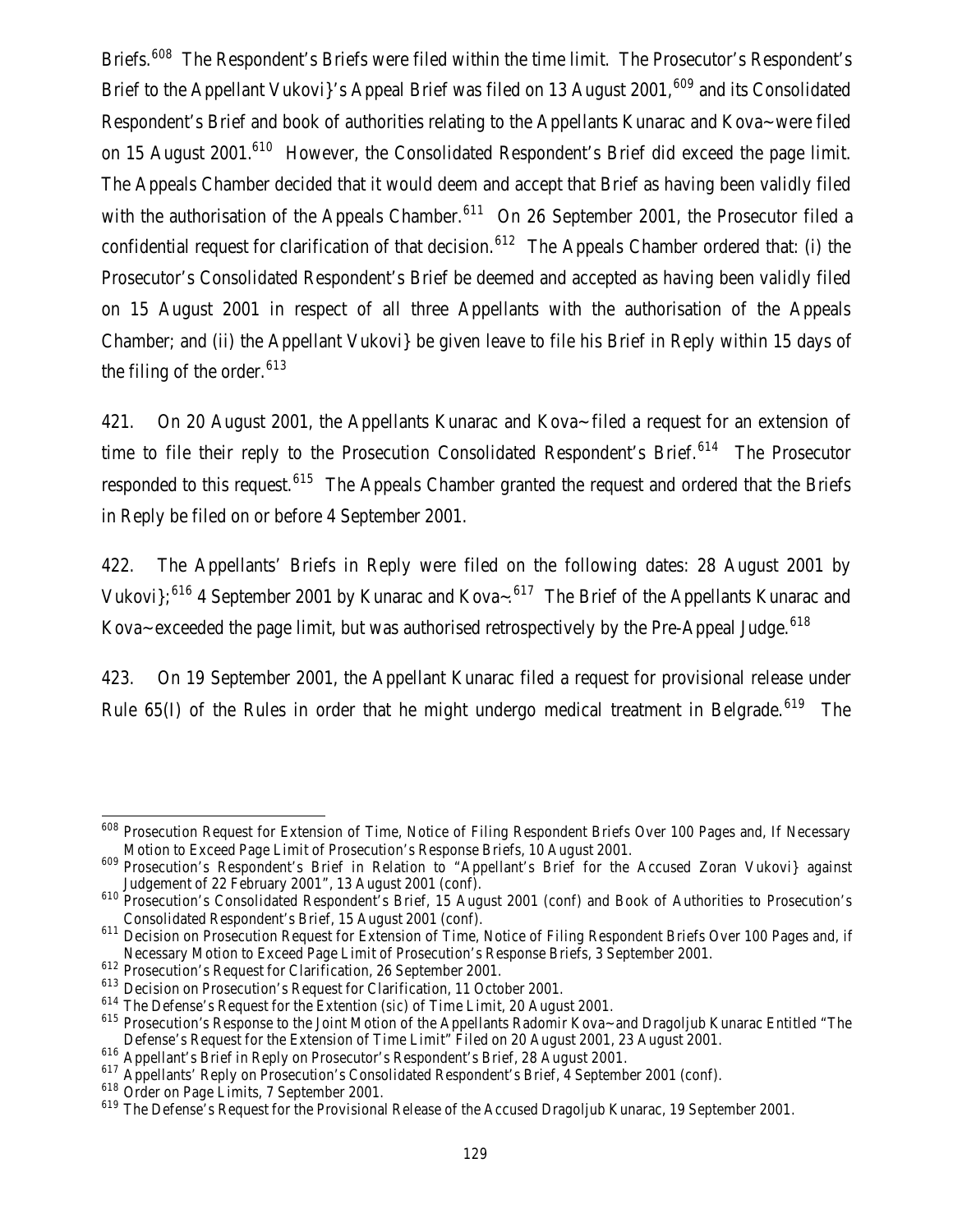Briefs.[608] The Respondent's Briefs were filed within the time limit. The Prosecutor's Respondent's Brief to the Appellant Vukovi}'s Appeal Brief was filed on 13 August 2001,[609] and its Consolidated Respondent's Brief and book of authorities relating to the Appellants Kunarac and Kova~ were filed on 15 August 2001.[610] However, the Consolidated Respondent's Brief did exceed the page limit. The Appeals Chamber decided that it would deem and accept that Brief as having been validly filed with the authorisation of the Appeals Chamber.[611] On 26 September 2001, the Prosecutor filed a confidential request for clarification of that decision.[612] The Appeals Chamber ordered that: (i) the Prosecutor's Consolidated Respondent's Brief be deemed and accepted as having been validly filed on 15 August 2001 in respect of all three Appellants with the authorisation of the Appeals Chamber; and (ii) the Appellant Vukovi} be given leave to file his Brief in Reply within 15 days of the filing of the order.[613]

421. On 20 August 2001, the Appellants Kunarac and Kova~ filed a request for an extension of time to file their reply to the Prosecution Consolidated Respondent's Brief.[614] The Prosecutor responded to this request.[615] The Appeals Chamber granted the request and ordered that the Briefs in Reply be filed on or before 4 September 2001.

422. The Appellants' Briefs in Reply were filed on the following dates: 28 August 2001 by Vukovi};[616] 4 September 2001 by Kunarac and Kova~.[617] The Brief of the Appellants Kunarac and Kova~ exceeded the page limit, but was authorised retrospectively by the Pre-Appeal Judge.[618]

423. On 19 September 2001, the Appellant Kunarac filed a request for provisional release under Rule 65(I) of the Rules in order that he might undergo medical treatment in Belgrade.[619] The

---

[608] Prosecution Request for Extension of Time, Notice of Filing Respondent Briefs Over 100 Pages and, If Necessary Motion to Exceed Page Limit of Prosecution's Response Briefs, 10 August 2001.

[609] Prosecution's Respondent's Brief in Relation to "Appellant's Brief for the Accused Zoran Vukovi} against Judgement of 22 February 2001", 13 August 2001 (conf).

[610] Prosecution's Consolidated Respondent's Brief, 15 August 2001 (conf) and Book of Authorities to Prosecution's Consolidated Respondent's Brief, 15 August 2001 (conf).

[611] Decision on Prosecution Request for Extension of Time, Notice of Filing Respondent Briefs Over 100 Pages and, if Necessary Motion to Exceed Page Limit of Prosecution's Response Briefs, 3 September 2001.

[612] Prosecution's Request for Clarification, 26 September 2001.

[613] Decision on Prosecution's Request for Clarification, 11 October 2001.

[614] The Defense's Request for the Extention (sic) of Time Limit, 20 August 2001.

[615] Prosecution's Response to the Joint Motion of the Appellants Radomir Kova~ and Dragoljub Kunarac Entitled "The Defense's Request for the Extension of Time Limit" Filed on 20 August 2001, 23 August 2001.

[616] Appellant's Brief in Reply on Prosecutor's Respondent's Brief, 28 August 2001.

[617] Appellants' Reply on Prosecution's Consolidated Respondent's Brief, 4 September 2001 (conf).

[618] Order on Page Limits, 7 September 2001.

[619] The Defense's Request for the Provisional Release of the Accused Dragoljub Kunarac, 19 September 2001.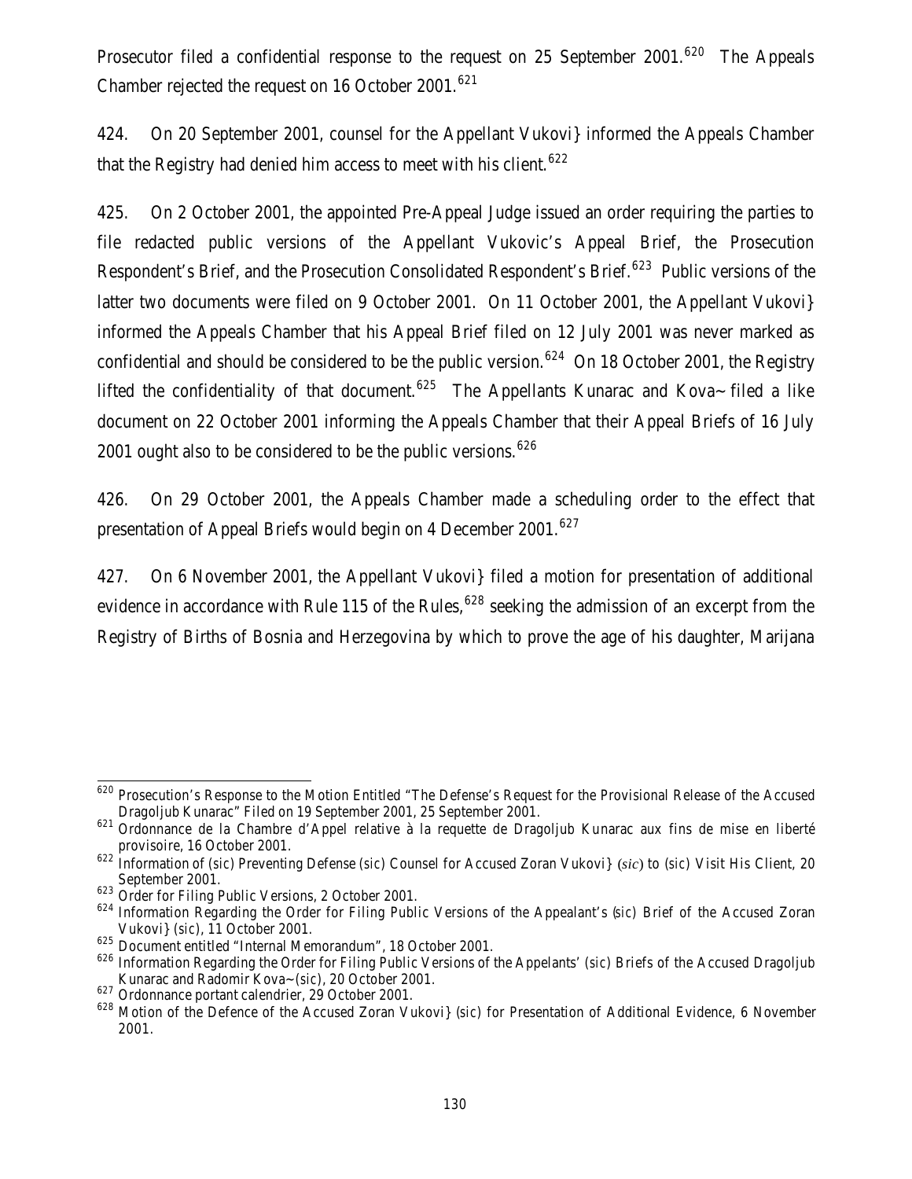Prosecutor filed a confidential response to the request on 25 September 2001.[620] The Appeals Chamber rejected the request on 16 October 2001.[621]

424. On 20 September 2001, counsel for the Appellant Vukovi} informed the Appeals Chamber that the Registry had denied him access to meet with his client.[622]

425. On 2 October 2001, the appointed Pre-Appeal Judge issued an order requiring the parties to file redacted public versions of the Appellant Vukovic's Appeal Brief, the Prosecution Respondent's Brief, and the Prosecution Consolidated Respondent's Brief.[623] Public versions of the latter two documents were filed on 9 October 2001. On 11 October 2001, the Appellant Vukovi} informed the Appeals Chamber that his Appeal Brief filed on 12 July 2001 was never marked as confidential and should be considered to be the public version.[624] On 18 October 2001, the Registry lifted the confidentiality of that document.[625] The Appellants Kunarac and Kova~ filed a like document on 22 October 2001 informing the Appeals Chamber that their Appeal Briefs of 16 July 2001 ought also to be considered to be the public versions.[626]

426. On 29 October 2001, the Appeals Chamber made a scheduling order to the effect that presentation of Appeal Briefs would begin on 4 December 2001.[627]

427. On 6 November 2001, the Appellant Vukovi} filed a motion for presentation of additional evidence in accordance with Rule 115 of the Rules,[628] seeking the admission of an excerpt from the Registry of Births of Bosnia and Herzegovina by which to prove the age of his daughter, Marijana

---

[620] Prosecution's Response to the Motion Entitled "The Defense's Request for the Provisional Release of the Accused Dragoljub Kunarac" Filed on 19 September 2001, 25 September 2001.

[621] Ordonnance de la Chambre d'Appel relative à la requette de Dragoljub Kunarac aux fins de mise en liberté provisoire, 16 October 2001.

[622] Information of (sic) Preventing Defense (sic) Counsel for Accused Zoran Vukovi} (*sic*) to (sic) Visit His Client, 20 September 2001.

[623] Order for Filing Public Versions, 2 October 2001.

[624] Information Regarding the Order for Filing Public Versions of the Appealant's (sic) Brief of the Accused Zoran Vukovi} (sic), 11 October 2001.

[625] Document entitled "Internal Memorandum", 18 October 2001.

[626] Information Regarding the Order for Filing Public Versions of the Appelants' (sic) Briefs of the Accused Dragoljub Kunarac and Radomir Kova~ (sic), 20 October 2001.

[627] Ordonnance portant calendrier, 29 October 2001.

[628] Motion of the Defence of the Accused Zoran Vukovi} (sic) for Presentation of Additional Evidence, 6 November 2001.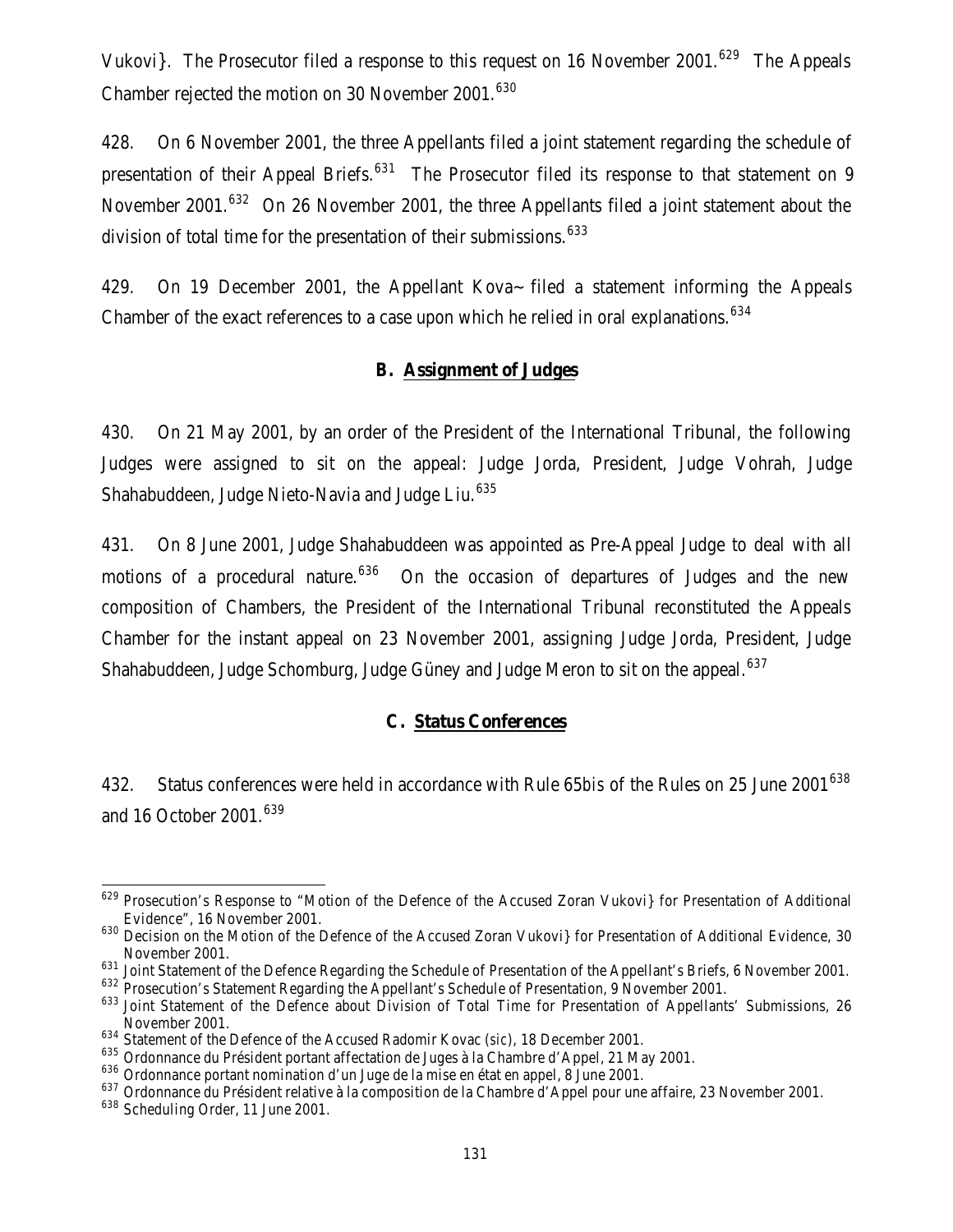Vukovi}. The Prosecutor filed a response to this request on 16 November 2001.[629] The Appeals Chamber rejected the motion on 30 November 2001.[630]

428. On 6 November 2001, the three Appellants filed a joint statement regarding the schedule of presentation of their Appeal Briefs.[631] The Prosecutor filed its response to that statement on 9 November 2001.[632] On 26 November 2001, the three Appellants filed a joint statement about the division of total time for the presentation of their submissions.[633]

429. On 19 December 2001, the Appellant Kova~ filed a statement informing the Appeals Chamber of the exact references to a case upon which he relied in oral explanations.[634]

## B. Assignment of Judges

430. On 21 May 2001, by an order of the President of the International Tribunal, the following Judges were assigned to sit on the appeal: Judge Jorda, President, Judge Vohrah, Judge Shahabuddeen, Judge Nieto-Navia and Judge Liu.[635]

431. On 8 June 2001, Judge Shahabuddeen was appointed as Pre-Appeal Judge to deal with all motions of a procedural nature.[636] On the occasion of departures of Judges and the new composition of Chambers, the President of the International Tribunal reconstituted the Appeals Chamber for the instant appeal on 23 November 2001, assigning Judge Jorda, President, Judge Shahabuddeen, Judge Schomburg, Judge Güney and Judge Meron to sit on the appeal.[637]

## C. Status Conferences

432. Status conferences were held in accordance with Rule 65*bis* of the Rules on 25 June 2001[638] and 16 October 2001.[639]

---

[629] Prosecution's Response to "Motion of the Defence of the Accused Zoran Vukovi} for Presentation of Additional Evidence", 16 November 2001.

[630] Decision on the Motion of the Defence of the Accused Zoran Vukovi} for Presentation of Additional Evidence, 30 November 2001.

[631] Joint Statement of the Defence Regarding the Schedule of Presentation of the Appellant's Briefs, 6 November 2001.

[632] Prosecution's Statement Regarding the Appellant's Schedule of Presentation, 9 November 2001.

[633] Joint Statement of the Defence about Division of Total Time for Presentation of Appellants' Submissions, 26 November 2001.

[634] Statement of the Defence of the Accused Radomir Kovac (*sic*), 18 December 2001.

[635] Ordonnance du Président portant affectation de Juges à la Chambre d'Appel, 21 May 2001.

[636] Ordonnance portant nomination d'un Juge de la mise en état en appel, 8 June 2001.

[637] Ordonnance du Président relative à la composition de la Chambre d'Appel pour une affaire, 23 November 2001.

[638] Scheduling Order, 11 June 2001.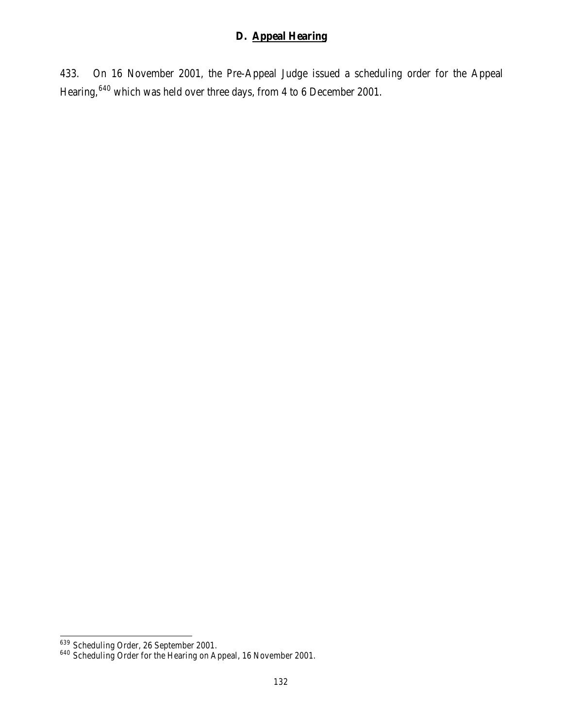## D. Appeal Hearing

433. On 16 November 2001, the Pre-Appeal Judge issued a scheduling order for the Appeal Hearing,[640] which was held over three days, from 4 to 6 December 2001.

---

[639] Scheduling Order, 26 September 2001.

[640] Scheduling Order for the Hearing on Appeal, 16 November 2001.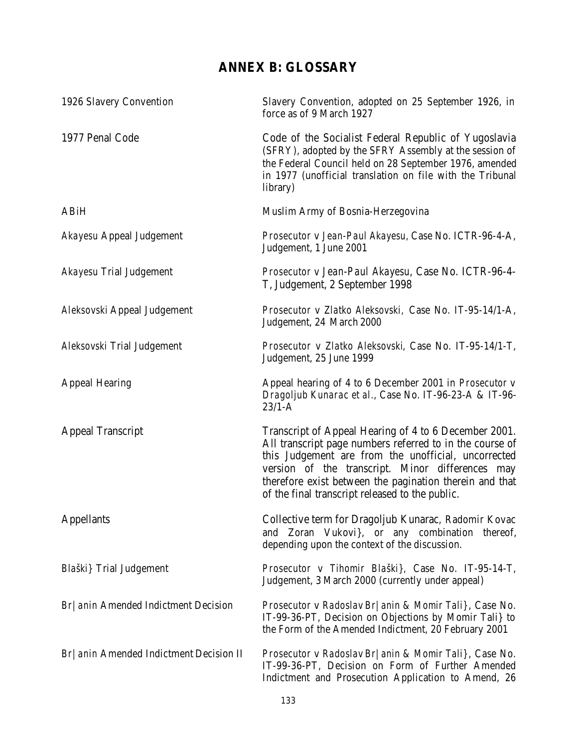# ANNEX B: GLOSSARY

| | |
|---|---|
| 1926 Slavery Convention | Slavery Convention, adopted on 25 September 1926, in force as of 9 March 1927 |
| 1977 Penal Code | Code of the Socialist Federal Republic of Yugoslavia (SFRY), adopted by the SFRY Assembly at the session of the Federal Council held on 28 September 1976, amended in 1977 (unofficial translation on file with the Tribunal library) |
| ABiH | Muslim Army of Bosnia-Herzegovina |
| *Akayesu* Appeal Judgement | *Prosecutor v Jean-Paul Akayesu*, Case No. ICTR-96-4-A, Judgement, 1 June 2001 |
| *Akayesu* Trial Judgement | *Prosecutor v Jean-Paul Akayesu*, Case No. ICTR-96-4-T, Judgement, 2 September 1998 |
| *Aleksovski* Appeal Judgement | *Prosecutor v Zlatko Aleksovski*, Case No. IT-95-14/1-A, Judgement, 24 March 2000 |
| *Aleksovski* Trial Judgement | *Prosecutor v Zlatko Aleksovski*, Case No. IT-95-14/1-T, Judgement, 25 June 1999 |
| Appeal Hearing | Appeal hearing of 4 to 6 December 2001 in *Prosecutor v Dragoljub Kunarac et al.*, Case No. IT-96-23-A & IT-96-23/1-A |
| Appeal Transcript | Transcript of Appeal Hearing of 4 to 6 December 2001. All transcript page numbers referred to in the course of this Judgement are from the unofficial, uncorrected version of the transcript. Minor differences may therefore exist between the pagination therein and that of the final transcript released to the public. |
| Appellants | Collective term for Dragoljub Kunarac, Radomir Kovac and Zoran Vukovi}, or any combination thereof, depending upon the context of the discussion. |
| *Blaški}* Trial Judgement | *Prosecutor v Tihomir Blaški}*, Case No. IT-95-14-T, Judgement, 3 March 2000 (currently under appeal) |
| *Br|anin* Amended Indictment Decision | *Prosecutor v Radoslav Br|anin & Momir Tali}*, Case No. IT-99-36-PT, Decision on Objections by Momir Tali} to the Form of the Amended Indictment, 20 February 2001 |
| *Br|anin* Amended Indictment Decision II | *Prosecutor v Radoslav Br|anin & Momir Tali}*, Case No. IT-99-36-PT, Decision on Form of Further Amended Indictment and Prosecution Application to Amend, 26 |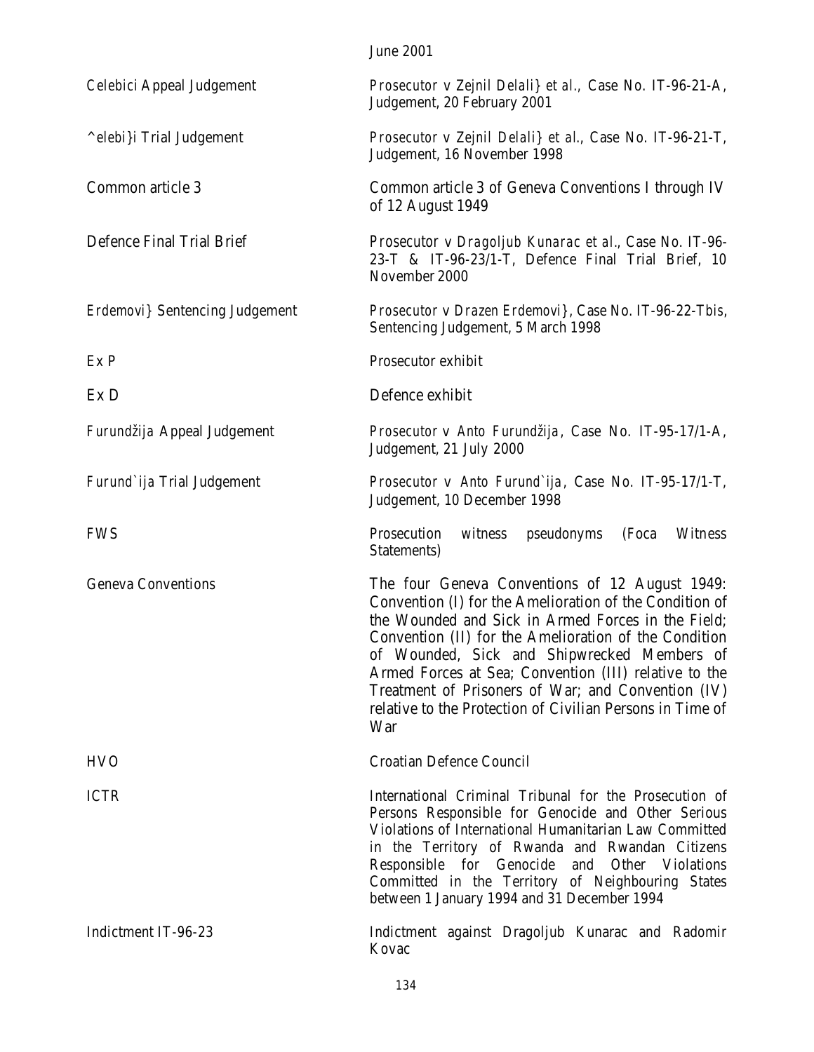| | |
|---|---|
| | June 2001 |
| *Celebici* Appeal Judgement | *Prosecutor v Zejnil Delali} et al.,* Case No. IT-96-21-A, Judgement, 20 February 2001 |
| *^elebi}i* Trial Judgement | *Prosecutor v Zejnil Delali} et al.*, Case No. IT-96-21-T, Judgement, 16 November 1998 |
| Common article 3 | Common article 3 of Geneva Conventions I through IV of 12 August 1949 |
| Defence Final Trial Brief | *Prosecutor v Dragoljub Kunarac et al.*, Case No. IT-96-23-T & IT-96-23/1-T, Defence Final Trial Brief, 10 November 2000 |
| *Erdemovi}* Sentencing Judgement | *Prosecutor v Drazen Erdemovi}*, Case No. IT-96-22-T*bis*, Sentencing Judgement, 5 March 1998 |
| Ex P | Prosecutor exhibit |
| Ex D | Defence exhibit |
| *Furundžija* Appeal Judgement | *Prosecutor v Anto Furundžija*, Case No. IT-95-17/1-A, Judgement, 21 July 2000 |
| *Furund`ija* Trial Judgement | *Prosecutor v Anto Furund`ija*, Case No. IT-95-17/1-T, Judgement, 10 December 1998 |
| FWS | Prosecution witness pseudonyms (Foca Witness Statements) |
| Geneva Conventions | The four Geneva Conventions of 12 August 1949: Convention (I) for the Amelioration of the Condition of the Wounded and Sick in Armed Forces in the Field; Convention (II) for the Amelioration of the Condition of Wounded, Sick and Shipwrecked Members of Armed Forces at Sea; Convention (III) relative to the Treatment of Prisoners of War; and Convention (IV) relative to the Protection of Civilian Persons in Time of War |
| HVO | Croatian Defence Council |
| ICTR | International Criminal Tribunal for the Prosecution of Persons Responsible for Genocide and Other Serious Violations of International Humanitarian Law Committed in the Territory of Rwanda and Rwandan Citizens Responsible for Genocide and Other Violations Committed in the Territory of Neighbouring States between 1 January 1994 and 31 December 1994 |
| Indictment IT-96-23 | Indictment against Dragoljub Kunarac and Radomir Kovac |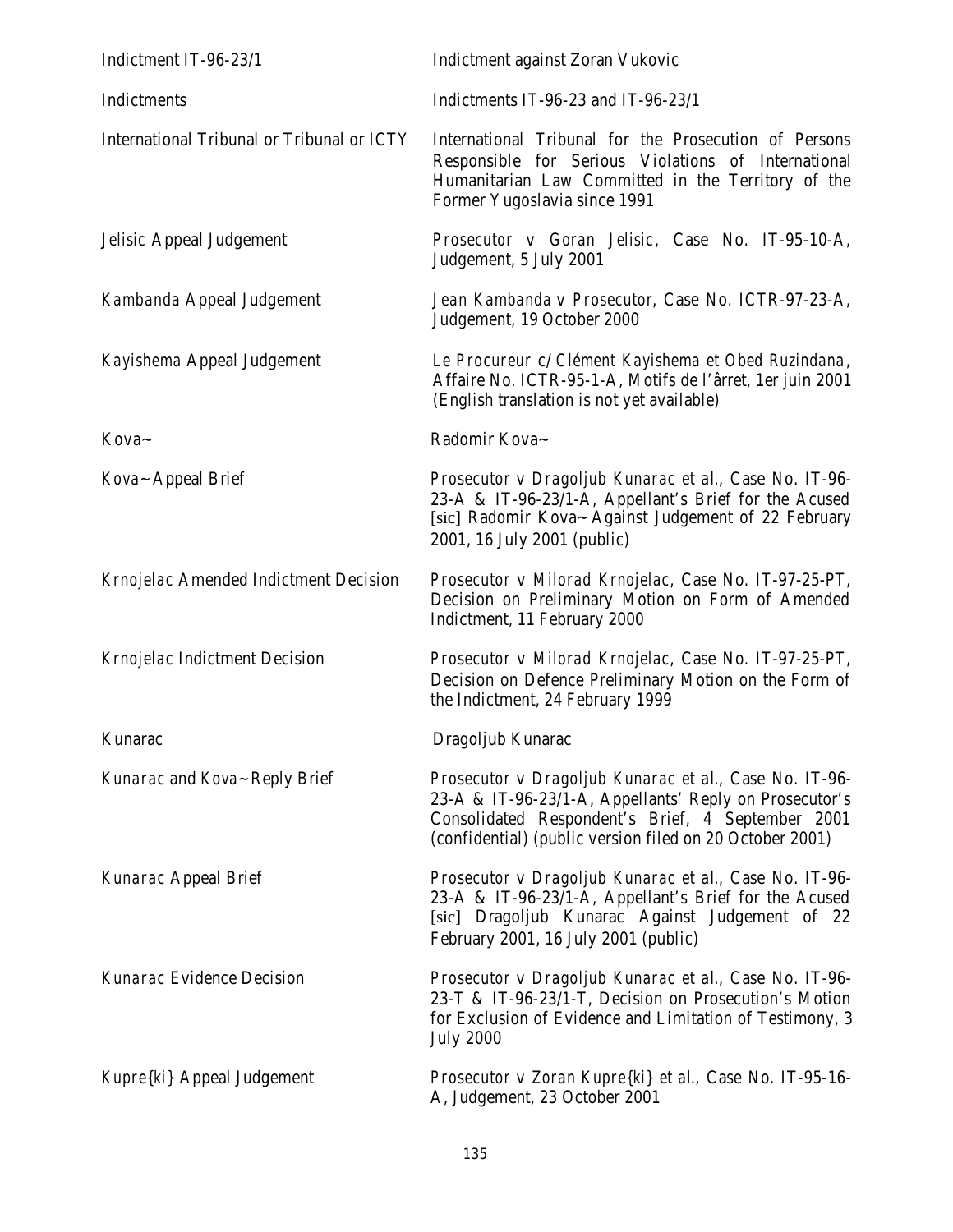| | |
|---|---|
| Indictment IT-96-23/1 | Indictment against Zoran Vukovic |
| Indictments | Indictments IT-96-23 and IT-96-23/1 |
| International Tribunal or Tribunal or ICTY | International Tribunal for the Prosecution of Persons Responsible for Serious Violations of International Humanitarian Law Committed in the Territory of the Former Yugoslavia since 1991 |
| *Jelisic* Appeal Judgement | *Prosecutor v Goran Jelisic*, Case No. IT-95-10-A, Judgement, 5 July 2001 |
| *Kambanda* Appeal Judgement | *Jean Kambanda v Prosecutor*, Case No. ICTR-97-23-A, Judgement, 19 October 2000 |
| *Kayishema* Appeal Judgement | *Le Procureur c/ Clément Kayishema et Obed Ruzindana*, Affaire No. ICTR-95-1-A, Motifs de l'ârret, 1er juin 2001 (English translation is not yet available) |
| Kova~ | Radomir Kova~ |
| *Kova~* Appeal Brief | *Prosecutor v Dragoljub Kunarac et al.*, Case No. IT-96-23-A & IT-96-23/1-A, Appellant's Brief for the Acused [*sic*] Radomir Kova~ Against Judgement of 22 February 2001, 16 July 2001 (public) |
| *Krnojelac* Amended Indictment Decision | *Prosecutor v Milorad Krnojelac*, Case No. IT-97-25-PT, Decision on Preliminary Motion on Form of Amended Indictment, 11 February 2000 |
| *Krnojelac* Indictment Decision | *Prosecutor v Milorad Krnojelac*, Case No. IT-97-25-PT, Decision on Defence Preliminary Motion on the Form of the Indictment, 24 February 1999 |
| Kunarac | Dragoljub Kunarac |
| *Kunarac* and *Kova~* Reply Brief | *Prosecutor v Dragoljub Kunarac et al.*, Case No. IT-96-23-A & IT-96-23/1-A, Appellants' Reply on Prosecutor's Consolidated Respondent's Brief, 4 September 2001 (confidential) (public version filed on 20 October 2001) |
| *Kunarac* Appeal Brief | *Prosecutor v Dragoljub Kunarac et al.*, Case No. IT-96-23-A & IT-96-23/1-A, Appellant's Brief for the Acused [*sic*] Dragoljub Kunarac Against Judgement of 22 February 2001, 16 July 2001 (public) |
| *Kunarac* Evidence Decision | *Prosecutor v Dragoljub Kunarac et al.*, Case No. IT-96-23-T & IT-96-23/1-T, Decision on Prosecution's Motion for Exclusion of Evidence and Limitation of Testimony, 3 July 2000 |
| *Kupre{ki}* Appeal Judgement | *Prosecutor v Zoran Kupre{ki} et al.*, Case No. IT-95-16-A, Judgement, 23 October 2001 |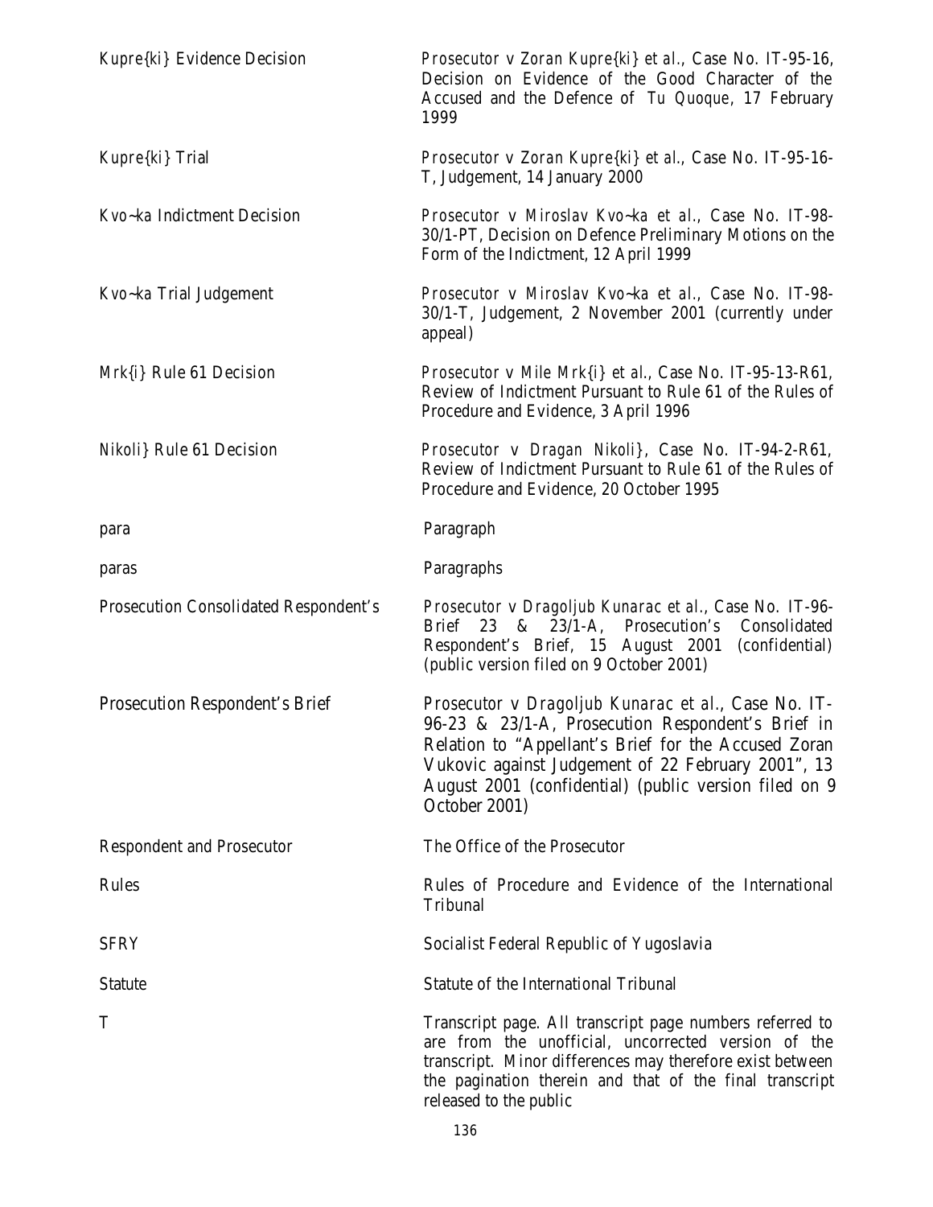| | |
|---|---|
| Kupre{ki} Evidence Decision | *Prosecutor v Zoran Kupre{ki} et al.*, Case No. IT-95-16, Decision on Evidence of the Good Character of the Accused and the Defence of *Tu Quoque*, 17 February 1999 |
| Kupre{ki} Trial | *Prosecutor v Zoran Kupre{ki} et al.*, Case No. IT-95-16-T, Judgement, 14 January 2000 |
| Kvo~ka Indictment Decision | *Prosecutor v Miroslav Kvo~ka et al.*, Case No. IT-98-30/1-PT, Decision on Defence Preliminary Motions on the Form of the Indictment, 12 April 1999 |
| Kvo~ka Trial Judgement | *Prosecutor v Miroslav Kvo~ka et al.*, Case No. IT-98-30/1-T, Judgement, 2 November 2001 (currently under appeal) |
| Mrk{i} Rule 61 Decision | *Prosecutor v Mile Mrk{i} et al.*, Case No. IT-95-13-R61, Review of Indictment Pursuant to Rule 61 of the Rules of Procedure and Evidence, 3 April 1996 |
| Nikoli} Rule 61 Decision | *Prosecutor v Dragan Nikoli}*, Case No. IT-94-2-R61, Review of Indictment Pursuant to Rule 61 of the Rules of Procedure and Evidence, 20 October 1995 |
| para | Paragraph |
| paras | Paragraphs |
| Prosecution Consolidated Respondent's Brief | *Prosecutor v Dragoljub Kunarac et al.*, Case No. IT-96-23 & 23/1-A, Prosecution's Consolidated Respondent's Brief, 15 August 2001 (confidential) (public version filed on 9 October 2001) |
| Prosecution Respondent's Brief | *Prosecutor v Dragoljub Kunarac et al.*, Case No. IT-96-23 & 23/1-A, Prosecution Respondent's Brief in Relation to "Appellant's Brief for the Accused Zoran Vukovic against Judgement of 22 February 2001", 13 August 2001 (confidential) (public version filed on 9 October 2001) |
| Respondent and Prosecutor | The Office of the Prosecutor |
| Rules | Rules of Procedure and Evidence of the International Tribunal |
| SFRY | Socialist Federal Republic of Yugoslavia |
| Statute | Statute of the International Tribunal |
| T | Transcript page. All transcript page numbers referred to are from the unofficial, uncorrected version of the transcript. Minor differences may therefore exist between the pagination therein and that of the final transcript released to the public |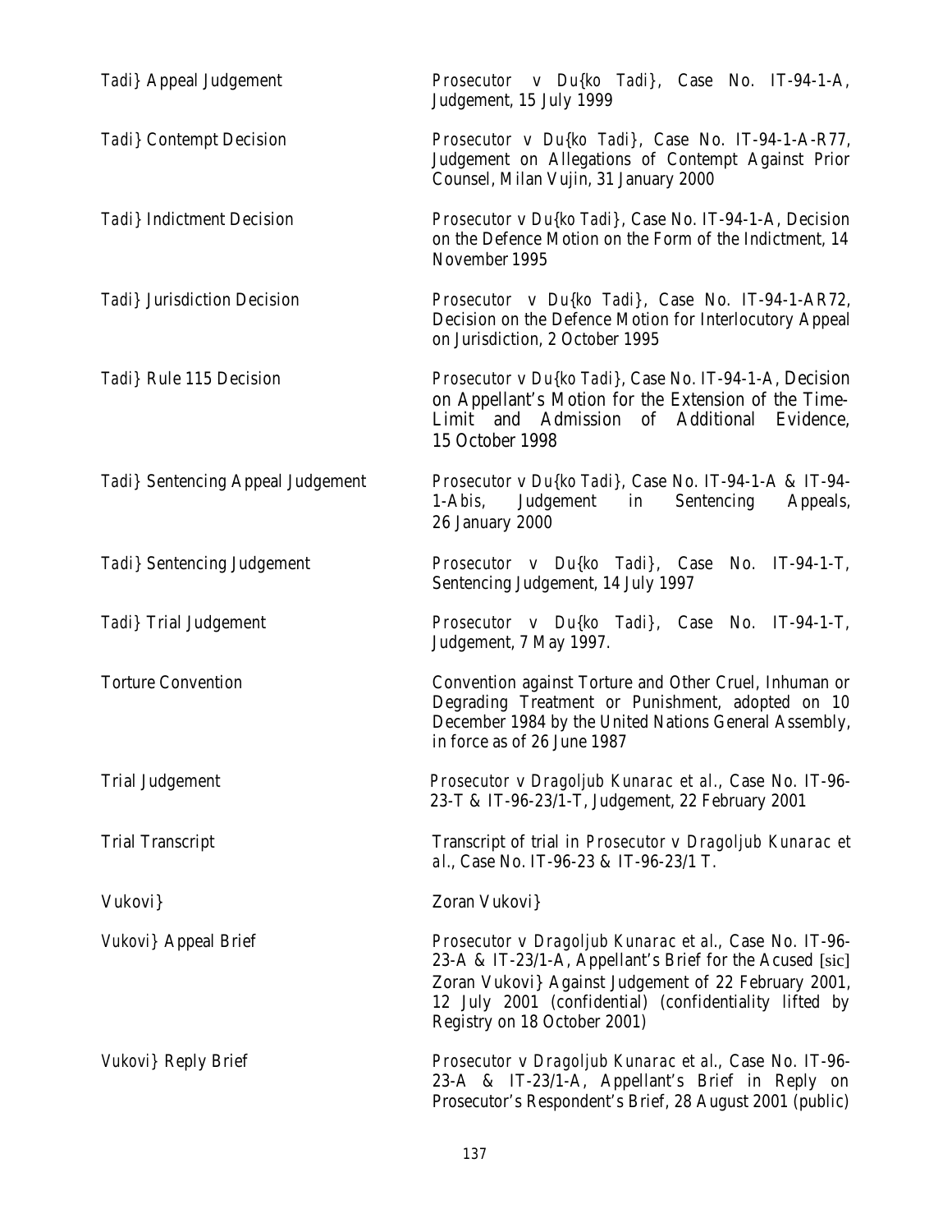| | |
|---|---|
| Tadi} Appeal Judgement | *Prosecutor v Du{ko Tadi}*, Case No. IT-94-1-A, Judgement, 15 July 1999 |
| Tadi} Contempt Decision | *Prosecutor v Du{ko Tadi}*, Case No. IT-94-1-A-R77, Judgement on Allegations of Contempt Against Prior Counsel, Milan Vujin, 31 January 2000 |
| Tadi} Indictment Decision | *Prosecutor v Du{ko Tadi}*, Case No. IT-94-1-A, Decision on the Defence Motion on the Form of the Indictment, 14 November 1995 |
| Tadi} Jurisdiction Decision | *Prosecutor v Du{ko Tadi}*, Case No. IT-94-1-AR72, Decision on the Defence Motion for Interlocutory Appeal on Jurisdiction, 2 October 1995 |
| Tadi} Rule 115 Decision | *Prosecutor v Du{ko Tadi}*, Case No. IT-94-1-A, Decision on Appellant's Motion for the Extension of the Time-Limit and Admission of Additional Evidence, 15 October 1998 |
| Tadi} Sentencing Appeal Judgement | *Prosecutor v Du{ko Tadi}*, Case No. IT-94-1-A & IT-94-1-A*bis*, Judgement in Sentencing Appeals, 26 January 2000 |
| Tadi} Sentencing Judgement | *Prosecutor v Du{ko Tadi}*, Case No. IT-94-1-T, Sentencing Judgement, 14 July 1997 |
| Tadi} Trial Judgement | *Prosecutor v Du{ko Tadi}*, Case No. IT-94-1-T, Judgement, 7 May 1997. |
| Torture Convention | Convention against Torture and Other Cruel, Inhuman or Degrading Treatment or Punishment, adopted on 10 December 1984 by the United Nations General Assembly, in force as of 26 June 1987 |
| Trial Judgement | *Prosecutor v Dragoljub Kunarac et al.*, Case No. IT-96-23-T & IT-96-23/1-T, Judgement, 22 February 2001 |
| Trial Transcript | Transcript of trial in *Prosecutor v Dragoljub Kunarac et al.*, Case No. IT-96-23 & IT-96-23/1 T. |
| Vukovi} | Zoran Vukovi} |
| Vukovi} Appeal Brief | *Prosecutor v Dragoljub Kunarac et al.*, Case No. IT-96-23-A & IT-23/1-A, Appellant's Brief for the Acused [*sic*] Zoran Vukovi} Against Judgement of 22 February 2001, 12 July 2001 (confidential) (confidentiality lifted by Registry on 18 October 2001) |
| Vukovi} Reply Brief | *Prosecutor v Dragoljub Kunarac et al.*, Case No. IT-96-23-A & IT-23/1-A, Appellant's Brief in Reply on Prosecutor's Respondent's Brief, 28 August 2001 (public) |